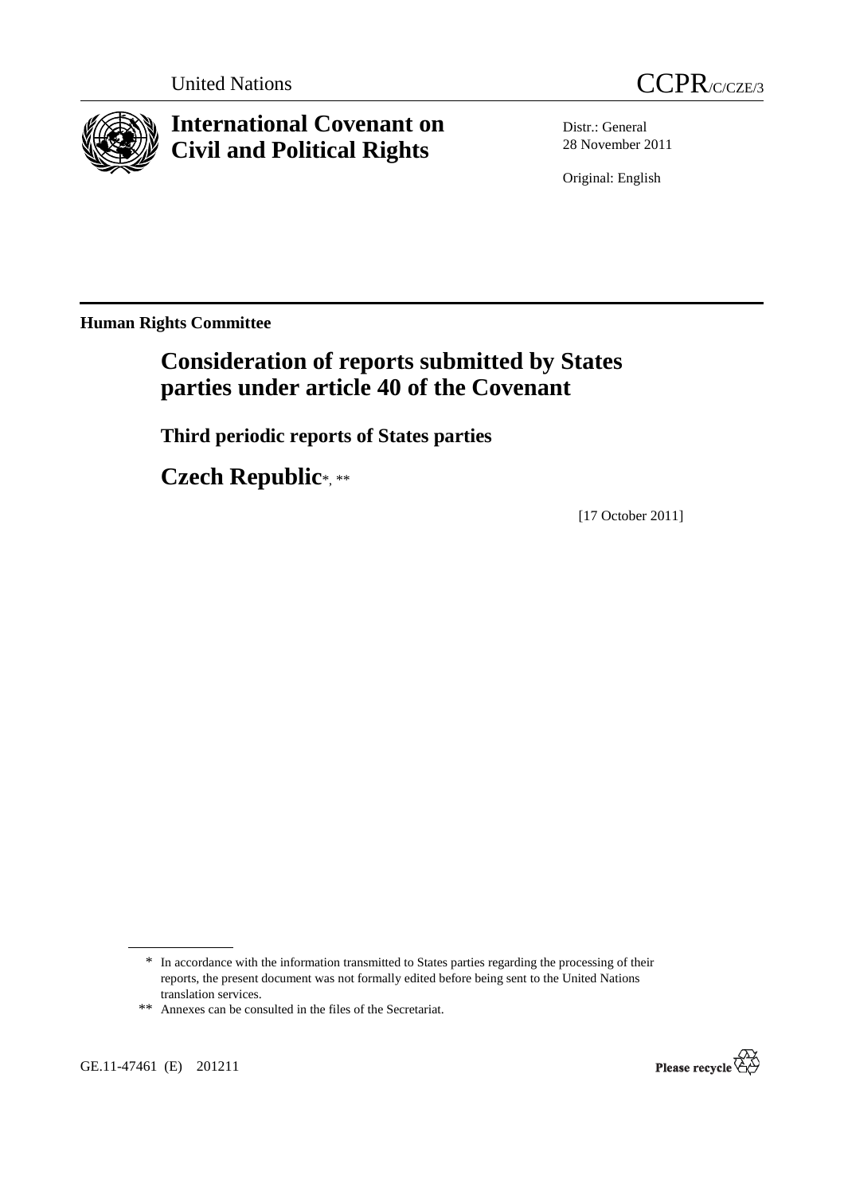United Nations CCPR/C/CZE/3

# International Covenant on Civil and Political Rights

Distr.: General
28 November 2011

Original: English

**Human Rights Committee**

## Consideration of reports submitted by States parties under article 40 of the Covenant

### Third periodic reports of States parties

## Czech Republic*, **

[17 October 2011]

---

\* In accordance with the information transmitted to States parties regarding the processing of their reports, the present document was not formally edited before being sent to the United Nations translation services.

\*\* Annexes can be consulted in the files of the Secretariat.

GE.11-47461 (E) 201211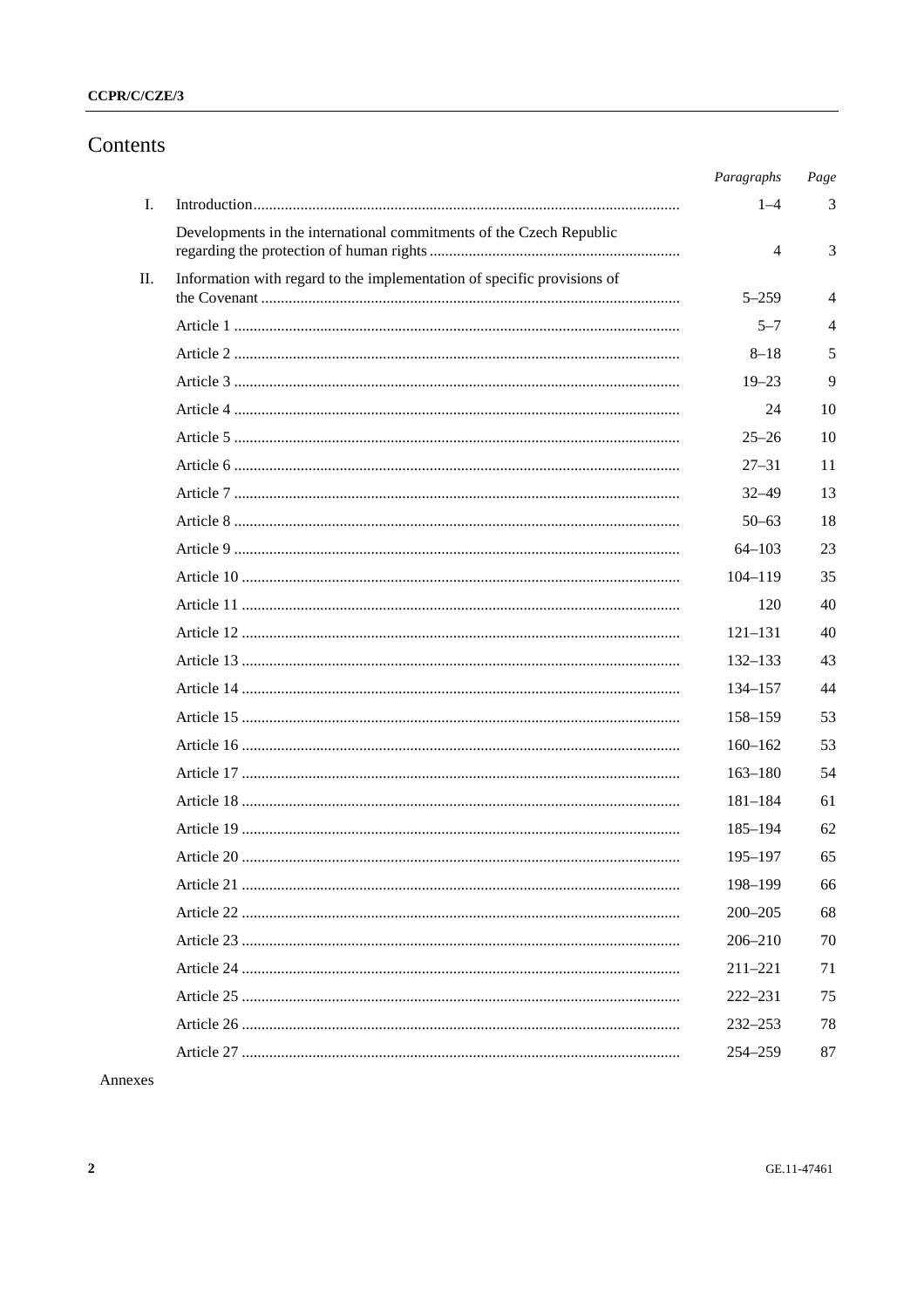# Contents

| | | *Paragraphs* | *Page* |
|---|---|---|---|
| I. | Introduction | 1–4 | 3 |
| | Developments in the international commitments of the Czech Republic regarding the protection of human rights | 4 | 3 |
| II. | Information with regard to the implementation of specific provisions of the Covenant | 5–259 | 4 |
| | Article 1 | 5–7 | 4 |
| | Article 2 | 8–18 | 5 |
| | Article 3 | 19–23 | 9 |
| | Article 4 | 24 | 10 |
| | Article 5 | 25–26 | 10 |
| | Article 6 | 27–31 | 11 |
| | Article 7 | 32–49 | 13 |
| | Article 8 | 50–63 | 18 |
| | Article 9 | 64–103 | 23 |
| | Article 10 | 104–119 | 35 |
| | Article 11 | 120 | 40 |
| | Article 12 | 121–131 | 40 |
| | Article 13 | 132–133 | 43 |
| | Article 14 | 134–157 | 44 |
| | Article 15 | 158–159 | 53 |
| | Article 16 | 160–162 | 53 |
| | Article 17 | 163–180 | 54 |
| | Article 18 | 181–184 | 61 |
| | Article 19 | 185–194 | 62 |
| | Article 20 | 195–197 | 65 |
| | Article 21 | 198–199 | 66 |
| | Article 22 | 200–205 | 68 |
| | Article 23 | 206–210 | 70 |
| | Article 24 | 211–221 | 71 |
| | Article 25 | 222–231 | 75 |
| | Article 26 | 232–253 | 78 |
| | Article 27 | 254–259 | 87 |

Annexes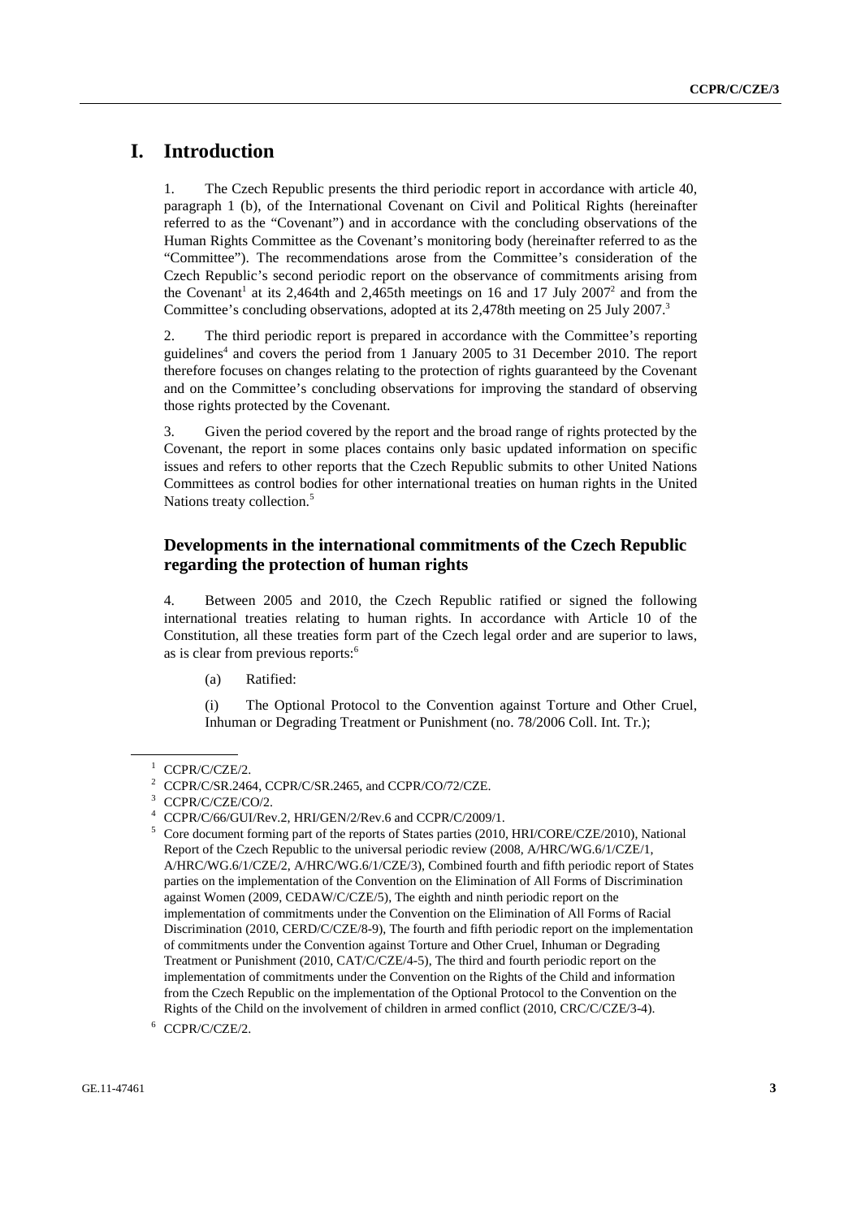# I. Introduction

1. The Czech Republic presents the third periodic report in accordance with article 40, paragraph 1 (b), of the International Covenant on Civil and Political Rights (hereinafter referred to as the "Covenant") and in accordance with the concluding observations of the Human Rights Committee as the Covenant's monitoring body (hereinafter referred to as the "Committee"). The recommendations arose from the Committee's consideration of the Czech Republic's second periodic report on the observance of commitments arising from the Covenant[1] at its 2,464th and 2,465th meetings on 16 and 17 July 2007[2] and from the Committee's concluding observations, adopted at its 2,478th meeting on 25 July 2007.[3]

2. The third periodic report is prepared in accordance with the Committee's reporting guidelines[4] and covers the period from 1 January 2005 to 31 December 2010. The report therefore focuses on changes relating to the protection of rights guaranteed by the Covenant and on the Committee's concluding observations for improving the standard of observing those rights protected by the Covenant.

3. Given the period covered by the report and the broad range of rights protected by the Covenant, the report in some places contains only basic updated information on specific issues and refers to other reports that the Czech Republic submits to other United Nations Committees as control bodies for other international treaties on human rights in the United Nations treaty collection.[5]

## Developments in the international commitments of the Czech Republic regarding the protection of human rights

4. Between 2005 and 2010, the Czech Republic ratified or signed the following international treaties relating to human rights. In accordance with Article 10 of the Constitution, all these treaties form part of the Czech legal order and are superior to laws, as is clear from previous reports:[6]

(a) Ratified:

(i) The Optional Protocol to the Convention against Torture and Other Cruel, Inhuman or Degrading Treatment or Punishment (no. 78/2006 Coll. Int. Tr.);

---

[1] CCPR/C/CZE/2.

[2] CCPR/C/SR.2464, CCPR/C/SR.2465, and CCPR/CO/72/CZE.

[3] CCPR/C/CZE/CO/2.

[4] CCPR/C/66/GUI/Rev.2, HRI/GEN/2/Rev.6 and CCPR/C/2009/1.

[5] Core document forming part of the reports of States parties (2010, HRI/CORE/CZE/2010), National Report of the Czech Republic to the universal periodic review (2008, A/HRC/WG.6/1/CZE/1, A/HRC/WG.6/1/CZE/2, A/HRC/WG.6/1/CZE/3), Combined fourth and fifth periodic report of States parties on the implementation of the Convention on the Elimination of All Forms of Discrimination against Women (2009, CEDAW/C/CZE/5), The eighth and ninth periodic report on the implementation of commitments under the Convention on the Elimination of All Forms of Racial Discrimination (2010, CERD/C/CZE/8-9), The fourth and fifth periodic report on the implementation of commitments under the Convention against Torture and Other Cruel, Inhuman or Degrading Treatment or Punishment (2010, CAT/C/CZE/4-5), The third and fourth periodic report on the implementation of commitments under the Convention on the Rights of the Child and information from the Czech Republic on the implementation of the Optional Protocol to the Convention on the Rights of the Child on the involvement of children in armed conflict (2010, CRC/C/CZE/3-4).

[6] CCPR/C/CZE/2.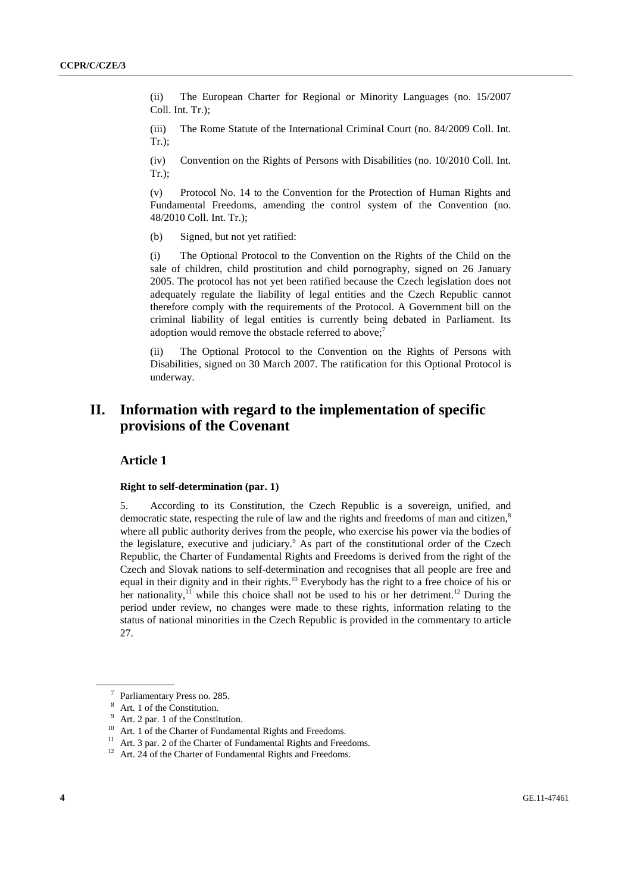(ii) The European Charter for Regional or Minority Languages (no. 15/2007 Coll. Int. Tr.);

(iii) The Rome Statute of the International Criminal Court (no. 84/2009 Coll. Int. Tr.);

(iv) Convention on the Rights of Persons with Disabilities (no. 10/2010 Coll. Int. Tr.);

(v) Protocol No. 14 to the Convention for the Protection of Human Rights and Fundamental Freedoms, amending the control system of the Convention (no. 48/2010 Coll. Int. Tr.);

(b) Signed, but not yet ratified:

(i) The Optional Protocol to the Convention on the Rights of the Child on the sale of children, child prostitution and child pornography, signed on 26 January 2005. The protocol has not yet been ratified because the Czech legislation does not adequately regulate the liability of legal entities and the Czech Republic cannot therefore comply with the requirements of the Protocol. A Government bill on the criminal liability of legal entities is currently being debated in Parliament. Its adoption would remove the obstacle referred to above;[7]

(ii) The Optional Protocol to the Convention on the Rights of Persons with Disabilities, signed on 30 March 2007. The ratification for this Optional Protocol is underway.

# II. Information with regard to the implementation of specific provisions of the Covenant

## Article 1

### Right to self-determination (par. 1)

5. According to its Constitution, the Czech Republic is a sovereign, unified, and democratic state, respecting the rule of law and the rights and freedoms of man and citizen,[8] where all public authority derives from the people, who exercise his power via the bodies of the legislature, executive and judiciary.[9] As part of the constitutional order of the Czech Republic, the Charter of Fundamental Rights and Freedoms is derived from the right of the Czech and Slovak nations to self-determination and recognises that all people are free and equal in their dignity and in their rights.[10] Everybody has the right to a free choice of his or her nationality,[11] while this choice shall not be used to his or her detriment.[12] During the period under review, no changes were made to these rights, information relating to the status of national minorities in the Czech Republic is provided in the commentary to article 27.

---

[7] Parliamentary Press no. 285.

[8] Art. 1 of the Constitution.

[9] Art. 2 par. 1 of the Constitution.

[10] Art. 1 of the Charter of Fundamental Rights and Freedoms.

[11] Art. 3 par. 2 of the Charter of Fundamental Rights and Freedoms.

[12] Art. 24 of the Charter of Fundamental Rights and Freedoms.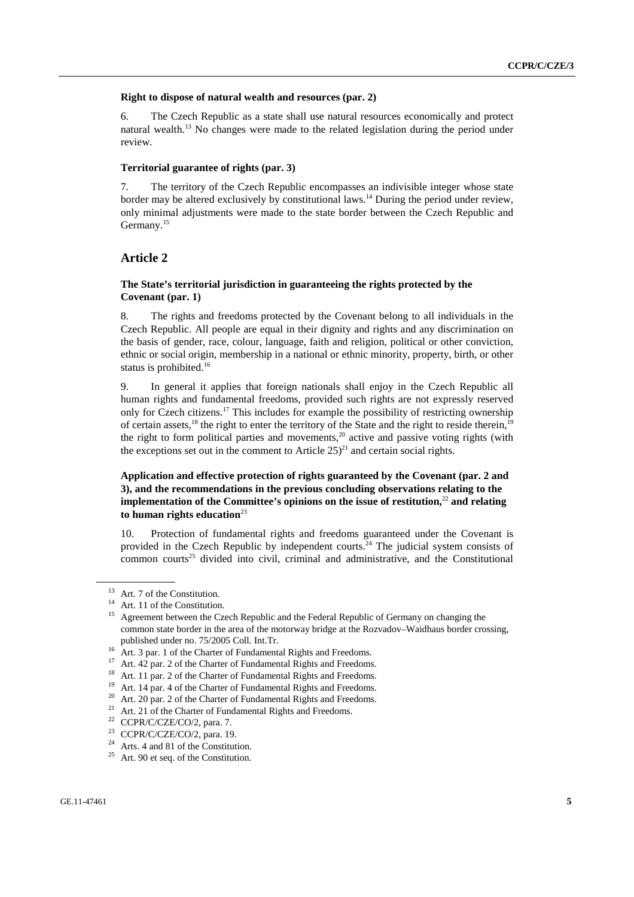#### Right to dispose of natural wealth and resources (par. 2)

6. The Czech Republic as a state shall use natural resources economically and protect natural wealth.[13] No changes were made to the related legislation during the period under review.

#### Territorial guarantee of rights (par. 3)

7. The territory of the Czech Republic encompasses an indivisible integer whose state border may be altered exclusively by constitutional laws.[14] During the period under review, only minimal adjustments were made to the state border between the Czech Republic and Germany.[15]

## Article 2

#### The State's territorial jurisdiction in guaranteeing the rights protected by the Covenant (par. 1)

8. The rights and freedoms protected by the Covenant belong to all individuals in the Czech Republic. All people are equal in their dignity and rights and any discrimination on the basis of gender, race, colour, language, faith and religion, political or other conviction, ethnic or social origin, membership in a national or ethnic minority, property, birth, or other status is prohibited.[16]

9. In general it applies that foreign nationals shall enjoy in the Czech Republic all human rights and fundamental freedoms, provided such rights are not expressly reserved only for Czech citizens.[17] This includes for example the possibility of restricting ownership of certain assets,[18] the right to enter the territory of the State and the right to reside therein,[19] the right to form political parties and movements,[20] active and passive voting rights (with the exceptions set out in the comment to Article 25)[21] and certain social rights.

#### Application and effective protection of rights guaranteed by the Covenant (par. 2 and 3), and the recommendations in the previous concluding observations relating to the implementation of the Committee's opinions on the issue of restitution,[22] and relating to human rights education[23]

10. Protection of fundamental rights and freedoms guaranteed under the Covenant is provided in the Czech Republic by independent courts.[24] The judicial system consists of common courts[25] divided into civil, criminal and administrative, and the Constitutional

---

[13] Art. 7 of the Constitution.

[14] Art. 11 of the Constitution.

[15] Agreement between the Czech Republic and the Federal Republic of Germany on changing the common state border in the area of the motorway bridge at the Rozvadov–Waidhaus border crossing, published under no. 75/2005 Coll. Int.Tr.

[16] Art. 3 par. 1 of the Charter of Fundamental Rights and Freedoms.

[17] Art. 42 par. 2 of the Charter of Fundamental Rights and Freedoms.

[18] Art. 11 par. 2 of the Charter of Fundamental Rights and Freedoms.

[19] Art. 14 par. 4 of the Charter of Fundamental Rights and Freedoms.

[20] Art. 20 par. 2 of the Charter of Fundamental Rights and Freedoms.

[21] Art. 21 of the Charter of Fundamental Rights and Freedoms.

[22] CCPR/C/CZE/CO/2, para. 7.

[23] CCPR/C/CZE/CO/2, para. 19.

[24] Arts. 4 and 81 of the Constitution.

[25] Art. 90 et seq. of the Constitution.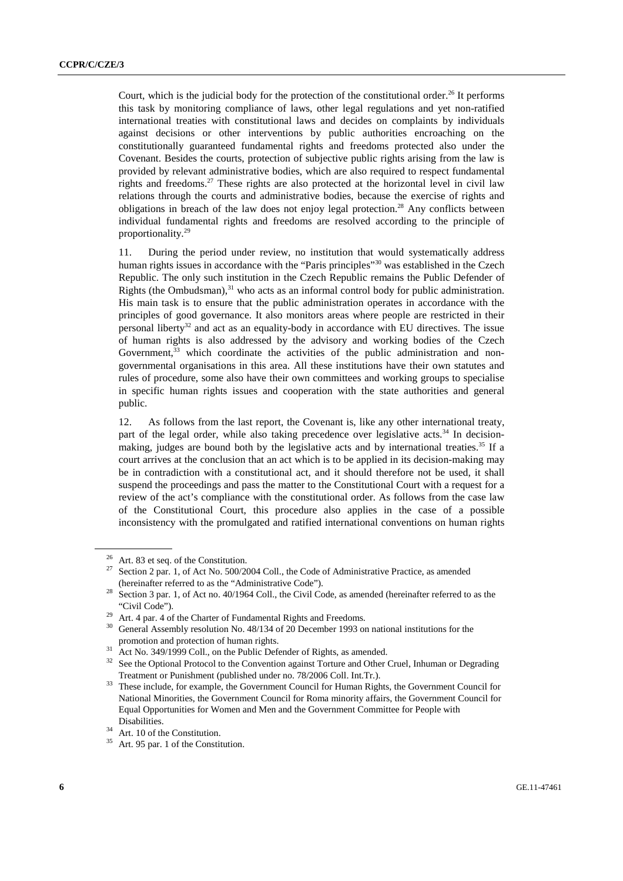Court, which is the judicial body for the protection of the constitutional order.[26] It performs this task by monitoring compliance of laws, other legal regulations and yet non-ratified international treaties with constitutional laws and decides on complaints by individuals against decisions or other interventions by public authorities encroaching on the constitutionally guaranteed fundamental rights and freedoms protected also under the Covenant. Besides the courts, protection of subjective public rights arising from the law is provided by relevant administrative bodies, which are also required to respect fundamental rights and freedoms.[27] These rights are also protected at the horizontal level in civil law relations through the courts and administrative bodies, because the exercise of rights and obligations in breach of the law does not enjoy legal protection.[28] Any conflicts between individual fundamental rights and freedoms are resolved according to the principle of proportionality.[29]

11. During the period under review, no institution that would systematically address human rights issues in accordance with the "Paris principles"[30] was established in the Czech Republic. The only such institution in the Czech Republic remains the Public Defender of Rights (the Ombudsman),[31] who acts as an informal control body for public administration. His main task is to ensure that the public administration operates in accordance with the principles of good governance. It also monitors areas where people are restricted in their personal liberty[32] and act as an equality-body in accordance with EU directives. The issue of human rights is also addressed by the advisory and working bodies of the Czech Government,[33] which coordinate the activities of the public administration and non-governmental organisations in this area. All these institutions have their own statutes and rules of procedure, some also have their own committees and working groups to specialise in specific human rights issues and cooperation with the state authorities and general public.

12. As follows from the last report, the Covenant is, like any other international treaty, part of the legal order, while also taking precedence over legislative acts.[34] In decision-making, judges are bound both by the legislative acts and by international treaties.[35] If a court arrives at the conclusion that an act which is to be applied in its decision-making may be in contradiction with a constitutional act, and it should therefore not be used, it shall suspend the proceedings and pass the matter to the Constitutional Court with a request for a review of the act's compliance with the constitutional order. As follows from the case law of the Constitutional Court, this procedure also applies in the case of a possible inconsistency with the promulgated and ratified international conventions on human rights

---

[26] Art. 83 et seq. of the Constitution.

[27] Section 2 par. 1, of Act No. 500/2004 Coll., the Code of Administrative Practice, as amended (hereinafter referred to as the "Administrative Code").

[28] Section 3 par. 1, of Act no. 40/1964 Coll., the Civil Code, as amended (hereinafter referred to as the "Civil Code").

[29] Art. 4 par. 4 of the Charter of Fundamental Rights and Freedoms.

[30] General Assembly resolution No. 48/134 of 20 December 1993 on national institutions for the promotion and protection of human rights.

[31] Act No. 349/1999 Coll., on the Public Defender of Rights, as amended.

[32] See the Optional Protocol to the Convention against Torture and Other Cruel, Inhuman or Degrading Treatment or Punishment (published under no. 78/2006 Coll. Int.Tr.).

[33] These include, for example, the Government Council for Human Rights, the Government Council for National Minorities, the Government Council for Roma minority affairs, the Government Council for Equal Opportunities for Women and Men and the Government Committee for People with Disabilities.

[34] Art. 10 of the Constitution.

[35] Art. 95 par. 1 of the Constitution.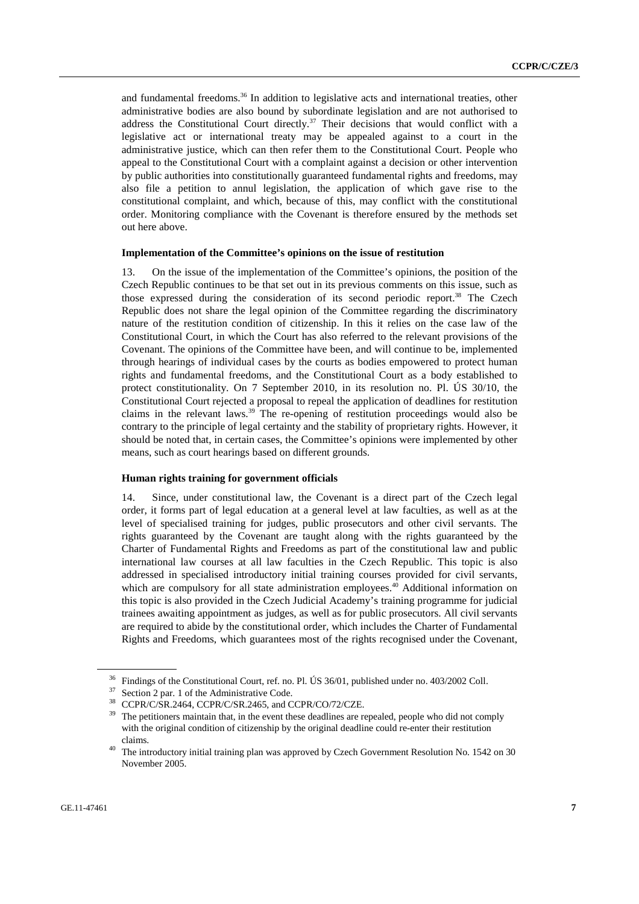and fundamental freedoms.[36] In addition to legislative acts and international treaties, other administrative bodies are also bound by subordinate legislation and are not authorised to address the Constitutional Court directly.[37] Their decisions that would conflict with a legislative act or international treaty may be appealed against to a court in the administrative justice, which can then refer them to the Constitutional Court. People who appeal to the Constitutional Court with a complaint against a decision or other intervention by public authorities into constitutionally guaranteed fundamental rights and freedoms, may also file a petition to annul legislation, the application of which gave rise to the constitutional complaint, and which, because of this, may conflict with the constitutional order. Monitoring compliance with the Covenant is therefore ensured by the methods set out here above.

**Implementation of the Committee's opinions on the issue of restitution**

13. On the issue of the implementation of the Committee's opinions, the position of the Czech Republic continues to be that set out in its previous comments on this issue, such as those expressed during the consideration of its second periodic report.[38] The Czech Republic does not share the legal opinion of the Committee regarding the discriminatory nature of the restitution condition of citizenship. In this it relies on the case law of the Constitutional Court, in which the Court has also referred to the relevant provisions of the Covenant. The opinions of the Committee have been, and will continue to be, implemented through hearings of individual cases by the courts as bodies empowered to protect human rights and fundamental freedoms, and the Constitutional Court as a body established to protect constitutionality. On 7 September 2010, in its resolution no. Pl. ÚS 30/10, the Constitutional Court rejected a proposal to repeal the application of deadlines for restitution claims in the relevant laws.[39] The re-opening of restitution proceedings would also be contrary to the principle of legal certainty and the stability of proprietary rights. However, it should be noted that, in certain cases, the Committee's opinions were implemented by other means, such as court hearings based on different grounds.

**Human rights training for government officials**

14. Since, under constitutional law, the Covenant is a direct part of the Czech legal order, it forms part of legal education at a general level at law faculties, as well as at the level of specialised training for judges, public prosecutors and other civil servants. The rights guaranteed by the Covenant are taught along with the rights guaranteed by the Charter of Fundamental Rights and Freedoms as part of the constitutional law and public international law courses at all law faculties in the Czech Republic. This topic is also addressed in specialised introductory initial training courses provided for civil servants, which are compulsory for all state administration employees.[40] Additional information on this topic is also provided in the Czech Judicial Academy's training programme for judicial trainees awaiting appointment as judges, as well as for public prosecutors. All civil servants are required to abide by the constitutional order, which includes the Charter of Fundamental Rights and Freedoms, which guarantees most of the rights recognised under the Covenant,

---

[36] Findings of the Constitutional Court, ref. no. Pl. ÚS 36/01, published under no. 403/2002 Coll.

[37] Section 2 par. 1 of the Administrative Code.

[38] CCPR/C/SR.2464, CCPR/C/SR.2465, and CCPR/CO/72/CZE.

[39] The petitioners maintain that, in the event these deadlines are repealed, people who did not comply with the original condition of citizenship by the original deadline could re-enter their restitution claims.

[40] The introductory initial training plan was approved by Czech Government Resolution No. 1542 on 30 November 2005.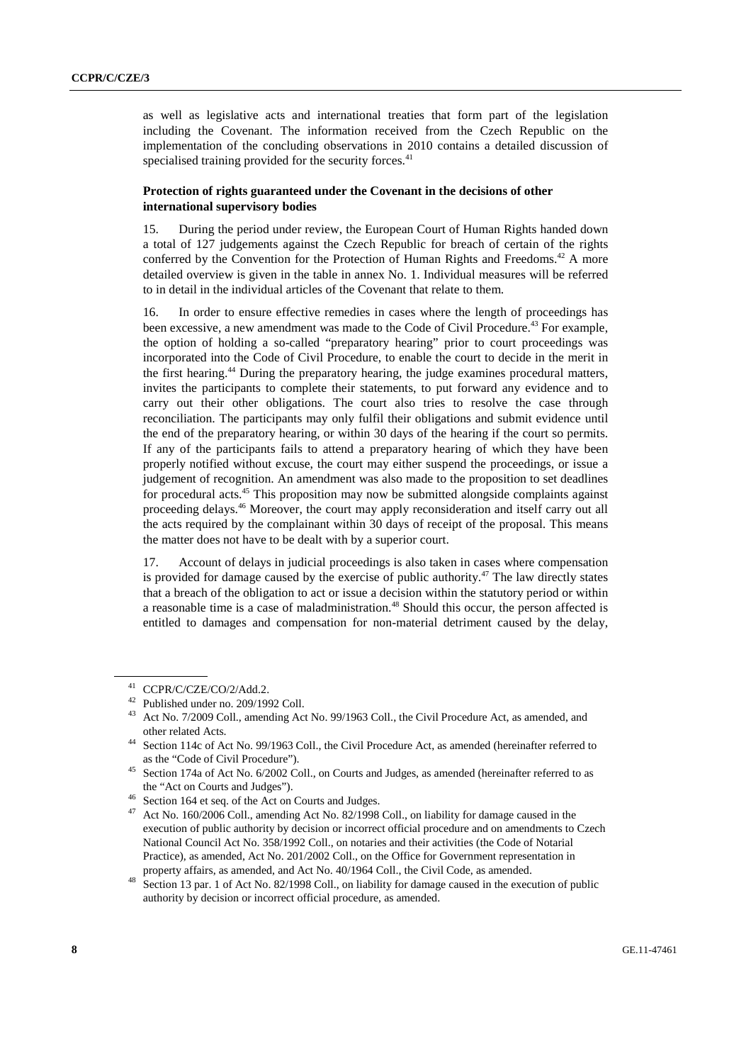as well as legislative acts and international treaties that form part of the legislation including the Covenant. The information received from the Czech Republic on the implementation of the concluding observations in 2010 contains a detailed discussion of specialised training provided for the security forces.[41]

**Protection of rights guaranteed under the Covenant in the decisions of other international supervisory bodies**

15. During the period under review, the European Court of Human Rights handed down a total of 127 judgements against the Czech Republic for breach of certain of the rights conferred by the Convention for the Protection of Human Rights and Freedoms.[42] A more detailed overview is given in the table in annex No. 1. Individual measures will be referred to in detail in the individual articles of the Covenant that relate to them.

16. In order to ensure effective remedies in cases where the length of proceedings has been excessive, a new amendment was made to the Code of Civil Procedure.[43] For example, the option of holding a so-called "preparatory hearing" prior to court proceedings was incorporated into the Code of Civil Procedure, to enable the court to decide in the merit in the first hearing.[44] During the preparatory hearing, the judge examines procedural matters, invites the participants to complete their statements, to put forward any evidence and to carry out their other obligations. The court also tries to resolve the case through reconciliation. The participants may only fulfil their obligations and submit evidence until the end of the preparatory hearing, or within 30 days of the hearing if the court so permits. If any of the participants fails to attend a preparatory hearing of which they have been properly notified without excuse, the court may either suspend the proceedings, or issue a judgement of recognition. An amendment was also made to the proposition to set deadlines for procedural acts.[45] This proposition may now be submitted alongside complaints against proceeding delays.[46] Moreover, the court may apply reconsideration and itself carry out all the acts required by the complainant within 30 days of receipt of the proposal. This means the matter does not have to be dealt with by a superior court.

17. Account of delays in judicial proceedings is also taken in cases where compensation is provided for damage caused by the exercise of public authority.[47] The law directly states that a breach of the obligation to act or issue a decision within the statutory period or within a reasonable time is a case of maladministration.[48] Should this occur, the person affected is entitled to damages and compensation for non-material detriment caused by the delay,

---

[41] CCPR/C/CZE/CO/2/Add.2.

[42] Published under no. 209/1992 Coll.

[43] Act No. 7/2009 Coll., amending Act No. 99/1963 Coll., the Civil Procedure Act, as amended, and other related Acts.

[44] Section 114c of Act No. 99/1963 Coll., the Civil Procedure Act, as amended (hereinafter referred to as the "Code of Civil Procedure").

[45] Section 174a of Act No. 6/2002 Coll., on Courts and Judges, as amended (hereinafter referred to as the "Act on Courts and Judges").

[46] Section 164 et seq. of the Act on Courts and Judges.

[47] Act No. 160/2006 Coll., amending Act No. 82/1998 Coll., on liability for damage caused in the execution of public authority by decision or incorrect official procedure and on amendments to Czech National Council Act No. 358/1992 Coll., on notaries and their activities (the Code of Notarial Practice), as amended, Act No. 201/2002 Coll., on the Office for Government representation in property affairs, as amended, and Act No. 40/1964 Coll., the Civil Code, as amended.

[48] Section 13 par. 1 of Act No. 82/1998 Coll., on liability for damage caused in the execution of public authority by decision or incorrect official procedure, as amended.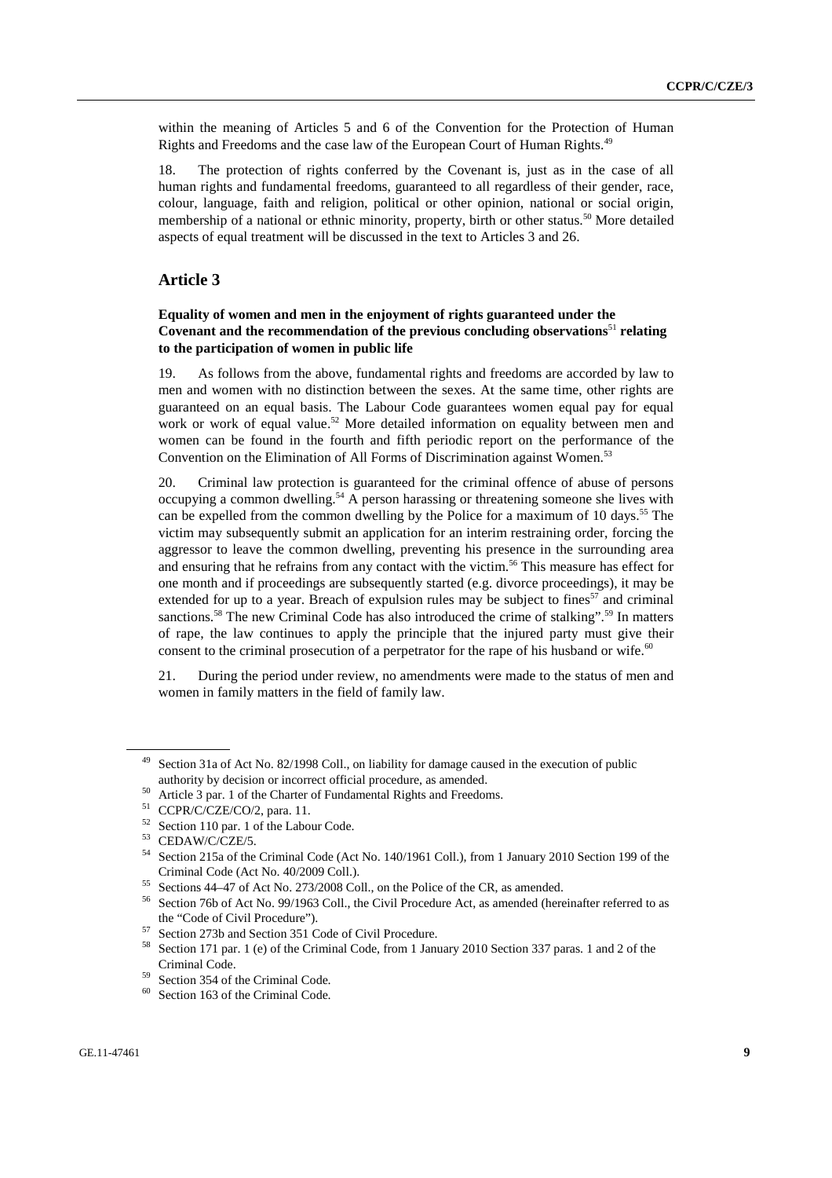within the meaning of Articles 5 and 6 of the Convention for the Protection of Human Rights and Freedoms and the case law of the European Court of Human Rights.[49]

18. The protection of rights conferred by the Covenant is, just as in the case of all human rights and fundamental freedoms, guaranteed to all regardless of their gender, race, colour, language, faith and religion, political or other opinion, national or social origin, membership of a national or ethnic minority, property, birth or other status.[50] More detailed aspects of equal treatment will be discussed in the text to Articles 3 and 26.

## Article 3

### Equality of women and men in the enjoyment of rights guaranteed under the Covenant and the recommendation of the previous concluding observations[51] relating to the participation of women in public life

19. As follows from the above, fundamental rights and freedoms are accorded by law to men and women with no distinction between the sexes. At the same time, other rights are guaranteed on an equal basis. The Labour Code guarantees women equal pay for equal work or work of equal value.[52] More detailed information on equality between men and women can be found in the fourth and fifth periodic report on the performance of the Convention on the Elimination of All Forms of Discrimination against Women.[53]

20. Criminal law protection is guaranteed for the criminal offence of abuse of persons occupying a common dwelling.[54] A person harassing or threatening someone she lives with can be expelled from the common dwelling by the Police for a maximum of 10 days.[55] The victim may subsequently submit an application for an interim restraining order, forcing the aggressor to leave the common dwelling, preventing his presence in the surrounding area and ensuring that he refrains from any contact with the victim.[56] This measure has effect for one month and if proceedings are subsequently started (e.g. divorce proceedings), it may be extended for up to a year. Breach of expulsion rules may be subject to fines[57] and criminal sanctions.[58] The new Criminal Code has also introduced the crime of stalking".[59] In matters of rape, the law continues to apply the principle that the injured party must give their consent to the criminal prosecution of a perpetrator for the rape of his husband or wife.[60]

21. During the period under review, no amendments were made to the status of men and women in family matters in the field of family law.

---

[49] Section 31a of Act No. 82/1998 Coll., on liability for damage caused in the execution of public authority by decision or incorrect official procedure, as amended.

[50] Article 3 par. 1 of the Charter of Fundamental Rights and Freedoms.

[51] CCPR/C/CZE/CO/2, para. 11.

[52] Section 110 par. 1 of the Labour Code.

[53] CEDAW/C/CZE/5.

[54] Section 215a of the Criminal Code (Act No. 140/1961 Coll.), from 1 January 2010 Section 199 of the Criminal Code (Act No. 40/2009 Coll.).

[55] Sections 44–47 of Act No. 273/2008 Coll., on the Police of the CR, as amended.

[56] Section 76b of Act No. 99/1963 Coll., the Civil Procedure Act, as amended (hereinafter referred to as the "Code of Civil Procedure").

[57] Section 273b and Section 351 Code of Civil Procedure.

[58] Section 171 par. 1 (e) of the Criminal Code, from 1 January 2010 Section 337 paras. 1 and 2 of the Criminal Code.

[59] Section 354 of the Criminal Code.

[60] Section 163 of the Criminal Code.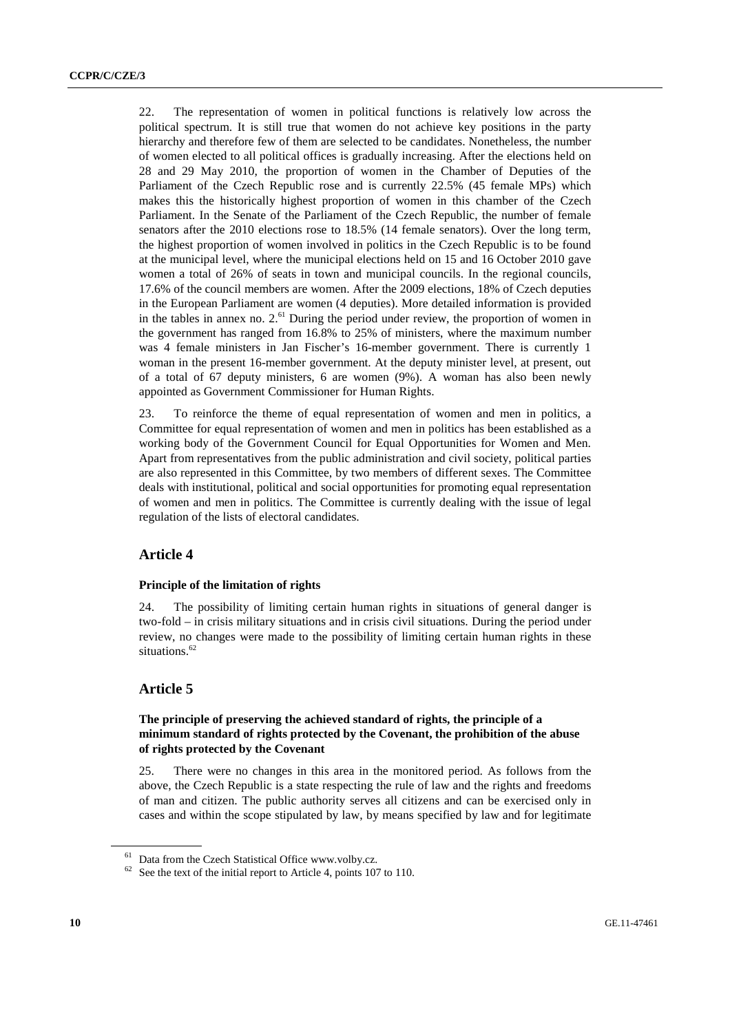22. The representation of women in political functions is relatively low across the political spectrum. It is still true that women do not achieve key positions in the party hierarchy and therefore few of them are selected to be candidates. Nonetheless, the number of women elected to all political offices is gradually increasing. After the elections held on 28 and 29 May 2010, the proportion of women in the Chamber of Deputies of the Parliament of the Czech Republic rose and is currently 22.5% (45 female MPs) which makes this the historically highest proportion of women in this chamber of the Czech Parliament. In the Senate of the Parliament of the Czech Republic, the number of female senators after the 2010 elections rose to 18.5% (14 female senators). Over the long term, the highest proportion of women involved in politics in the Czech Republic is to be found at the municipal level, where the municipal elections held on 15 and 16 October 2010 gave women a total of 26% of seats in town and municipal councils. In the regional councils, 17.6% of the council members are women. After the 2009 elections, 18% of Czech deputies in the European Parliament are women (4 deputies). More detailed information is provided in the tables in annex no. 2.[61] During the period under review, the proportion of women in the government has ranged from 16.8% to 25% of ministers, where the maximum number was 4 female ministers in Jan Fischer's 16-member government. There is currently 1 woman in the present 16-member government. At the deputy minister level, at present, out of a total of 67 deputy ministers, 6 are women (9%). A woman has also been newly appointed as Government Commissioner for Human Rights.

23. To reinforce the theme of equal representation of women and men in politics, a Committee for equal representation of women and men in politics has been established as a working body of the Government Council for Equal Opportunities for Women and Men. Apart from representatives from the public administration and civil society, political parties are also represented in this Committee, by two members of different sexes. The Committee deals with institutional, political and social opportunities for promoting equal representation of women and men in politics. The Committee is currently dealing with the issue of legal regulation of the lists of electoral candidates.

## Article 4

### Principle of the limitation of rights

24. The possibility of limiting certain human rights in situations of general danger is two-fold – in crisis military situations and in crisis civil situations. During the period under review, no changes were made to the possibility of limiting certain human rights in these situations.[62]

## Article 5

### The principle of preserving the achieved standard of rights, the principle of a minimum standard of rights protected by the Covenant, the prohibition of the abuse of rights protected by the Covenant

25. There were no changes in this area in the monitored period. As follows from the above, the Czech Republic is a state respecting the rule of law and the rights and freedoms of man and citizen. The public authority serves all citizens and can be exercised only in cases and within the scope stipulated by law, by means specified by law and for legitimate

---

[61] Data from the Czech Statistical Office www.volby.cz.

[62] See the text of the initial report to Article 4, points 107 to 110.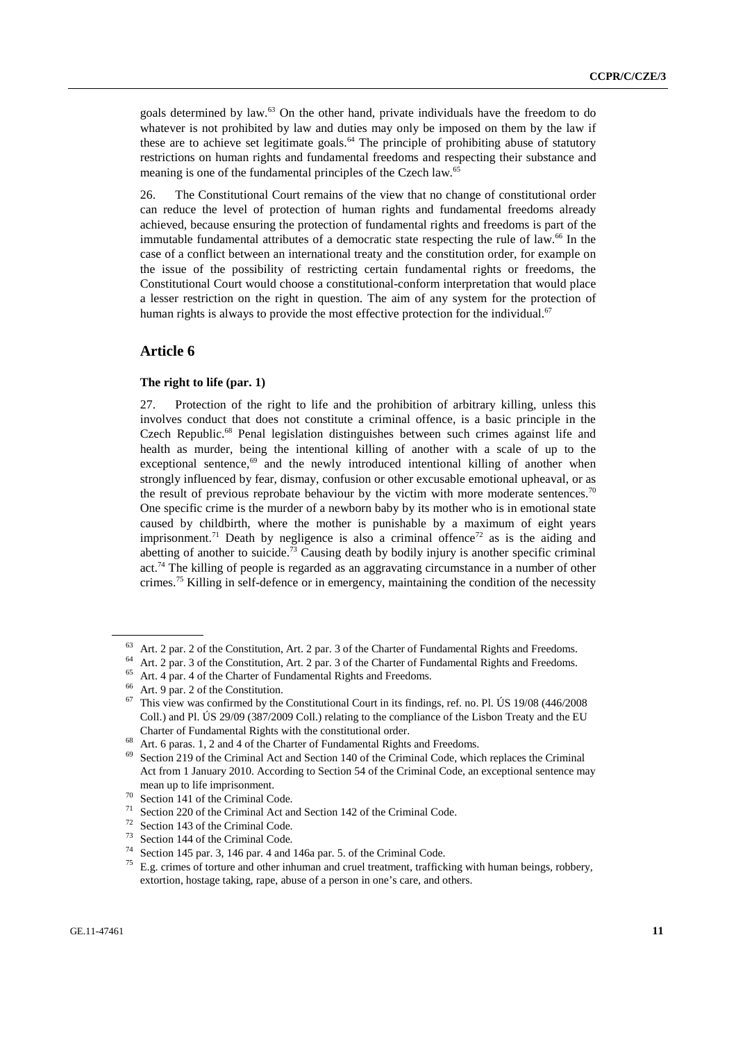goals determined by law.[63] On the other hand, private individuals have the freedom to do whatever is not prohibited by law and duties may only be imposed on them by the law if these are to achieve set legitimate goals.[64] The principle of prohibiting abuse of statutory restrictions on human rights and fundamental freedoms and respecting their substance and meaning is one of the fundamental principles of the Czech law.[65]

26. The Constitutional Court remains of the view that no change of constitutional order can reduce the level of protection of human rights and fundamental freedoms already achieved, because ensuring the protection of fundamental rights and freedoms is part of the immutable fundamental attributes of a democratic state respecting the rule of law.[66] In the case of a conflict between an international treaty and the constitution order, for example on the issue of the possibility of restricting certain fundamental rights or freedoms, the Constitutional Court would choose a constitutional-conform interpretation that would place a lesser restriction on the right in question. The aim of any system for the protection of human rights is always to provide the most effective protection for the individual.[67]

## Article 6

### The right to life (par. 1)

27. Protection of the right to life and the prohibition of arbitrary killing, unless this involves conduct that does not constitute a criminal offence, is a basic principle in the Czech Republic.[68] Penal legislation distinguishes between such crimes against life and health as murder, being the intentional killing of another with a scale of up to the exceptional sentence,[69] and the newly introduced intentional killing of another when strongly influenced by fear, dismay, confusion or other excusable emotional upheaval, or as the result of previous reprobate behaviour by the victim with more moderate sentences.[70] One specific crime is the murder of a newborn baby by its mother who is in emotional state caused by childbirth, where the mother is punishable by a maximum of eight years imprisonment.[71] Death by negligence is also a criminal offence[72] as is the aiding and abetting of another to suicide.[73] Causing death by bodily injury is another specific criminal act.[74] The killing of people is regarded as an aggravating circumstance in a number of other crimes.[75] Killing in self-defence or in emergency, maintaining the condition of the necessity

---

[63] Art. 2 par. 2 of the Constitution, Art. 2 par. 3 of the Charter of Fundamental Rights and Freedoms.

[64] Art. 2 par. 3 of the Constitution, Art. 2 par. 3 of the Charter of Fundamental Rights and Freedoms.

[65] Art. 4 par. 4 of the Charter of Fundamental Rights and Freedoms.

[66] Art. 9 par. 2 of the Constitution.

[67] This view was confirmed by the Constitutional Court in its findings, ref. no. Pl. ÚS 19/08 (446/2008 Coll.) and Pl. ÚS 29/09 (387/2009 Coll.) relating to the compliance of the Lisbon Treaty and the EU Charter of Fundamental Rights with the constitutional order.

[68] Art. 6 paras. 1, 2 and 4 of the Charter of Fundamental Rights and Freedoms.

[69] Section 219 of the Criminal Act and Section 140 of the Criminal Code, which replaces the Criminal Act from 1 January 2010. According to Section 54 of the Criminal Code, an exceptional sentence may mean up to life imprisonment.

[70] Section 141 of the Criminal Code.

[71] Section 220 of the Criminal Act and Section 142 of the Criminal Code.

[72] Section 143 of the Criminal Code.

[73] Section 144 of the Criminal Code.

[74] Section 145 par. 3, 146 par. 4 and 146a par. 5. of the Criminal Code.

[75] E.g. crimes of torture and other inhuman and cruel treatment, trafficking with human beings, robbery, extortion, hostage taking, rape, abuse of a person in one's care, and others.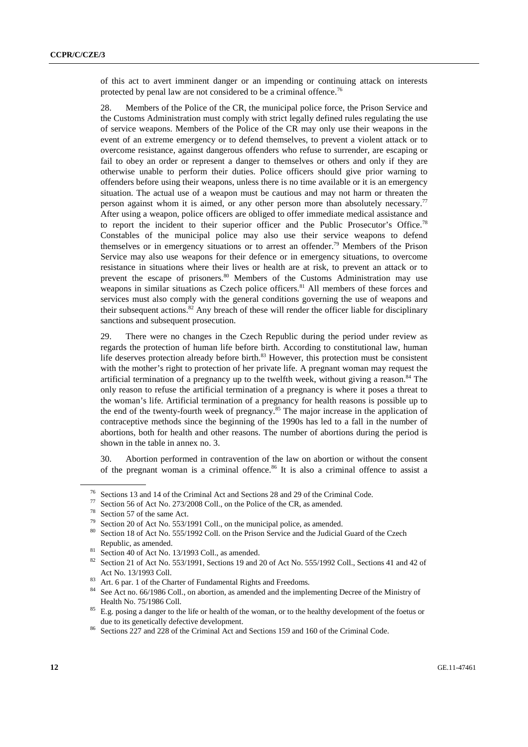of this act to avert imminent danger or an impending or continuing attack on interests protected by penal law are not considered to be a criminal offence.[76]

28. Members of the Police of the CR, the municipal police force, the Prison Service and the Customs Administration must comply with strict legally defined rules regulating the use of service weapons. Members of the Police of the CR may only use their weapons in the event of an extreme emergency or to defend themselves, to prevent a violent attack or to overcome resistance, against dangerous offenders who refuse to surrender, are escaping or fail to obey an order or represent a danger to themselves or others and only if they are otherwise unable to perform their duties. Police officers should give prior warning to offenders before using their weapons, unless there is no time available or it is an emergency situation. The actual use of a weapon must be cautious and may not harm or threaten the person against whom it is aimed, or any other person more than absolutely necessary.[77] After using a weapon, police officers are obliged to offer immediate medical assistance and to report the incident to their superior officer and the Public Prosecutor's Office.[78] Constables of the municipal police may also use their service weapons to defend themselves or in emergency situations or to arrest an offender.[79] Members of the Prison Service may also use weapons for their defence or in emergency situations, to overcome resistance in situations where their lives or health are at risk, to prevent an attack or to prevent the escape of prisoners.[80] Members of the Customs Administration may use weapons in similar situations as Czech police officers.[81] All members of these forces and services must also comply with the general conditions governing the use of weapons and their subsequent actions.[82] Any breach of these will render the officer liable for disciplinary sanctions and subsequent prosecution.

29. There were no changes in the Czech Republic during the period under review as regards the protection of human life before birth. According to constitutional law, human life deserves protection already before birth.[83] However, this protection must be consistent with the mother's right to protection of her private life. A pregnant woman may request the artificial termination of a pregnancy up to the twelfth week, without giving a reason.[84] The only reason to refuse the artificial termination of a pregnancy is where it poses a threat to the woman's life. Artificial termination of a pregnancy for health reasons is possible up to the end of the twenty-fourth week of pregnancy.[85] The major increase in the application of contraceptive methods since the beginning of the 1990s has led to a fall in the number of abortions, both for health and other reasons. The number of abortions during the period is shown in the table in annex no. 3.

30. Abortion performed in contravention of the law on abortion or without the consent of the pregnant woman is a criminal offence.[86] It is also a criminal offence to assist a

---

[76] Sections 13 and 14 of the Criminal Act and Sections 28 and 29 of the Criminal Code.

[77] Section 56 of Act No. 273/2008 Coll., on the Police of the CR, as amended.

[78] Section 57 of the same Act.

[79] Section 20 of Act No. 553/1991 Coll., on the municipal police, as amended.

[80] Section 18 of Act No. 555/1992 Coll. on the Prison Service and the Judicial Guard of the Czech Republic, as amended.

[81] Section 40 of Act No. 13/1993 Coll., as amended.

[82] Section 21 of Act No. 553/1991, Sections 19 and 20 of Act No. 555/1992 Coll., Sections 41 and 42 of Act No. 13/1993 Coll.

[83] Art. 6 par. 1 of the Charter of Fundamental Rights and Freedoms.

[84] See Act no. 66/1986 Coll., on abortion, as amended and the implementing Decree of the Ministry of Health No. 75/1986 Coll.

[85] E.g. posing a danger to the life or health of the woman, or to the healthy development of the foetus or due to its genetically defective development.

[86] Sections 227 and 228 of the Criminal Act and Sections 159 and 160 of the Criminal Code.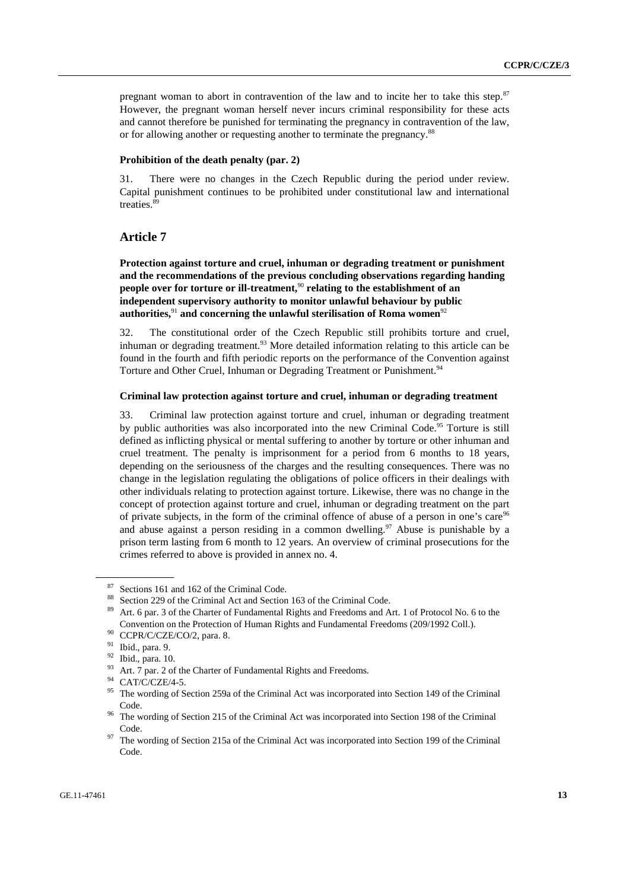pregnant woman to abort in contravention of the law and to incite her to take this step.[87] However, the pregnant woman herself never incurs criminal responsibility for these acts and cannot therefore be punished for terminating the pregnancy in contravention of the law, or for allowing another or requesting another to terminate the pregnancy.[88]

#### Prohibition of the death penalty (par. 2)

31. There were no changes in the Czech Republic during the period under review. Capital punishment continues to be prohibited under constitutional law and international treaties.[89]

## Article 7

### Protection against torture and cruel, inhuman or degrading treatment or punishment and the recommendations of the previous concluding observations regarding handing people over for torture or ill-treatment,[90] relating to the establishment of an independent supervisory authority to monitor unlawful behaviour by public authorities,[91] and concerning the unlawful sterilisation of Roma women[92]

32. The constitutional order of the Czech Republic still prohibits torture and cruel, inhuman or degrading treatment.[93] More detailed information relating to this article can be found in the fourth and fifth periodic reports on the performance of the Convention against Torture and Other Cruel, Inhuman or Degrading Treatment or Punishment.[94]

#### Criminal law protection against torture and cruel, inhuman or degrading treatment

33. Criminal law protection against torture and cruel, inhuman or degrading treatment by public authorities was also incorporated into the new Criminal Code.[95] Torture is still defined as inflicting physical or mental suffering to another by torture or other inhuman and cruel treatment. The penalty is imprisonment for a period from 6 months to 18 years, depending on the seriousness of the charges and the resulting consequences. There was no change in the legislation regulating the obligations of police officers in their dealings with other individuals relating to protection against torture. Likewise, there was no change in the concept of protection against torture and cruel, inhuman or degrading treatment on the part of private subjects, in the form of the criminal offence of abuse of a person in one's care[96] and abuse against a person residing in a common dwelling.[97] Abuse is punishable by a prison term lasting from 6 month to 12 years. An overview of criminal prosecutions for the crimes referred to above is provided in annex no. 4.

---

[87] Sections 161 and 162 of the Criminal Code.

[88] Section 229 of the Criminal Act and Section 163 of the Criminal Code.

[89] Art. 6 par. 3 of the Charter of Fundamental Rights and Freedoms and Art. 1 of Protocol No. 6 to the Convention on the Protection of Human Rights and Fundamental Freedoms (209/1992 Coll.).

[90] CCPR/C/CZE/CO/2, para. 8.

[91] Ibid., para. 9.

[92] Ibid., para. 10.

[93] Art. 7 par. 2 of the Charter of Fundamental Rights and Freedoms.

[94] CAT/C/CZE/4-5.

[95] The wording of Section 259a of the Criminal Act was incorporated into Section 149 of the Criminal Code.

[96] The wording of Section 215 of the Criminal Act was incorporated into Section 198 of the Criminal Code.

[97] The wording of Section 215a of the Criminal Act was incorporated into Section 199 of the Criminal Code.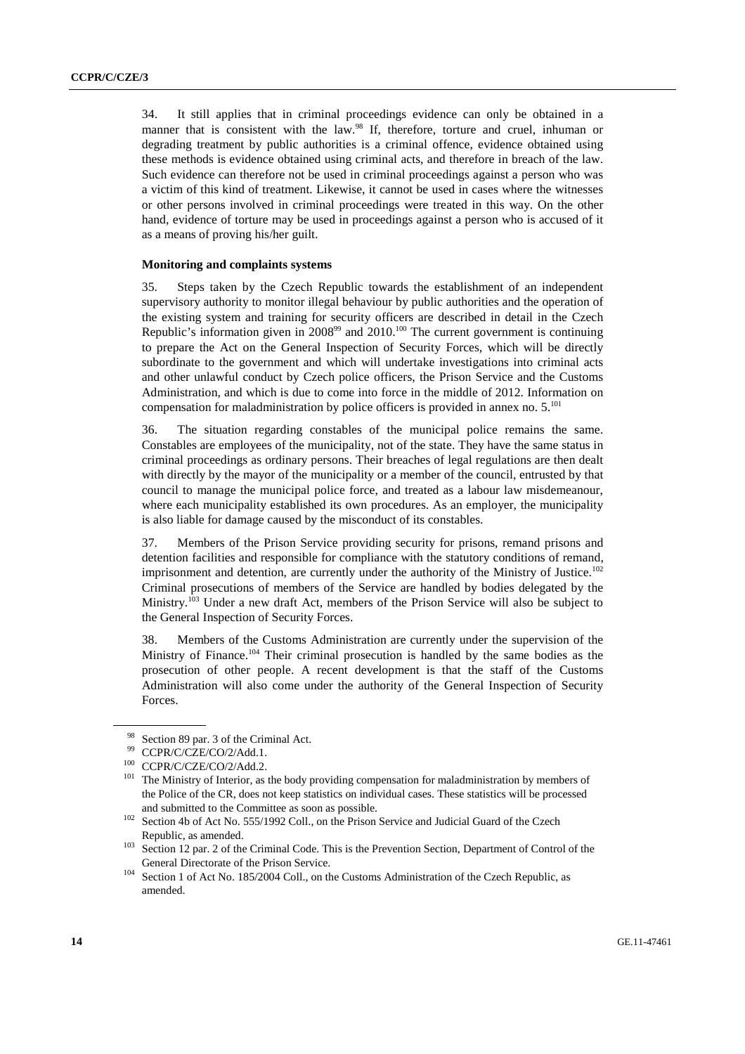34. It still applies that in criminal proceedings evidence can only be obtained in a manner that is consistent with the law.[98] If, therefore, torture and cruel, inhuman or degrading treatment by public authorities is a criminal offence, evidence obtained using these methods is evidence obtained using criminal acts, and therefore in breach of the law. Such evidence can therefore not be used in criminal proceedings against a person who was a victim of this kind of treatment. Likewise, it cannot be used in cases where the witnesses or other persons involved in criminal proceedings were treated in this way. On the other hand, evidence of torture may be used in proceedings against a person who is accused of it as a means of proving his/her guilt.

**Monitoring and complaints systems**

35. Steps taken by the Czech Republic towards the establishment of an independent supervisory authority to monitor illegal behaviour by public authorities and the operation of the existing system and training for security officers are described in detail in the Czech Republic's information given in 2008[99] and 2010.[100] The current government is continuing to prepare the Act on the General Inspection of Security Forces, which will be directly subordinate to the government and which will undertake investigations into criminal acts and other unlawful conduct by Czech police officers, the Prison Service and the Customs Administration, and which is due to come into force in the middle of 2012. Information on compensation for maladministration by police officers is provided in annex no. 5.[101]

36. The situation regarding constables of the municipal police remains the same. Constables are employees of the municipality, not of the state. They have the same status in criminal proceedings as ordinary persons. Their breaches of legal regulations are then dealt with directly by the mayor of the municipality or a member of the council, entrusted by that council to manage the municipal police force, and treated as a labour law misdemeanour, where each municipality established its own procedures. As an employer, the municipality is also liable for damage caused by the misconduct of its constables.

37. Members of the Prison Service providing security for prisons, remand prisons and detention facilities and responsible for compliance with the statutory conditions of remand, imprisonment and detention, are currently under the authority of the Ministry of Justice.[102] Criminal prosecutions of members of the Service are handled by bodies delegated by the Ministry.[103] Under a new draft Act, members of the Prison Service will also be subject to the General Inspection of Security Forces.

38. Members of the Customs Administration are currently under the supervision of the Ministry of Finance.[104] Their criminal prosecution is handled by the same bodies as the prosecution of other people. A recent development is that the staff of the Customs Administration will also come under the authority of the General Inspection of Security Forces.

---

[98] Section 89 par. 3 of the Criminal Act.

[99] CCPR/C/CZE/CO/2/Add.1.

[100] CCPR/C/CZE/CO/2/Add.2.

[101] The Ministry of Interior, as the body providing compensation for maladministration by members of the Police of the CR, does not keep statistics on individual cases. These statistics will be processed and submitted to the Committee as soon as possible.

[102] Section 4b of Act No. 555/1992 Coll., on the Prison Service and Judicial Guard of the Czech Republic, as amended.

[103] Section 12 par. 2 of the Criminal Code. This is the Prevention Section, Department of Control of the General Directorate of the Prison Service.

[104] Section 1 of Act No. 185/2004 Coll., on the Customs Administration of the Czech Republic, as amended.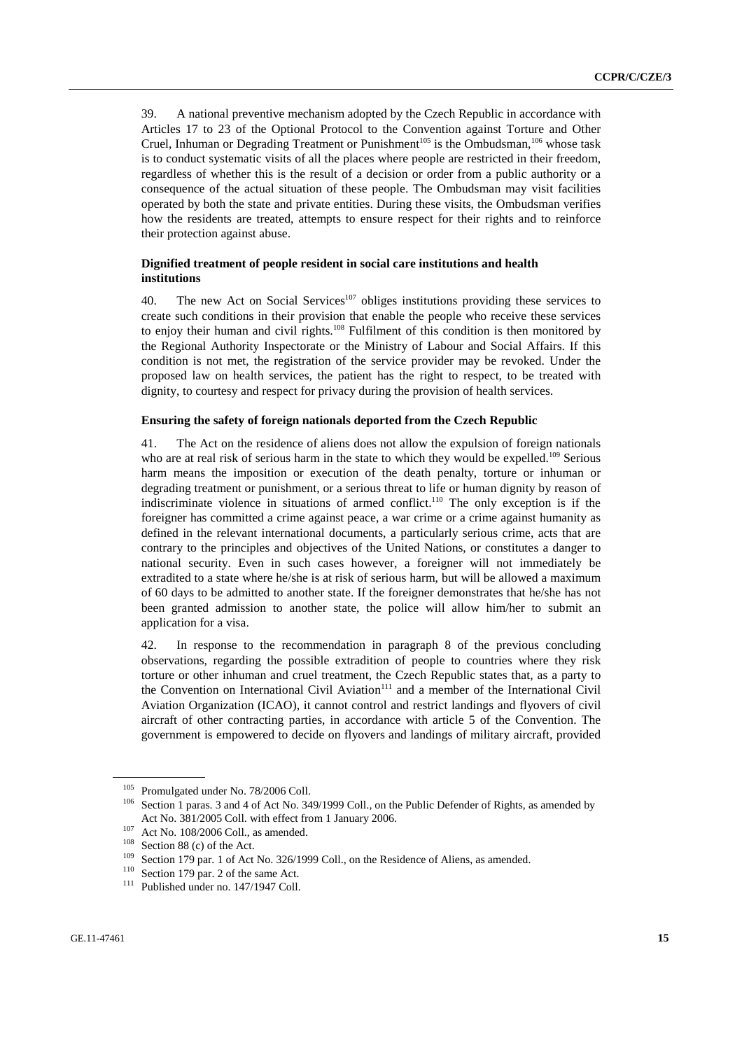39. A national preventive mechanism adopted by the Czech Republic in accordance with Articles 17 to 23 of the Optional Protocol to the Convention against Torture and Other Cruel, Inhuman or Degrading Treatment or Punishment[105] is the Ombudsman,[106] whose task is to conduct systematic visits of all the places where people are restricted in their freedom, regardless of whether this is the result of a decision or order from a public authority or a consequence of the actual situation of these people. The Ombudsman may visit facilities operated by both the state and private entities. During these visits, the Ombudsman verifies how the residents are treated, attempts to ensure respect for their rights and to reinforce their protection against abuse.

**Dignified treatment of people resident in social care institutions and health institutions**

40. The new Act on Social Services[107] obliges institutions providing these services to create such conditions in their provision that enable the people who receive these services to enjoy their human and civil rights.[108] Fulfilment of this condition is then monitored by the Regional Authority Inspectorate or the Ministry of Labour and Social Affairs. If this condition is not met, the registration of the service provider may be revoked. Under the proposed law on health services, the patient has the right to respect, to be treated with dignity, to courtesy and respect for privacy during the provision of health services.

**Ensuring the safety of foreign nationals deported from the Czech Republic**

41. The Act on the residence of aliens does not allow the expulsion of foreign nationals who are at real risk of serious harm in the state to which they would be expelled.[109] Serious harm means the imposition or execution of the death penalty, torture or inhuman or degrading treatment or punishment, or a serious threat to life or human dignity by reason of indiscriminate violence in situations of armed conflict.[110] The only exception is if the foreigner has committed a crime against peace, a war crime or a crime against humanity as defined in the relevant international documents, a particularly serious crime, acts that are contrary to the principles and objectives of the United Nations, or constitutes a danger to national security. Even in such cases however, a foreigner will not immediately be extradited to a state where he/she is at risk of serious harm, but will be allowed a maximum of 60 days to be admitted to another state. If the foreigner demonstrates that he/she has not been granted admission to another state, the police will allow him/her to submit an application for a visa.

42. In response to the recommendation in paragraph 8 of the previous concluding observations, regarding the possible extradition of people to countries where they risk torture or other inhuman and cruel treatment, the Czech Republic states that, as a party to the Convention on International Civil Aviation[111] and a member of the International Civil Aviation Organization (ICAO), it cannot control and restrict landings and flyovers of civil aircraft of other contracting parties, in accordance with article 5 of the Convention. The government is empowered to decide on flyovers and landings of military aircraft, provided

[105] Promulgated under No. 78/2006 Coll.

[106] Section 1 paras. 3 and 4 of Act No. 349/1999 Coll., on the Public Defender of Rights, as amended by Act No. 381/2005 Coll. with effect from 1 January 2006.

[107] Act No. 108/2006 Coll., as amended.

[108] Section 88 (c) of the Act.

[109] Section 179 par. 1 of Act No. 326/1999 Coll., on the Residence of Aliens, as amended.

[110] Section 179 par. 2 of the same Act.

[111] Published under no. 147/1947 Coll.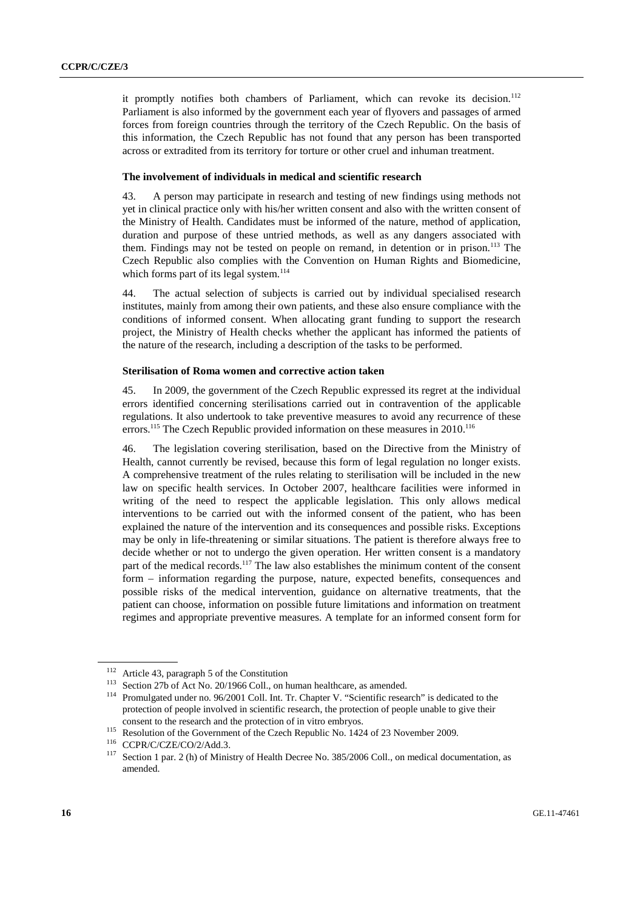it promptly notifies both chambers of Parliament, which can revoke its decision.[112] Parliament is also informed by the government each year of flyovers and passages of armed forces from foreign countries through the territory of the Czech Republic. On the basis of this information, the Czech Republic has not found that any person has been transported across or extradited from its territory for torture or other cruel and inhuman treatment.

**The involvement of individuals in medical and scientific research**

43. A person may participate in research and testing of new findings using methods not yet in clinical practice only with his/her written consent and also with the written consent of the Ministry of Health. Candidates must be informed of the nature, method of application, duration and purpose of these untried methods, as well as any dangers associated with them. Findings may not be tested on people on remand, in detention or in prison.[113] The Czech Republic also complies with the Convention on Human Rights and Biomedicine, which forms part of its legal system.[114]

44. The actual selection of subjects is carried out by individual specialised research institutes, mainly from among their own patients, and these also ensure compliance with the conditions of informed consent. When allocating grant funding to support the research project, the Ministry of Health checks whether the applicant has informed the patients of the nature of the research, including a description of the tasks to be performed.

**Sterilisation of Roma women and corrective action taken**

45. In 2009, the government of the Czech Republic expressed its regret at the individual errors identified concerning sterilisations carried out in contravention of the applicable regulations. It also undertook to take preventive measures to avoid any recurrence of these errors.[115] The Czech Republic provided information on these measures in 2010.[116]

46. The legislation covering sterilisation, based on the Directive from the Ministry of Health, cannot currently be revised, because this form of legal regulation no longer exists. A comprehensive treatment of the rules relating to sterilisation will be included in the new law on specific health services. In October 2007, healthcare facilities were informed in writing of the need to respect the applicable legislation. This only allows medical interventions to be carried out with the informed consent of the patient, who has been explained the nature of the intervention and its consequences and possible risks. Exceptions may be only in life-threatening or similar situations. The patient is therefore always free to decide whether or not to undergo the given operation. Her written consent is a mandatory part of the medical records.[117] The law also establishes the minimum content of the consent form – information regarding the purpose, nature, expected benefits, consequences and possible risks of the medical intervention, guidance on alternative treatments, that the patient can choose, information on possible future limitations and information on treatment regimes and appropriate preventive measures. A template for an informed consent form for

---

[112] Article 43, paragraph 5 of the Constitution

[113] Section 27b of Act No. 20/1966 Coll., on human healthcare, as amended.

[114] Promulgated under no. 96/2001 Coll. Int. Tr. Chapter V. "Scientific research" is dedicated to the protection of people involved in scientific research, the protection of people unable to give their consent to the research and the protection of in vitro embryos.

[115] Resolution of the Government of the Czech Republic No. 1424 of 23 November 2009.

[116] CCPR/C/CZE/CO/2/Add.3.

[117] Section 1 par. 2 (h) of Ministry of Health Decree No. 385/2006 Coll., on medical documentation, as amended.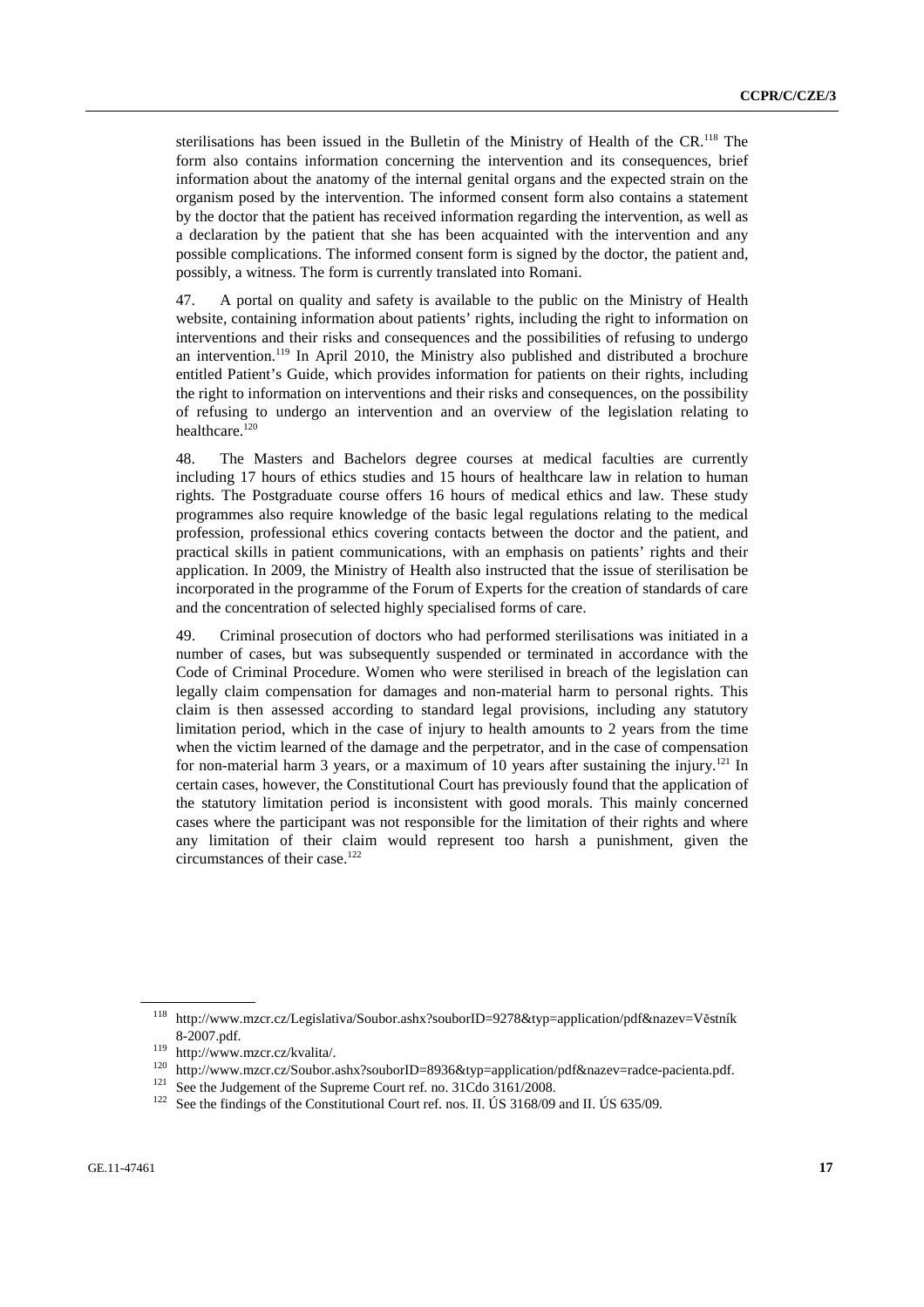sterilisations has been issued in the Bulletin of the Ministry of Health of the CR.[118] The form also contains information concerning the intervention and its consequences, brief information about the anatomy of the internal genital organs and the expected strain on the organism posed by the intervention. The informed consent form also contains a statement by the doctor that the patient has received information regarding the intervention, as well as a declaration by the patient that she has been acquainted with the intervention and any possible complications. The informed consent form is signed by the doctor, the patient and, possibly, a witness. The form is currently translated into Romani.

47. A portal on quality and safety is available to the public on the Ministry of Health website, containing information about patients' rights, including the right to information on interventions and their risks and consequences and the possibilities of refusing to undergo an intervention.[119] In April 2010, the Ministry also published and distributed a brochure entitled Patient's Guide, which provides information for patients on their rights, including the right to information on interventions and their risks and consequences, on the possibility of refusing to undergo an intervention and an overview of the legislation relating to healthcare.[120]

48. The Masters and Bachelors degree courses at medical faculties are currently including 17 hours of ethics studies and 15 hours of healthcare law in relation to human rights. The Postgraduate course offers 16 hours of medical ethics and law. These study programmes also require knowledge of the basic legal regulations relating to the medical profession, professional ethics covering contacts between the doctor and the patient, and practical skills in patient communications, with an emphasis on patients' rights and their application. In 2009, the Ministry of Health also instructed that the issue of sterilisation be incorporated in the programme of the Forum of Experts for the creation of standards of care and the concentration of selected highly specialised forms of care.

49. Criminal prosecution of doctors who had performed sterilisations was initiated in a number of cases, but was subsequently suspended or terminated in accordance with the Code of Criminal Procedure. Women who were sterilised in breach of the legislation can legally claim compensation for damages and non-material harm to personal rights. This claim is then assessed according to standard legal provisions, including any statutory limitation period, which in the case of injury to health amounts to 2 years from the time when the victim learned of the damage and the perpetrator, and in the case of compensation for non-material harm 3 years, or a maximum of 10 years after sustaining the injury.[121] In certain cases, however, the Constitutional Court has previously found that the application of the statutory limitation period is inconsistent with good morals. This mainly concerned cases where the participant was not responsible for the limitation of their rights and where any limitation of their claim would represent too harsh a punishment, given the circumstances of their case.[122]

---

[118] http://www.mzcr.cz/Legislativa/Soubor.ashx?souborID=9278&typ=application/pdf&nazev=Věstník 8-2007.pdf.

[119] http://www.mzcr.cz/kvalita/.

[120] http://www.mzcr.cz/Soubor.ashx?souborID=8936&typ=application/pdf&nazev=radce-pacienta.pdf.

[121] See the Judgement of the Supreme Court ref. no. 31Cdo 3161/2008.

[122] See the findings of the Constitutional Court ref. nos. II. ÚS 3168/09 and II. ÚS 635/09.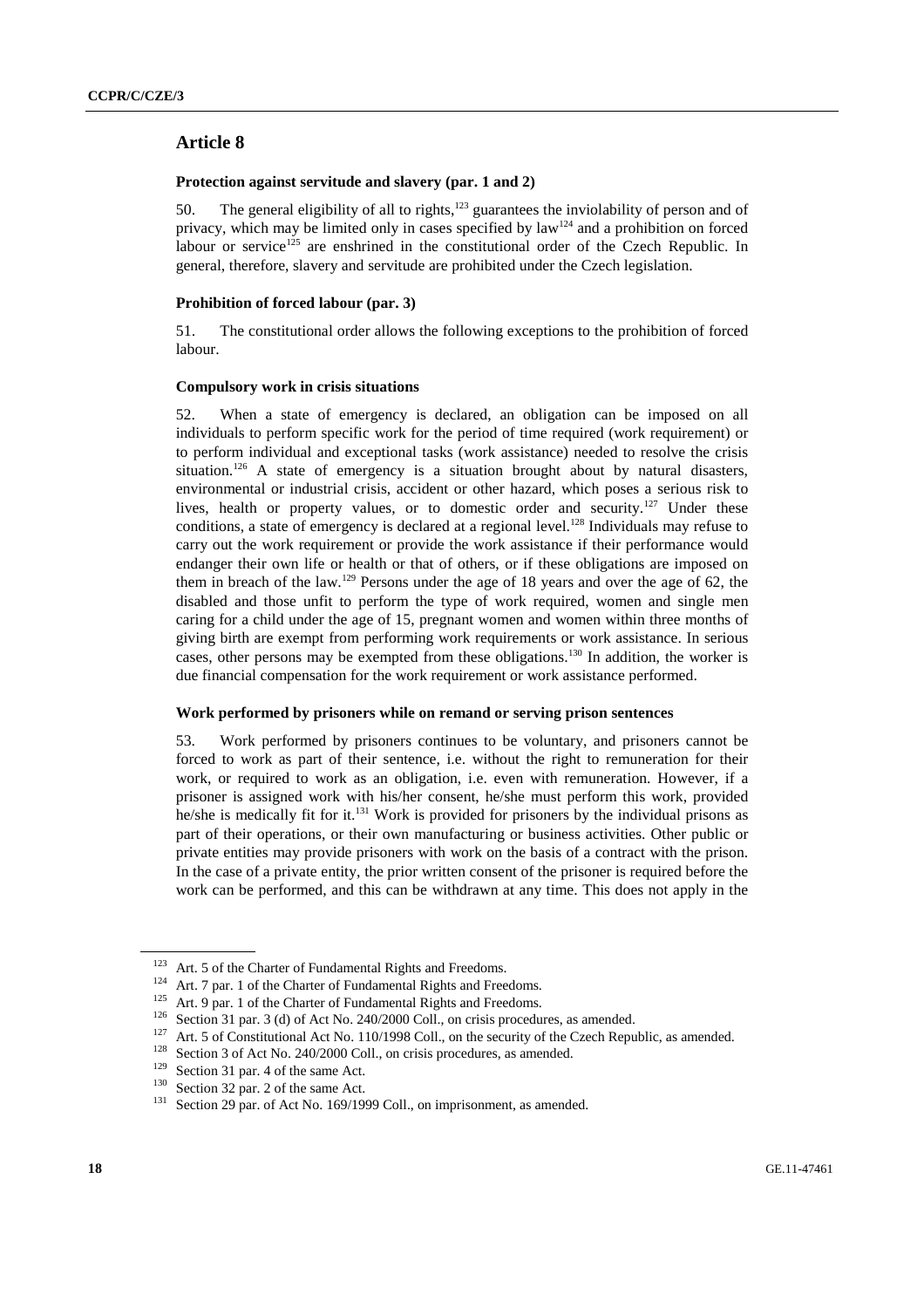## Article 8

### Protection against servitude and slavery (par. 1 and 2)

50. The general eligibility of all to rights,[123] guarantees the inviolability of person and of privacy, which may be limited only in cases specified by law[124] and a prohibition on forced labour or service[125] are enshrined in the constitutional order of the Czech Republic. In general, therefore, slavery and servitude are prohibited under the Czech legislation.

### Prohibition of forced labour (par. 3)

51. The constitutional order allows the following exceptions to the prohibition of forced labour.

### Compulsory work in crisis situations

52. When a state of emergency is declared, an obligation can be imposed on all individuals to perform specific work for the period of time required (work requirement) or to perform individual and exceptional tasks (work assistance) needed to resolve the crisis situation.[126] A state of emergency is a situation brought about by natural disasters, environmental or industrial crisis, accident or other hazard, which poses a serious risk to lives, health or property values, or to domestic order and security.[127] Under these conditions, a state of emergency is declared at a regional level.[128] Individuals may refuse to carry out the work requirement or provide the work assistance if their performance would endanger their own life or health or that of others, or if these obligations are imposed on them in breach of the law.[129] Persons under the age of 18 years and over the age of 62, the disabled and those unfit to perform the type of work required, women and single men caring for a child under the age of 15, pregnant women and women within three months of giving birth are exempt from performing work requirements or work assistance. In serious cases, other persons may be exempted from these obligations.[130] In addition, the worker is due financial compensation for the work requirement or work assistance performed.

### Work performed by prisoners while on remand or serving prison sentences

53. Work performed by prisoners continues to be voluntary, and prisoners cannot be forced to work as part of their sentence, i.e. without the right to remuneration for their work, or required to work as an obligation, i.e. even with remuneration. However, if a prisoner is assigned work with his/her consent, he/she must perform this work, provided he/she is medically fit for it.[131] Work is provided for prisoners by the individual prisons as part of their operations, or their own manufacturing or business activities. Other public or private entities may provide prisoners with work on the basis of a contract with the prison. In the case of a private entity, the prior written consent of the prisoner is required before the work can be performed, and this can be withdrawn at any time. This does not apply in the

---

[123] Art. 5 of the Charter of Fundamental Rights and Freedoms.

[124] Art. 7 par. 1 of the Charter of Fundamental Rights and Freedoms.

[125] Art. 9 par. 1 of the Charter of Fundamental Rights and Freedoms.

[126] Section 31 par. 3 (d) of Act No. 240/2000 Coll., on crisis procedures, as amended.

[127] Art. 5 of Constitutional Act No. 110/1998 Coll., on the security of the Czech Republic, as amended.

[128] Section 3 of Act No. 240/2000 Coll., on crisis procedures, as amended.

[129] Section 31 par. 4 of the same Act.

[130] Section 32 par. 2 of the same Act.

[131] Section 29 par. of Act No. 169/1999 Coll., on imprisonment, as amended.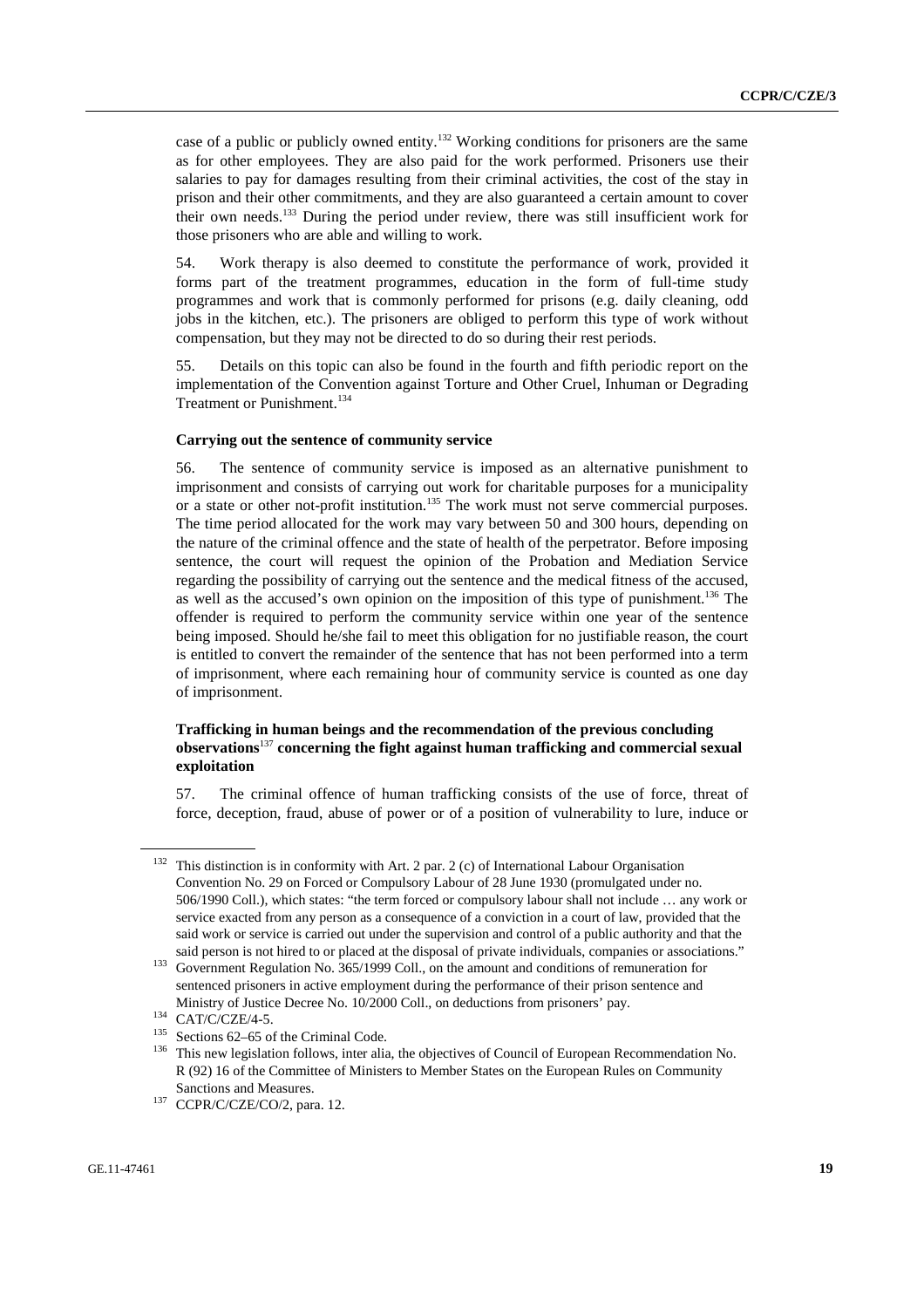case of a public or publicly owned entity.[132] Working conditions for prisoners are the same as for other employees. They are also paid for the work performed. Prisoners use their salaries to pay for damages resulting from their criminal activities, the cost of the stay in prison and their other commitments, and they are also guaranteed a certain amount to cover their own needs.[133] During the period under review, there was still insufficient work for those prisoners who are able and willing to work.

54. Work therapy is also deemed to constitute the performance of work, provided it forms part of the treatment programmes, education in the form of full-time study programmes and work that is commonly performed for prisons (e.g. daily cleaning, odd jobs in the kitchen, etc.). The prisoners are obliged to perform this type of work without compensation, but they may not be directed to do so during their rest periods.

55. Details on this topic can also be found in the fourth and fifth periodic report on the implementation of the Convention against Torture and Other Cruel, Inhuman or Degrading Treatment or Punishment.[134]

**Carrying out the sentence of community service**

56. The sentence of community service is imposed as an alternative punishment to imprisonment and consists of carrying out work for charitable purposes for a municipality or a state or other not-profit institution.[135] The work must not serve commercial purposes. The time period allocated for the work may vary between 50 and 300 hours, depending on the nature of the criminal offence and the state of health of the perpetrator. Before imposing sentence, the court will request the opinion of the Probation and Mediation Service regarding the possibility of carrying out the sentence and the medical fitness of the accused, as well as the accused's own opinion on the imposition of this type of punishment.[136] The offender is required to perform the community service within one year of the sentence being imposed. Should he/she fail to meet this obligation for no justifiable reason, the court is entitled to convert the remainder of the sentence that has not been performed into a term of imprisonment, where each remaining hour of community service is counted as one day of imprisonment.

**Trafficking in human beings and the recommendation of the previous concluding observations[137] concerning the fight against human trafficking and commercial sexual exploitation**

57. The criminal offence of human trafficking consists of the use of force, threat of force, deception, fraud, abuse of power or of a position of vulnerability to lure, induce or

---

[132] This distinction is in conformity with Art. 2 par. 2 (c) of International Labour Organisation Convention No. 29 on Forced or Compulsory Labour of 28 June 1930 (promulgated under no. 506/1990 Coll.), which states: "the term forced or compulsory labour shall not include … any work or service exacted from any person as a consequence of a conviction in a court of law, provided that the said work or service is carried out under the supervision and control of a public authority and that the said person is not hired to or placed at the disposal of private individuals, companies or associations."

[133] Government Regulation No. 365/1999 Coll., on the amount and conditions of remuneration for sentenced prisoners in active employment during the performance of their prison sentence and Ministry of Justice Decree No. 10/2000 Coll., on deductions from prisoners' pay.

[134] CAT/C/CZE/4-5.

[135] Sections 62–65 of the Criminal Code.

[136] This new legislation follows, inter alia, the objectives of Council of European Recommendation No. R (92) 16 of the Committee of Ministers to Member States on the European Rules on Community Sanctions and Measures.

[137] CCPR/C/CZE/CO/2, para. 12.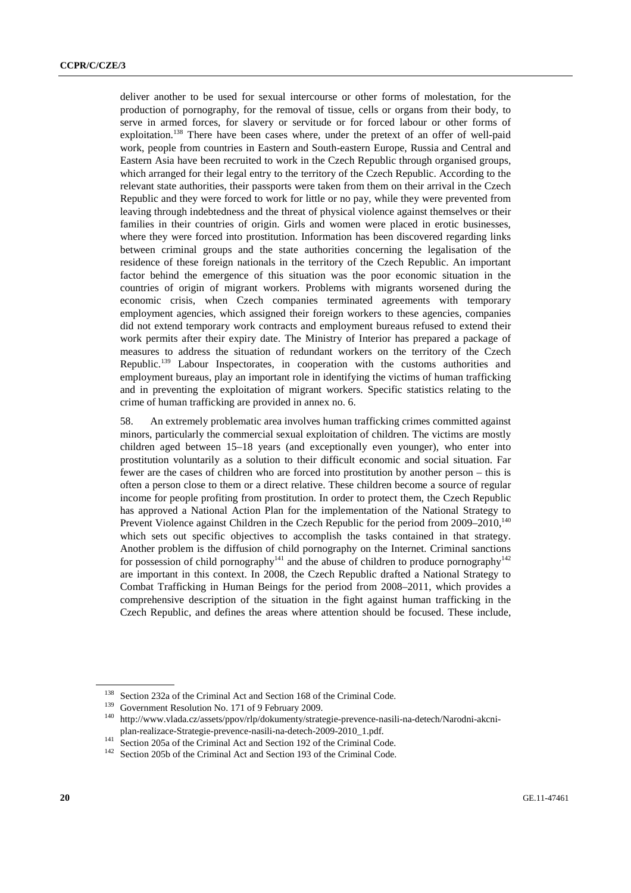deliver another to be used for sexual intercourse or other forms of molestation, for the production of pornography, for the removal of tissue, cells or organs from their body, to serve in armed forces, for slavery or servitude or for forced labour or other forms of exploitation.[138] There have been cases where, under the pretext of an offer of well-paid work, people from countries in Eastern and South-eastern Europe, Russia and Central and Eastern Asia have been recruited to work in the Czech Republic through organised groups, which arranged for their legal entry to the territory of the Czech Republic. According to the relevant state authorities, their passports were taken from them on their arrival in the Czech Republic and they were forced to work for little or no pay, while they were prevented from leaving through indebtedness and the threat of physical violence against themselves or their families in their countries of origin. Girls and women were placed in erotic businesses, where they were forced into prostitution. Information has been discovered regarding links between criminal groups and the state authorities concerning the legalisation of the residence of these foreign nationals in the territory of the Czech Republic. An important factor behind the emergence of this situation was the poor economic situation in the countries of origin of migrant workers. Problems with migrants worsened during the economic crisis, when Czech companies terminated agreements with temporary employment agencies, which assigned their foreign workers to these agencies, companies did not extend temporary work contracts and employment bureaus refused to extend their work permits after their expiry date. The Ministry of Interior has prepared a package of measures to address the situation of redundant workers on the territory of the Czech Republic.[139] Labour Inspectorates, in cooperation with the customs authorities and employment bureaus, play an important role in identifying the victims of human trafficking and in preventing the exploitation of migrant workers. Specific statistics relating to the crime of human trafficking are provided in annex no. 6.

58. An extremely problematic area involves human trafficking crimes committed against minors, particularly the commercial sexual exploitation of children. The victims are mostly children aged between 15–18 years (and exceptionally even younger), who enter into prostitution voluntarily as a solution to their difficult economic and social situation. Far fewer are the cases of children who are forced into prostitution by another person – this is often a person close to them or a direct relative. These children become a source of regular income for people profiting from prostitution. In order to protect them, the Czech Republic has approved a National Action Plan for the implementation of the National Strategy to Prevent Violence against Children in the Czech Republic for the period from 2009–2010,[140] which sets out specific objectives to accomplish the tasks contained in that strategy. Another problem is the diffusion of child pornography on the Internet. Criminal sanctions for possession of child pornography[141] and the abuse of children to produce pornography[142] are important in this context. In 2008, the Czech Republic drafted a National Strategy to Combat Trafficking in Human Beings for the period from 2008–2011, which provides a comprehensive description of the situation in the fight against human trafficking in the Czech Republic, and defines the areas where attention should be focused. These include,

[138] Section 232a of the Criminal Act and Section 168 of the Criminal Code.

[139] Government Resolution No. 171 of 9 February 2009.

[140] http://www.vlada.cz/assets/ppov/rlp/dokumenty/strategie-prevence-nasili-na-detech/Narodni-akcni-plan-realizace-Strategie-prevence-nasili-na-detech-2009-2010_1.pdf.

[141] Section 205a of the Criminal Act and Section 192 of the Criminal Code.

[142] Section 205b of the Criminal Act and Section 193 of the Criminal Code.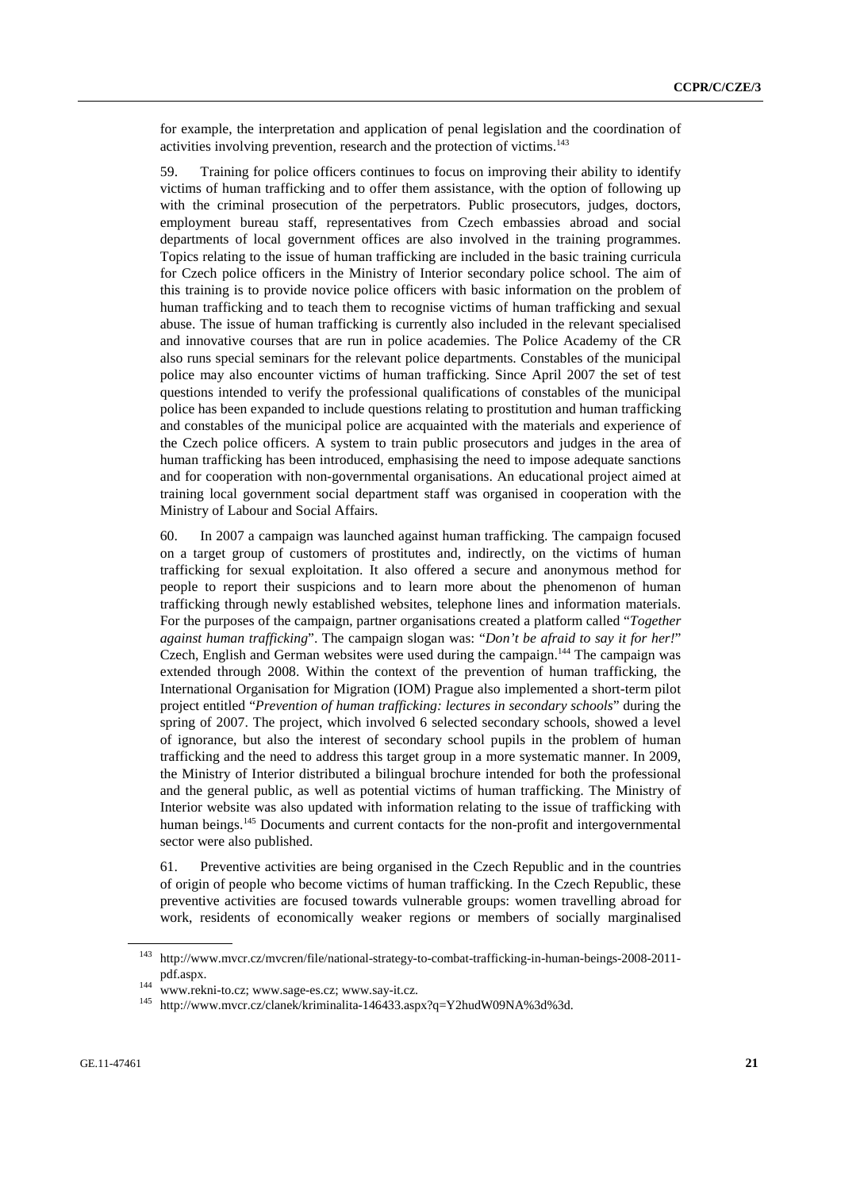for example, the interpretation and application of penal legislation and the coordination of activities involving prevention, research and the protection of victims.[143]

59. Training for police officers continues to focus on improving their ability to identify victims of human trafficking and to offer them assistance, with the option of following up with the criminal prosecution of the perpetrators. Public prosecutors, judges, doctors, employment bureau staff, representatives from Czech embassies abroad and social departments of local government offices are also involved in the training programmes. Topics relating to the issue of human trafficking are included in the basic training curricula for Czech police officers in the Ministry of Interior secondary police school. The aim of this training is to provide novice police officers with basic information on the problem of human trafficking and to teach them to recognise victims of human trafficking and sexual abuse. The issue of human trafficking is currently also included in the relevant specialised and innovative courses that are run in police academies. The Police Academy of the CR also runs special seminars for the relevant police departments. Constables of the municipal police may also encounter victims of human trafficking. Since April 2007 the set of test questions intended to verify the professional qualifications of constables of the municipal police has been expanded to include questions relating to prostitution and human trafficking and constables of the municipal police are acquainted with the materials and experience of the Czech police officers. A system to train public prosecutors and judges in the area of human trafficking has been introduced, emphasising the need to impose adequate sanctions and for cooperation with non-governmental organisations. An educational project aimed at training local government social department staff was organised in cooperation with the Ministry of Labour and Social Affairs.

60. In 2007 a campaign was launched against human trafficking. The campaign focused on a target group of customers of prostitutes and, indirectly, on the victims of human trafficking for sexual exploitation. It also offered a secure and anonymous method for people to report their suspicions and to learn more about the phenomenon of human trafficking through newly established websites, telephone lines and information materials. For the purposes of the campaign, partner organisations created a platform called "*Together against human trafficking*". The campaign slogan was: "*Don't be afraid to say it for her!*" Czech, English and German websites were used during the campaign.[144] The campaign was extended through 2008. Within the context of the prevention of human trafficking, the International Organisation for Migration (IOM) Prague also implemented a short-term pilot project entitled "*Prevention of human trafficking: lectures in secondary schools*" during the spring of 2007. The project, which involved 6 selected secondary schools, showed a level of ignorance, but also the interest of secondary school pupils in the problem of human trafficking and the need to address this target group in a more systematic manner. In 2009, the Ministry of Interior distributed a bilingual brochure intended for both the professional and the general public, as well as potential victims of human trafficking. The Ministry of Interior website was also updated with information relating to the issue of trafficking with human beings.[145] Documents and current contacts for the non-profit and intergovernmental sector were also published.

61. Preventive activities are being organised in the Czech Republic and in the countries of origin of people who become victims of human trafficking. In the Czech Republic, these preventive activities are focused towards vulnerable groups: women travelling abroad for work, residents of economically weaker regions or members of socially marginalised

---

[143] http://www.mvcr.cz/mvcren/file/national-strategy-to-combat-trafficking-in-human-beings-2008-2011-pdf.aspx.

[144] www.rekni-to.cz; www.sage-es.cz; www.say-it.cz.

[145] http://www.mvcr.cz/clanek/kriminalita-146433.aspx?q=Y2hudW09NA%3d%3d.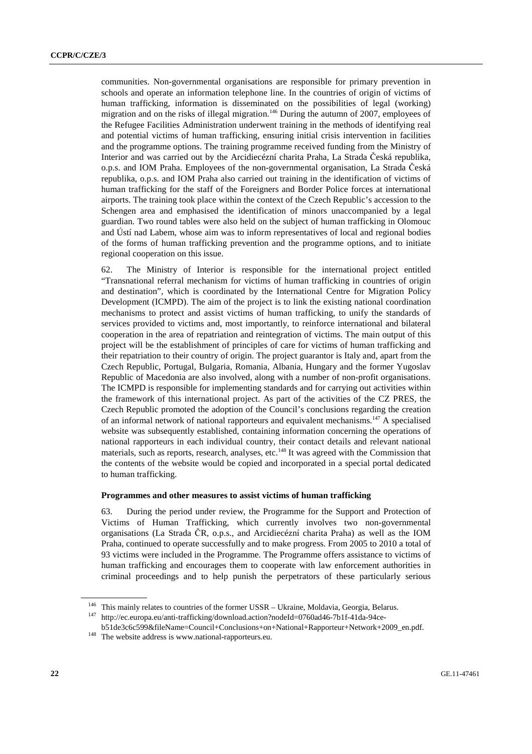communities. Non-governmental organisations are responsible for primary prevention in schools and operate an information telephone line. In the countries of origin of victims of human trafficking, information is disseminated on the possibilities of legal (working) migration and on the risks of illegal migration.[146] During the autumn of 2007, employees of the Refugee Facilities Administration underwent training in the methods of identifying real and potential victims of human trafficking, ensuring initial crisis intervention in facilities and the programme options. The training programme received funding from the Ministry of Interior and was carried out by the Arcidiecézní charita Praha, La Strada Česká republika, o.p.s. and IOM Praha. Employees of the non-governmental organisation, La Strada Česká republika, o.p.s. and IOM Praha also carried out training in the identification of victims of human trafficking for the staff of the Foreigners and Border Police forces at international airports. The training took place within the context of the Czech Republic's accession to the Schengen area and emphasised the identification of minors unaccompanied by a legal guardian. Two round tables were also held on the subject of human trafficking in Olomouc and Ústí nad Labem, whose aim was to inform representatives of local and regional bodies of the forms of human trafficking prevention and the programme options, and to initiate regional cooperation on this issue.

62. The Ministry of Interior is responsible for the international project entitled "Transnational referral mechanism for victims of human trafficking in countries of origin and destination", which is coordinated by the International Centre for Migration Policy Development (ICMPD). The aim of the project is to link the existing national coordination mechanisms to protect and assist victims of human trafficking, to unify the standards of services provided to victims and, most importantly, to reinforce international and bilateral cooperation in the area of repatriation and reintegration of victims. The main output of this project will be the establishment of principles of care for victims of human trafficking and their repatriation to their country of origin. The project guarantor is Italy and, apart from the Czech Republic, Portugal, Bulgaria, Romania, Albania, Hungary and the former Yugoslav Republic of Macedonia are also involved, along with a number of non-profit organisations. The ICMPD is responsible for implementing standards and for carrying out activities within the framework of this international project. As part of the activities of the CZ PRES, the Czech Republic promoted the adoption of the Council's conclusions regarding the creation of an informal network of national rapporteurs and equivalent mechanisms.[147] A specialised website was subsequently established, containing information concerning the operations of national rapporteurs in each individual country, their contact details and relevant national materials, such as reports, research, analyses, etc.[148] It was agreed with the Commission that the contents of the website would be copied and incorporated in a special portal dedicated to human trafficking.

**Programmes and other measures to assist victims of human trafficking**

63. During the period under review, the Programme for the Support and Protection of Victims of Human Trafficking, which currently involves two non-governmental organisations (La Strada ČR, o.p.s., and Arcidiecézní charita Praha) as well as the IOM Praha, continued to operate successfully and to make progress. From 2005 to 2010 a total of 93 victims were included in the Programme. The Programme offers assistance to victims of human trafficking and encourages them to cooperate with law enforcement authorities in criminal proceedings and to help punish the perpetrators of these particularly serious

---

[146] This mainly relates to countries of the former USSR – Ukraine, Moldavia, Georgia, Belarus.

[147] http://ec.europa.eu/anti-trafficking/download.action?nodeId=0760ad46-7b1f-41da-94ce-b51de3c6c599&fileName=Council+Conclusions+on+National+Rapporteur+Network+2009_en.pdf.

[148] The website address is www.national-rapporteurs.eu.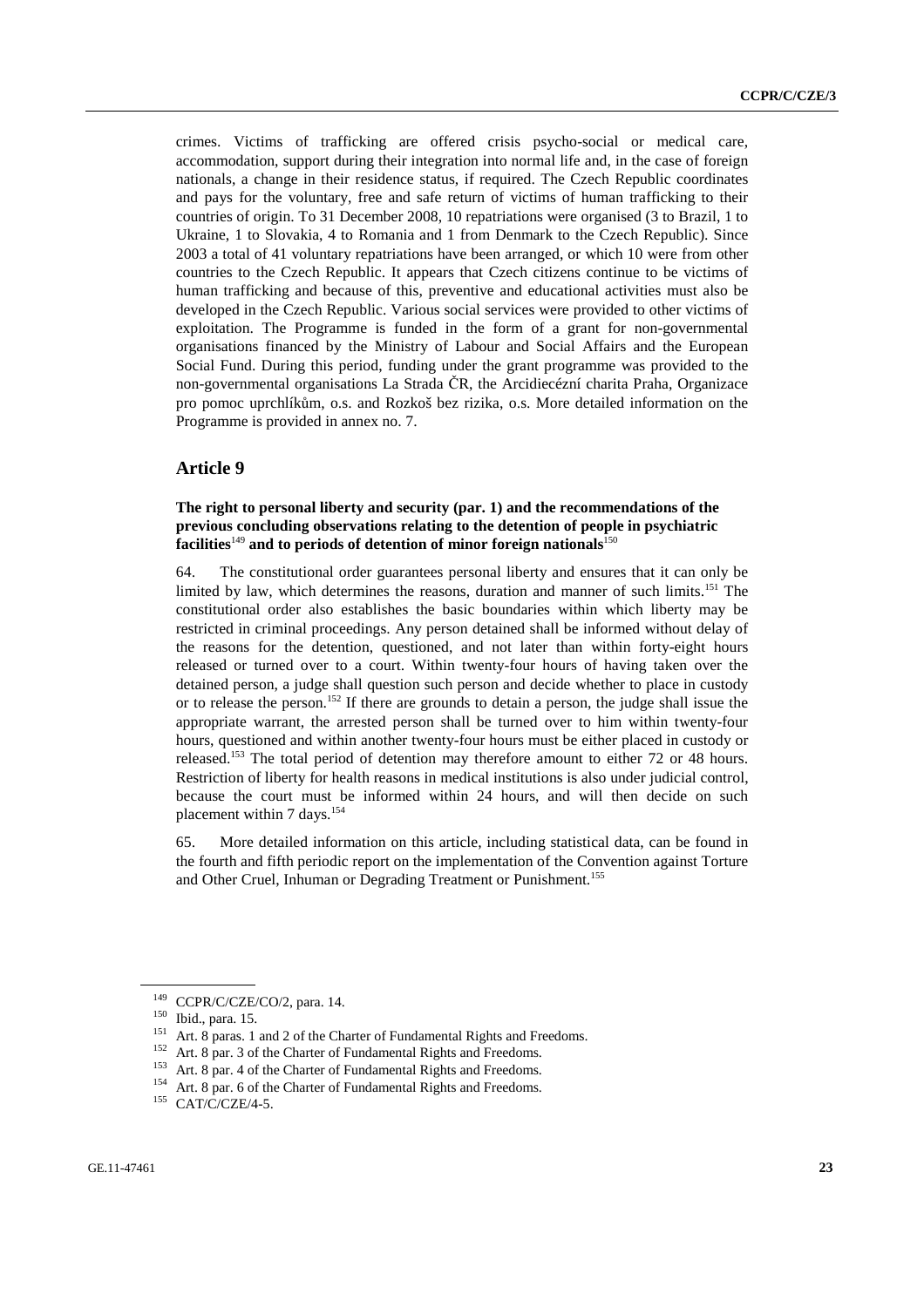crimes. Victims of trafficking are offered crisis psycho-social or medical care, accommodation, support during their integration into normal life and, in the case of foreign nationals, a change in their residence status, if required. The Czech Republic coordinates and pays for the voluntary, free and safe return of victims of human trafficking to their countries of origin. To 31 December 2008, 10 repatriations were organised (3 to Brazil, 1 to Ukraine, 1 to Slovakia, 4 to Romania and 1 from Denmark to the Czech Republic). Since 2003 a total of 41 voluntary repatriations have been arranged, or which 10 were from other countries to the Czech Republic. It appears that Czech citizens continue to be victims of human trafficking and because of this, preventive and educational activities must also be developed in the Czech Republic. Various social services were provided to other victims of exploitation. The Programme is funded in the form of a grant for non-governmental organisations financed by the Ministry of Labour and Social Affairs and the European Social Fund. During this period, funding under the grant programme was provided to the non-governmental organisations La Strada ČR, the Arcidiecézní charita Praha, Organizace pro pomoc uprchlíkům, o.s. and Rozkoš bez rizika, o.s. More detailed information on the Programme is provided in annex no. 7.

## Article 9

### The right to personal liberty and security (par. 1) and the recommendations of the previous concluding observations relating to the detention of people in psychiatric facilities[149] and to periods of detention of minor foreign nationals[150]

64. The constitutional order guarantees personal liberty and ensures that it can only be limited by law, which determines the reasons, duration and manner of such limits.[151] The constitutional order also establishes the basic boundaries within which liberty may be restricted in criminal proceedings. Any person detained shall be informed without delay of the reasons for the detention, questioned, and not later than within forty-eight hours released or turned over to a court. Within twenty-four hours of having taken over the detained person, a judge shall question such person and decide whether to place in custody or to release the person.[152] If there are grounds to detain a person, the judge shall issue the appropriate warrant, the arrested person shall be turned over to him within twenty-four hours, questioned and within another twenty-four hours must be either placed in custody or released.[153] The total period of detention may therefore amount to either 72 or 48 hours. Restriction of liberty for health reasons in medical institutions is also under judicial control, because the court must be informed within 24 hours, and will then decide on such placement within 7 days.[154]

65. More detailed information on this article, including statistical data, can be found in the fourth and fifth periodic report on the implementation of the Convention against Torture and Other Cruel, Inhuman or Degrading Treatment or Punishment.[155]

[149] CCPR/C/CZE/CO/2, para. 14.

[150] Ibid., para. 15.

[151] Art. 8 paras. 1 and 2 of the Charter of Fundamental Rights and Freedoms.

[152] Art. 8 par. 3 of the Charter of Fundamental Rights and Freedoms.

[153] Art. 8 par. 4 of the Charter of Fundamental Rights and Freedoms.

[154] Art. 8 par. 6 of the Charter of Fundamental Rights and Freedoms.

[155] CAT/C/CZE/4-5.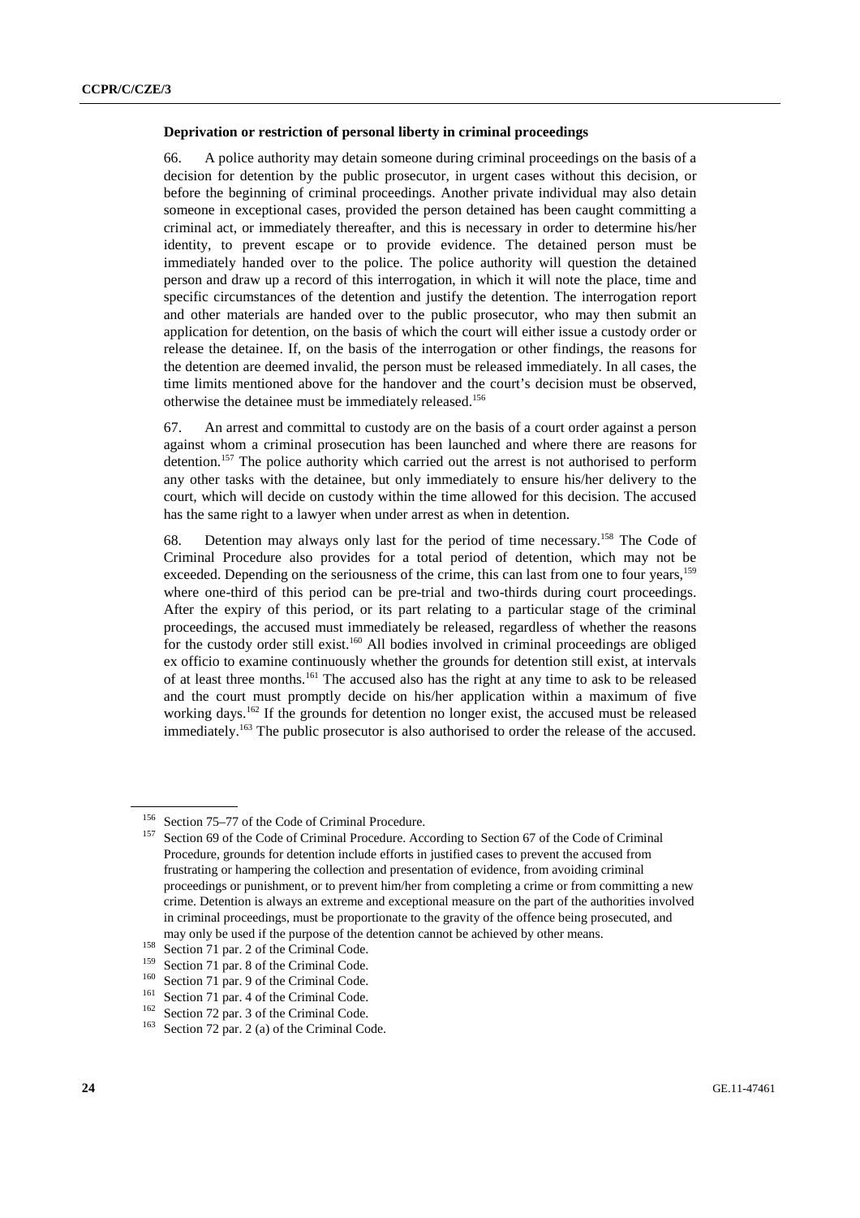**Deprivation or restriction of personal liberty in criminal proceedings**

66. A police authority may detain someone during criminal proceedings on the basis of a decision for detention by the public prosecutor, in urgent cases without this decision, or before the beginning of criminal proceedings. Another private individual may also detain someone in exceptional cases, provided the person detained has been caught committing a criminal act, or immediately thereafter, and this is necessary in order to determine his/her identity, to prevent escape or to provide evidence. The detained person must be immediately handed over to the police. The police authority will question the detained person and draw up a record of this interrogation, in which it will note the place, time and specific circumstances of the detention and justify the detention. The interrogation report and other materials are handed over to the public prosecutor, who may then submit an application for detention, on the basis of which the court will either issue a custody order or release the detainee. If, on the basis of the interrogation or other findings, the reasons for the detention are deemed invalid, the person must be released immediately. In all cases, the time limits mentioned above for the handover and the court's decision must be observed, otherwise the detainee must be immediately released.[156]

67. An arrest and committal to custody are on the basis of a court order against a person against whom a criminal prosecution has been launched and where there are reasons for detention.[157] The police authority which carried out the arrest is not authorised to perform any other tasks with the detainee, but only immediately to ensure his/her delivery to the court, which will decide on custody within the time allowed for this decision. The accused has the same right to a lawyer when under arrest as when in detention.

68. Detention may always only last for the period of time necessary.[158] The Code of Criminal Procedure also provides for a total period of detention, which may not be exceeded. Depending on the seriousness of the crime, this can last from one to four years,[159] where one-third of this period can be pre-trial and two-thirds during court proceedings. After the expiry of this period, or its part relating to a particular stage of the criminal proceedings, the accused must immediately be released, regardless of whether the reasons for the custody order still exist.[160] All bodies involved in criminal proceedings are obliged ex officio to examine continuously whether the grounds for detention still exist, at intervals of at least three months.[161] The accused also has the right at any time to ask to be released and the court must promptly decide on his/her application within a maximum of five working days.[162] If the grounds for detention no longer exist, the accused must be released immediately.[163] The public prosecutor is also authorised to order the release of the accused.

[156] Section 75–77 of the Code of Criminal Procedure.

[157] Section 69 of the Code of Criminal Procedure. According to Section 67 of the Code of Criminal Procedure, grounds for detention include efforts in justified cases to prevent the accused from frustrating or hampering the collection and presentation of evidence, from avoiding criminal proceedings or punishment, or to prevent him/her from completing a crime or from committing a new crime. Detention is always an extreme and exceptional measure on the part of the authorities involved in criminal proceedings, must be proportionate to the gravity of the offence being prosecuted, and may only be used if the purpose of the detention cannot be achieved by other means.

[158] Section 71 par. 2 of the Criminal Code.

[159] Section 71 par. 8 of the Criminal Code.

[160] Section 71 par. 9 of the Criminal Code.

[161] Section 71 par. 4 of the Criminal Code.

[162] Section 72 par. 3 of the Criminal Code.

[163] Section 72 par. 2 (a) of the Criminal Code.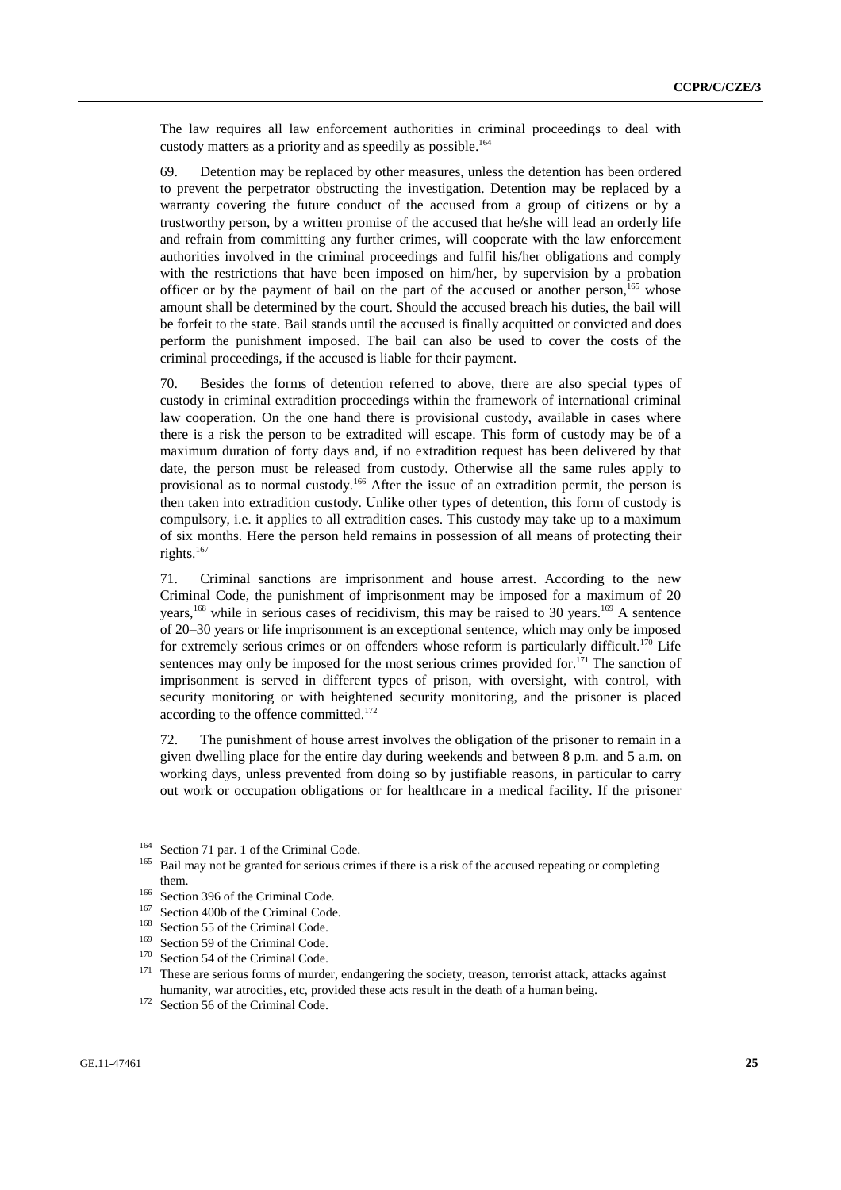The law requires all law enforcement authorities in criminal proceedings to deal with custody matters as a priority and as speedily as possible.[164]

69. Detention may be replaced by other measures, unless the detention has been ordered to prevent the perpetrator obstructing the investigation. Detention may be replaced by a warranty covering the future conduct of the accused from a group of citizens or by a trustworthy person, by a written promise of the accused that he/she will lead an orderly life and refrain from committing any further crimes, will cooperate with the law enforcement authorities involved in the criminal proceedings and fulfil his/her obligations and comply with the restrictions that have been imposed on him/her, by supervision by a probation officer or by the payment of bail on the part of the accused or another person,[165] whose amount shall be determined by the court. Should the accused breach his duties, the bail will be forfeit to the state. Bail stands until the accused is finally acquitted or convicted and does perform the punishment imposed. The bail can also be used to cover the costs of the criminal proceedings, if the accused is liable for their payment.

70. Besides the forms of detention referred to above, there are also special types of custody in criminal extradition proceedings within the framework of international criminal law cooperation. On the one hand there is provisional custody, available in cases where there is a risk the person to be extradited will escape. This form of custody may be of a maximum duration of forty days and, if no extradition request has been delivered by that date, the person must be released from custody. Otherwise all the same rules apply to provisional as to normal custody.[166] After the issue of an extradition permit, the person is then taken into extradition custody. Unlike other types of detention, this form of custody is compulsory, i.e. it applies to all extradition cases. This custody may take up to a maximum of six months. Here the person held remains in possession of all means of protecting their rights.[167]

71. Criminal sanctions are imprisonment and house arrest. According to the new Criminal Code, the punishment of imprisonment may be imposed for a maximum of 20 years,[168] while in serious cases of recidivism, this may be raised to 30 years.[169] A sentence of 20–30 years or life imprisonment is an exceptional sentence, which may only be imposed for extremely serious crimes or on offenders whose reform is particularly difficult.[170] Life sentences may only be imposed for the most serious crimes provided for.[171] The sanction of imprisonment is served in different types of prison, with oversight, with control, with security monitoring or with heightened security monitoring, and the prisoner is placed according to the offence committed.[172]

72. The punishment of house arrest involves the obligation of the prisoner to remain in a given dwelling place for the entire day during weekends and between 8 p.m. and 5 a.m. on working days, unless prevented from doing so by justifiable reasons, in particular to carry out work or occupation obligations or for healthcare in a medical facility. If the prisoner

---

[164] Section 71 par. 1 of the Criminal Code.

[165] Bail may not be granted for serious crimes if there is a risk of the accused repeating or completing them.

[166] Section 396 of the Criminal Code.

[167] Section 400b of the Criminal Code.

[168] Section 55 of the Criminal Code.

[169] Section 59 of the Criminal Code.

[170] Section 54 of the Criminal Code.

[171] These are serious forms of murder, endangering the society, treason, terrorist attack, attacks against humanity, war atrocities, etc, provided these acts result in the death of a human being.

[172] Section 56 of the Criminal Code.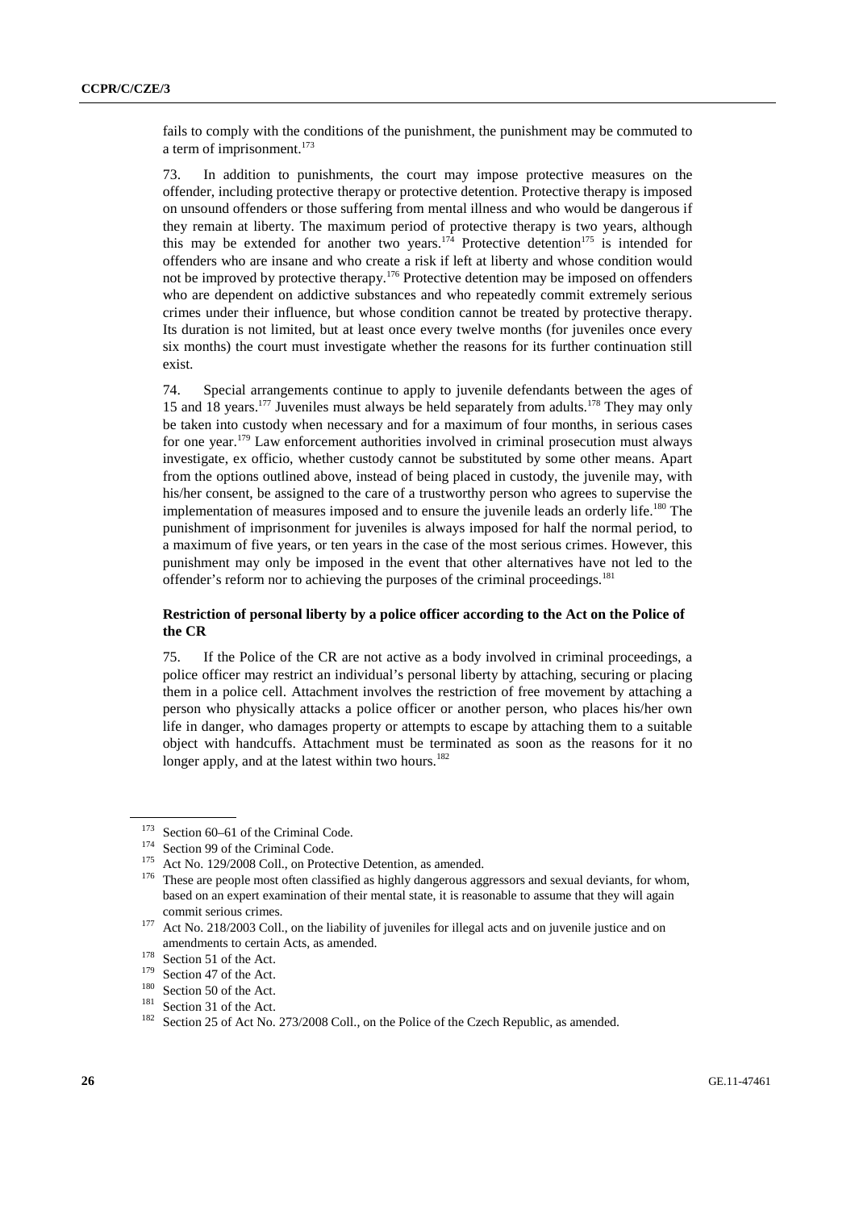fails to comply with the conditions of the punishment, the punishment may be commuted to a term of imprisonment.[173]

73. In addition to punishments, the court may impose protective measures on the offender, including protective therapy or protective detention. Protective therapy is imposed on unsound offenders or those suffering from mental illness and who would be dangerous if they remain at liberty. The maximum period of protective therapy is two years, although this may be extended for another two years.[174] Protective detention[175] is intended for offenders who are insane and who create a risk if left at liberty and whose condition would not be improved by protective therapy.[176] Protective detention may be imposed on offenders who are dependent on addictive substances and who repeatedly commit extremely serious crimes under their influence, but whose condition cannot be treated by protective therapy. Its duration is not limited, but at least once every twelve months (for juveniles once every six months) the court must investigate whether the reasons for its further continuation still exist.

74. Special arrangements continue to apply to juvenile defendants between the ages of 15 and 18 years.[177] Juveniles must always be held separately from adults.[178] They may only be taken into custody when necessary and for a maximum of four months, in serious cases for one year.[179] Law enforcement authorities involved in criminal prosecution must always investigate, ex officio, whether custody cannot be substituted by some other means. Apart from the options outlined above, instead of being placed in custody, the juvenile may, with his/her consent, be assigned to the care of a trustworthy person who agrees to supervise the implementation of measures imposed and to ensure the juvenile leads an orderly life.[180] The punishment of imprisonment for juveniles is always imposed for half the normal period, to a maximum of five years, or ten years in the case of the most serious crimes. However, this punishment may only be imposed in the event that other alternatives have not led to the offender's reform nor to achieving the purposes of the criminal proceedings.[181]

### Restriction of personal liberty by a police officer according to the Act on the Police of the CR

75. If the Police of the CR are not active as a body involved in criminal proceedings, a police officer may restrict an individual's personal liberty by attaching, securing or placing them in a police cell. Attachment involves the restriction of free movement by attaching a person who physically attacks a police officer or another person, who places his/her own life in danger, who damages property or attempts to escape by attaching them to a suitable object with handcuffs. Attachment must be terminated as soon as the reasons for it no longer apply, and at the latest within two hours.[182]

---

[173] Section 60–61 of the Criminal Code.

[174] Section 99 of the Criminal Code.

[175] Act No. 129/2008 Coll., on Protective Detention, as amended.

[176] These are people most often classified as highly dangerous aggressors and sexual deviants, for whom, based on an expert examination of their mental state, it is reasonable to assume that they will again commit serious crimes.

[177] Act No. 218/2003 Coll., on the liability of juveniles for illegal acts and on juvenile justice and on amendments to certain Acts, as amended.

[178] Section 51 of the Act.

[179] Section 47 of the Act.

[180] Section 50 of the Act.

[181] Section 31 of the Act.

[182] Section 25 of Act No. 273/2008 Coll., on the Police of the Czech Republic, as amended.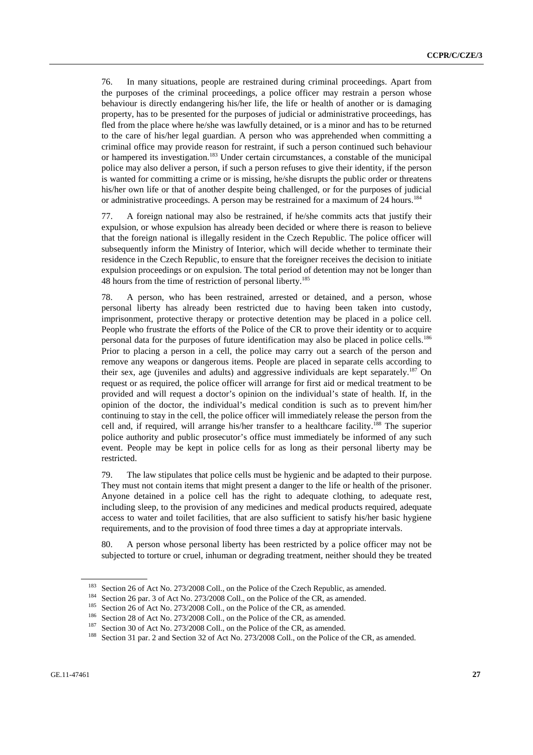76. In many situations, people are restrained during criminal proceedings. Apart from the purposes of the criminal proceedings, a police officer may restrain a person whose behaviour is directly endangering his/her life, the life or health of another or is damaging property, has to be presented for the purposes of judicial or administrative proceedings, has fled from the place where he/she was lawfully detained, or is a minor and has to be returned to the care of his/her legal guardian. A person who was apprehended when committing a criminal office may provide reason for restraint, if such a person continued such behaviour or hampered its investigation.[183] Under certain circumstances, a constable of the municipal police may also deliver a person, if such a person refuses to give their identity, if the person is wanted for committing a crime or is missing, he/she disrupts the public order or threatens his/her own life or that of another despite being challenged, or for the purposes of judicial or administrative proceedings. A person may be restrained for a maximum of 24 hours.[184]

77. A foreign national may also be restrained, if he/she commits acts that justify their expulsion, or whose expulsion has already been decided or where there is reason to believe that the foreign national is illegally resident in the Czech Republic. The police officer will subsequently inform the Ministry of Interior, which will decide whether to terminate their residence in the Czech Republic, to ensure that the foreigner receives the decision to initiate expulsion proceedings or on expulsion. The total period of detention may not be longer than 48 hours from the time of restriction of personal liberty.[185]

78. A person, who has been restrained, arrested or detained, and a person, whose personal liberty has already been restricted due to having been taken into custody, imprisonment, protective therapy or protective detention may be placed in a police cell. People who frustrate the efforts of the Police of the CR to prove their identity or to acquire personal data for the purposes of future identification may also be placed in police cells.[186] Prior to placing a person in a cell, the police may carry out a search of the person and remove any weapons or dangerous items. People are placed in separate cells according to their sex, age (juveniles and adults) and aggressive individuals are kept separately.[187] On request or as required, the police officer will arrange for first aid or medical treatment to be provided and will request a doctor's opinion on the individual's state of health. If, in the opinion of the doctor, the individual's medical condition is such as to prevent him/her continuing to stay in the cell, the police officer will immediately release the person from the cell and, if required, will arrange his/her transfer to a healthcare facility.[188] The superior police authority and public prosecutor's office must immediately be informed of any such event. People may be kept in police cells for as long as their personal liberty may be restricted.

79. The law stipulates that police cells must be hygienic and be adapted to their purpose. They must not contain items that might present a danger to the life or health of the prisoner. Anyone detained in a police cell has the right to adequate clothing, to adequate rest, including sleep, to the provision of any medicines and medical products required, adequate access to water and toilet facilities, that are also sufficient to satisfy his/her basic hygiene requirements, and to the provision of food three times a day at appropriate intervals.

80. A person whose personal liberty has been restricted by a police officer may not be subjected to torture or cruel, inhuman or degrading treatment, neither should they be treated

---

[183] Section 26 of Act No. 273/2008 Coll., on the Police of the Czech Republic, as amended.

[184] Section 26 par. 3 of Act No. 273/2008 Coll., on the Police of the CR, as amended.

[185] Section 26 of Act No. 273/2008 Coll., on the Police of the CR, as amended.

[186] Section 28 of Act No. 273/2008 Coll., on the Police of the CR, as amended.

[187] Section 30 of Act No. 273/2008 Coll., on the Police of the CR, as amended.

[188] Section 31 par. 2 and Section 32 of Act No. 273/2008 Coll., on the Police of the CR, as amended.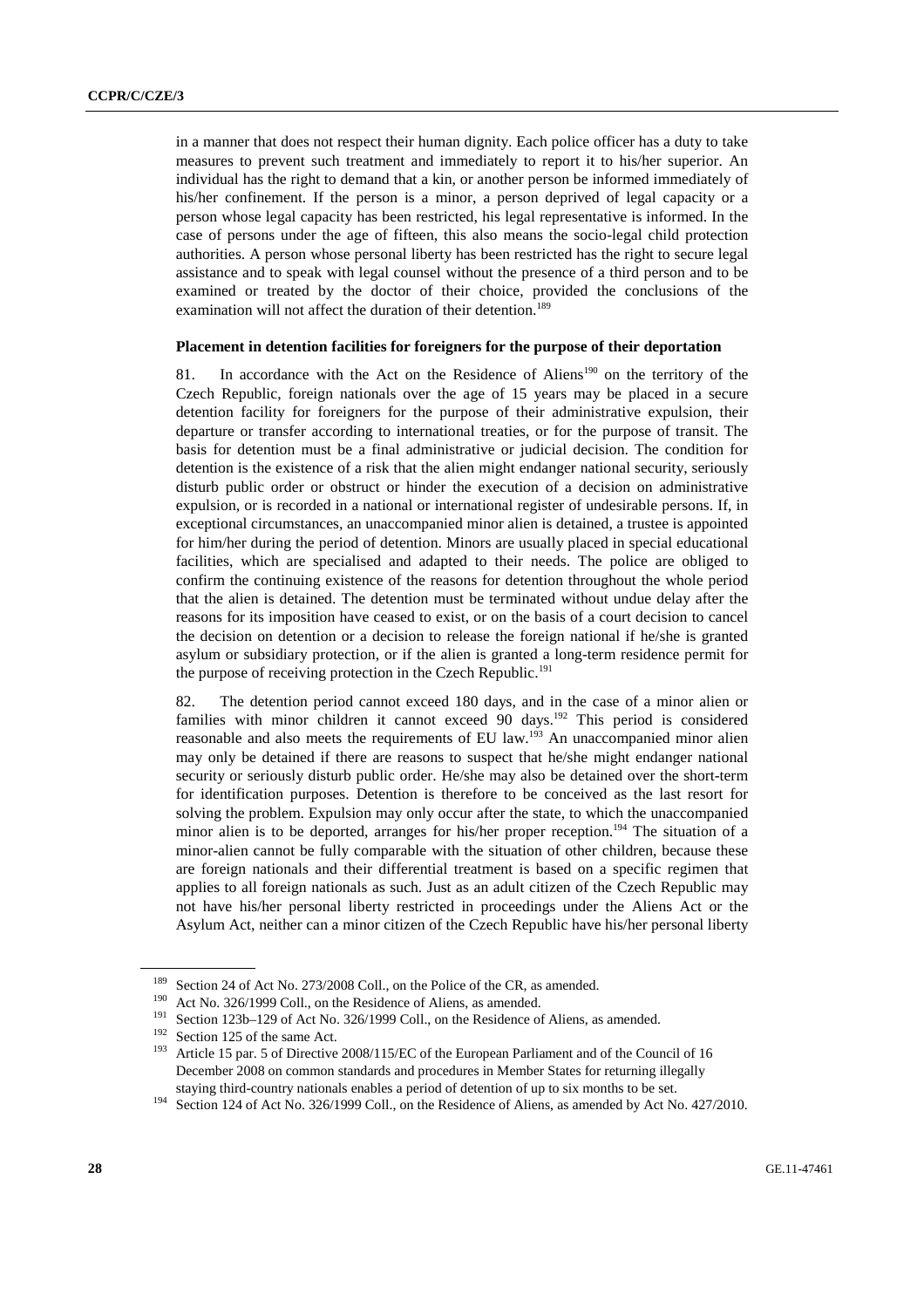in a manner that does not respect their human dignity. Each police officer has a duty to take measures to prevent such treatment and immediately to report it to his/her superior. An individual has the right to demand that a kin, or another person be informed immediately of his/her confinement. If the person is a minor, a person deprived of legal capacity or a person whose legal capacity has been restricted, his legal representative is informed. In the case of persons under the age of fifteen, this also means the socio-legal child protection authorities. A person whose personal liberty has been restricted has the right to secure legal assistance and to speak with legal counsel without the presence of a third person and to be examined or treated by the doctor of their choice, provided the conclusions of the examination will not affect the duration of their detention.[189]

**Placement in detention facilities for foreigners for the purpose of their deportation**

81. In accordance with the Act on the Residence of Aliens[190] on the territory of the Czech Republic, foreign nationals over the age of 15 years may be placed in a secure detention facility for foreigners for the purpose of their administrative expulsion, their departure or transfer according to international treaties, or for the purpose of transit. The basis for detention must be a final administrative or judicial decision. The condition for detention is the existence of a risk that the alien might endanger national security, seriously disturb public order or obstruct or hinder the execution of a decision on administrative expulsion, or is recorded in a national or international register of undesirable persons. If, in exceptional circumstances, an unaccompanied minor alien is detained, a trustee is appointed for him/her during the period of detention. Minors are usually placed in special educational facilities, which are specialised and adapted to their needs. The police are obliged to confirm the continuing existence of the reasons for detention throughout the whole period that the alien is detained. The detention must be terminated without undue delay after the reasons for its imposition have ceased to exist, or on the basis of a court decision to cancel the decision on detention or a decision to release the foreign national if he/she is granted asylum or subsidiary protection, or if the alien is granted a long-term residence permit for the purpose of receiving protection in the Czech Republic.[191]

82. The detention period cannot exceed 180 days, and in the case of a minor alien or families with minor children it cannot exceed 90 days.[192] This period is considered reasonable and also meets the requirements of EU law.[193] An unaccompanied minor alien may only be detained if there are reasons to suspect that he/she might endanger national security or seriously disturb public order. He/she may also be detained over the short-term for identification purposes. Detention is therefore to be conceived as the last resort for solving the problem. Expulsion may only occur after the state, to which the unaccompanied minor alien is to be deported, arranges for his/her proper reception.[194] The situation of a minor-alien cannot be fully comparable with the situation of other children, because these are foreign nationals and their differential treatment is based on a specific regimen that applies to all foreign nationals as such. Just as an adult citizen of the Czech Republic may not have his/her personal liberty restricted in proceedings under the Aliens Act or the Asylum Act, neither can a minor citizen of the Czech Republic have his/her personal liberty

---

[189] Section 24 of Act No. 273/2008 Coll., on the Police of the CR, as amended.

[190] Act No. 326/1999 Coll., on the Residence of Aliens, as amended.

[191] Section 123b–129 of Act No. 326/1999 Coll., on the Residence of Aliens, as amended.

[192] Section 125 of the same Act.

[193] Article 15 par. 5 of Directive 2008/115/EC of the European Parliament and of the Council of 16 December 2008 on common standards and procedures in Member States for returning illegally staying third-country nationals enables a period of detention of up to six months to be set.

[194] Section 124 of Act No. 326/1999 Coll., on the Residence of Aliens, as amended by Act No. 427/2010.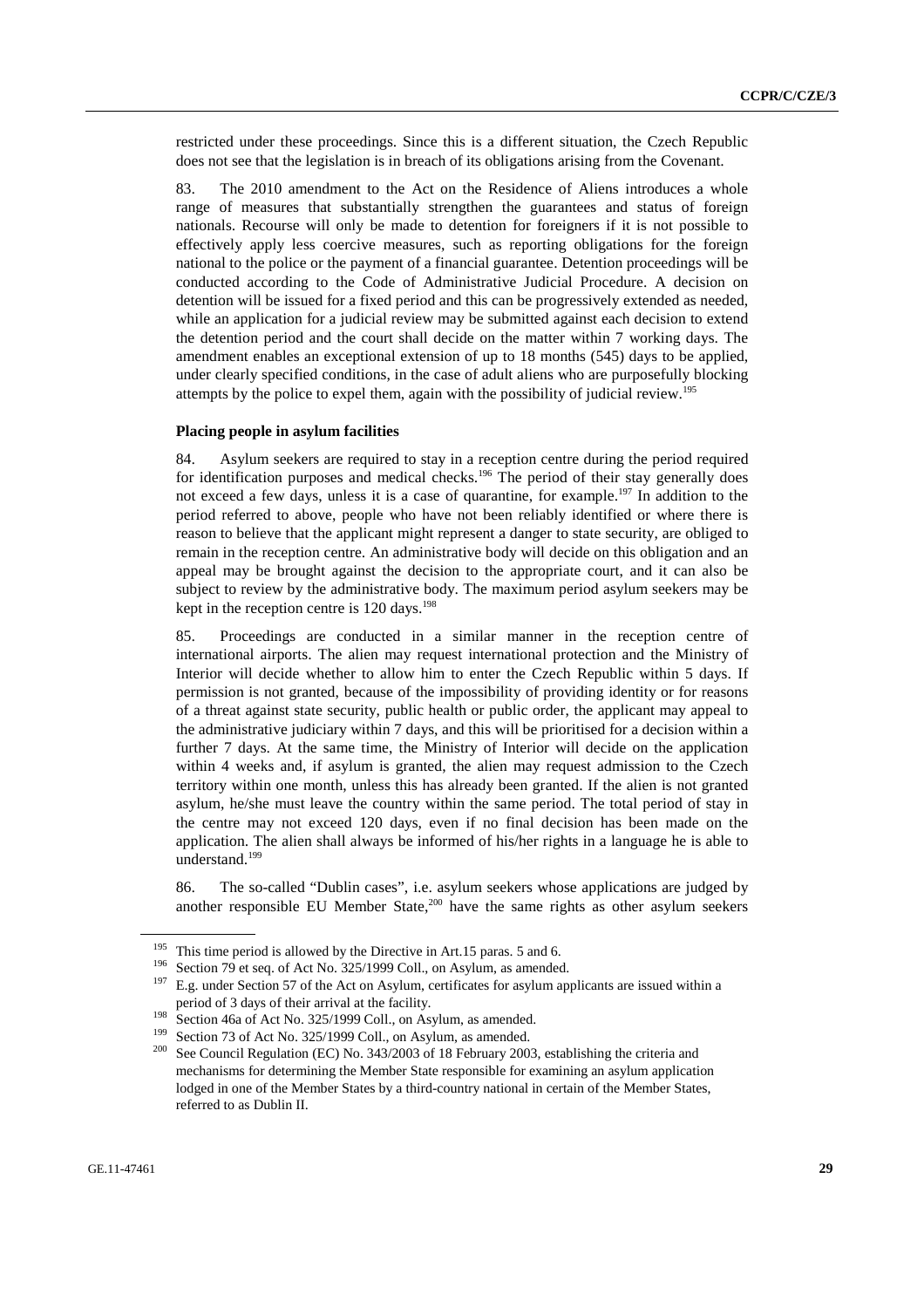restricted under these proceedings. Since this is a different situation, the Czech Republic does not see that the legislation is in breach of its obligations arising from the Covenant.

83. The 2010 amendment to the Act on the Residence of Aliens introduces a whole range of measures that substantially strengthen the guarantees and status of foreign nationals. Recourse will only be made to detention for foreigners if it is not possible to effectively apply less coercive measures, such as reporting obligations for the foreign national to the police or the payment of a financial guarantee. Detention proceedings will be conducted according to the Code of Administrative Judicial Procedure. A decision on detention will be issued for a fixed period and this can be progressively extended as needed, while an application for a judicial review may be submitted against each decision to extend the detention period and the court shall decide on the matter within 7 working days. The amendment enables an exceptional extension of up to 18 months (545) days to be applied, under clearly specified conditions, in the case of adult aliens who are purposefully blocking attempts by the police to expel them, again with the possibility of judicial review.[195]

**Placing people in asylum facilities**

84. Asylum seekers are required to stay in a reception centre during the period required for identification purposes and medical checks.[196] The period of their stay generally does not exceed a few days, unless it is a case of quarantine, for example.[197] In addition to the period referred to above, people who have not been reliably identified or where there is reason to believe that the applicant might represent a danger to state security, are obliged to remain in the reception centre. An administrative body will decide on this obligation and an appeal may be brought against the decision to the appropriate court, and it can also be subject to review by the administrative body. The maximum period asylum seekers may be kept in the reception centre is 120 days.[198]

85. Proceedings are conducted in a similar manner in the reception centre of international airports. The alien may request international protection and the Ministry of Interior will decide whether to allow him to enter the Czech Republic within 5 days. If permission is not granted, because of the impossibility of providing identity or for reasons of a threat against state security, public health or public order, the applicant may appeal to the administrative judiciary within 7 days, and this will be prioritised for a decision within a further 7 days. At the same time, the Ministry of Interior will decide on the application within 4 weeks and, if asylum is granted, the alien may request admission to the Czech territory within one month, unless this has already been granted. If the alien is not granted asylum, he/she must leave the country within the same period. The total period of stay in the centre may not exceed 120 days, even if no final decision has been made on the application. The alien shall always be informed of his/her rights in a language he is able to understand.[199]

86. The so-called "Dublin cases", i.e. asylum seekers whose applications are judged by another responsible EU Member State,[200] have the same rights as other asylum seekers

---

[195] This time period is allowed by the Directive in Art.15 paras. 5 and 6.

[196] Section 79 et seq. of Act No. 325/1999 Coll., on Asylum, as amended.

[197] E.g. under Section 57 of the Act on Asylum, certificates for asylum applicants are issued within a period of 3 days of their arrival at the facility.

[198] Section 46a of Act No. 325/1999 Coll., on Asylum, as amended.

[199] Section 73 of Act No. 325/1999 Coll., on Asylum, as amended.

[200] See Council Regulation (EC) No. 343/2003 of 18 February 2003, establishing the criteria and mechanisms for determining the Member State responsible for examining an asylum application lodged in one of the Member States by a third-country national in certain of the Member States, referred to as Dublin II.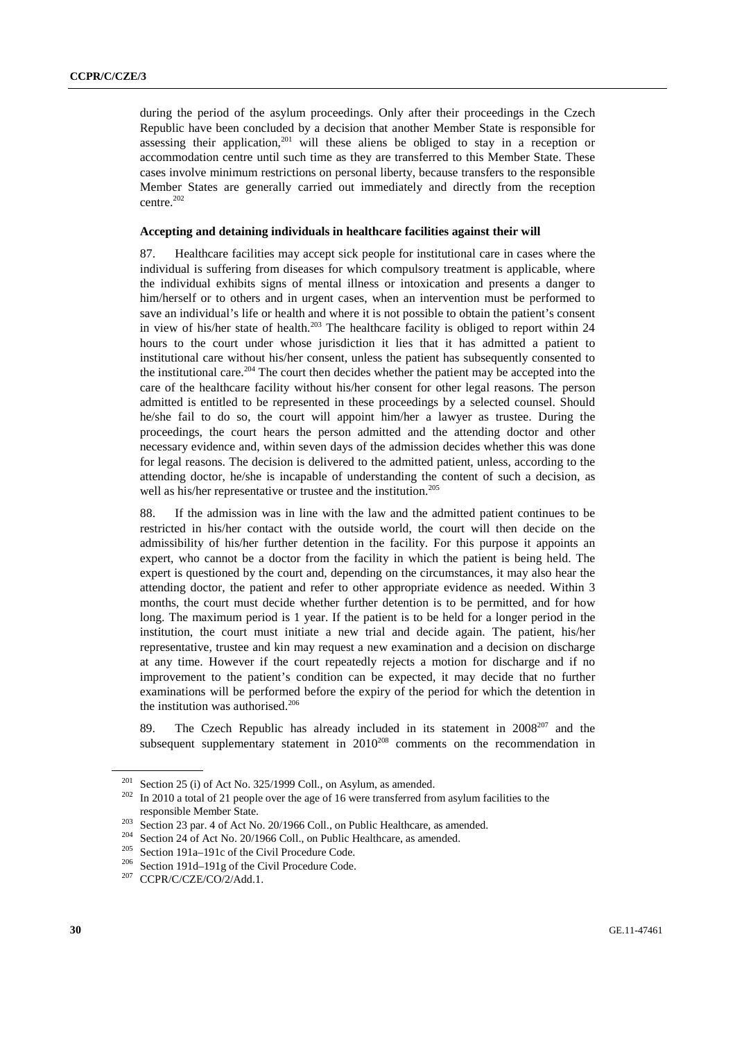during the period of the asylum proceedings. Only after their proceedings in the Czech Republic have been concluded by a decision that another Member State is responsible for assessing their application,[201] will these aliens be obliged to stay in a reception or accommodation centre until such time as they are transferred to this Member State. These cases involve minimum restrictions on personal liberty, because transfers to the responsible Member States are generally carried out immediately and directly from the reception centre.[202]

### Accepting and detaining individuals in healthcare facilities against their will

87. Healthcare facilities may accept sick people for institutional care in cases where the individual is suffering from diseases for which compulsory treatment is applicable, where the individual exhibits signs of mental illness or intoxication and presents a danger to him/herself or to others and in urgent cases, when an intervention must be performed to save an individual's life or health and where it is not possible to obtain the patient's consent in view of his/her state of health.[203] The healthcare facility is obliged to report within 24 hours to the court under whose jurisdiction it lies that it has admitted a patient to institutional care without his/her consent, unless the patient has subsequently consented to the institutional care.[204] The court then decides whether the patient may be accepted into the care of the healthcare facility without his/her consent for other legal reasons. The person admitted is entitled to be represented in these proceedings by a selected counsel. Should he/she fail to do so, the court will appoint him/her a lawyer as trustee. During the proceedings, the court hears the person admitted and the attending doctor and other necessary evidence and, within seven days of the admission decides whether this was done for legal reasons. The decision is delivered to the admitted patient, unless, according to the attending doctor, he/she is incapable of understanding the content of such a decision, as well as his/her representative or trustee and the institution.[205]

88. If the admission was in line with the law and the admitted patient continues to be restricted in his/her contact with the outside world, the court will then decide on the admissibility of his/her further detention in the facility. For this purpose it appoints an expert, who cannot be a doctor from the facility in which the patient is being held. The expert is questioned by the court and, depending on the circumstances, it may also hear the attending doctor, the patient and refer to other appropriate evidence as needed. Within 3 months, the court must decide whether further detention is to be permitted, and for how long. The maximum period is 1 year. If the patient is to be held for a longer period in the institution, the court must initiate a new trial and decide again. The patient, his/her representative, trustee and kin may request a new examination and a decision on discharge at any time. However if the court repeatedly rejects a motion for discharge and if no improvement to the patient's condition can be expected, it may decide that no further examinations will be performed before the expiry of the period for which the detention in the institution was authorised.[206]

89. The Czech Republic has already included in its statement in 2008[207] and the subsequent supplementary statement in 2010[208] comments on the recommendation in

---

[201] Section 25 (i) of Act No. 325/1999 Coll., on Asylum, as amended.

[202] In 2010 a total of 21 people over the age of 16 were transferred from asylum facilities to the responsible Member State.

[203] Section 23 par. 4 of Act No. 20/1966 Coll., on Public Healthcare, as amended.

[204] Section 24 of Act No. 20/1966 Coll., on Public Healthcare, as amended.

[205] Section 191a–191c of the Civil Procedure Code.

[206] Section 191d–191g of the Civil Procedure Code.

[207] CCPR/C/CZE/CO/2/Add.1.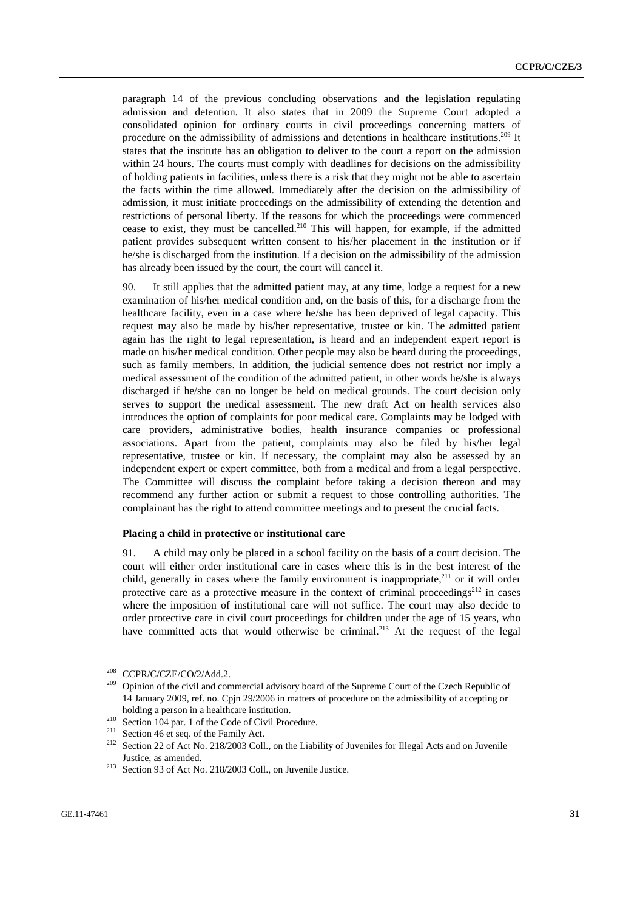paragraph 14 of the previous concluding observations and the legislation regulating admission and detention. It also states that in 2009 the Supreme Court adopted a consolidated opinion for ordinary courts in civil proceedings concerning matters of procedure on the admissibility of admissions and detentions in healthcare institutions.[209] It states that the institute has an obligation to deliver to the court a report on the admission within 24 hours. The courts must comply with deadlines for decisions on the admissibility of holding patients in facilities, unless there is a risk that they might not be able to ascertain the facts within the time allowed. Immediately after the decision on the admissibility of admission, it must initiate proceedings on the admissibility of extending the detention and restrictions of personal liberty. If the reasons for which the proceedings were commenced cease to exist, they must be cancelled.[210] This will happen, for example, if the admitted patient provides subsequent written consent to his/her placement in the institution or if he/she is discharged from the institution. If a decision on the admissibility of the admission has already been issued by the court, the court will cancel it.

90. It still applies that the admitted patient may, at any time, lodge a request for a new examination of his/her medical condition and, on the basis of this, for a discharge from the healthcare facility, even in a case where he/she has been deprived of legal capacity. This request may also be made by his/her representative, trustee or kin. The admitted patient again has the right to legal representation, is heard and an independent expert report is made on his/her medical condition. Other people may also be heard during the proceedings, such as family members. In addition, the judicial sentence does not restrict nor imply a medical assessment of the condition of the admitted patient, in other words he/she is always discharged if he/she can no longer be held on medical grounds. The court decision only serves to support the medical assessment. The new draft Act on health services also introduces the option of complaints for poor medical care. Complaints may be lodged with care providers, administrative bodies, health insurance companies or professional associations. Apart from the patient, complaints may also be filed by his/her legal representative, trustee or kin. If necessary, the complaint may also be assessed by an independent expert or expert committee, both from a medical and from a legal perspective. The Committee will discuss the complaint before taking a decision thereon and may recommend any further action or submit a request to those controlling authorities. The complainant has the right to attend committee meetings and to present the crucial facts.

**Placing a child in protective or institutional care**

91. A child may only be placed in a school facility on the basis of a court decision. The court will either order institutional care in cases where this is in the best interest of the child, generally in cases where the family environment is inappropriate,[211] or it will order protective care as a protective measure in the context of criminal proceedings[212] in cases where the imposition of institutional care will not suffice. The court may also decide to order protective care in civil court proceedings for children under the age of 15 years, who have committed acts that would otherwise be criminal.[213] At the request of the legal

---

[208] CCPR/C/CZE/CO/2/Add.2.

[209] Opinion of the civil and commercial advisory board of the Supreme Court of the Czech Republic of 14 January 2009, ref. no. Cpjn 29/2006 in matters of procedure on the admissibility of accepting or holding a person in a healthcare institution.

[210] Section 104 par. 1 of the Code of Civil Procedure.

[211] Section 46 et seq. of the Family Act.

[212] Section 22 of Act No. 218/2003 Coll., on the Liability of Juveniles for Illegal Acts and on Juvenile Justice, as amended.

[213] Section 93 of Act No. 218/2003 Coll., on Juvenile Justice.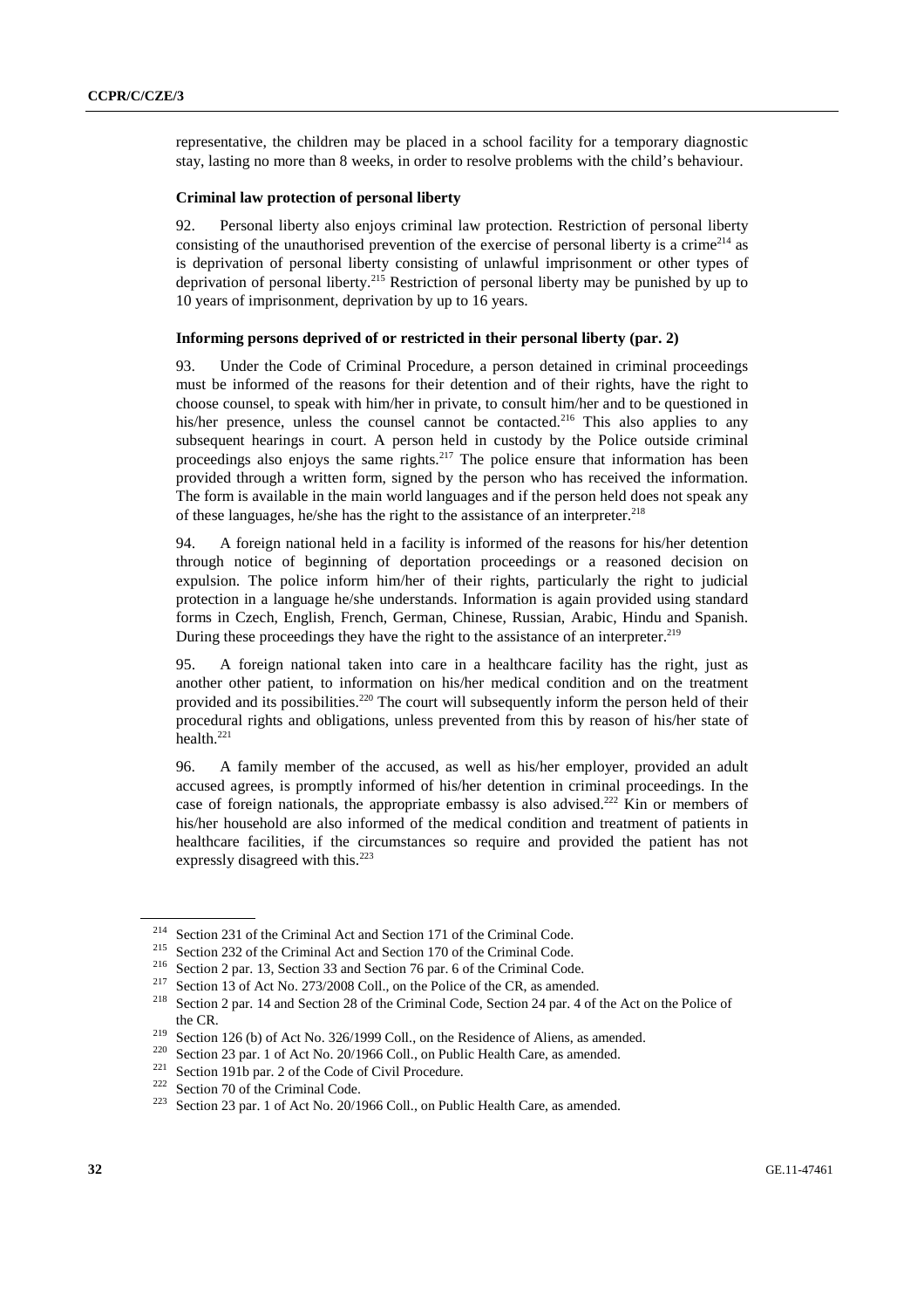representative, the children may be placed in a school facility for a temporary diagnostic stay, lasting no more than 8 weeks, in order to resolve problems with the child's behaviour.

**Criminal law protection of personal liberty**

92. Personal liberty also enjoys criminal law protection. Restriction of personal liberty consisting of the unauthorised prevention of the exercise of personal liberty is a crime[214] as is deprivation of personal liberty consisting of unlawful imprisonment or other types of deprivation of personal liberty.[215] Restriction of personal liberty may be punished by up to 10 years of imprisonment, deprivation by up to 16 years.

**Informing persons deprived of or restricted in their personal liberty (par. 2)**

93. Under the Code of Criminal Procedure, a person detained in criminal proceedings must be informed of the reasons for their detention and of their rights, have the right to choose counsel, to speak with him/her in private, to consult him/her and to be questioned in his/her presence, unless the counsel cannot be contacted.[216] This also applies to any subsequent hearings in court. A person held in custody by the Police outside criminal proceedings also enjoys the same rights.[217] The police ensure that information has been provided through a written form, signed by the person who has received the information. The form is available in the main world languages and if the person held does not speak any of these languages, he/she has the right to the assistance of an interpreter.[218]

94. A foreign national held in a facility is informed of the reasons for his/her detention through notice of beginning of deportation proceedings or a reasoned decision on expulsion. The police inform him/her of their rights, particularly the right to judicial protection in a language he/she understands. Information is again provided using standard forms in Czech, English, French, German, Chinese, Russian, Arabic, Hindu and Spanish. During these proceedings they have the right to the assistance of an interpreter.[219]

95. A foreign national taken into care in a healthcare facility has the right, just as another other patient, to information on his/her medical condition and on the treatment provided and its possibilities.[220] The court will subsequently inform the person held of their procedural rights and obligations, unless prevented from this by reason of his/her state of health.[221]

96. A family member of the accused, as well as his/her employer, provided an adult accused agrees, is promptly informed of his/her detention in criminal proceedings. In the case of foreign nationals, the appropriate embassy is also advised.[222] Kin or members of his/her household are also informed of the medical condition and treatment of patients in healthcare facilities, if the circumstances so require and provided the patient has not expressly disagreed with this.[223]

---

[214] Section 231 of the Criminal Act and Section 171 of the Criminal Code.

[215] Section 232 of the Criminal Act and Section 170 of the Criminal Code.

[216] Section 2 par. 13, Section 33 and Section 76 par. 6 of the Criminal Code.

[217] Section 13 of Act No. 273/2008 Coll., on the Police of the CR, as amended.

[218] Section 2 par. 14 and Section 28 of the Criminal Code, Section 24 par. 4 of the Act on the Police of the CR.

[219] Section 126 (b) of Act No. 326/1999 Coll., on the Residence of Aliens, as amended.

[220] Section 23 par. 1 of Act No. 20/1966 Coll., on Public Health Care, as amended.

[221] Section 191b par. 2 of the Code of Civil Procedure.

[222] Section 70 of the Criminal Code.

[223] Section 23 par. 1 of Act No. 20/1966 Coll., on Public Health Care, as amended.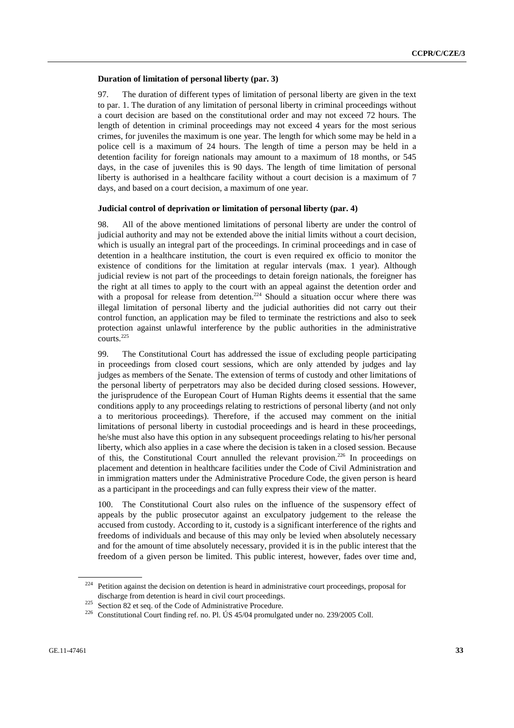**Duration of limitation of personal liberty (par. 3)**

97. The duration of different types of limitation of personal liberty are given in the text to par. 1. The duration of any limitation of personal liberty in criminal proceedings without a court decision are based on the constitutional order and may not exceed 72 hours. The length of detention in criminal proceedings may not exceed 4 years for the most serious crimes, for juveniles the maximum is one year. The length for which some may be held in a police cell is a maximum of 24 hours. The length of time a person may be held in a detention facility for foreign nationals may amount to a maximum of 18 months, or 545 days, in the case of juveniles this is 90 days. The length of time limitation of personal liberty is authorised in a healthcare facility without a court decision is a maximum of 7 days, and based on a court decision, a maximum of one year.

**Judicial control of deprivation or limitation of personal liberty (par. 4)**

98. All of the above mentioned limitations of personal liberty are under the control of judicial authority and may not be extended above the initial limits without a court decision, which is usually an integral part of the proceedings. In criminal proceedings and in case of detention in a healthcare institution, the court is even required ex officio to monitor the existence of conditions for the limitation at regular intervals (max. 1 year). Although judicial review is not part of the proceedings to detain foreign nationals, the foreigner has the right at all times to apply to the court with an appeal against the detention order and with a proposal for release from detention.[224] Should a situation occur where there was illegal limitation of personal liberty and the judicial authorities did not carry out their control function, an application may be filed to terminate the restrictions and also to seek protection against unlawful interference by the public authorities in the administrative courts.[225]

99. The Constitutional Court has addressed the issue of excluding people participating in proceedings from closed court sessions, which are only attended by judges and lay judges as members of the Senate. The extension of terms of custody and other limitations of the personal liberty of perpetrators may also be decided during closed sessions. However, the jurisprudence of the European Court of Human Rights deems it essential that the same conditions apply to any proceedings relating to restrictions of personal liberty (and not only a to meritorious proceedings). Therefore, if the accused may comment on the initial limitations of personal liberty in custodial proceedings and is heard in these proceedings, he/she must also have this option in any subsequent proceedings relating to his/her personal liberty, which also applies in a case where the decision is taken in a closed session. Because of this, the Constitutional Court annulled the relevant provision.[226] In proceedings on placement and detention in healthcare facilities under the Code of Civil Administration and in immigration matters under the Administrative Procedure Code, the given person is heard as a participant in the proceedings and can fully express their view of the matter.

100. The Constitutional Court also rules on the influence of the suspensory effect of appeals by the public prosecutor against an exculpatory judgement to the release the accused from custody. According to it, custody is a significant interference of the rights and freedoms of individuals and because of this may only be levied when absolutely necessary and for the amount of time absolutely necessary, provided it is in the public interest that the freedom of a given person be limited. This public interest, however, fades over time and,

---

[224] Petition against the decision on detention is heard in administrative court proceedings, proposal for discharge from detention is heard in civil court proceedings.

[225] Section 82 et seq. of the Code of Administrative Procedure.

[226] Constitutional Court finding ref. no. Pl. ÚS 45/04 promulgated under no. 239/2005 Coll.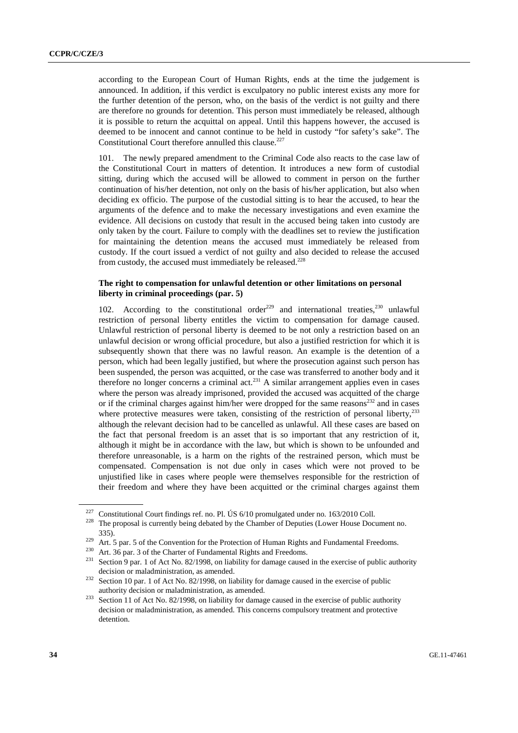according to the European Court of Human Rights, ends at the time the judgement is announced. In addition, if this verdict is exculpatory no public interest exists any more for the further detention of the person, who, on the basis of the verdict is not guilty and there are therefore no grounds for detention. This person must immediately be released, although it is possible to return the acquittal on appeal. Until this happens however, the accused is deemed to be innocent and cannot continue to be held in custody "for safety's sake". The Constitutional Court therefore annulled this clause.[227]

101. The newly prepared amendment to the Criminal Code also reacts to the case law of the Constitutional Court in matters of detention. It introduces a new form of custodial sitting, during which the accused will be allowed to comment in person on the further continuation of his/her detention, not only on the basis of his/her application, but also when deciding ex officio. The purpose of the custodial sitting is to hear the accused, to hear the arguments of the defence and to make the necessary investigations and even examine the evidence. All decisions on custody that result in the accused being taken into custody are only taken by the court. Failure to comply with the deadlines set to review the justification for maintaining the detention means the accused must immediately be released from custody. If the court issued a verdict of not guilty and also decided to release the accused from custody, the accused must immediately be released.[228]

**The right to compensation for unlawful detention or other limitations on personal liberty in criminal proceedings (par. 5)**

102. According to the constitutional order[229] and international treaties,[230] unlawful restriction of personal liberty entitles the victim to compensation for damage caused. Unlawful restriction of personal liberty is deemed to be not only a restriction based on an unlawful decision or wrong official procedure, but also a justified restriction for which it is subsequently shown that there was no lawful reason. An example is the detention of a person, which had been legally justified, but where the prosecution against such person has been suspended, the person was acquitted, or the case was transferred to another body and it therefore no longer concerns a criminal act.[231] A similar arrangement applies even in cases where the person was already imprisoned, provided the accused was acquitted of the charge or if the criminal charges against him/her were dropped for the same reasons[232] and in cases where protective measures were taken, consisting of the restriction of personal liberty,[233] although the relevant decision had to be cancelled as unlawful. All these cases are based on the fact that personal freedom is an asset that is so important that any restriction of it, although it might be in accordance with the law, but which is shown to be unfounded and therefore unreasonable, is a harm on the rights of the restrained person, which must be compensated. Compensation is not due only in cases which were not proved to be unjustified like in cases where people were themselves responsible for the restriction of their freedom and where they have been acquitted or the criminal charges against them

---

[227] Constitutional Court findings ref. no. Pl. ÚS 6/10 promulgated under no. 163/2010 Coll.

[228] The proposal is currently being debated by the Chamber of Deputies (Lower House Document no. 335).

[229] Art. 5 par. 5 of the Convention for the Protection of Human Rights and Fundamental Freedoms.

[230] Art. 36 par. 3 of the Charter of Fundamental Rights and Freedoms.

[231] Section 9 par. 1 of Act No. 82/1998, on liability for damage caused in the exercise of public authority decision or maladministration, as amended.

[232] Section 10 par. 1 of Act No. 82/1998, on liability for damage caused in the exercise of public authority decision or maladministration, as amended.

[233] Section 11 of Act No. 82/1998, on liability for damage caused in the exercise of public authority decision or maladministration, as amended. This concerns compulsory treatment and protective detention.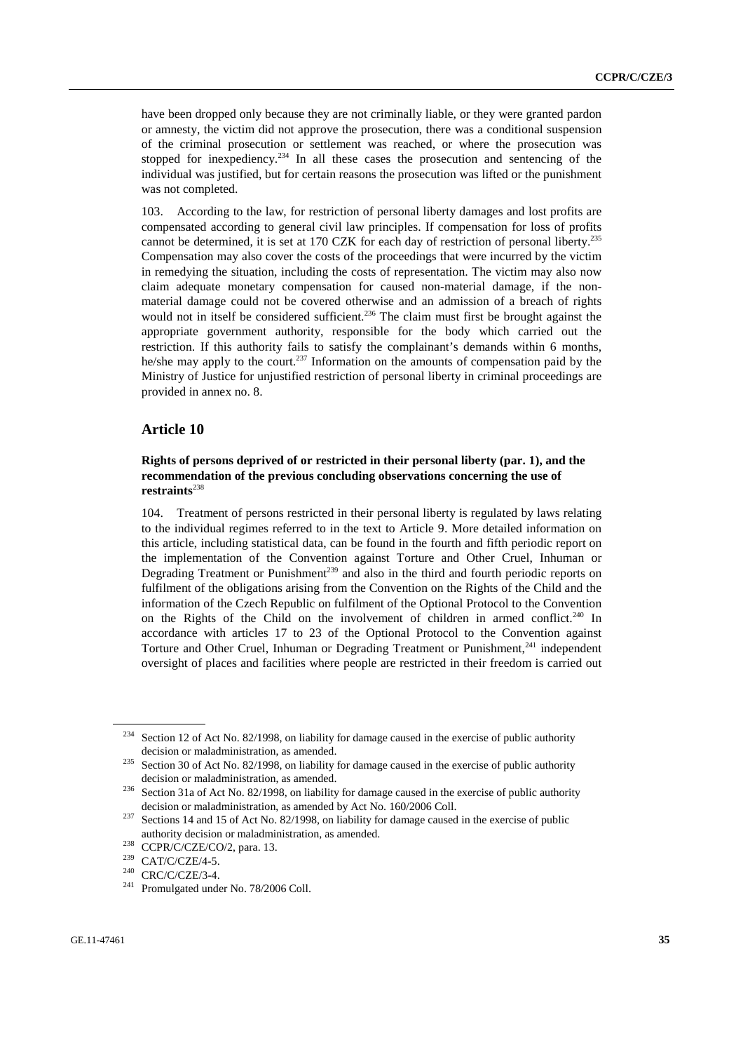have been dropped only because they are not criminally liable, or they were granted pardon or amnesty, the victim did not approve the prosecution, there was a conditional suspension of the criminal prosecution or settlement was reached, or where the prosecution was stopped for inexpediency.[234] In all these cases the prosecution and sentencing of the individual was justified, but for certain reasons the prosecution was lifted or the punishment was not completed.

103. According to the law, for restriction of personal liberty damages and lost profits are compensated according to general civil law principles. If compensation for loss of profits cannot be determined, it is set at 170 CZK for each day of restriction of personal liberty.[235] Compensation may also cover the costs of the proceedings that were incurred by the victim in remedying the situation, including the costs of representation. The victim may also now claim adequate monetary compensation for caused non-material damage, if the non-material damage could not be covered otherwise and an admission of a breach of rights would not in itself be considered sufficient.[236] The claim must first be brought against the appropriate government authority, responsible for the body which carried out the restriction. If this authority fails to satisfy the complainant's demands within 6 months, he/she may apply to the court.[237] Information on the amounts of compensation paid by the Ministry of Justice for unjustified restriction of personal liberty in criminal proceedings are provided in annex no. 8.

## Article 10

### Rights of persons deprived of or restricted in their personal liberty (par. 1), and the recommendation of the previous concluding observations concerning the use of restraints[238]

104. Treatment of persons restricted in their personal liberty is regulated by laws relating to the individual regimes referred to in the text to Article 9. More detailed information on this article, including statistical data, can be found in the fourth and fifth periodic report on the implementation of the Convention against Torture and Other Cruel, Inhuman or Degrading Treatment or Punishment[239] and also in the third and fourth periodic reports on fulfilment of the obligations arising from the Convention on the Rights of the Child and the information of the Czech Republic on fulfilment of the Optional Protocol to the Convention on the Rights of the Child on the involvement of children in armed conflict.[240] In accordance with articles 17 to 23 of the Optional Protocol to the Convention against Torture and Other Cruel, Inhuman or Degrading Treatment or Punishment,[241] independent oversight of places and facilities where people are restricted in their freedom is carried out

---

[234] Section 12 of Act No. 82/1998, on liability for damage caused in the exercise of public authority decision or maladministration, as amended.

[235] Section 30 of Act No. 82/1998, on liability for damage caused in the exercise of public authority decision or maladministration, as amended.

[236] Section 31a of Act No. 82/1998, on liability for damage caused in the exercise of public authority decision or maladministration, as amended by Act No. 160/2006 Coll.

[237] Sections 14 and 15 of Act No. 82/1998, on liability for damage caused in the exercise of public authority decision or maladministration, as amended.

[238] CCPR/C/CZE/CO/2, para. 13.

[239] CAT/C/CZE/4-5.

[240] CRC/C/CZE/3-4.

[241] Promulgated under No. 78/2006 Coll.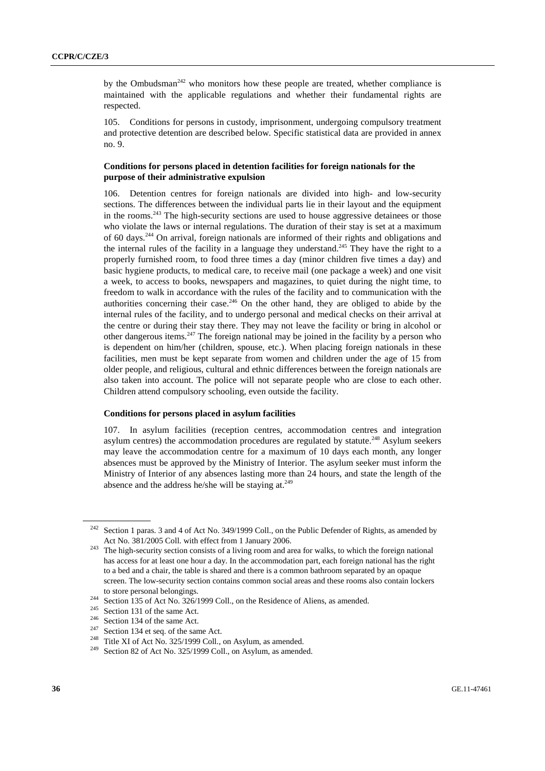by the Ombudsman[242] who monitors how these people are treated, whether compliance is maintained with the applicable regulations and whether their fundamental rights are respected.

105. Conditions for persons in custody, imprisonment, undergoing compulsory treatment and protective detention are described below. Specific statistical data are provided in annex no. 9.

**Conditions for persons placed in detention facilities for foreign nationals for the purpose of their administrative expulsion**

106. Detention centres for foreign nationals are divided into high- and low-security sections. The differences between the individual parts lie in their layout and the equipment in the rooms.[243] The high-security sections are used to house aggressive detainees or those who violate the laws or internal regulations. The duration of their stay is set at a maximum of 60 days.[244] On arrival, foreign nationals are informed of their rights and obligations and the internal rules of the facility in a language they understand.[245] They have the right to a properly furnished room, to food three times a day (minor children five times a day) and basic hygiene products, to medical care, to receive mail (one package a week) and one visit a week, to access to books, newspapers and magazines, to quiet during the night time, to freedom to walk in accordance with the rules of the facility and to communication with the authorities concerning their case.[246] On the other hand, they are obliged to abide by the internal rules of the facility, and to undergo personal and medical checks on their arrival at the centre or during their stay there. They may not leave the facility or bring in alcohol or other dangerous items.[247] The foreign national may be joined in the facility by a person who is dependent on him/her (children, spouse, etc.). When placing foreign nationals in these facilities, men must be kept separate from women and children under the age of 15 from older people, and religious, cultural and ethnic differences between the foreign nationals are also taken into account. The police will not separate people who are close to each other. Children attend compulsory schooling, even outside the facility.

**Conditions for persons placed in asylum facilities**

107. In asylum facilities (reception centres, accommodation centres and integration asylum centres) the accommodation procedures are regulated by statute.[248] Asylum seekers may leave the accommodation centre for a maximum of 10 days each month, any longer absences must be approved by the Ministry of Interior. The asylum seeker must inform the Ministry of Interior of any absences lasting more than 24 hours, and state the length of the absence and the address he/she will be staying at.[249]

---

[242] Section 1 paras. 3 and 4 of Act No. 349/1999 Coll., on the Public Defender of Rights, as amended by Act No. 381/2005 Coll. with effect from 1 January 2006.

[243] The high-security section consists of a living room and area for walks, to which the foreign national has access for at least one hour a day. In the accommodation part, each foreign national has the right to a bed and a chair, the table is shared and there is a common bathroom separated by an opaque screen. The low-security section contains common social areas and these rooms also contain lockers to store personal belongings.

[244] Section 135 of Act No. 326/1999 Coll., on the Residence of Aliens, as amended.

[245] Section 131 of the same Act.

[246] Section 134 of the same Act.

[247] Section 134 et seq. of the same Act.

[248] Title XI of Act No. 325/1999 Coll., on Asylum, as amended.

[249] Section 82 of Act No. 325/1999 Coll., on Asylum, as amended.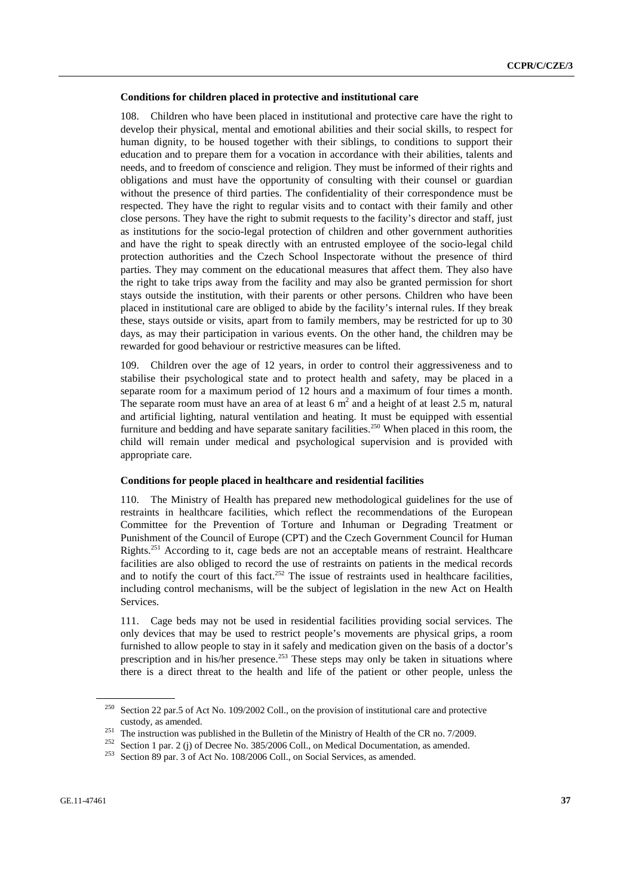### Conditions for children placed in protective and institutional care

108. Children who have been placed in institutional and protective care have the right to develop their physical, mental and emotional abilities and their social skills, to respect for human dignity, to be housed together with their siblings, to conditions to support their education and to prepare them for a vocation in accordance with their abilities, talents and needs, and to freedom of conscience and religion. They must be informed of their rights and obligations and must have the opportunity of consulting with their counsel or guardian without the presence of third parties. The confidentiality of their correspondence must be respected. They have the right to regular visits and to contact with their family and other close persons. They have the right to submit requests to the facility's director and staff, just as institutions for the socio-legal protection of children and other government authorities and have the right to speak directly with an entrusted employee of the socio-legal child protection authorities and the Czech School Inspectorate without the presence of third parties. They may comment on the educational measures that affect them. They also have the right to take trips away from the facility and may also be granted permission for short stays outside the institution, with their parents or other persons. Children who have been placed in institutional care are obliged to abide by the facility's internal rules. If they break these, stays outside or visits, apart from to family members, may be restricted for up to 30 days, as may their participation in various events. On the other hand, the children may be rewarded for good behaviour or restrictive measures can be lifted.

109. Children over the age of 12 years, in order to control their aggressiveness and to stabilise their psychological state and to protect health and safety, may be placed in a separate room for a maximum period of 12 hours and a maximum of four times a month. The separate room must have an area of at least 6 $m^2$ and a height of at least 2.5 m, natural and artificial lighting, natural ventilation and heating. It must be equipped with essential furniture and bedding and have separate sanitary facilities.[250] When placed in this room, the child will remain under medical and psychological supervision and is provided with appropriate care.

### Conditions for people placed in healthcare and residential facilities

110. The Ministry of Health has prepared new methodological guidelines for the use of restraints in healthcare facilities, which reflect the recommendations of the European Committee for the Prevention of Torture and Inhuman or Degrading Treatment or Punishment of the Council of Europe (CPT) and the Czech Government Council for Human Rights.[251] According to it, cage beds are not an acceptable means of restraint. Healthcare facilities are also obliged to record the use of restraints on patients in the medical records and to notify the court of this fact.[252] The issue of restraints used in healthcare facilities, including control mechanisms, will be the subject of legislation in the new Act on Health Services.

111. Cage beds may not be used in residential facilities providing social services. The only devices that may be used to restrict people's movements are physical grips, a room furnished to allow people to stay in it safely and medication given on the basis of a doctor's prescription and in his/her presence.[253] These steps may only be taken in situations where there is a direct threat to the health and life of the patient or other people, unless the

---

[250] Section 22 par.5 of Act No. 109/2002 Coll., on the provision of institutional care and protective custody, as amended.

[251] The instruction was published in the Bulletin of the Ministry of Health of the CR no. 7/2009.

[252] Section 1 par. 2 (j) of Decree No. 385/2006 Coll., on Medical Documentation, as amended.

[253] Section 89 par. 3 of Act No. 108/2006 Coll., on Social Services, as amended.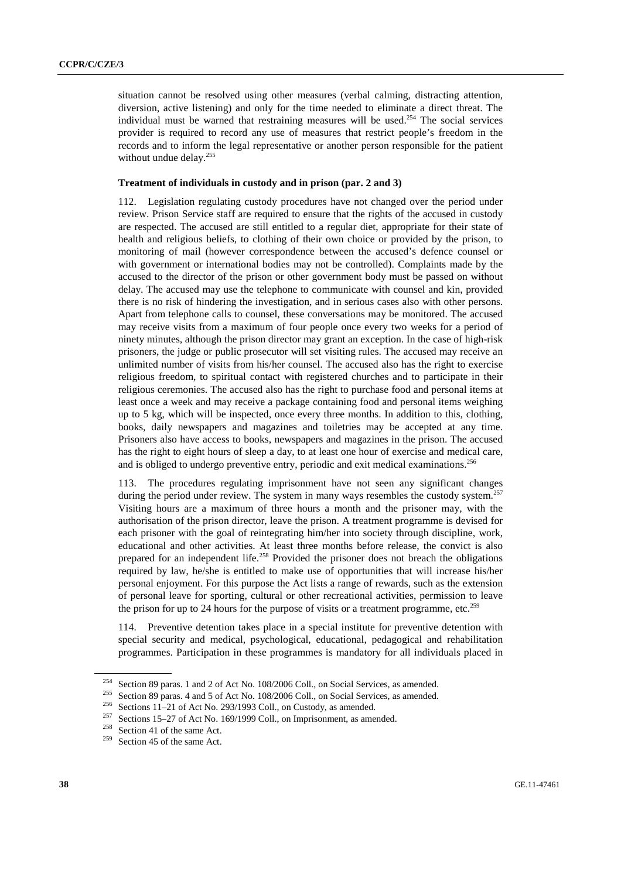situation cannot be resolved using other measures (verbal calming, distracting attention, diversion, active listening) and only for the time needed to eliminate a direct threat. The individual must be warned that restraining measures will be used.[254] The social services provider is required to record any use of measures that restrict people's freedom in the records and to inform the legal representative or another person responsible for the patient without undue delay.[255]

**Treatment of individuals in custody and in prison (par. 2 and 3)**

112. Legislation regulating custody procedures have not changed over the period under review. Prison Service staff are required to ensure that the rights of the accused in custody are respected. The accused are still entitled to a regular diet, appropriate for their state of health and religious beliefs, to clothing of their own choice or provided by the prison, to monitoring of mail (however correspondence between the accused's defence counsel or with government or international bodies may not be controlled). Complaints made by the accused to the director of the prison or other government body must be passed on without delay. The accused may use the telephone to communicate with counsel and kin, provided there is no risk of hindering the investigation, and in serious cases also with other persons. Apart from telephone calls to counsel, these conversations may be monitored. The accused may receive visits from a maximum of four people once every two weeks for a period of ninety minutes, although the prison director may grant an exception. In the case of high-risk prisoners, the judge or public prosecutor will set visiting rules. The accused may receive an unlimited number of visits from his/her counsel. The accused also has the right to exercise religious freedom, to spiritual contact with registered churches and to participate in their religious ceremonies. The accused also has the right to purchase food and personal items at least once a week and may receive a package containing food and personal items weighing up to 5 kg, which will be inspected, once every three months. In addition to this, clothing, books, daily newspapers and magazines and toiletries may be accepted at any time. Prisoners also have access to books, newspapers and magazines in the prison. The accused has the right to eight hours of sleep a day, to at least one hour of exercise and medical care, and is obliged to undergo preventive entry, periodic and exit medical examinations.[256]

113. The procedures regulating imprisonment have not seen any significant changes during the period under review. The system in many ways resembles the custody system.[257] Visiting hours are a maximum of three hours a month and the prisoner may, with the authorisation of the prison director, leave the prison. A treatment programme is devised for each prisoner with the goal of reintegrating him/her into society through discipline, work, educational and other activities. At least three months before release, the convict is also prepared for an independent life.[258] Provided the prisoner does not breach the obligations required by law, he/she is entitled to make use of opportunities that will increase his/her personal enjoyment. For this purpose the Act lists a range of rewards, such as the extension of personal leave for sporting, cultural or other recreational activities, permission to leave the prison for up to 24 hours for the purpose of visits or a treatment programme, etc.[259]

114. Preventive detention takes place in a special institute for preventive detention with special security and medical, psychological, educational, pedagogical and rehabilitation programmes. Participation in these programmes is mandatory for all individuals placed in

---

[254] Section 89 paras. 1 and 2 of Act No. 108/2006 Coll., on Social Services, as amended.

[255] Section 89 paras. 4 and 5 of Act No. 108/2006 Coll., on Social Services, as amended.

[256] Sections 11–21 of Act No. 293/1993 Coll., on Custody, as amended.

[257] Sections 15–27 of Act No. 169/1999 Coll., on Imprisonment, as amended.

[258] Section 41 of the same Act.

[259] Section 45 of the same Act.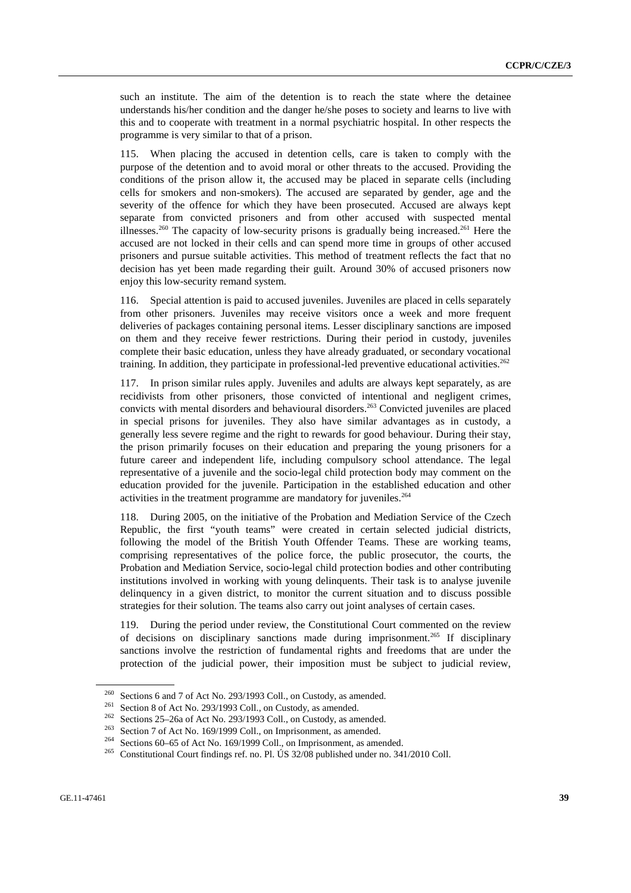such an institute. The aim of the detention is to reach the state where the detainee understands his/her condition and the danger he/she poses to society and learns to live with this and to cooperate with treatment in a normal psychiatric hospital. In other respects the programme is very similar to that of a prison.

115. When placing the accused in detention cells, care is taken to comply with the purpose of the detention and to avoid moral or other threats to the accused. Providing the conditions of the prison allow it, the accused may be placed in separate cells (including cells for smokers and non-smokers). The accused are separated by gender, age and the severity of the offence for which they have been prosecuted. Accused are always kept separate from convicted prisoners and from other accused with suspected mental illnesses.[260] The capacity of low-security prisons is gradually being increased.[261] Here the accused are not locked in their cells and can spend more time in groups of other accused prisoners and pursue suitable activities. This method of treatment reflects the fact that no decision has yet been made regarding their guilt. Around 30% of accused prisoners now enjoy this low-security remand system.

116. Special attention is paid to accused juveniles. Juveniles are placed in cells separately from other prisoners. Juveniles may receive visitors once a week and more frequent deliveries of packages containing personal items. Lesser disciplinary sanctions are imposed on them and they receive fewer restrictions. During their period in custody, juveniles complete their basic education, unless they have already graduated, or secondary vocational training. In addition, they participate in professional-led preventive educational activities.[262]

117. In prison similar rules apply. Juveniles and adults are always kept separately, as are recidivists from other prisoners, those convicted of intentional and negligent crimes, convicts with mental disorders and behavioural disorders.[263] Convicted juveniles are placed in special prisons for juveniles. They also have similar advantages as in custody, a generally less severe regime and the right to rewards for good behaviour. During their stay, the prison primarily focuses on their education and preparing the young prisoners for a future career and independent life, including compulsory school attendance. The legal representative of a juvenile and the socio-legal child protection body may comment on the education provided for the juvenile. Participation in the established education and other activities in the treatment programme are mandatory for juveniles.[264]

118. During 2005, on the initiative of the Probation and Mediation Service of the Czech Republic, the first "youth teams" were created in certain selected judicial districts, following the model of the British Youth Offender Teams. These are working teams, comprising representatives of the police force, the public prosecutor, the courts, the Probation and Mediation Service, socio-legal child protection bodies and other contributing institutions involved in working with young delinquents. Their task is to analyse juvenile delinquency in a given district, to monitor the current situation and to discuss possible strategies for their solution. The teams also carry out joint analyses of certain cases.

119. During the period under review, the Constitutional Court commented on the review of decisions on disciplinary sanctions made during imprisonment.[265] If disciplinary sanctions involve the restriction of fundamental rights and freedoms that are under the protection of the judicial power, their imposition must be subject to judicial review,

---

[260] Sections 6 and 7 of Act No. 293/1993 Coll., on Custody, as amended.

[261] Section 8 of Act No. 293/1993 Coll., on Custody, as amended.

[262] Sections 25–26a of Act No. 293/1993 Coll., on Custody, as amended.

[263] Section 7 of Act No. 169/1999 Coll., on Imprisonment, as amended.

[264] Sections 60–65 of Act No. 169/1999 Coll., on Imprisonment, as amended.

[265] Constitutional Court findings ref. no. Pl. ÚS 32/08 published under no. 341/2010 Coll.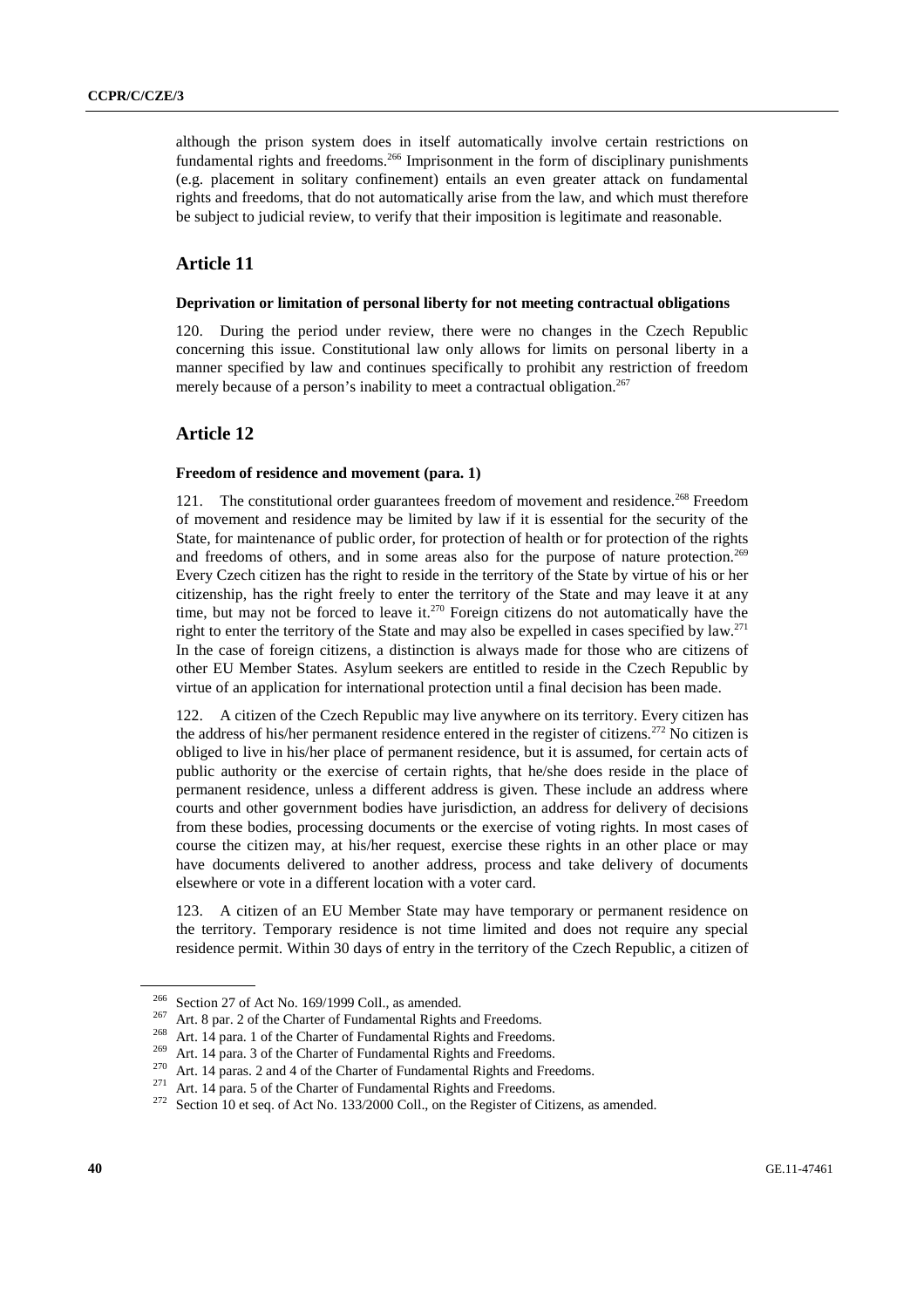although the prison system does in itself automatically involve certain restrictions on fundamental rights and freedoms.[266] Imprisonment in the form of disciplinary punishments (e.g. placement in solitary confinement) entails an even greater attack on fundamental rights and freedoms, that do not automatically arise from the law, and which must therefore be subject to judicial review, to verify that their imposition is legitimate and reasonable.

## Article 11

### Deprivation or limitation of personal liberty for not meeting contractual obligations

120. During the period under review, there were no changes in the Czech Republic concerning this issue. Constitutional law only allows for limits on personal liberty in a manner specified by law and continues specifically to prohibit any restriction of freedom merely because of a person's inability to meet a contractual obligation.[267]

## Article 12

### Freedom of residence and movement (para. 1)

121. The constitutional order guarantees freedom of movement and residence.[268] Freedom of movement and residence may be limited by law if it is essential for the security of the State, for maintenance of public order, for protection of health or for protection of the rights and freedoms of others, and in some areas also for the purpose of nature protection.[269] Every Czech citizen has the right to reside in the territory of the State by virtue of his or her citizenship, has the right freely to enter the territory of the State and may leave it at any time, but may not be forced to leave it.[270] Foreign citizens do not automatically have the right to enter the territory of the State and may also be expelled in cases specified by law.[271] In the case of foreign citizens, a distinction is always made for those who are citizens of other EU Member States. Asylum seekers are entitled to reside in the Czech Republic by virtue of an application for international protection until a final decision has been made.

122. A citizen of the Czech Republic may live anywhere on its territory. Every citizen has the address of his/her permanent residence entered in the register of citizens.[272] No citizen is obliged to live in his/her place of permanent residence, but it is assumed, for certain acts of public authority or the exercise of certain rights, that he/she does reside in the place of permanent residence, unless a different address is given. These include an address where courts and other government bodies have jurisdiction, an address for delivery of decisions from these bodies, processing documents or the exercise of voting rights. In most cases of course the citizen may, at his/her request, exercise these rights in an other place or may have documents delivered to another address, process and take delivery of documents elsewhere or vote in a different location with a voter card.

123. A citizen of an EU Member State may have temporary or permanent residence on the territory. Temporary residence is not time limited and does not require any special residence permit. Within 30 days of entry in the territory of the Czech Republic, a citizen of

---

[266] Section 27 of Act No. 169/1999 Coll., as amended.

[267] Art. 8 par. 2 of the Charter of Fundamental Rights and Freedoms.

[268] Art. 14 para. 1 of the Charter of Fundamental Rights and Freedoms.

[269] Art. 14 para. 3 of the Charter of Fundamental Rights and Freedoms.

[270] Art. 14 paras. 2 and 4 of the Charter of Fundamental Rights and Freedoms.

[271] Art. 14 para. 5 of the Charter of Fundamental Rights and Freedoms.

[272] Section 10 et seq. of Act No. 133/2000 Coll., on the Register of Citizens, as amended.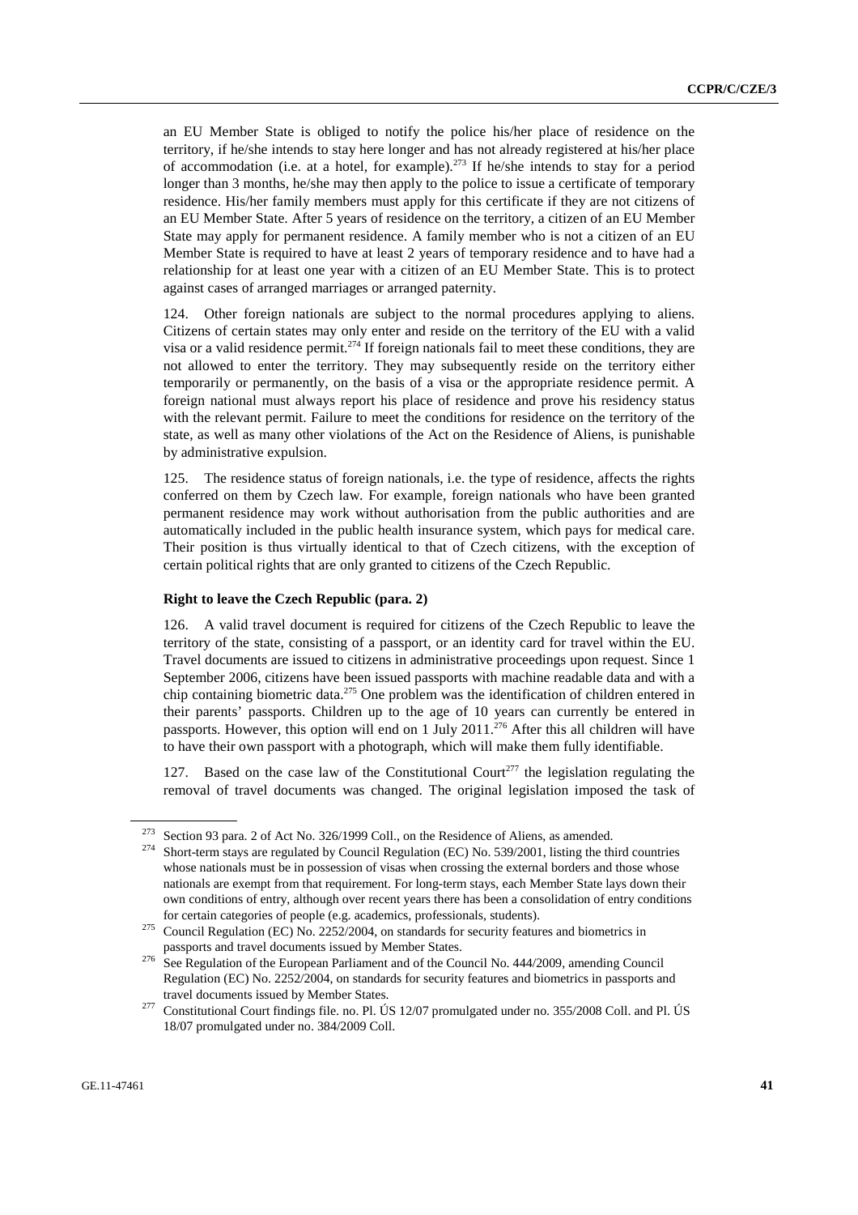an EU Member State is obliged to notify the police his/her place of residence on the territory, if he/she intends to stay here longer and has not already registered at his/her place of accommodation (i.e. at a hotel, for example).[273] If he/she intends to stay for a period longer than 3 months, he/she may then apply to the police to issue a certificate of temporary residence. His/her family members must apply for this certificate if they are not citizens of an EU Member State. After 5 years of residence on the territory, a citizen of an EU Member State may apply for permanent residence. A family member who is not a citizen of an EU Member State is required to have at least 2 years of temporary residence and to have had a relationship for at least one year with a citizen of an EU Member State. This is to protect against cases of arranged marriages or arranged paternity.

124. Other foreign nationals are subject to the normal procedures applying to aliens. Citizens of certain states may only enter and reside on the territory of the EU with a valid visa or a valid residence permit.[274] If foreign nationals fail to meet these conditions, they are not allowed to enter the territory. They may subsequently reside on the territory either temporarily or permanently, on the basis of a visa or the appropriate residence permit. A foreign national must always report his place of residence and prove his residency status with the relevant permit. Failure to meet the conditions for residence on the territory of the state, as well as many other violations of the Act on the Residence of Aliens, is punishable by administrative expulsion.

125. The residence status of foreign nationals, i.e. the type of residence, affects the rights conferred on them by Czech law. For example, foreign nationals who have been granted permanent residence may work without authorisation from the public authorities and are automatically included in the public health insurance system, which pays for medical care. Their position is thus virtually identical to that of Czech citizens, with the exception of certain political rights that are only granted to citizens of the Czech Republic.

**Right to leave the Czech Republic (para. 2)**

126. A valid travel document is required for citizens of the Czech Republic to leave the territory of the state, consisting of a passport, or an identity card for travel within the EU. Travel documents are issued to citizens in administrative proceedings upon request. Since 1 September 2006, citizens have been issued passports with machine readable data and with a chip containing biometric data.[275] One problem was the identification of children entered in their parents' passports. Children up to the age of 10 years can currently be entered in passports. However, this option will end on 1 July 2011.[276] After this all children will have to have their own passport with a photograph, which will make them fully identifiable.

127. Based on the case law of the Constitutional Court[277] the legislation regulating the removal of travel documents was changed. The original legislation imposed the task of

---

[273] Section 93 para. 2 of Act No. 326/1999 Coll., on the Residence of Aliens, as amended.

[274] Short-term stays are regulated by Council Regulation (EC) No. 539/2001, listing the third countries whose nationals must be in possession of visas when crossing the external borders and those whose nationals are exempt from that requirement. For long-term stays, each Member State lays down their own conditions of entry, although over recent years there has been a consolidation of entry conditions for certain categories of people (e.g. academics, professionals, students).

[275] Council Regulation (EC) No. 2252/2004, on standards for security features and biometrics in passports and travel documents issued by Member States.

[276] See Regulation of the European Parliament and of the Council No. 444/2009, amending Council Regulation (EC) No. 2252/2004, on standards for security features and biometrics in passports and travel documents issued by Member States.

[277] Constitutional Court findings file. no. Pl. ÚS 12/07 promulgated under no. 355/2008 Coll. and Pl. ÚS 18/07 promulgated under no. 384/2009 Coll.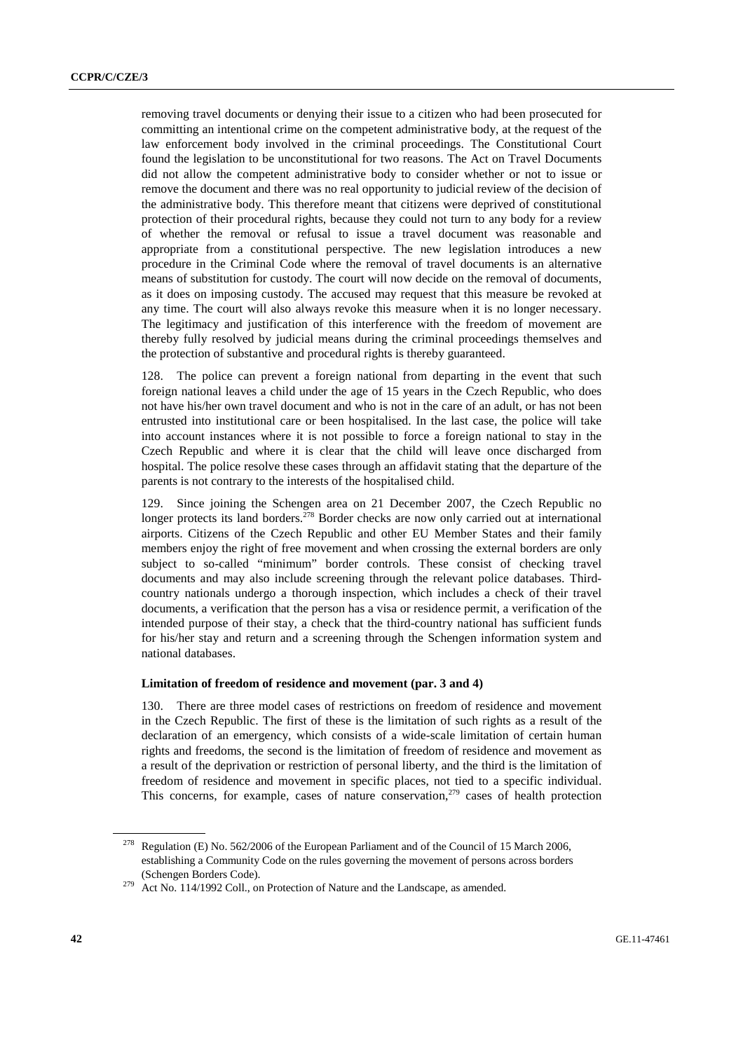removing travel documents or denying their issue to a citizen who had been prosecuted for committing an intentional crime on the competent administrative body, at the request of the law enforcement body involved in the criminal proceedings. The Constitutional Court found the legislation to be unconstitutional for two reasons. The Act on Travel Documents did not allow the competent administrative body to consider whether or not to issue or remove the document and there was no real opportunity to judicial review of the decision of the administrative body. This therefore meant that citizens were deprived of constitutional protection of their procedural rights, because they could not turn to any body for a review of whether the removal or refusal to issue a travel document was reasonable and appropriate from a constitutional perspective. The new legislation introduces a new procedure in the Criminal Code where the removal of travel documents is an alternative means of substitution for custody. The court will now decide on the removal of documents, as it does on imposing custody. The accused may request that this measure be revoked at any time. The court will also always revoke this measure when it is no longer necessary. The legitimacy and justification of this interference with the freedom of movement are thereby fully resolved by judicial means during the criminal proceedings themselves and the protection of substantive and procedural rights is thereby guaranteed.

128. The police can prevent a foreign national from departing in the event that such foreign national leaves a child under the age of 15 years in the Czech Republic, who does not have his/her own travel document and who is not in the care of an adult, or has not been entrusted into institutional care or been hospitalised. In the last case, the police will take into account instances where it is not possible to force a foreign national to stay in the Czech Republic and where it is clear that the child will leave once discharged from hospital. The police resolve these cases through an affidavit stating that the departure of the parents is not contrary to the interests of the hospitalised child.

129. Since joining the Schengen area on 21 December 2007, the Czech Republic no longer protects its land borders.[278] Border checks are now only carried out at international airports. Citizens of the Czech Republic and other EU Member States and their family members enjoy the right of free movement and when crossing the external borders are only subject to so-called "minimum" border controls. These consist of checking travel documents and may also include screening through the relevant police databases. Third-country nationals undergo a thorough inspection, which includes a check of their travel documents, a verification that the person has a visa or residence permit, a verification of the intended purpose of their stay, a check that the third-country national has sufficient funds for his/her stay and return and a screening through the Schengen information system and national databases.

**Limitation of freedom of residence and movement (par. 3 and 4)**

130. There are three model cases of restrictions on freedom of residence and movement in the Czech Republic. The first of these is the limitation of such rights as a result of the declaration of an emergency, which consists of a wide-scale limitation of certain human rights and freedoms, the second is the limitation of freedom of residence and movement as a result of the deprivation or restriction of personal liberty, and the third is the limitation of freedom of residence and movement in specific places, not tied to a specific individual. This concerns, for example, cases of nature conservation,[279] cases of health protection

---

[278] Regulation (E) No. 562/2006 of the European Parliament and of the Council of 15 March 2006, establishing a Community Code on the rules governing the movement of persons across borders (Schengen Borders Code).

[279] Act No. 114/1992 Coll., on Protection of Nature and the Landscape, as amended.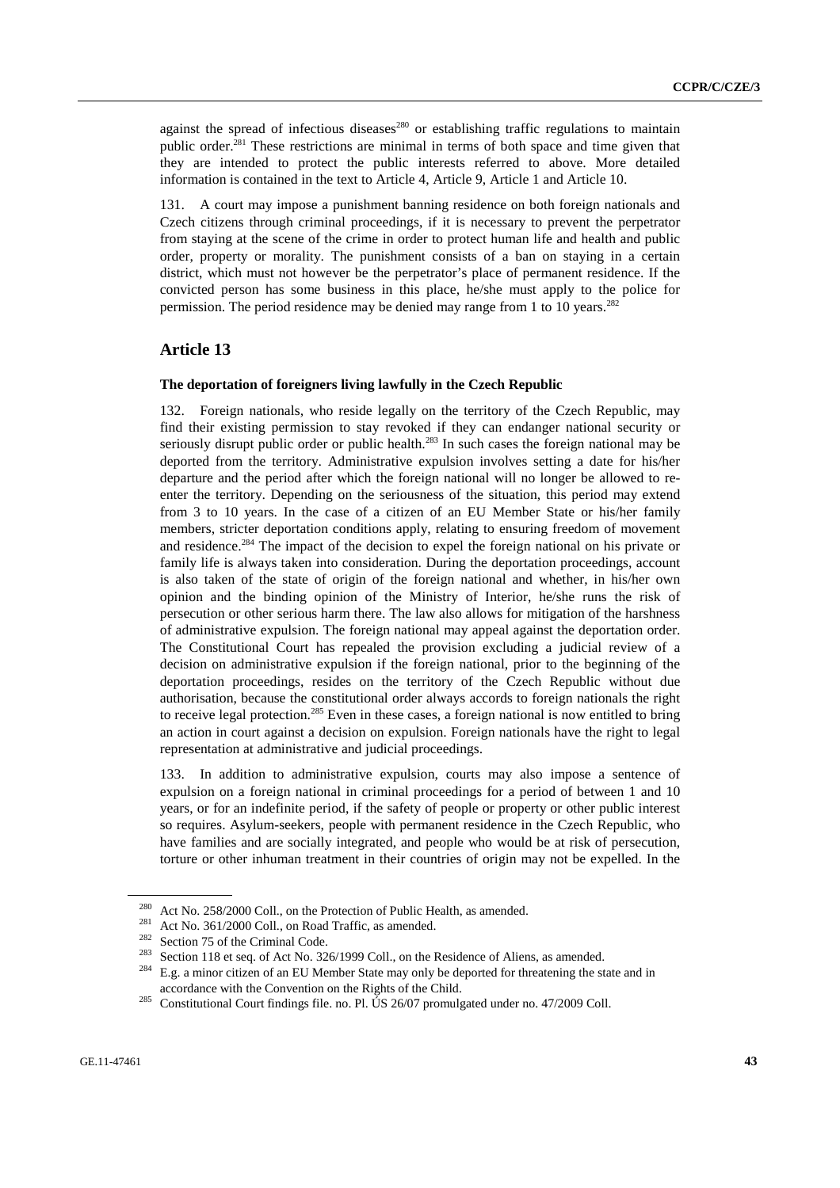against the spread of infectious diseases[280] or establishing traffic regulations to maintain public order.[281] These restrictions are minimal in terms of both space and time given that they are intended to protect the public interests referred to above. More detailed information is contained in the text to Article 4, Article 9, Article 1 and Article 10.

131. A court may impose a punishment banning residence on both foreign nationals and Czech citizens through criminal proceedings, if it is necessary to prevent the perpetrator from staying at the scene of the crime in order to protect human life and health and public order, property or morality. The punishment consists of a ban on staying in a certain district, which must not however be the perpetrator's place of permanent residence. If the convicted person has some business in this place, he/she must apply to the police for permission. The period residence may be denied may range from 1 to 10 years.[282]

## Article 13

### The deportation of foreigners living lawfully in the Czech Republic

132. Foreign nationals, who reside legally on the territory of the Czech Republic, may find their existing permission to stay revoked if they can endanger national security or seriously disrupt public order or public health.[283] In such cases the foreign national may be deported from the territory. Administrative expulsion involves setting a date for his/her departure and the period after which the foreign national will no longer be allowed to re-enter the territory. Depending on the seriousness of the situation, this period may extend from 3 to 10 years. In the case of a citizen of an EU Member State or his/her family members, stricter deportation conditions apply, relating to ensuring freedom of movement and residence.[284] The impact of the decision to expel the foreign national on his private or family life is always taken into consideration. During the deportation proceedings, account is also taken of the state of origin of the foreign national and whether, in his/her own opinion and the binding opinion of the Ministry of Interior, he/she runs the risk of persecution or other serious harm there. The law also allows for mitigation of the harshness of administrative expulsion. The foreign national may appeal against the deportation order. The Constitutional Court has repealed the provision excluding a judicial review of a decision on administrative expulsion if the foreign national, prior to the beginning of the deportation proceedings, resides on the territory of the Czech Republic without due authorisation, because the constitutional order always accords to foreign nationals the right to receive legal protection.[285] Even in these cases, a foreign national is now entitled to bring an action in court against a decision on expulsion. Foreign nationals have the right to legal representation at administrative and judicial proceedings.

133. In addition to administrative expulsion, courts may also impose a sentence of expulsion on a foreign national in criminal proceedings for a period of between 1 and 10 years, or for an indefinite period, if the safety of people or property or other public interest so requires. Asylum-seekers, people with permanent residence in the Czech Republic, who have families and are socially integrated, and people who would be at risk of persecution, torture or other inhuman treatment in their countries of origin may not be expelled. In the

---

[280] Act No. 258/2000 Coll., on the Protection of Public Health, as amended.

[281] Act No. 361/2000 Coll., on Road Traffic, as amended.

[282] Section 75 of the Criminal Code.

[283] Section 118 et seq. of Act No. 326/1999 Coll., on the Residence of Aliens, as amended.

[284] E.g. a minor citizen of an EU Member State may only be deported for threatening the state and in accordance with the Convention on the Rights of the Child.

[285] Constitutional Court findings file. no. Pl. ÚS 26/07 promulgated under no. 47/2009 Coll.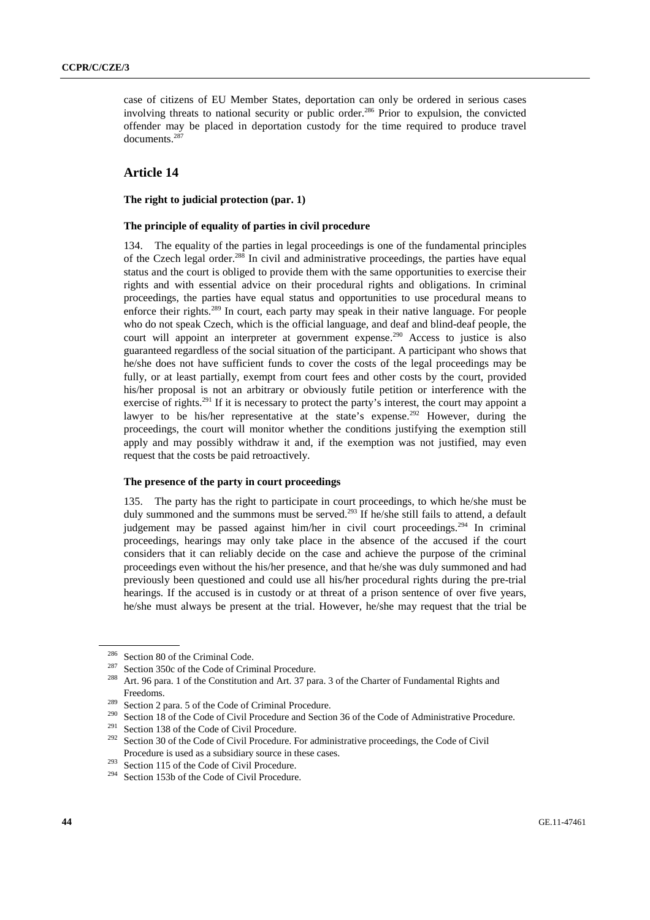case of citizens of EU Member States, deportation can only be ordered in serious cases involving threats to national security or public order.[286] Prior to expulsion, the convicted offender may be placed in deportation custody for the time required to produce travel documents.[287]

## Article 14

**The right to judicial protection (par. 1)**

**The principle of equality of parties in civil procedure**

134. The equality of the parties in legal proceedings is one of the fundamental principles of the Czech legal order.[288] In civil and administrative proceedings, the parties have equal status and the court is obliged to provide them with the same opportunities to exercise their rights and with essential advice on their procedural rights and obligations. In criminal proceedings, the parties have equal status and opportunities to use procedural means to enforce their rights.[289] In court, each party may speak in their native language. For people who do not speak Czech, which is the official language, and deaf and blind-deaf people, the court will appoint an interpreter at government expense.[290] Access to justice is also guaranteed regardless of the social situation of the participant. A participant who shows that he/she does not have sufficient funds to cover the costs of the legal proceedings may be fully, or at least partially, exempt from court fees and other costs by the court, provided his/her proposal is not an arbitrary or obviously futile petition or interference with the exercise of rights.[291] If it is necessary to protect the party's interest, the court may appoint a lawyer to be his/her representative at the state's expense.[292] However, during the proceedings, the court will monitor whether the conditions justifying the exemption still apply and may possibly withdraw it and, if the exemption was not justified, may even request that the costs be paid retroactively.

**The presence of the party in court proceedings**

135. The party has the right to participate in court proceedings, to which he/she must be duly summoned and the summons must be served.[293] If he/she still fails to attend, a default judgement may be passed against him/her in civil court proceedings.[294] In criminal proceedings, hearings may only take place in the absence of the accused if the court considers that it can reliably decide on the case and achieve the purpose of the criminal proceedings even without the his/her presence, and that he/she was duly summoned and had previously been questioned and could use all his/her procedural rights during the pre-trial hearings. If the accused is in custody or at threat of a prison sentence of over five years, he/she must always be present at the trial. However, he/she may request that the trial be

---

[286] Section 80 of the Criminal Code.

[287] Section 350c of the Code of Criminal Procedure.

[288] Art. 96 para. 1 of the Constitution and Art. 37 para. 3 of the Charter of Fundamental Rights and Freedoms.

[289] Section 2 para. 5 of the Code of Criminal Procedure.

[290] Section 18 of the Code of Civil Procedure and Section 36 of the Code of Administrative Procedure.

[291] Section 138 of the Code of Civil Procedure.

[292] Section 30 of the Code of Civil Procedure. For administrative proceedings, the Code of Civil Procedure is used as a subsidiary source in these cases.

[293] Section 115 of the Code of Civil Procedure.

[294] Section 153b of the Code of Civil Procedure.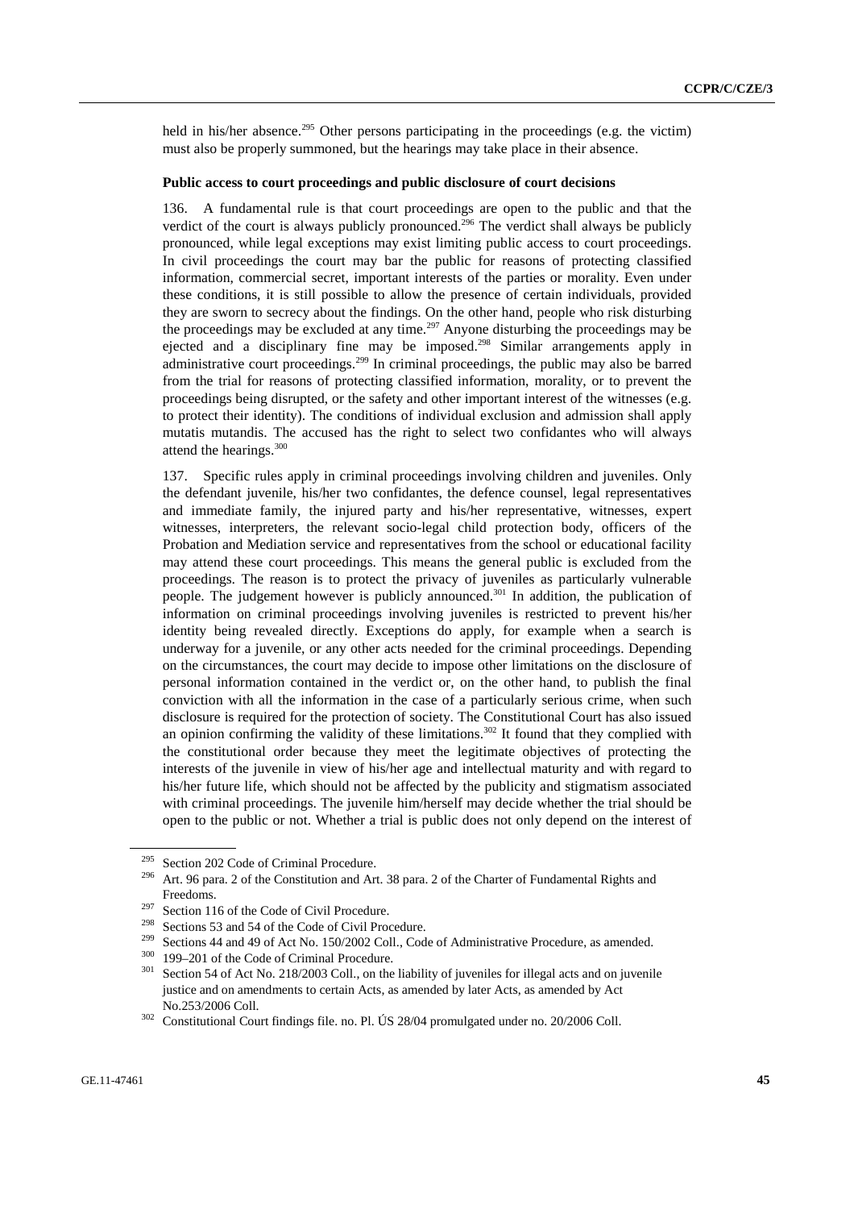held in his/her absence.[295] Other persons participating in the proceedings (e.g. the victim) must also be properly summoned, but the hearings may take place in their absence.

**Public access to court proceedings and public disclosure of court decisions**

136. A fundamental rule is that court proceedings are open to the public and that the verdict of the court is always publicly pronounced.[296] The verdict shall always be publicly pronounced, while legal exceptions may exist limiting public access to court proceedings. In civil proceedings the court may bar the public for reasons of protecting classified information, commercial secret, important interests of the parties or morality. Even under these conditions, it is still possible to allow the presence of certain individuals, provided they are sworn to secrecy about the findings. On the other hand, people who risk disturbing the proceedings may be excluded at any time.[297] Anyone disturbing the proceedings may be ejected and a disciplinary fine may be imposed.[298] Similar arrangements apply in administrative court proceedings.[299] In criminal proceedings, the public may also be barred from the trial for reasons of protecting classified information, morality, or to prevent the proceedings being disrupted, or the safety and other important interest of the witnesses (e.g. to protect their identity). The conditions of individual exclusion and admission shall apply mutatis mutandis. The accused has the right to select two confidantes who will always attend the hearings.[300]

137. Specific rules apply in criminal proceedings involving children and juveniles. Only the defendant juvenile, his/her two confidantes, the defence counsel, legal representatives and immediate family, the injured party and his/her representative, witnesses, expert witnesses, interpreters, the relevant socio-legal child protection body, officers of the Probation and Mediation service and representatives from the school or educational facility may attend these court proceedings. This means the general public is excluded from the proceedings. The reason is to protect the privacy of juveniles as particularly vulnerable people. The judgement however is publicly announced.[301] In addition, the publication of information on criminal proceedings involving juveniles is restricted to prevent his/her identity being revealed directly. Exceptions do apply, for example when a search is underway for a juvenile, or any other acts needed for the criminal proceedings. Depending on the circumstances, the court may decide to impose other limitations on the disclosure of personal information contained in the verdict or, on the other hand, to publish the final conviction with all the information in the case of a particularly serious crime, when such disclosure is required for the protection of society. The Constitutional Court has also issued an opinion confirming the validity of these limitations.[302] It found that they complied with the constitutional order because they meet the legitimate objectives of protecting the interests of the juvenile in view of his/her age and intellectual maturity and with regard to his/her future life, which should not be affected by the publicity and stigmatism associated with criminal proceedings. The juvenile him/herself may decide whether the trial should be open to the public or not. Whether a trial is public does not only depend on the interest of

---

[295] Section 202 Code of Criminal Procedure.

[296] Art. 96 para. 2 of the Constitution and Art. 38 para. 2 of the Charter of Fundamental Rights and Freedoms.

[297] Section 116 of the Code of Civil Procedure.

[298] Sections 53 and 54 of the Code of Civil Procedure.

[299] Sections 44 and 49 of Act No. 150/2002 Coll., Code of Administrative Procedure, as amended.

[300] 199–201 of the Code of Criminal Procedure.

[301] Section 54 of Act No. 218/2003 Coll., on the liability of juveniles for illegal acts and on juvenile justice and on amendments to certain Acts, as amended by later Acts, as amended by Act No.253/2006 Coll.

[302] Constitutional Court findings file. no. Pl. ÚS 28/04 promulgated under no. 20/2006 Coll.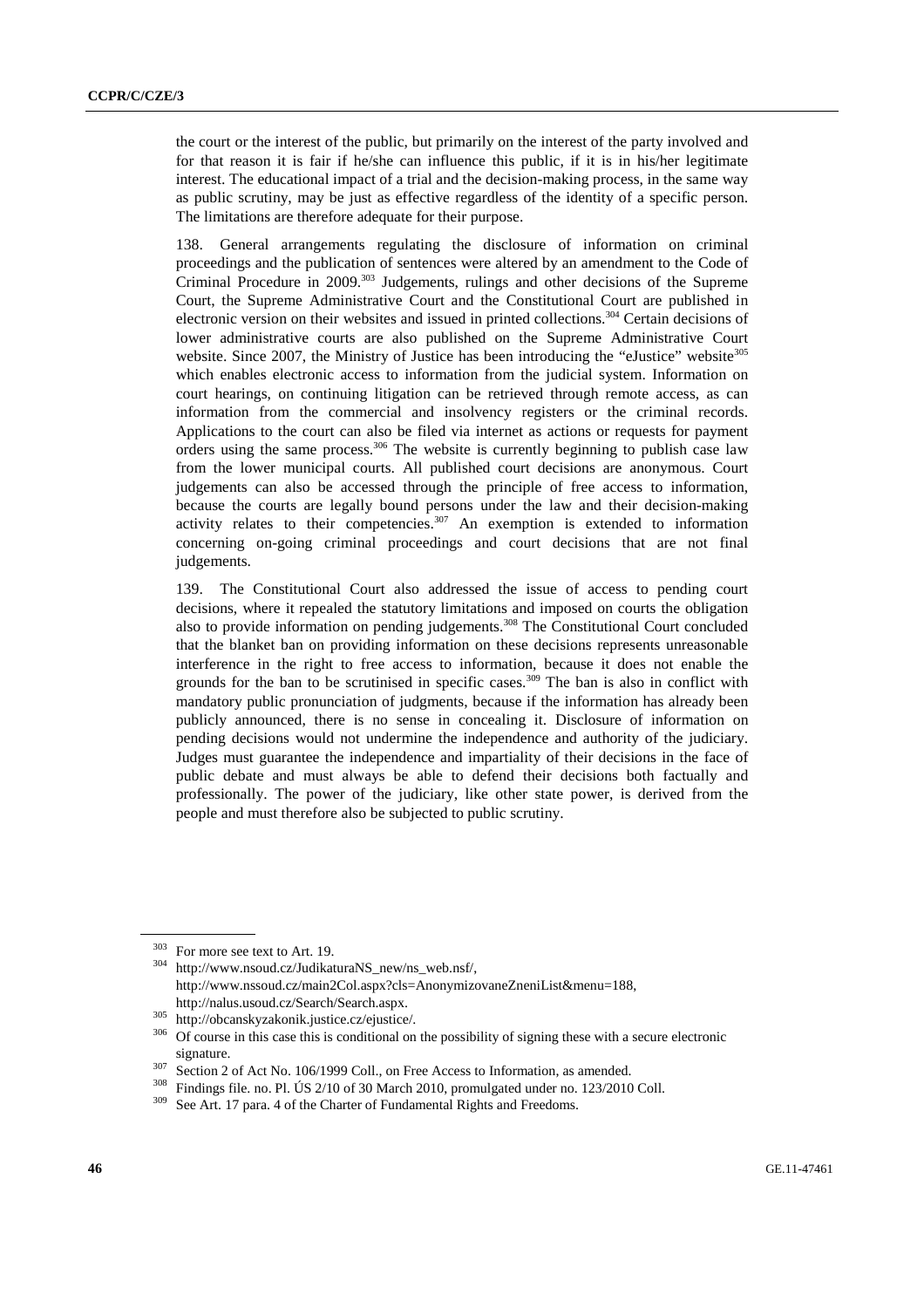the court or the interest of the public, but primarily on the interest of the party involved and for that reason it is fair if he/she can influence this public, if it is in his/her legitimate interest. The educational impact of a trial and the decision-making process, in the same way as public scrutiny, may be just as effective regardless of the identity of a specific person. The limitations are therefore adequate for their purpose.

138. General arrangements regulating the disclosure of information on criminal proceedings and the publication of sentences were altered by an amendment to the Code of Criminal Procedure in 2009.[303] Judgements, rulings and other decisions of the Supreme Court, the Supreme Administrative Court and the Constitutional Court are published in electronic version on their websites and issued in printed collections.[304] Certain decisions of lower administrative courts are also published on the Supreme Administrative Court website. Since 2007, the Ministry of Justice has been introducing the "eJustice" website[305] which enables electronic access to information from the judicial system. Information on court hearings, on continuing litigation can be retrieved through remote access, as can information from the commercial and insolvency registers or the criminal records. Applications to the court can also be filed via internet as actions or requests for payment orders using the same process.[306] The website is currently beginning to publish case law from the lower municipal courts. All published court decisions are anonymous. Court judgements can also be accessed through the principle of free access to information, because the courts are legally bound persons under the law and their decision-making activity relates to their competencies.[307] An exemption is extended to information concerning on-going criminal proceedings and court decisions that are not final judgements.

139. The Constitutional Court also addressed the issue of access to pending court decisions, where it repealed the statutory limitations and imposed on courts the obligation also to provide information on pending judgements.[308] The Constitutional Court concluded that the blanket ban on providing information on these decisions represents unreasonable interference in the right to free access to information, because it does not enable the grounds for the ban to be scrutinised in specific cases.[309] The ban is also in conflict with mandatory public pronunciation of judgments, because if the information has already been publicly announced, there is no sense in concealing it. Disclosure of information on pending decisions would not undermine the independence and authority of the judiciary. Judges must guarantee the independence and impartiality of their decisions in the face of public debate and must always be able to defend their decisions both factually and professionally. The power of the judiciary, like other state power, is derived from the people and must therefore also be subjected to public scrutiny.

---

[303] For more see text to Art. 19.

[304] http://www.nsoud.cz/JudikaturaNS_new/ns_web.nsf/, http://www.nssoud.cz/main2Col.aspx?cls=AnonymizovaneZneniList&menu=188, http://nalus.usoud.cz/Search/Search.aspx.

[305] http://obcanskyzakonik.justice.cz/ejustice/.

[306] Of course in this case this is conditional on the possibility of signing these with a secure electronic signature.

[307] Section 2 of Act No. 106/1999 Coll., on Free Access to Information, as amended.

[308] Findings file. no. Pl. ÚS 2/10 of 30 March 2010, promulgated under no. 123/2010 Coll.

[309] See Art. 17 para. 4 of the Charter of Fundamental Rights and Freedoms.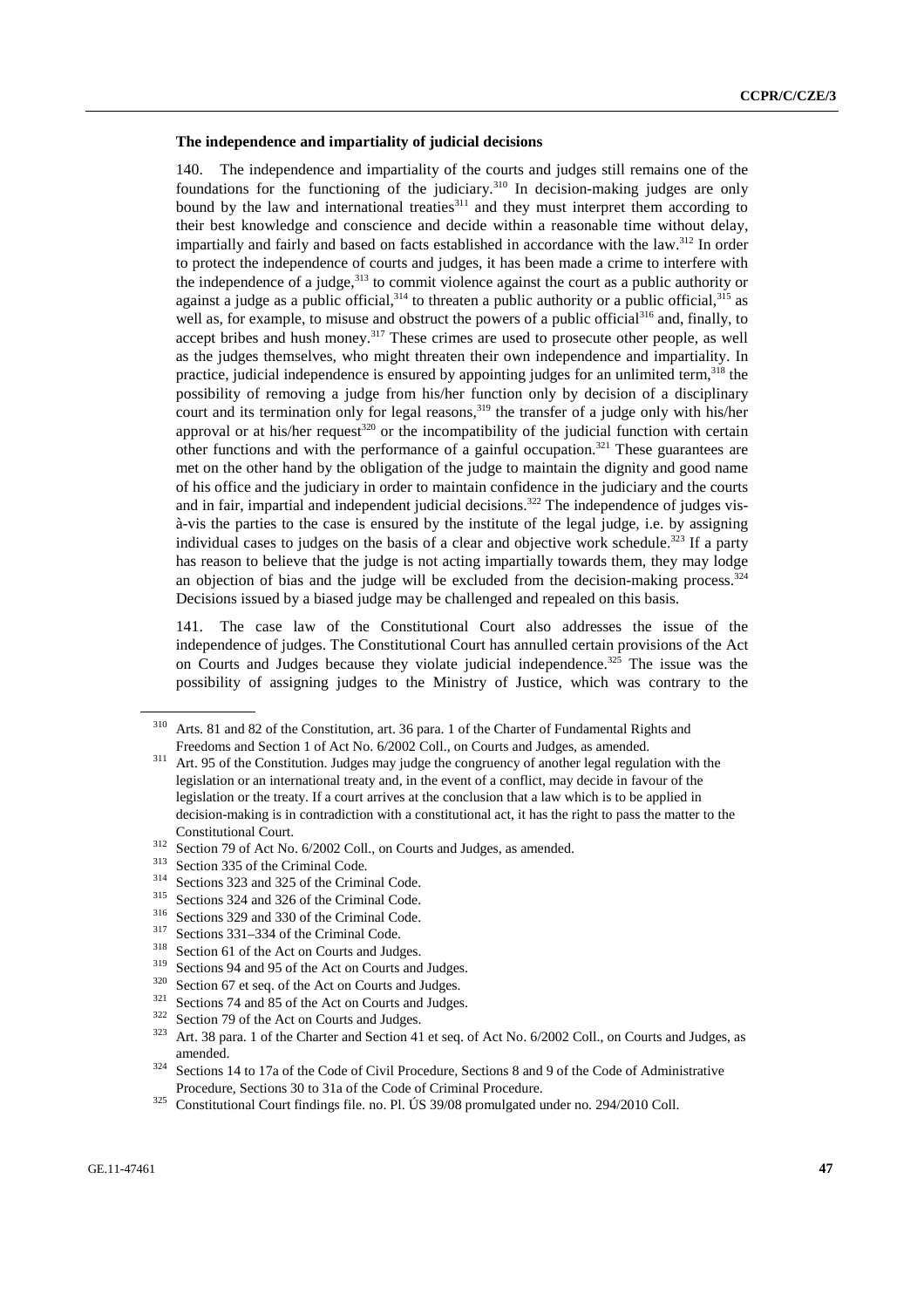**The independence and impartiality of judicial decisions**

140. The independence and impartiality of the courts and judges still remains one of the foundations for the functioning of the judiciary.[310] In decision-making judges are only bound by the law and international treaties[311] and they must interpret them according to their best knowledge and conscience and decide within a reasonable time without delay, impartially and fairly and based on facts established in accordance with the law.[312] In order to protect the independence of courts and judges, it has been made a crime to interfere with the independence of a judge,[313] to commit violence against the court as a public authority or against a judge as a public official,[314] to threaten a public authority or a public official,[315] as well as, for example, to misuse and obstruct the powers of a public official[316] and, finally, to accept bribes and hush money.[317] These crimes are used to prosecute other people, as well as the judges themselves, who might threaten their own independence and impartiality. In practice, judicial independence is ensured by appointing judges for an unlimited term,[318] the possibility of removing a judge from his/her function only by decision of a disciplinary court and its termination only for legal reasons,[319] the transfer of a judge only with his/her approval or at his/her request[320] or the incompatibility of the judicial function with certain other functions and with the performance of a gainful occupation.[321] These guarantees are met on the other hand by the obligation of the judge to maintain the dignity and good name of his office and the judiciary in order to maintain confidence in the judiciary and the courts and in fair, impartial and independent judicial decisions.[322] The independence of judges vis-à-vis the parties to the case is ensured by the institute of the legal judge, i.e. by assigning individual cases to judges on the basis of a clear and objective work schedule.[323] If a party has reason to believe that the judge is not acting impartially towards them, they may lodge an objection of bias and the judge will be excluded from the decision-making process.[324] Decisions issued by a biased judge may be challenged and repealed on this basis.

141. The case law of the Constitutional Court also addresses the issue of the independence of judges. The Constitutional Court has annulled certain provisions of the Act on Courts and Judges because they violate judicial independence.[325] The issue was the possibility of assigning judges to the Ministry of Justice, which was contrary to the

---

[310] Arts. 81 and 82 of the Constitution, art. 36 para. 1 of the Charter of Fundamental Rights and Freedoms and Section 1 of Act No. 6/2002 Coll., on Courts and Judges, as amended.

[311] Art. 95 of the Constitution. Judges may judge the congruency of another legal regulation with the legislation or an international treaty and, in the event of a conflict, may decide in favour of the legislation or the treaty. If a court arrives at the conclusion that a law which is to be applied in decision-making is in contradiction with a constitutional act, it has the right to pass the matter to the Constitutional Court.

[312] Section 79 of Act No. 6/2002 Coll., on Courts and Judges, as amended.

[313] Section 335 of the Criminal Code.

[314] Sections 323 and 325 of the Criminal Code.

[315] Sections 324 and 326 of the Criminal Code.

[316] Sections 329 and 330 of the Criminal Code.

[317] Sections 331–334 of the Criminal Code.

[318] Section 61 of the Act on Courts and Judges.

[319] Sections 94 and 95 of the Act on Courts and Judges.

[320] Section 67 et seq. of the Act on Courts and Judges.

[321] Sections 74 and 85 of the Act on Courts and Judges.

[322] Section 79 of the Act on Courts and Judges.

[323] Art. 38 para. 1 of the Charter and Section 41 et seq. of Act No. 6/2002 Coll., on Courts and Judges, as amended.

[324] Sections 14 to 17a of the Code of Civil Procedure, Sections 8 and 9 of the Code of Administrative Procedure, Sections 30 to 31a of the Code of Criminal Procedure.

[325] Constitutional Court findings file. no. Pl. ÚS 39/08 promulgated under no. 294/2010 Coll.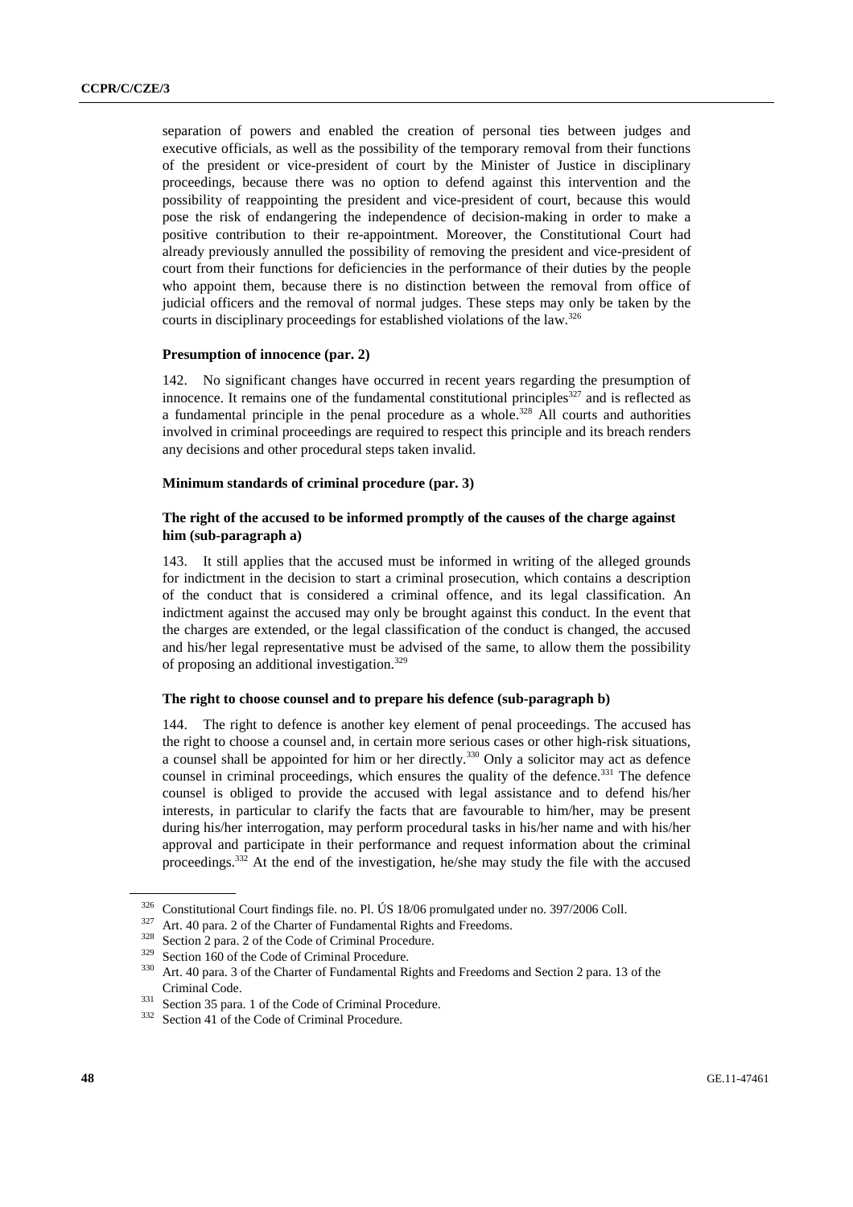separation of powers and enabled the creation of personal ties between judges and executive officials, as well as the possibility of the temporary removal from their functions of the president or vice-president of court by the Minister of Justice in disciplinary proceedings, because there was no option to defend against this intervention and the possibility of reappointing the president and vice-president of court, because this would pose the risk of endangering the independence of decision-making in order to make a positive contribution to their re-appointment. Moreover, the Constitutional Court had already previously annulled the possibility of removing the president and vice-president of court from their functions for deficiencies in the performance of their duties by the people who appoint them, because there is no distinction between the removal from office of judicial officers and the removal of normal judges. These steps may only be taken by the courts in disciplinary proceedings for established violations of the law.[326]

#### Presumption of innocence (par. 2)

142. No significant changes have occurred in recent years regarding the presumption of innocence. It remains one of the fundamental constitutional principles[327] and is reflected as a fundamental principle in the penal procedure as a whole.[328] All courts and authorities involved in criminal proceedings are required to respect this principle and its breach renders any decisions and other procedural steps taken invalid.

#### Minimum standards of criminal procedure (par. 3)

#### The right of the accused to be informed promptly of the causes of the charge against him (sub-paragraph a)

143. It still applies that the accused must be informed in writing of the alleged grounds for indictment in the decision to start a criminal prosecution, which contains a description of the conduct that is considered a criminal offence, and its legal classification. An indictment against the accused may only be brought against this conduct. In the event that the charges are extended, or the legal classification of the conduct is changed, the accused and his/her legal representative must be advised of the same, to allow them the possibility of proposing an additional investigation.[329]

#### The right to choose counsel and to prepare his defence (sub-paragraph b)

144. The right to defence is another key element of penal proceedings. The accused has the right to choose a counsel and, in certain more serious cases or other high-risk situations, a counsel shall be appointed for him or her directly.[330] Only a solicitor may act as defence counsel in criminal proceedings, which ensures the quality of the defence.[331] The defence counsel is obliged to provide the accused with legal assistance and to defend his/her interests, in particular to clarify the facts that are favourable to him/her, may be present during his/her interrogation, may perform procedural tasks in his/her name and with his/her approval and participate in their performance and request information about the criminal proceedings.[332] At the end of the investigation, he/she may study the file with the accused

---

[326] Constitutional Court findings file. no. Pl. ÚS 18/06 promulgated under no. 397/2006 Coll.

[327] Art. 40 para. 2 of the Charter of Fundamental Rights and Freedoms.

[328] Section 2 para. 2 of the Code of Criminal Procedure.

[329] Section 160 of the Code of Criminal Procedure.

[330] Art. 40 para. 3 of the Charter of Fundamental Rights and Freedoms and Section 2 para. 13 of the Criminal Code.

[331] Section 35 para. 1 of the Code of Criminal Procedure.

[332] Section 41 of the Code of Criminal Procedure.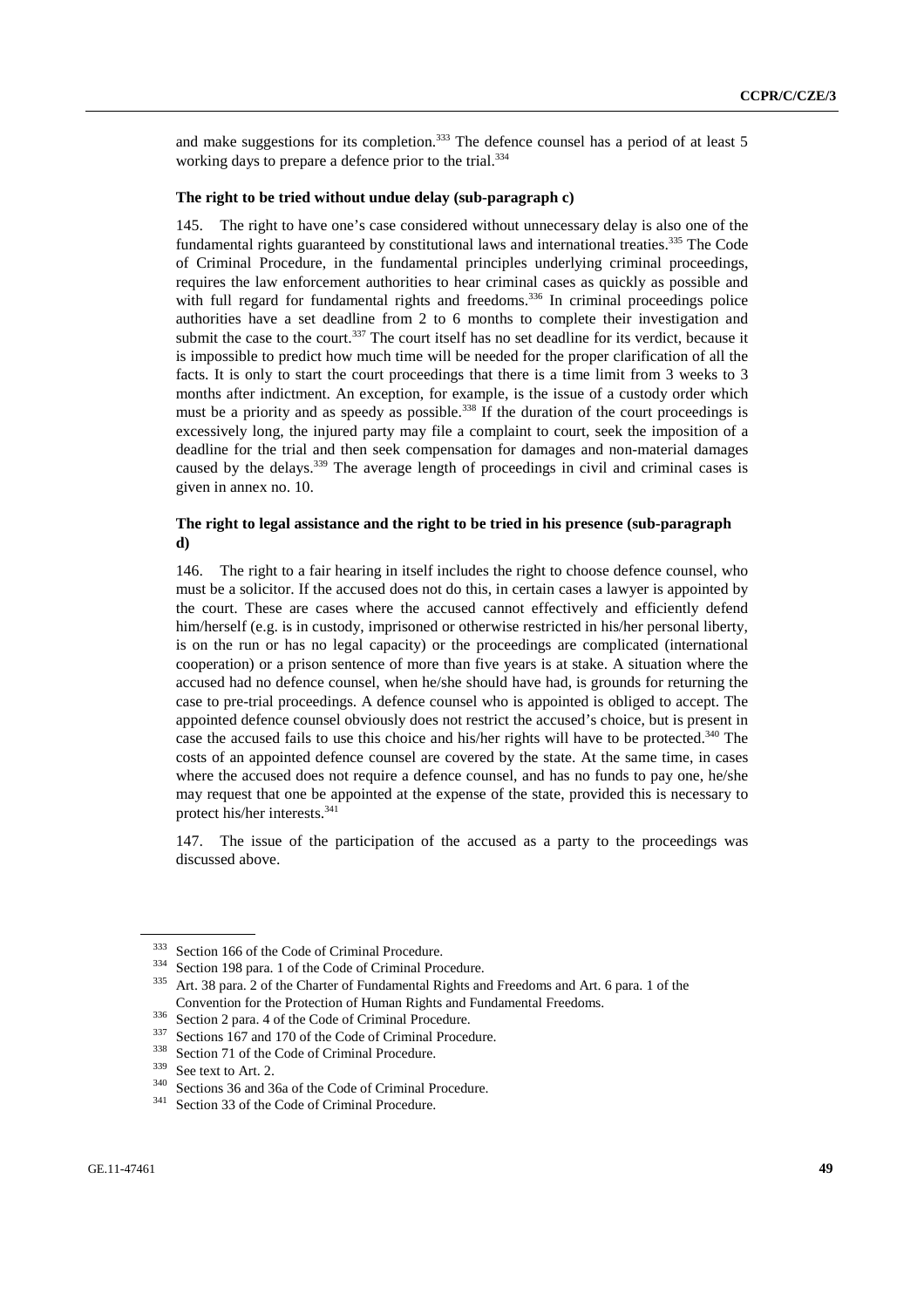and make suggestions for its completion.[333] The defence counsel has a period of at least 5 working days to prepare a defence prior to the trial.[334]

#### The right to be tried without undue delay (sub-paragraph c)

145. The right to have one's case considered without unnecessary delay is also one of the fundamental rights guaranteed by constitutional laws and international treaties.[335] The Code of Criminal Procedure, in the fundamental principles underlying criminal proceedings, requires the law enforcement authorities to hear criminal cases as quickly as possible and with full regard for fundamental rights and freedoms.[336] In criminal proceedings police authorities have a set deadline from 2 to 6 months to complete their investigation and submit the case to the court.[337] The court itself has no set deadline for its verdict, because it is impossible to predict how much time will be needed for the proper clarification of all the facts. It is only to start the court proceedings that there is a time limit from 3 weeks to 3 months after indictment. An exception, for example, is the issue of a custody order which must be a priority and as speedy as possible.[338] If the duration of the court proceedings is excessively long, the injured party may file a complaint to court, seek the imposition of a deadline for the trial and then seek compensation for damages and non-material damages caused by the delays.[339] The average length of proceedings in civil and criminal cases is given in annex no. 10.

#### The right to legal assistance and the right to be tried in his presence (sub-paragraph d)

146. The right to a fair hearing in itself includes the right to choose defence counsel, who must be a solicitor. If the accused does not do this, in certain cases a lawyer is appointed by the court. These are cases where the accused cannot effectively and efficiently defend him/herself (e.g. is in custody, imprisoned or otherwise restricted in his/her personal liberty, is on the run or has no legal capacity) or the proceedings are complicated (international cooperation) or a prison sentence of more than five years is at stake. A situation where the accused had no defence counsel, when he/she should have had, is grounds for returning the case to pre-trial proceedings. A defence counsel who is appointed is obliged to accept. The appointed defence counsel obviously does not restrict the accused's choice, but is present in case the accused fails to use this choice and his/her rights will have to be protected.[340] The costs of an appointed defence counsel are covered by the state. At the same time, in cases where the accused does not require a defence counsel, and has no funds to pay one, he/she may request that one be appointed at the expense of the state, provided this is necessary to protect his/her interests.[341]

147. The issue of the participation of the accused as a party to the proceedings was discussed above.

---

[333] Section 166 of the Code of Criminal Procedure.

[334] Section 198 para. 1 of the Code of Criminal Procedure.

[335] Art. 38 para. 2 of the Charter of Fundamental Rights and Freedoms and Art. 6 para. 1 of the Convention for the Protection of Human Rights and Fundamental Freedoms.

[336] Section 2 para. 4 of the Code of Criminal Procedure.

[337] Sections 167 and 170 of the Code of Criminal Procedure.

[338] Section 71 of the Code of Criminal Procedure.

[339] See text to Art. 2.

[340] Sections 36 and 36a of the Code of Criminal Procedure.

[341] Section 33 of the Code of Criminal Procedure.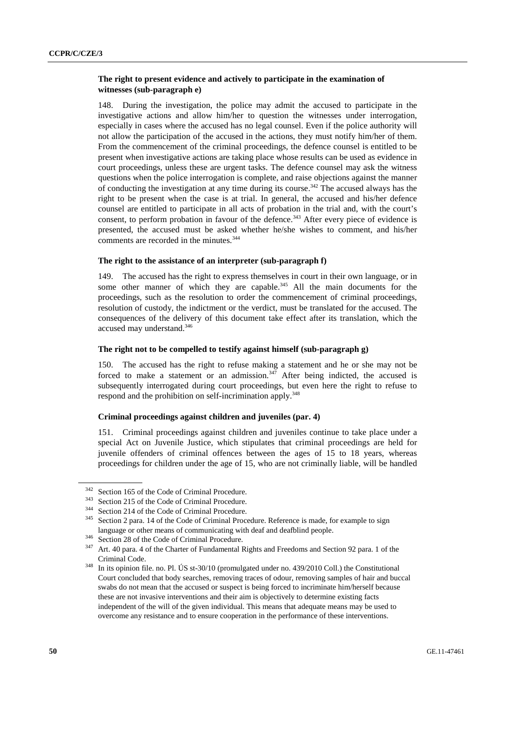**The right to present evidence and actively to participate in the examination of witnesses (sub-paragraph e)**

148. During the investigation, the police may admit the accused to participate in the investigative actions and allow him/her to question the witnesses under interrogation, especially in cases where the accused has no legal counsel. Even if the police authority will not allow the participation of the accused in the actions, they must notify him/her of them. From the commencement of the criminal proceedings, the defence counsel is entitled to be present when investigative actions are taking place whose results can be used as evidence in court proceedings, unless these are urgent tasks. The defence counsel may ask the witness questions when the police interrogation is complete, and raise objections against the manner of conducting the investigation at any time during its course.[342] The accused always has the right to be present when the case is at trial. In general, the accused and his/her defence counsel are entitled to participate in all acts of probation in the trial and, with the court's consent, to perform probation in favour of the defence.[343] After every piece of evidence is presented, the accused must be asked whether he/she wishes to comment, and his/her comments are recorded in the minutes.[344]

**The right to the assistance of an interpreter (sub-paragraph f)**

149. The accused has the right to express themselves in court in their own language, or in some other manner of which they are capable.[345] All the main documents for the proceedings, such as the resolution to order the commencement of criminal proceedings, resolution of custody, the indictment or the verdict, must be translated for the accused. The consequences of the delivery of this document take effect after its translation, which the accused may understand.[346]

**The right not to be compelled to testify against himself (sub-paragraph g)**

150. The accused has the right to refuse making a statement and he or she may not be forced to make a statement or an admission.[347] After being indicted, the accused is subsequently interrogated during court proceedings, but even here the right to refuse to respond and the prohibition on self-incrimination apply.[348]

**Criminal proceedings against children and juveniles (par. 4)**

151. Criminal proceedings against children and juveniles continue to take place under a special Act on Juvenile Justice, which stipulates that criminal proceedings are held for juvenile offenders of criminal offences between the ages of 15 to 18 years, whereas proceedings for children under the age of 15, who are not criminally liable, will be handled

---

[342] Section 165 of the Code of Criminal Procedure.

[343] Section 215 of the Code of Criminal Procedure.

[344] Section 214 of the Code of Criminal Procedure.

[345] Section 2 para. 14 of the Code of Criminal Procedure. Reference is made, for example to sign language or other means of communicating with deaf and deafblind people.

[346] Section 28 of the Code of Criminal Procedure.

[347] Art. 40 para. 4 of the Charter of Fundamental Rights and Freedoms and Section 92 para. 1 of the Criminal Code.

[348] In its opinion file. no. Pl. ÚS st-30/10 (promulgated under no. 439/2010 Coll.) the Constitutional Court concluded that body searches, removing traces of odour, removing samples of hair and buccal swabs do not mean that the accused or suspect is being forced to incriminate him/herself because these are not invasive interventions and their aim is objectively to determine existing facts independent of the will of the given individual. This means that adequate means may be used to overcome any resistance and to ensure cooperation in the performance of these interventions.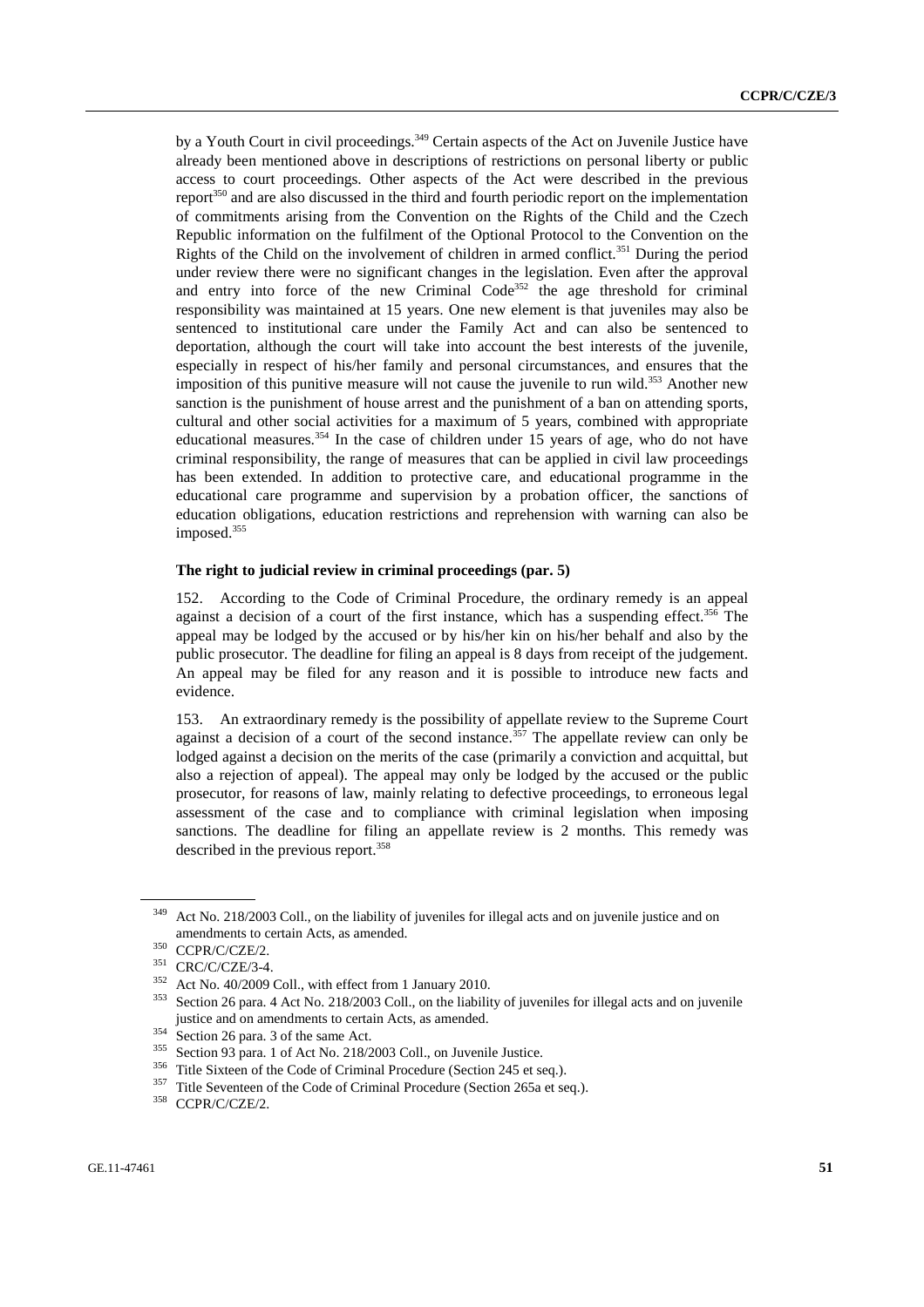by a Youth Court in civil proceedings.[349] Certain aspects of the Act on Juvenile Justice have already been mentioned above in descriptions of restrictions on personal liberty or public access to court proceedings. Other aspects of the Act were described in the previous report[350] and are also discussed in the third and fourth periodic report on the implementation of commitments arising from the Convention on the Rights of the Child and the Czech Republic information on the fulfilment of the Optional Protocol to the Convention on the Rights of the Child on the involvement of children in armed conflict.[351] During the period under review there were no significant changes in the legislation. Even after the approval and entry into force of the new Criminal Code[352] the age threshold for criminal responsibility was maintained at 15 years. One new element is that juveniles may also be sentenced to institutional care under the Family Act and can also be sentenced to deportation, although the court will take into account the best interests of the juvenile, especially in respect of his/her family and personal circumstances, and ensures that the imposition of this punitive measure will not cause the juvenile to run wild.[353] Another new sanction is the punishment of house arrest and the punishment of a ban on attending sports, cultural and other social activities for a maximum of 5 years, combined with appropriate educational measures.[354] In the case of children under 15 years of age, who do not have criminal responsibility, the range of measures that can be applied in civil law proceedings has been extended. In addition to protective care, and educational programme in the educational care programme and supervision by a probation officer, the sanctions of education obligations, education restrictions and reprehension with warning can also be imposed.[355]

**The right to judicial review in criminal proceedings (par. 5)**

152. According to the Code of Criminal Procedure, the ordinary remedy is an appeal against a decision of a court of the first instance, which has a suspending effect.[356] The appeal may be lodged by the accused or by his/her kin on his/her behalf and also by the public prosecutor. The deadline for filing an appeal is 8 days from receipt of the judgement. An appeal may be filed for any reason and it is possible to introduce new facts and evidence.

153. An extraordinary remedy is the possibility of appellate review to the Supreme Court against a decision of a court of the second instance.[357] The appellate review can only be lodged against a decision on the merits of the case (primarily a conviction and acquittal, but also a rejection of appeal). The appeal may only be lodged by the accused or the public prosecutor, for reasons of law, mainly relating to defective proceedings, to erroneous legal assessment of the case and to compliance with criminal legislation when imposing sanctions. The deadline for filing an appellate review is 2 months. This remedy was described in the previous report.[358]

---

[349] Act No. 218/2003 Coll., on the liability of juveniles for illegal acts and on juvenile justice and on amendments to certain Acts, as amended.

[350] CCPR/C/CZE/2.

[351] CRC/C/CZE/3-4.

[352] Act No. 40/2009 Coll., with effect from 1 January 2010.

[353] Section 26 para. 4 Act No. 218/2003 Coll., on the liability of juveniles for illegal acts and on juvenile justice and on amendments to certain Acts, as amended.

[354] Section 26 para. 3 of the same Act.

[355] Section 93 para. 1 of Act No. 218/2003 Coll., on Juvenile Justice.

[356] Title Sixteen of the Code of Criminal Procedure (Section 245 et seq.).

[357] Title Seventeen of the Code of Criminal Procedure (Section 265a et seq.).

[358] CCPR/C/CZE/2.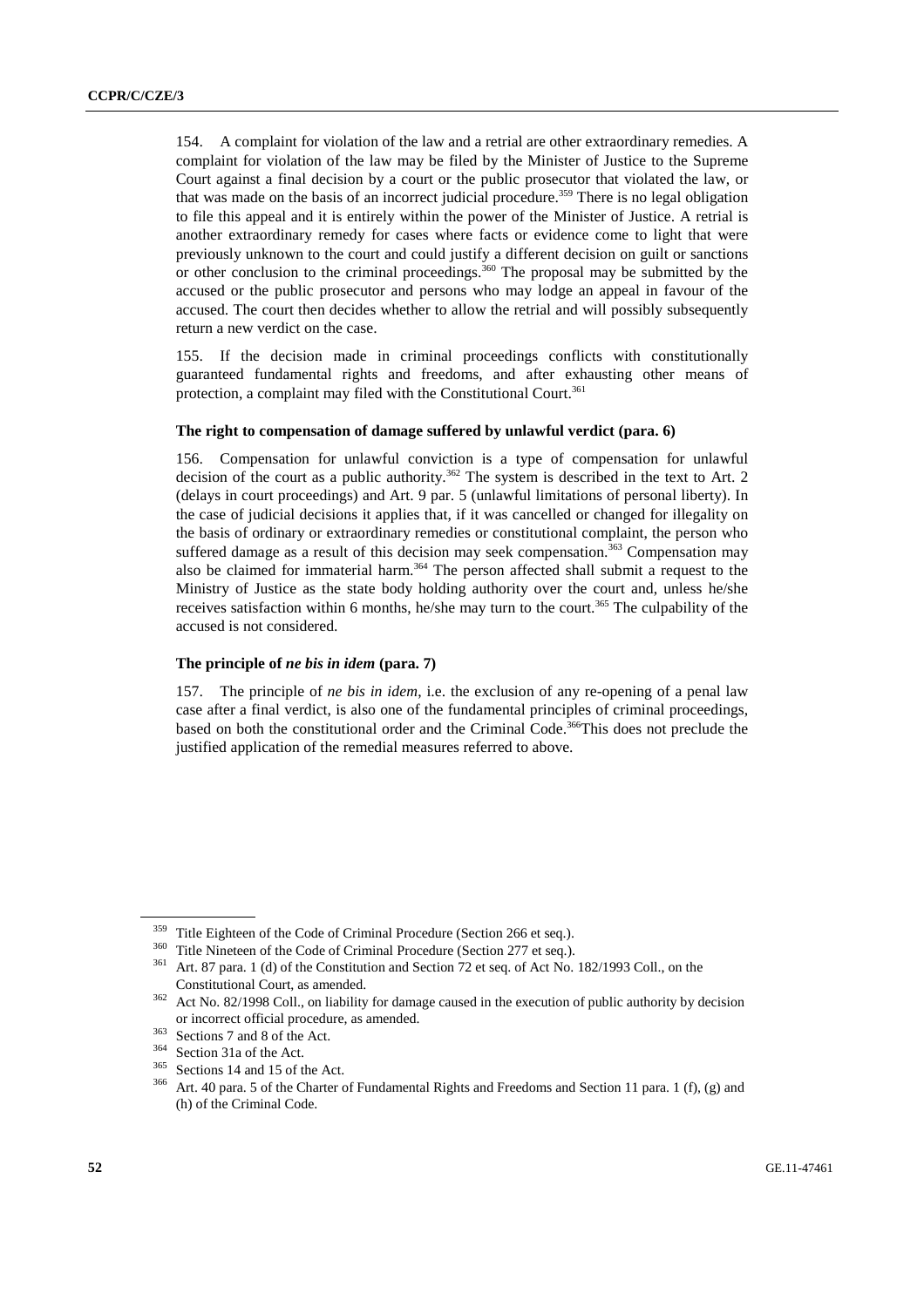154. A complaint for violation of the law and a retrial are other extraordinary remedies. A complaint for violation of the law may be filed by the Minister of Justice to the Supreme Court against a final decision by a court or the public prosecutor that violated the law, or that was made on the basis of an incorrect judicial procedure.[359] There is no legal obligation to file this appeal and it is entirely within the power of the Minister of Justice. A retrial is another extraordinary remedy for cases where facts or evidence come to light that were previously unknown to the court and could justify a different decision on guilt or sanctions or other conclusion to the criminal proceedings.[360] The proposal may be submitted by the accused or the public prosecutor and persons who may lodge an appeal in favour of the accused. The court then decides whether to allow the retrial and will possibly subsequently return a new verdict on the case.

155. If the decision made in criminal proceedings conflicts with constitutionally guaranteed fundamental rights and freedoms, and after exhausting other means of protection, a complaint may filed with the Constitutional Court.[361]

#### The right to compensation of damage suffered by unlawful verdict (para. 6)

156. Compensation for unlawful conviction is a type of compensation for unlawful decision of the court as a public authority.[362] The system is described in the text to Art. 2 (delays in court proceedings) and Art. 9 par. 5 (unlawful limitations of personal liberty). In the case of judicial decisions it applies that, if it was cancelled or changed for illegality on the basis of ordinary or extraordinary remedies or constitutional complaint, the person who suffered damage as a result of this decision may seek compensation.[363] Compensation may also be claimed for immaterial harm.[364] The person affected shall submit a request to the Ministry of Justice as the state body holding authority over the court and, unless he/she receives satisfaction within 6 months, he/she may turn to the court.[365] The culpability of the accused is not considered.

#### The principle of *ne bis in idem* (para. 7)

157. The principle of *ne bis in idem*, i.e. the exclusion of any re-opening of a penal law case after a final verdict, is also one of the fundamental principles of criminal proceedings, based on both the constitutional order and the Criminal Code.[366]This does not preclude the justified application of the remedial measures referred to above.

---

[359] Title Eighteen of the Code of Criminal Procedure (Section 266 et seq.).

[360] Title Nineteen of the Code of Criminal Procedure (Section 277 et seq.).

[361] Art. 87 para. 1 (d) of the Constitution and Section 72 et seq. of Act No. 182/1993 Coll., on the Constitutional Court, as amended.

[362] Act No. 82/1998 Coll., on liability for damage caused in the execution of public authority by decision or incorrect official procedure, as amended.

[363] Sections 7 and 8 of the Act.

[364] Section 31a of the Act.

[365] Sections 14 and 15 of the Act.

[366] Art. 40 para. 5 of the Charter of Fundamental Rights and Freedoms and Section 11 para. 1 (f), (g) and (h) of the Criminal Code.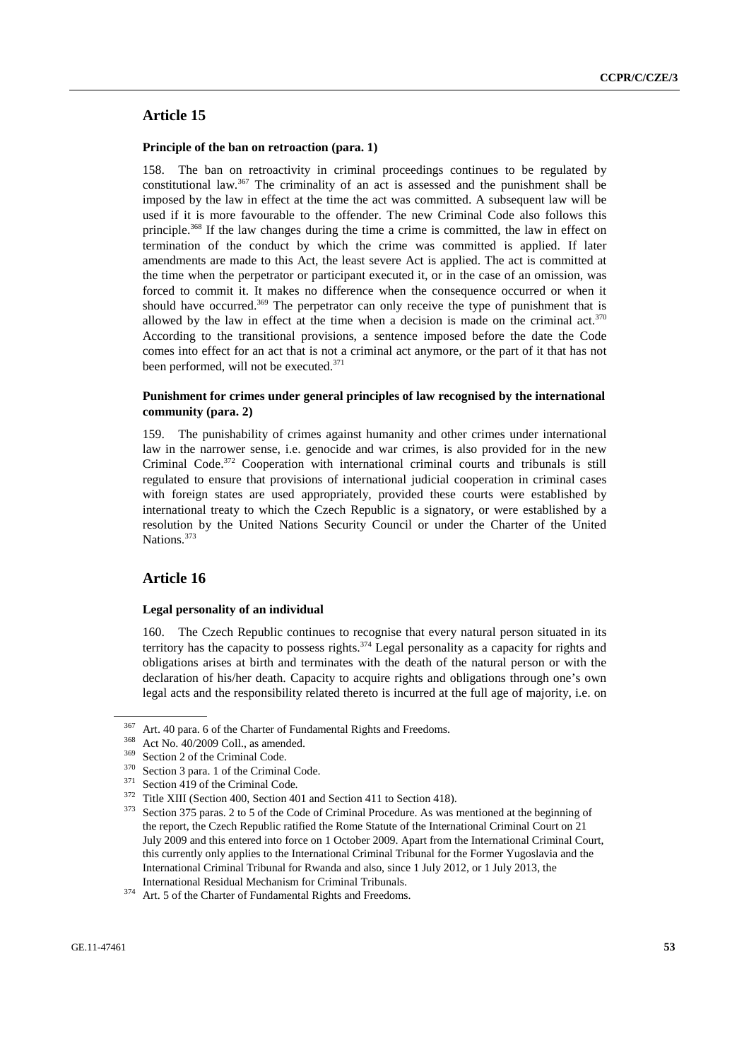## Article 15

### Principle of the ban on retroaction (para. 1)

158. The ban on retroactivity in criminal proceedings continues to be regulated by constitutional law.[367] The criminality of an act is assessed and the punishment shall be imposed by the law in effect at the time the act was committed. A subsequent law will be used if it is more favourable to the offender. The new Criminal Code also follows this principle.[368] If the law changes during the time a crime is committed, the law in effect on termination of the conduct by which the crime was committed is applied. If later amendments are made to this Act, the least severe Act is applied. The act is committed at the time when the perpetrator or participant executed it, or in the case of an omission, was forced to commit it. It makes no difference when the consequence occurred or when it should have occurred.[369] The perpetrator can only receive the type of punishment that is allowed by the law in effect at the time when a decision is made on the criminal act.[370] According to the transitional provisions, a sentence imposed before the date the Code comes into effect for an act that is not a criminal act anymore, or the part of it that has not been performed, will not be executed.[371]

### Punishment for crimes under general principles of law recognised by the international community (para. 2)

159. The punishability of crimes against humanity and other crimes under international law in the narrower sense, i.e. genocide and war crimes, is also provided for in the new Criminal Code.[372] Cooperation with international criminal courts and tribunals is still regulated to ensure that provisions of international judicial cooperation in criminal cases with foreign states are used appropriately, provided these courts were established by international treaty to which the Czech Republic is a signatory, or were established by a resolution by the United Nations Security Council or under the Charter of the United Nations.[373]

## Article 16

### Legal personality of an individual

160. The Czech Republic continues to recognise that every natural person situated in its territory has the capacity to possess rights.[374] Legal personality as a capacity for rights and obligations arises at birth and terminates with the death of the natural person or with the declaration of his/her death. Capacity to acquire rights and obligations through one's own legal acts and the responsibility related thereto is incurred at the full age of majority, i.e. on

---

[367] Art. 40 para. 6 of the Charter of Fundamental Rights and Freedoms.

[368] Act No. 40/2009 Coll., as amended.

[369] Section 2 of the Criminal Code.

[370] Section 3 para. 1 of the Criminal Code.

[371] Section 419 of the Criminal Code.

[372] Title XIII (Section 400, Section 401 and Section 411 to Section 418).

[373] Section 375 paras. 2 to 5 of the Code of Criminal Procedure. As was mentioned at the beginning of the report, the Czech Republic ratified the Rome Statute of the International Criminal Court on 21 July 2009 and this entered into force on 1 October 2009. Apart from the International Criminal Court, this currently only applies to the International Criminal Tribunal for the Former Yugoslavia and the International Criminal Tribunal for Rwanda and also, since 1 July 2012, or 1 July 2013, the International Residual Mechanism for Criminal Tribunals.

[374] Art. 5 of the Charter of Fundamental Rights and Freedoms.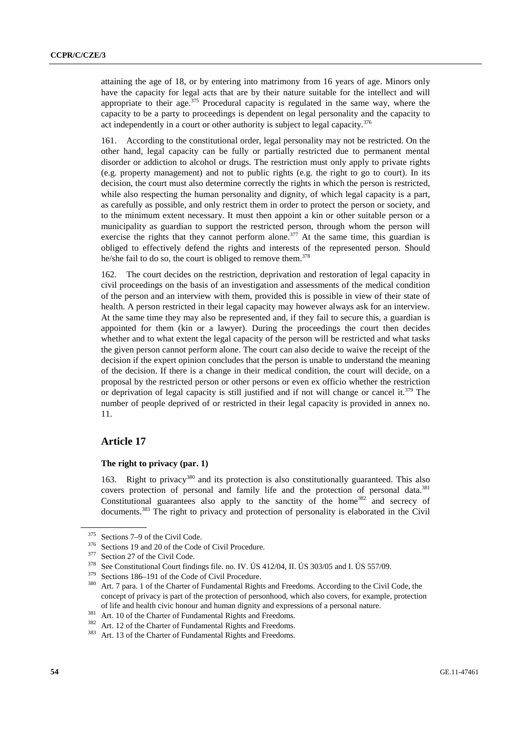attaining the age of 18, or by entering into matrimony from 16 years of age. Minors only have the capacity for legal acts that are by their nature suitable for the intellect and will appropriate to their age.[375] Procedural capacity is regulated in the same way, where the capacity to be a party to proceedings is dependent on legal personality and the capacity to act independently in a court or other authority is subject to legal capacity.[376]

161. According to the constitutional order, legal personality may not be restricted. On the other hand, legal capacity can be fully or partially restricted due to permanent mental disorder or addiction to alcohol or drugs. The restriction must only apply to private rights (e.g. property management) and not to public rights (e.g. the right to go to court). In its decision, the court must also determine correctly the rights in which the person is restricted, while also respecting the human personality and dignity, of which legal capacity is a part, as carefully as possible, and only restrict them in order to protect the person or society, and to the minimum extent necessary. It must then appoint a kin or other suitable person or a municipality as guardian to support the restricted person, through whom the person will exercise the rights that they cannot perform alone.[377] At the same time, this guardian is obliged to effectively defend the rights and interests of the represented person. Should he/she fail to do so, the court is obliged to remove them.[378]

162. The court decides on the restriction, deprivation and restoration of legal capacity in civil proceedings on the basis of an investigation and assessments of the medical condition of the person and an interview with them, provided this is possible in view of their state of health. A person restricted in their legal capacity may however always ask for an interview. At the same time they may also be represented and, if they fail to secure this, a guardian is appointed for them (kin or a lawyer). During the proceedings the court then decides whether and to what extent the legal capacity of the person will be restricted and what tasks the given person cannot perform alone. The court can also decide to waive the receipt of the decision if the expert opinion concludes that the person is unable to understand the meaning of the decision. If there is a change in their medical condition, the court will decide, on a proposal by the restricted person or other persons or even ex officio whether the restriction or deprivation of legal capacity is still justified and if not will change or cancel it.[379] The number of people deprived of or restricted in their legal capacity is provided in annex no. 11.

## Article 17

### The right to privacy (par. 1)

163. Right to privacy[380] and its protection is also constitutionally guaranteed. This also covers protection of personal and family life and the protection of personal data.[381] Constitutional guarantees also apply to the sanctity of the home[382] and secrecy of documents.[383] The right to privacy and protection of personality is elaborated in the Civil

---

[375] Sections 7–9 of the Civil Code.

[376] Sections 19 and 20 of the Code of Civil Procedure.

[377] Section 27 of the Civil Code.

[378] See Constitutional Court findings file. no. IV. ÚS 412/04, II. ÚS 303/05 and I. ÚS 557/09.

[379] Sections 186–191 of the Code of Civil Procedure.

[380] Art. 7 para. 1 of the Charter of Fundamental Rights and Freedoms. According to the Civil Code, the concept of privacy is part of the protection of personhood, which also covers, for example, protection of life and health civic honour and human dignity and expressions of a personal nature.

[381] Art. 10 of the Charter of Fundamental Rights and Freedoms.

[382] Art. 12 of the Charter of Fundamental Rights and Freedoms.

[383] Art. 13 of the Charter of Fundamental Rights and Freedoms.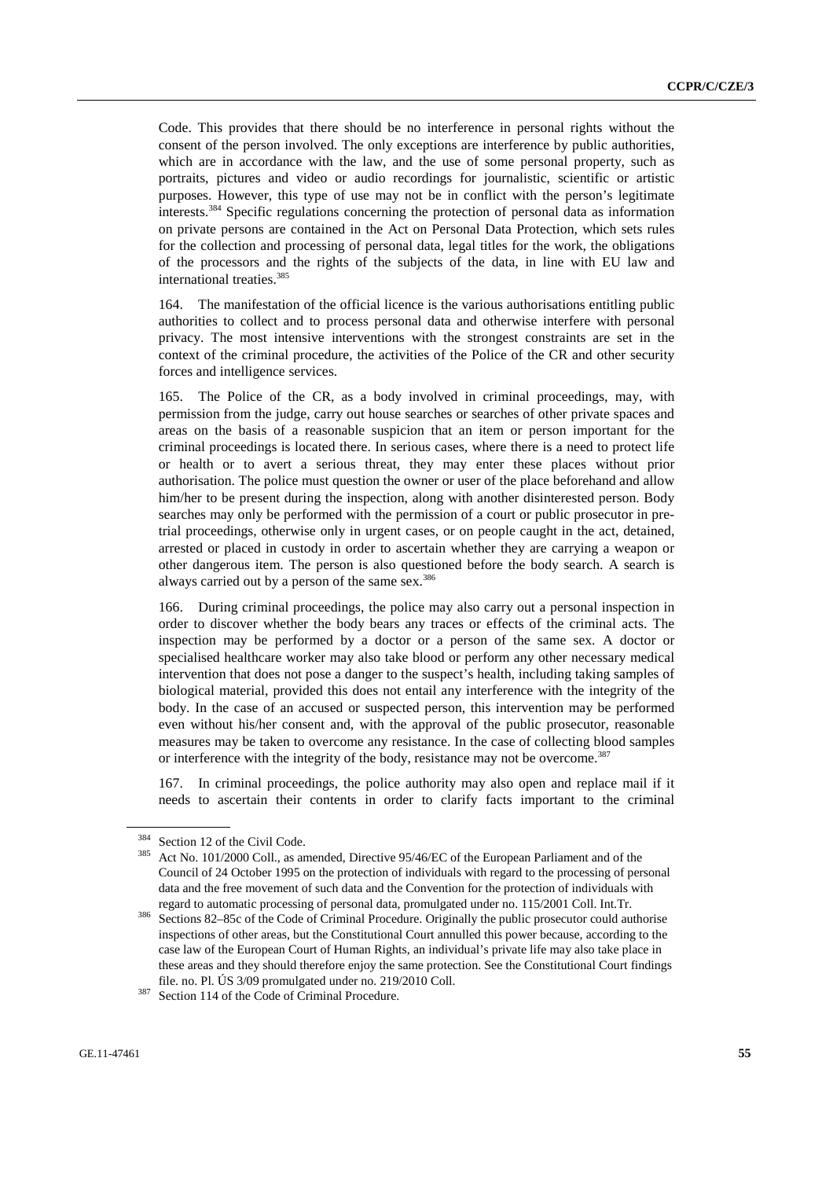Code. This provides that there should be no interference in personal rights without the consent of the person involved. The only exceptions are interference by public authorities, which are in accordance with the law, and the use of some personal property, such as portraits, pictures and video or audio recordings for journalistic, scientific or artistic purposes. However, this type of use may not be in conflict with the person's legitimate interests.[384] Specific regulations concerning the protection of personal data as information on private persons are contained in the Act on Personal Data Protection, which sets rules for the collection and processing of personal data, legal titles for the work, the obligations of the processors and the rights of the subjects of the data, in line with EU law and international treaties.[385]

164. The manifestation of the official licence is the various authorisations entitling public authorities to collect and to process personal data and otherwise interfere with personal privacy. The most intensive interventions with the strongest constraints are set in the context of the criminal procedure, the activities of the Police of the CR and other security forces and intelligence services.

165. The Police of the CR, as a body involved in criminal proceedings, may, with permission from the judge, carry out house searches or searches of other private spaces and areas on the basis of a reasonable suspicion that an item or person important for the criminal proceedings is located there. In serious cases, where there is a need to protect life or health or to avert a serious threat, they may enter these places without prior authorisation. The police must question the owner or user of the place beforehand and allow him/her to be present during the inspection, along with another disinterested person. Body searches may only be performed with the permission of a court or public prosecutor in pre-trial proceedings, otherwise only in urgent cases, or on people caught in the act, detained, arrested or placed in custody in order to ascertain whether they are carrying a weapon or other dangerous item. The person is also questioned before the body search. A search is always carried out by a person of the same sex.[386]

166. During criminal proceedings, the police may also carry out a personal inspection in order to discover whether the body bears any traces or effects of the criminal acts. The inspection may be performed by a doctor or a person of the same sex. A doctor or specialised healthcare worker may also take blood or perform any other necessary medical intervention that does not pose a danger to the suspect's health, including taking samples of biological material, provided this does not entail any interference with the integrity of the body. In the case of an accused or suspected person, this intervention may be performed even without his/her consent and, with the approval of the public prosecutor, reasonable measures may be taken to overcome any resistance. In the case of collecting blood samples or interference with the integrity of the body, resistance may not be overcome.[387]

167. In criminal proceedings, the police authority may also open and replace mail if it needs to ascertain their contents in order to clarify facts important to the criminal

---

[384] Section 12 of the Civil Code.

[385] Act No. 101/2000 Coll., as amended, Directive 95/46/EC of the European Parliament and of the Council of 24 October 1995 on the protection of individuals with regard to the processing of personal data and the free movement of such data and the Convention for the protection of individuals with regard to automatic processing of personal data, promulgated under no. 115/2001 Coll. Int.Tr.

[386] Sections 82–85c of the Code of Criminal Procedure. Originally the public prosecutor could authorise inspections of other areas, but the Constitutional Court annulled this power because, according to the case law of the European Court of Human Rights, an individual's private life may also take place in these areas and they should therefore enjoy the same protection. See the Constitutional Court findings file. no. Pl. ÚS 3/09 promulgated under no. 219/2010 Coll.

[387] Section 114 of the Code of Criminal Procedure.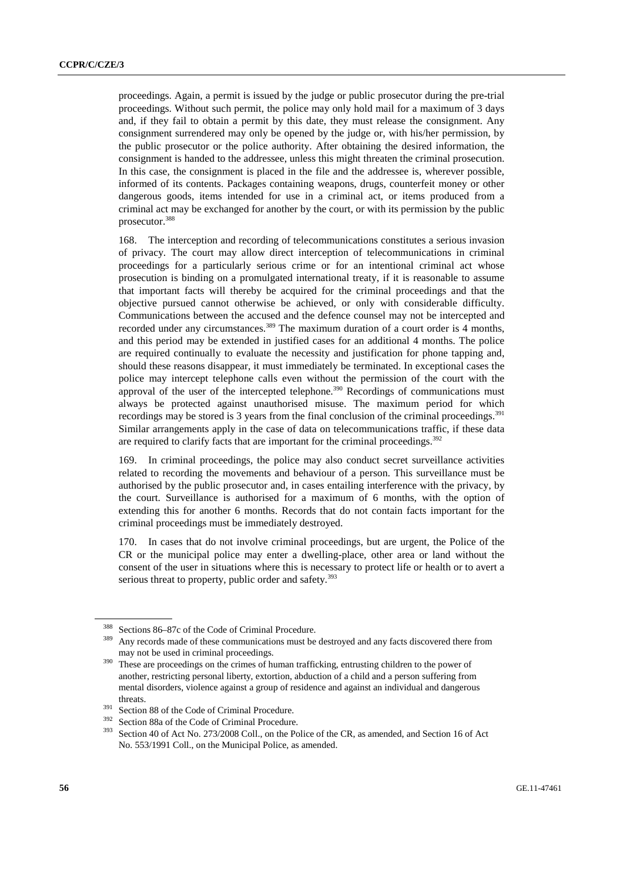proceedings. Again, a permit is issued by the judge or public prosecutor during the pre-trial proceedings. Without such permit, the police may only hold mail for a maximum of 3 days and, if they fail to obtain a permit by this date, they must release the consignment. Any consignment surrendered may only be opened by the judge or, with his/her permission, by the public prosecutor or the police authority. After obtaining the desired information, the consignment is handed to the addressee, unless this might threaten the criminal prosecution. In this case, the consignment is placed in the file and the addressee is, wherever possible, informed of its contents. Packages containing weapons, drugs, counterfeit money or other dangerous goods, items intended for use in a criminal act, or items produced from a criminal act may be exchanged for another by the court, or with its permission by the public prosecutor.[388]

168. The interception and recording of telecommunications constitutes a serious invasion of privacy. The court may allow direct interception of telecommunications in criminal proceedings for a particularly serious crime or for an intentional criminal act whose prosecution is binding on a promulgated international treaty, if it is reasonable to assume that important facts will thereby be acquired for the criminal proceedings and that the objective pursued cannot otherwise be achieved, or only with considerable difficulty. Communications between the accused and the defence counsel may not be intercepted and recorded under any circumstances.[389] The maximum duration of a court order is 4 months, and this period may be extended in justified cases for an additional 4 months. The police are required continually to evaluate the necessity and justification for phone tapping and, should these reasons disappear, it must immediately be terminated. In exceptional cases the police may intercept telephone calls even without the permission of the court with the approval of the user of the intercepted telephone.[390] Recordings of communications must always be protected against unauthorised misuse. The maximum period for which recordings may be stored is 3 years from the final conclusion of the criminal proceedings.[391] Similar arrangements apply in the case of data on telecommunications traffic, if these data are required to clarify facts that are important for the criminal proceedings.[392]

169. In criminal proceedings, the police may also conduct secret surveillance activities related to recording the movements and behaviour of a person. This surveillance must be authorised by the public prosecutor and, in cases entailing interference with the privacy, by the court. Surveillance is authorised for a maximum of 6 months, with the option of extending this for another 6 months. Records that do not contain facts important for the criminal proceedings must be immediately destroyed.

170. In cases that do not involve criminal proceedings, but are urgent, the Police of the CR or the municipal police may enter a dwelling-place, other area or land without the consent of the user in situations where this is necessary to protect life or health or to avert a serious threat to property, public order and safety.[393]

---

[388] Sections 86–87c of the Code of Criminal Procedure.

[389] Any records made of these communications must be destroyed and any facts discovered there from may not be used in criminal proceedings.

[390] These are proceedings on the crimes of human trafficking, entrusting children to the power of another, restricting personal liberty, extortion, abduction of a child and a person suffering from mental disorders, violence against a group of residence and against an individual and dangerous threats.

[391] Section 88 of the Code of Criminal Procedure.

[392] Section 88a of the Code of Criminal Procedure.

[393] Section 40 of Act No. 273/2008 Coll., on the Police of the CR, as amended, and Section 16 of Act No. 553/1991 Coll., on the Municipal Police, as amended.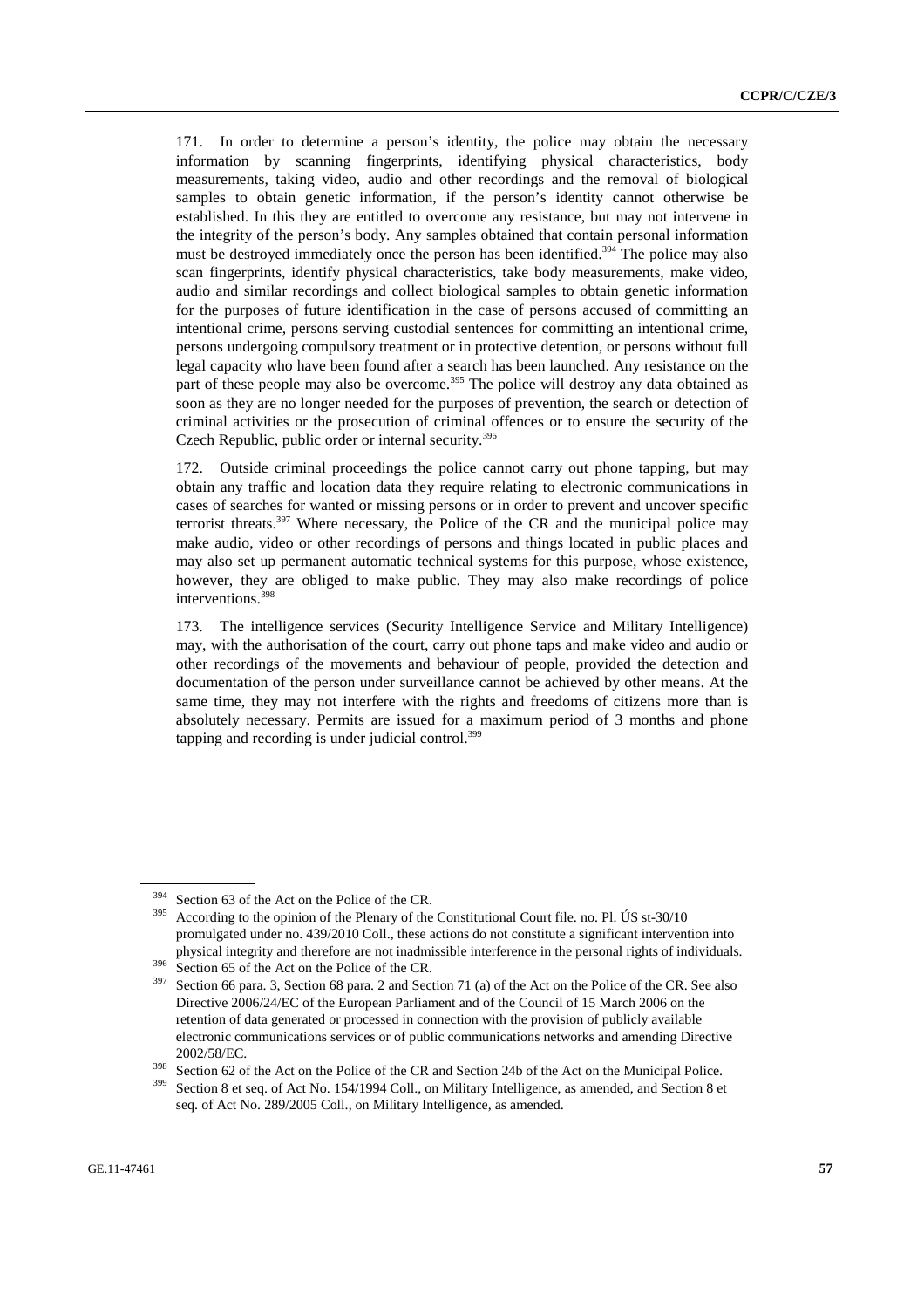171. In order to determine a person's identity, the police may obtain the necessary information by scanning fingerprints, identifying physical characteristics, body measurements, taking video, audio and other recordings and the removal of biological samples to obtain genetic information, if the person's identity cannot otherwise be established. In this they are entitled to overcome any resistance, but may not intervene in the integrity of the person's body. Any samples obtained that contain personal information must be destroyed immediately once the person has been identified.[394] The police may also scan fingerprints, identify physical characteristics, take body measurements, make video, audio and similar recordings and collect biological samples to obtain genetic information for the purposes of future identification in the case of persons accused of committing an intentional crime, persons serving custodial sentences for committing an intentional crime, persons undergoing compulsory treatment or in protective detention, or persons without full legal capacity who have been found after a search has been launched. Any resistance on the part of these people may also be overcome.[395] The police will destroy any data obtained as soon as they are no longer needed for the purposes of prevention, the search or detection of criminal activities or the prosecution of criminal offences or to ensure the security of the Czech Republic, public order or internal security.[396]

172. Outside criminal proceedings the police cannot carry out phone tapping, but may obtain any traffic and location data they require relating to electronic communications in cases of searches for wanted or missing persons or in order to prevent and uncover specific terrorist threats.[397] Where necessary, the Police of the CR and the municipal police may make audio, video or other recordings of persons and things located in public places and may also set up permanent automatic technical systems for this purpose, whose existence, however, they are obliged to make public. They may also make recordings of police interventions.[398]

173. The intelligence services (Security Intelligence Service and Military Intelligence) may, with the authorisation of the court, carry out phone taps and make video and audio or other recordings of the movements and behaviour of people, provided the detection and documentation of the person under surveillance cannot be achieved by other means. At the same time, they may not interfere with the rights and freedoms of citizens more than is absolutely necessary. Permits are issued for a maximum period of 3 months and phone tapping and recording is under judicial control.[399]

---

[394] Section 63 of the Act on the Police of the CR.

[395] According to the opinion of the Plenary of the Constitutional Court file. no. Pl. ÚS st-30/10 promulgated under no. 439/2010 Coll., these actions do not constitute a significant intervention into physical integrity and therefore are not inadmissible interference in the personal rights of individuals.

[396] Section 65 of the Act on the Police of the CR.

[397] Section 66 para. 3, Section 68 para. 2 and Section 71 (a) of the Act on the Police of the CR. See also Directive 2006/24/EC of the European Parliament and of the Council of 15 March 2006 on the retention of data generated or processed in connection with the provision of publicly available electronic communications services or of public communications networks and amending Directive 2002/58/EC.

[398] Section 62 of the Act on the Police of the CR and Section 24b of the Act on the Municipal Police.

[399] Section 8 et seq. of Act No. 154/1994 Coll., on Military Intelligence, as amended, and Section 8 et seq. of Act No. 289/2005 Coll., on Military Intelligence, as amended.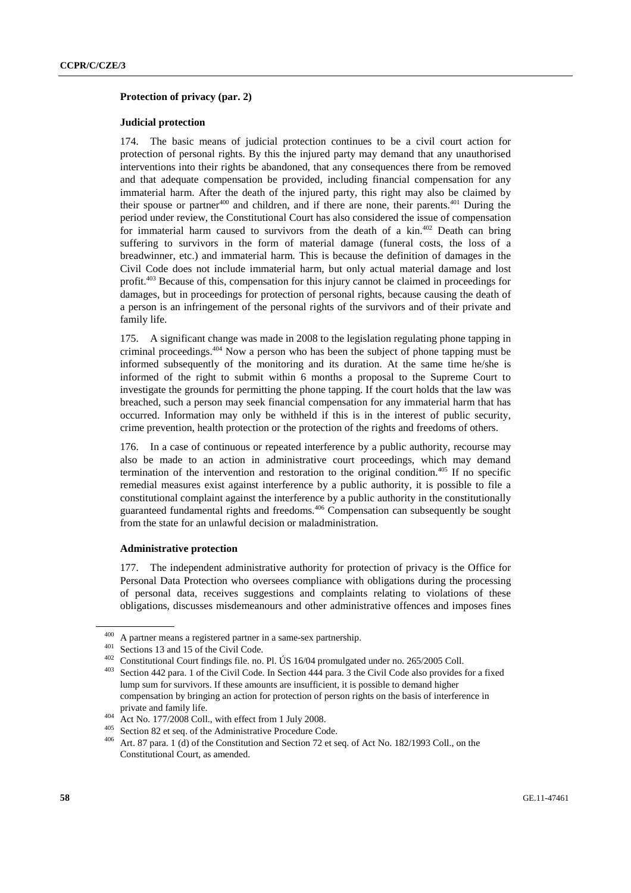**Protection of privacy (par. 2)**

**Judicial protection**

174. The basic means of judicial protection continues to be a civil court action for protection of personal rights. By this the injured party may demand that any unauthorised interventions into their rights be abandoned, that any consequences there from be removed and that adequate compensation be provided, including financial compensation for any immaterial harm. After the death of the injured party, this right may also be claimed by their spouse or partner[400] and children, and if there are none, their parents.[401] During the period under review, the Constitutional Court has also considered the issue of compensation for immaterial harm caused to survivors from the death of a kin.[402] Death can bring suffering to survivors in the form of material damage (funeral costs, the loss of a breadwinner, etc.) and immaterial harm. This is because the definition of damages in the Civil Code does not include immaterial harm, but only actual material damage and lost profit.[403] Because of this, compensation for this injury cannot be claimed in proceedings for damages, but in proceedings for protection of personal rights, because causing the death of a person is an infringement of the personal rights of the survivors and of their private and family life.

175. A significant change was made in 2008 to the legislation regulating phone tapping in criminal proceedings.[404] Now a person who has been the subject of phone tapping must be informed subsequently of the monitoring and its duration. At the same time he/she is informed of the right to submit within 6 months a proposal to the Supreme Court to investigate the grounds for permitting the phone tapping. If the court holds that the law was breached, such a person may seek financial compensation for any immaterial harm that has occurred. Information may only be withheld if this is in the interest of public security, crime prevention, health protection or the protection of the rights and freedoms of others.

176. In a case of continuous or repeated interference by a public authority, recourse may also be made to an action in administrative court proceedings, which may demand termination of the intervention and restoration to the original condition.[405] If no specific remedial measures exist against interference by a public authority, it is possible to file a constitutional complaint against the interference by a public authority in the constitutionally guaranteed fundamental rights and freedoms.[406] Compensation can subsequently be sought from the state for an unlawful decision or maladministration.

**Administrative protection**

177. The independent administrative authority for protection of privacy is the Office for Personal Data Protection who oversees compliance with obligations during the processing of personal data, receives suggestions and complaints relating to violations of these obligations, discusses misdemeanours and other administrative offences and imposes fines

---

[400] A partner means a registered partner in a same-sex partnership.

[401] Sections 13 and 15 of the Civil Code.

[402] Constitutional Court findings file. no. Pl. ÚS 16/04 promulgated under no. 265/2005 Coll.

[403] Section 442 para. 1 of the Civil Code. In Section 444 para. 3 the Civil Code also provides for a fixed lump sum for survivors. If these amounts are insufficient, it is possible to demand higher compensation by bringing an action for protection of person rights on the basis of interference in private and family life.

[404] Act No. 177/2008 Coll., with effect from 1 July 2008.

[405] Section 82 et seq. of the Administrative Procedure Code.

[406] Art. 87 para. 1 (d) of the Constitution and Section 72 et seq. of Act No. 182/1993 Coll., on the Constitutional Court, as amended.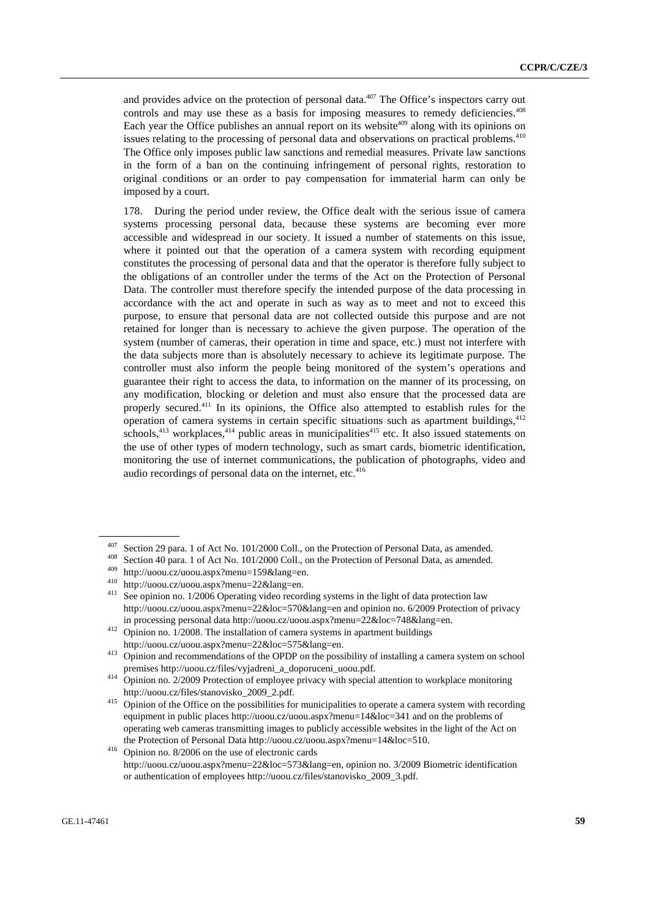and provides advice on the protection of personal data.[407] The Office's inspectors carry out controls and may use these as a basis for imposing measures to remedy deficiencies.[408] Each year the Office publishes an annual report on its website[409] along with its opinions on issues relating to the processing of personal data and observations on practical problems.[410] The Office only imposes public law sanctions and remedial measures. Private law sanctions in the form of a ban on the continuing infringement of personal rights, restoration to original conditions or an order to pay compensation for immaterial harm can only be imposed by a court.

178. During the period under review, the Office dealt with the serious issue of camera systems processing personal data, because these systems are becoming ever more accessible and widespread in our society. It issued a number of statements on this issue, where it pointed out that the operation of a camera system with recording equipment constitutes the processing of personal data and that the operator is therefore fully subject to the obligations of an controller under the terms of the Act on the Protection of Personal Data. The controller must therefore specify the intended purpose of the data processing in accordance with the act and operate in such as way as to meet and not to exceed this purpose, to ensure that personal data are not collected outside this purpose and are not retained for longer than is necessary to achieve the given purpose. The operation of the system (number of cameras, their operation in time and space, etc.) must not interfere with the data subjects more than is absolutely necessary to achieve its legitimate purpose. The controller must also inform the people being monitored of the system's operations and guarantee their right to access the data, to information on the manner of its processing, on any modification, blocking or deletion and must also ensure that the processed data are properly secured.[411] In its opinions, the Office also attempted to establish rules for the operation of camera systems in certain specific situations such as apartment buildings,[412] schools,[413] workplaces,[414] public areas in municipalities[415] etc. It also issued statements on the use of other types of modern technology, such as smart cards, biometric identification, monitoring the use of internet communications, the publication of photographs, video and audio recordings of personal data on the internet, etc.[416]

---

[407] Section 29 para. 1 of Act No. 101/2000 Coll., on the Protection of Personal Data, as amended.

[408] Section 40 para. 1 of Act No. 101/2000 Coll., on the Protection of Personal Data, as amended.

[409] http://uoou.cz/uoou.aspx?menu=159&lang=en.

[410] http://uoou.cz/uoou.aspx?menu=22&lang=en.

[411] See opinion no. 1/2006 Operating video recording systems in the light of data protection law http://uoou.cz/uoou.aspx?menu=22&loc=570&lang=en and opinion no. 6/2009 Protection of privacy in processing personal data http://uoou.cz/uoou.aspx?menu=22&loc=748&lang=en.

[412] Opinion no. 1/2008. The installation of camera systems in apartment buildings http://uoou.cz/uoou.aspx?menu=22&loc=575&lang=en.

[413] Opinion and recommendations of the OPDP on the possibility of installing a camera system on school premises http://uoou.cz/files/vyjadreni_a_doporuceni_uoou.pdf.

[414] Opinion no. 2/2009 Protection of employee privacy with special attention to workplace monitoring http://uoou.cz/files/stanovisko_2009_2.pdf.

[415] Opinion of the Office on the possibilities for municipalities to operate a camera system with recording equipment in public places http://uoou.cz/uoou.aspx?menu=14&loc=341 and on the problems of operating web cameras transmitting images to publicly accessible websites in the light of the Act on the Protection of Personal Data http://uoou.cz/uoou.aspx?menu=14&loc=510.

[416] Opinion no. 8/2006 on the use of electronic cards http://uoou.cz/uoou.aspx?menu=22&loc=573&lang=en, opinion no. 3/2009 Biometric identification or authentication of employees http://uoou.cz/files/stanovisko_2009_3.pdf.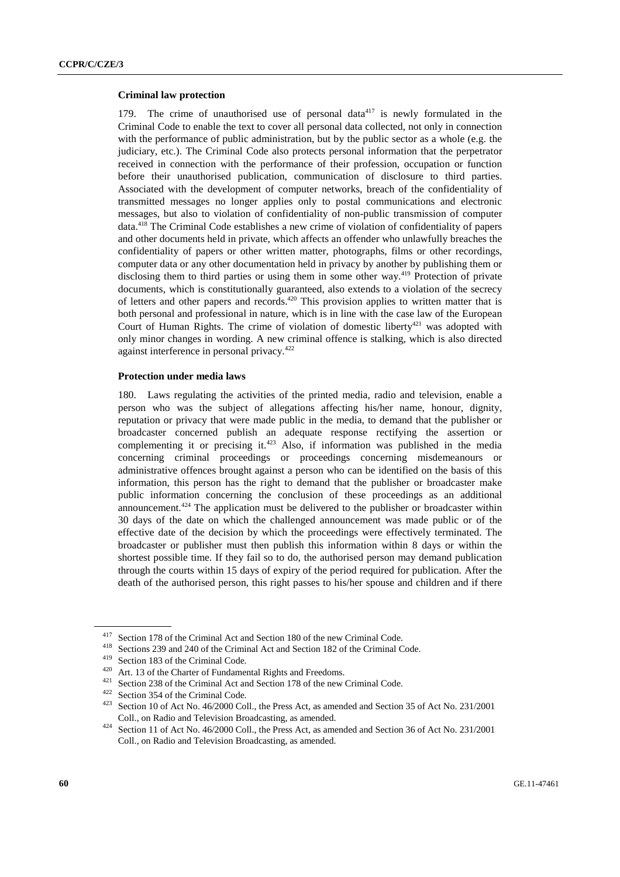**Criminal law protection**

179. The crime of unauthorised use of personal data[417] is newly formulated in the Criminal Code to enable the text to cover all personal data collected, not only in connection with the performance of public administration, but by the public sector as a whole (e.g. the judiciary, etc.). The Criminal Code also protects personal information that the perpetrator received in connection with the performance of their profession, occupation or function before their unauthorised publication, communication of disclosure to third parties. Associated with the development of computer networks, breach of the confidentiality of transmitted messages no longer applies only to postal communications and electronic messages, but also to violation of confidentiality of non-public transmission of computer data.[418] The Criminal Code establishes a new crime of violation of confidentiality of papers and other documents held in private, which affects an offender who unlawfully breaches the confidentiality of papers or other written matter, photographs, films or other recordings, computer data or any other documentation held in privacy by another by publishing them or disclosing them to third parties or using them in some other way.[419] Protection of private documents, which is constitutionally guaranteed, also extends to a violation of the secrecy of letters and other papers and records.[420] This provision applies to written matter that is both personal and professional in nature, which is in line with the case law of the European Court of Human Rights. The crime of violation of domestic liberty[421] was adopted with only minor changes in wording. A new criminal offence is stalking, which is also directed against interference in personal privacy.[422]

**Protection under media laws**

180. Laws regulating the activities of the printed media, radio and television, enable a person who was the subject of allegations affecting his/her name, honour, dignity, reputation or privacy that were made public in the media, to demand that the publisher or broadcaster concerned publish an adequate response rectifying the assertion or complementing it or precising it.[423] Also, if information was published in the media concerning criminal proceedings or proceedings concerning misdemeanours or administrative offences brought against a person who can be identified on the basis of this information, this person has the right to demand that the publisher or broadcaster make public information concerning the conclusion of these proceedings as an additional announcement.[424] The application must be delivered to the publisher or broadcaster within 30 days of the date on which the challenged announcement was made public or of the effective date of the decision by which the proceedings were effectively terminated. The broadcaster or publisher must then publish this information within 8 days or within the shortest possible time. If they fail so to do, the authorised person may demand publication through the courts within 15 days of expiry of the period required for publication. After the death of the authorised person, this right passes to his/her spouse and children and if there

---

[417] Section 178 of the Criminal Act and Section 180 of the new Criminal Code.

[418] Sections 239 and 240 of the Criminal Act and Section 182 of the Criminal Code.

[419] Section 183 of the Criminal Code.

[420] Art. 13 of the Charter of Fundamental Rights and Freedoms.

[421] Section 238 of the Criminal Act and Section 178 of the new Criminal Code.

[422] Section 354 of the Criminal Code.

[423] Section 10 of Act No. 46/2000 Coll., the Press Act, as amended and Section 35 of Act No. 231/2001 Coll., on Radio and Television Broadcasting, as amended.

[424] Section 11 of Act No. 46/2000 Coll., the Press Act, as amended and Section 36 of Act No. 231/2001 Coll., on Radio and Television Broadcasting, as amended.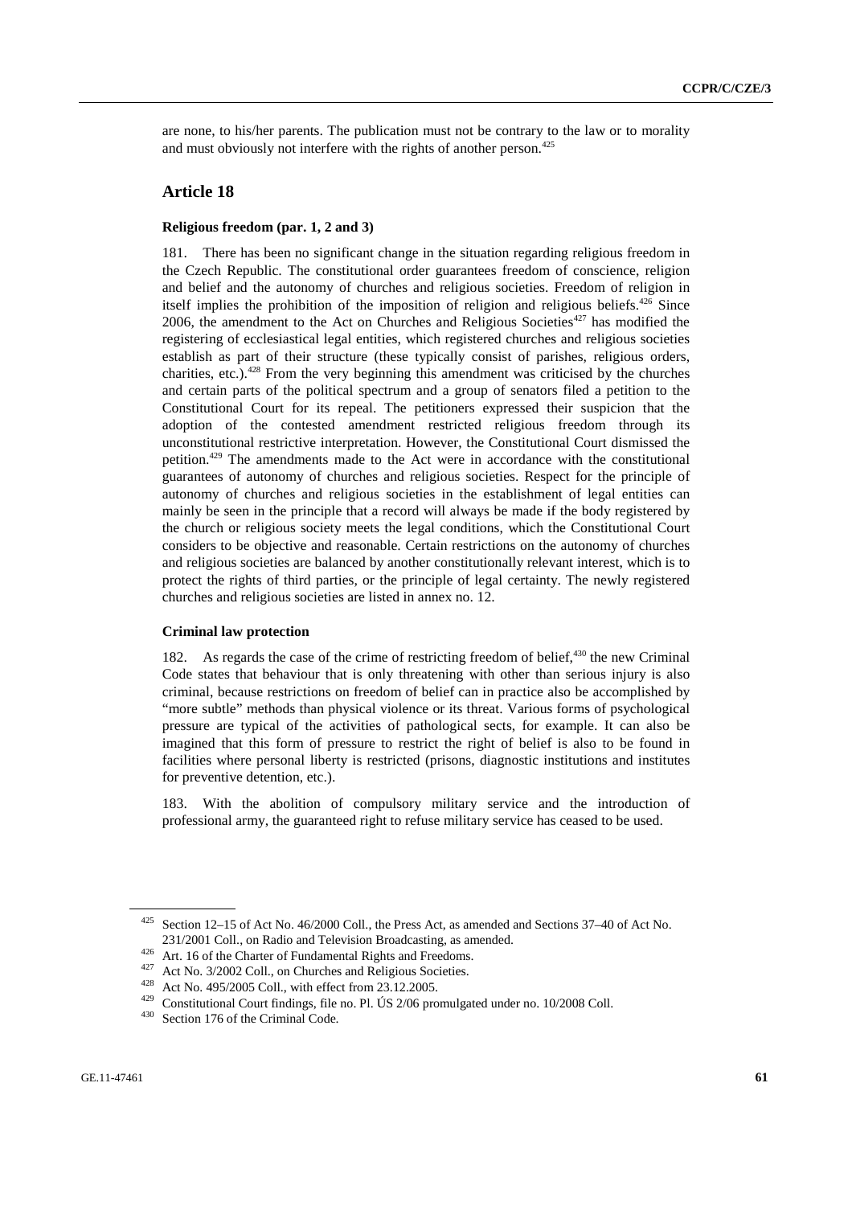are none, to his/her parents. The publication must not be contrary to the law or to morality and must obviously not interfere with the rights of another person.[425]

## Article 18

### Religious freedom (par. 1, 2 and 3)

181. There has been no significant change in the situation regarding religious freedom in the Czech Republic. The constitutional order guarantees freedom of conscience, religion and belief and the autonomy of churches and religious societies. Freedom of religion in itself implies the prohibition of the imposition of religion and religious beliefs.[426] Since 2006, the amendment to the Act on Churches and Religious Societies[427] has modified the registering of ecclesiastical legal entities, which registered churches and religious societies establish as part of their structure (these typically consist of parishes, religious orders, charities, etc.).[428] From the very beginning this amendment was criticised by the churches and certain parts of the political spectrum and a group of senators filed a petition to the Constitutional Court for its repeal. The petitioners expressed their suspicion that the adoption of the contested amendment restricted religious freedom through its unconstitutional restrictive interpretation. However, the Constitutional Court dismissed the petition.[429] The amendments made to the Act were in accordance with the constitutional guarantees of autonomy of churches and religious societies. Respect for the principle of autonomy of churches and religious societies in the establishment of legal entities can mainly be seen in the principle that a record will always be made if the body registered by the church or religious society meets the legal conditions, which the Constitutional Court considers to be objective and reasonable. Certain restrictions on the autonomy of churches and religious societies are balanced by another constitutionally relevant interest, which is to protect the rights of third parties, or the principle of legal certainty. The newly registered churches and religious societies are listed in annex no. 12.

### Criminal law protection

182. As regards the case of the crime of restricting freedom of belief,[430] the new Criminal Code states that behaviour that is only threatening with other than serious injury is also criminal, because restrictions on freedom of belief can in practice also be accomplished by "more subtle" methods than physical violence or its threat. Various forms of psychological pressure are typical of the activities of pathological sects, for example. It can also be imagined that this form of pressure to restrict the right of belief is also to be found in facilities where personal liberty is restricted (prisons, diagnostic institutions and institutes for preventive detention, etc.).

183. With the abolition of compulsory military service and the introduction of professional army, the guaranteed right to refuse military service has ceased to be used.

---

[425] Section 12–15 of Act No. 46/2000 Coll., the Press Act, as amended and Sections 37–40 of Act No. 231/2001 Coll., on Radio and Television Broadcasting, as amended.

[426] Art. 16 of the Charter of Fundamental Rights and Freedoms.

[427] Act No. 3/2002 Coll., on Churches and Religious Societies.

[428] Act No. 495/2005 Coll., with effect from 23.12.2005.

[429] Constitutional Court findings, file no. Pl. ÚS 2/06 promulgated under no. 10/2008 Coll.

[430] Section 176 of the Criminal Code.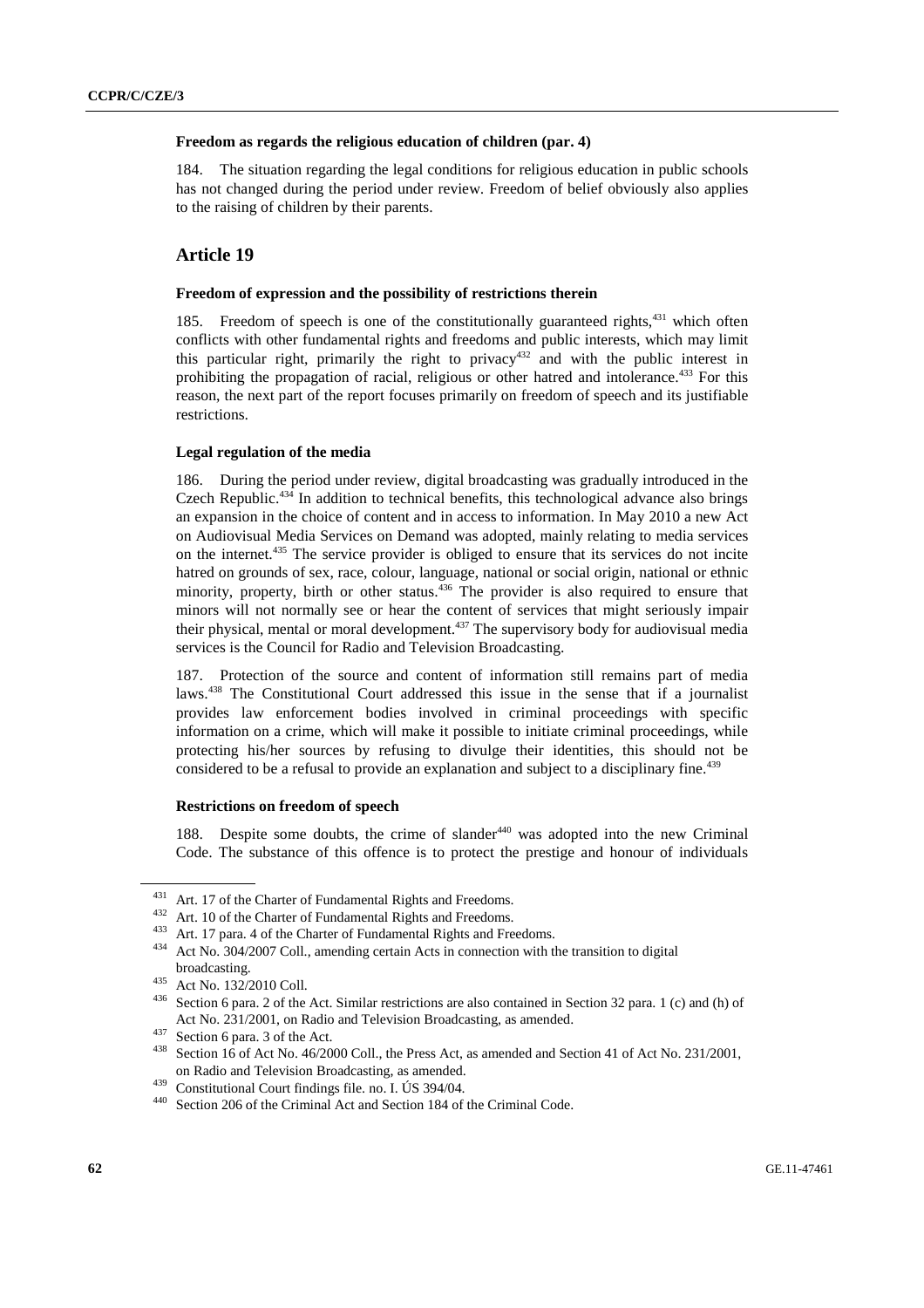### Freedom as regards the religious education of children (par. 4)

184. The situation regarding the legal conditions for religious education in public schools has not changed during the period under review. Freedom of belief obviously also applies to the raising of children by their parents.

## Article 19

### Freedom of expression and the possibility of restrictions therein

185. Freedom of speech is one of the constitutionally guaranteed rights,[431] which often conflicts with other fundamental rights and freedoms and public interests, which may limit this particular right, primarily the right to privacy[432] and with the public interest in prohibiting the propagation of racial, religious or other hatred and intolerance.[433] For this reason, the next part of the report focuses primarily on freedom of speech and its justifiable restrictions.

### Legal regulation of the media

186. During the period under review, digital broadcasting was gradually introduced in the Czech Republic.[434] In addition to technical benefits, this technological advance also brings an expansion in the choice of content and in access to information. In May 2010 a new Act on Audiovisual Media Services on Demand was adopted, mainly relating to media services on the internet.[435] The service provider is obliged to ensure that its services do not incite hatred on grounds of sex, race, colour, language, national or social origin, national or ethnic minority, property, birth or other status.[436] The provider is also required to ensure that minors will not normally see or hear the content of services that might seriously impair their physical, mental or moral development.[437] The supervisory body for audiovisual media services is the Council for Radio and Television Broadcasting.

187. Protection of the source and content of information still remains part of media laws.[438] The Constitutional Court addressed this issue in the sense that if a journalist provides law enforcement bodies involved in criminal proceedings with specific information on a crime, which will make it possible to initiate criminal proceedings, while protecting his/her sources by refusing to divulge their identities, this should not be considered to be a refusal to provide an explanation and subject to a disciplinary fine.[439]

### Restrictions on freedom of speech

188. Despite some doubts, the crime of slander[440] was adopted into the new Criminal Code. The substance of this offence is to protect the prestige and honour of individuals

---

[431] Art. 17 of the Charter of Fundamental Rights and Freedoms.

[432] Art. 10 of the Charter of Fundamental Rights and Freedoms.

[433] Art. 17 para. 4 of the Charter of Fundamental Rights and Freedoms.

[434] Act No. 304/2007 Coll., amending certain Acts in connection with the transition to digital broadcasting.

[435] Act No. 132/2010 Coll.

[436] Section 6 para. 2 of the Act. Similar restrictions are also contained in Section 32 para. 1 (c) and (h) of Act No. 231/2001, on Radio and Television Broadcasting, as amended.

[437] Section 6 para. 3 of the Act.

[438] Section 16 of Act No. 46/2000 Coll., the Press Act, as amended and Section 41 of Act No. 231/2001, on Radio and Television Broadcasting, as amended.

[439] Constitutional Court findings file. no. I. ÚS 394/04.

[440] Section 206 of the Criminal Act and Section 184 of the Criminal Code.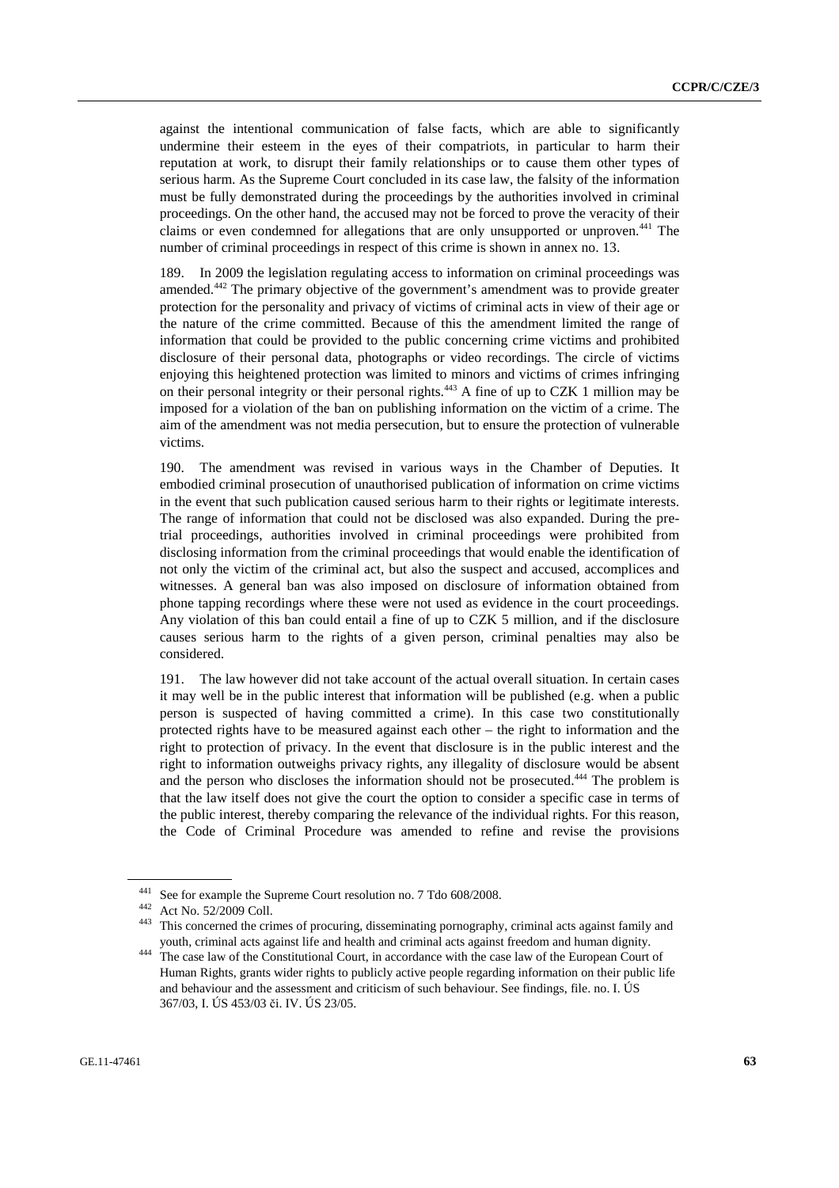against the intentional communication of false facts, which are able to significantly undermine their esteem in the eyes of their compatriots, in particular to harm their reputation at work, to disrupt their family relationships or to cause them other types of serious harm. As the Supreme Court concluded in its case law, the falsity of the information must be fully demonstrated during the proceedings by the authorities involved in criminal proceedings. On the other hand, the accused may not be forced to prove the veracity of their claims or even condemned for allegations that are only unsupported or unproven.[441] The number of criminal proceedings in respect of this crime is shown in annex no. 13.

189. In 2009 the legislation regulating access to information on criminal proceedings was amended.[442] The primary objective of the government's amendment was to provide greater protection for the personality and privacy of victims of criminal acts in view of their age or the nature of the crime committed. Because of this the amendment limited the range of information that could be provided to the public concerning crime victims and prohibited disclosure of their personal data, photographs or video recordings. The circle of victims enjoying this heightened protection was limited to minors and victims of crimes infringing on their personal integrity or their personal rights.[443] A fine of up to CZK 1 million may be imposed for a violation of the ban on publishing information on the victim of a crime. The aim of the amendment was not media persecution, but to ensure the protection of vulnerable victims.

190. The amendment was revised in various ways in the Chamber of Deputies. It embodied criminal prosecution of unauthorised publication of information on crime victims in the event that such publication caused serious harm to their rights or legitimate interests. The range of information that could not be disclosed was also expanded. During the pre-trial proceedings, authorities involved in criminal proceedings were prohibited from disclosing information from the criminal proceedings that would enable the identification of not only the victim of the criminal act, but also the suspect and accused, accomplices and witnesses. A general ban was also imposed on disclosure of information obtained from phone tapping recordings where these were not used as evidence in the court proceedings. Any violation of this ban could entail a fine of up to CZK 5 million, and if the disclosure causes serious harm to the rights of a given person, criminal penalties may also be considered.

191. The law however did not take account of the actual overall situation. In certain cases it may well be in the public interest that information will be published (e.g. when a public person is suspected of having committed a crime). In this case two constitutionally protected rights have to be measured against each other – the right to information and the right to protection of privacy. In the event that disclosure is in the public interest and the right to information outweighs privacy rights, any illegality of disclosure would be absent and the person who discloses the information should not be prosecuted.[444] The problem is that the law itself does not give the court the option to consider a specific case in terms of the public interest, thereby comparing the relevance of the individual rights. For this reason, the Code of Criminal Procedure was amended to refine and revise the provisions

---

[441] See for example the Supreme Court resolution no. 7 Tdo 608/2008.

[442] Act No. 52/2009 Coll.

[443] This concerned the crimes of procuring, disseminating pornography, criminal acts against family and youth, criminal acts against life and health and criminal acts against freedom and human dignity.

[444] The case law of the Constitutional Court, in accordance with the case law of the European Court of Human Rights, grants wider rights to publicly active people regarding information on their public life and behaviour and the assessment and criticism of such behaviour. See findings, file. no. I. ÚS 367/03, I. ÚS 453/03 či. IV. ÚS 23/05.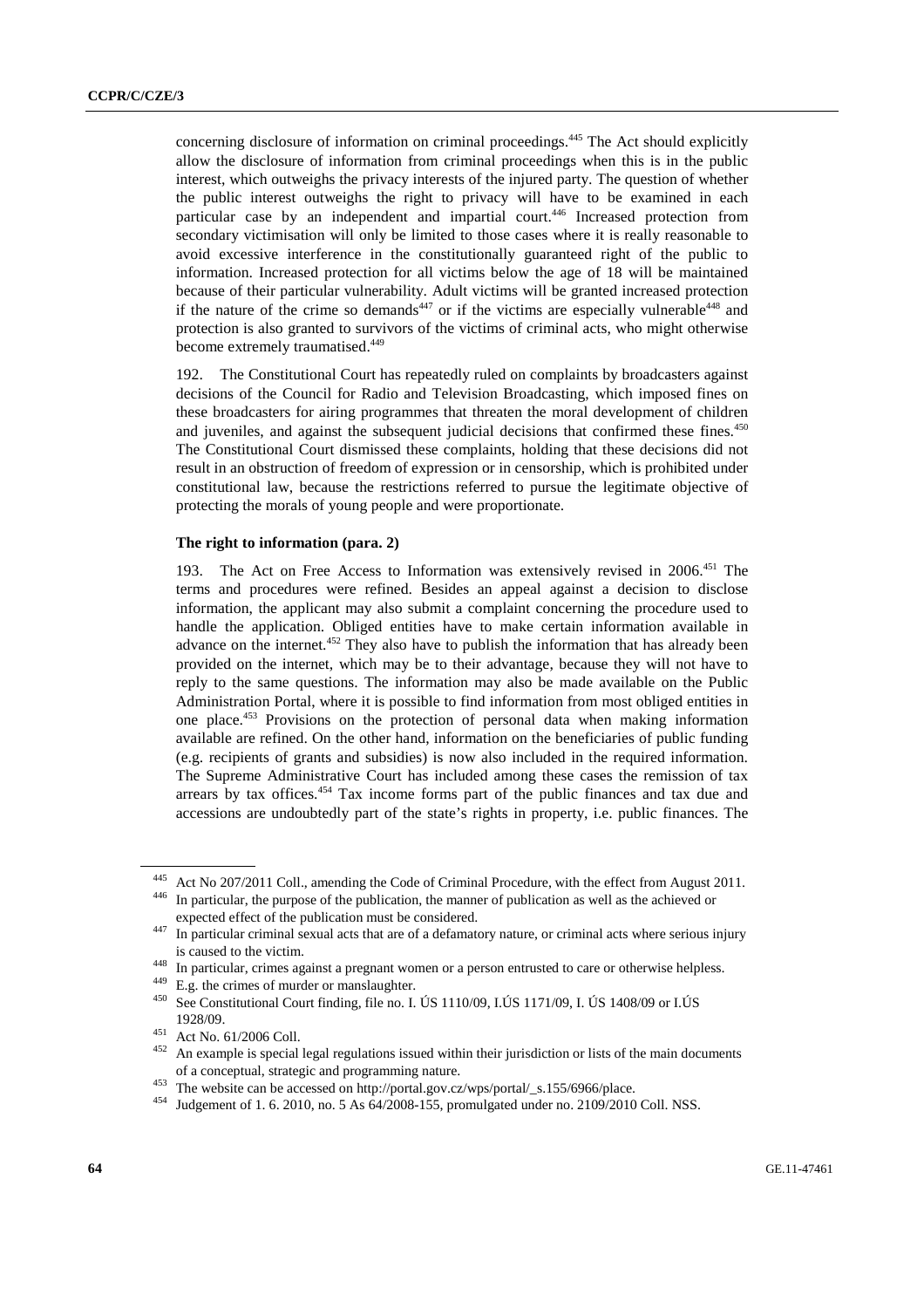concerning disclosure of information on criminal proceedings.[445] The Act should explicitly allow the disclosure of information from criminal proceedings when this is in the public interest, which outweighs the privacy interests of the injured party. The question of whether the public interest outweighs the right to privacy will have to be examined in each particular case by an independent and impartial court.[446] Increased protection from secondary victimisation will only be limited to those cases where it is really reasonable to avoid excessive interference in the constitutionally guaranteed right of the public to information. Increased protection for all victims below the age of 18 will be maintained because of their particular vulnerability. Adult victims will be granted increased protection if the nature of the crime so demands[447] or if the victims are especially vulnerable[448] and protection is also granted to survivors of the victims of criminal acts, who might otherwise become extremely traumatised.[449]

192. The Constitutional Court has repeatedly ruled on complaints by broadcasters against decisions of the Council for Radio and Television Broadcasting, which imposed fines on these broadcasters for airing programmes that threaten the moral development of children and juveniles, and against the subsequent judicial decisions that confirmed these fines.[450] The Constitutional Court dismissed these complaints, holding that these decisions did not result in an obstruction of freedom of expression or in censorship, which is prohibited under constitutional law, because the restrictions referred to pursue the legitimate objective of protecting the morals of young people and were proportionate.

**The right to information (para. 2)**

193. The Act on Free Access to Information was extensively revised in 2006.[451] The terms and procedures were refined. Besides an appeal against a decision to disclose information, the applicant may also submit a complaint concerning the procedure used to handle the application. Obliged entities have to make certain information available in advance on the internet.[452] They also have to publish the information that has already been provided on the internet, which may be to their advantage, because they will not have to reply to the same questions. The information may also be made available on the Public Administration Portal, where it is possible to find information from most obliged entities in one place.[453] Provisions on the protection of personal data when making information available are refined. On the other hand, information on the beneficiaries of public funding (e.g. recipients of grants and subsidies) is now also included in the required information. The Supreme Administrative Court has included among these cases the remission of tax arrears by tax offices.[454] Tax income forms part of the public finances and tax due and accessions are undoubtedly part of the state's rights in property, i.e. public finances. The

---

[445] Act No 207/2011 Coll., amending the Code of Criminal Procedure, with the effect from August 2011.

[446] In particular, the purpose of the publication, the manner of publication as well as the achieved or expected effect of the publication must be considered.

[447] In particular criminal sexual acts that are of a defamatory nature, or criminal acts where serious injury is caused to the victim.

[448] In particular, crimes against a pregnant women or a person entrusted to care or otherwise helpless.

[449] E.g. the crimes of murder or manslaughter.

[450] See Constitutional Court finding, file no. I. ÚS 1110/09, I.ÚS 1171/09, I. ÚS 1408/09 or I.ÚS 1928/09.

[451] Act No. 61/2006 Coll.

[452] An example is special legal regulations issued within their jurisdiction or lists of the main documents of a conceptual, strategic and programming nature.

[453] The website can be accessed on http://portal.gov.cz/wps/portal/_s.155/6966/place.

[454] Judgement of 1. 6. 2010, no. 5 As 64/2008-155, promulgated under no. 2109/2010 Coll. NSS.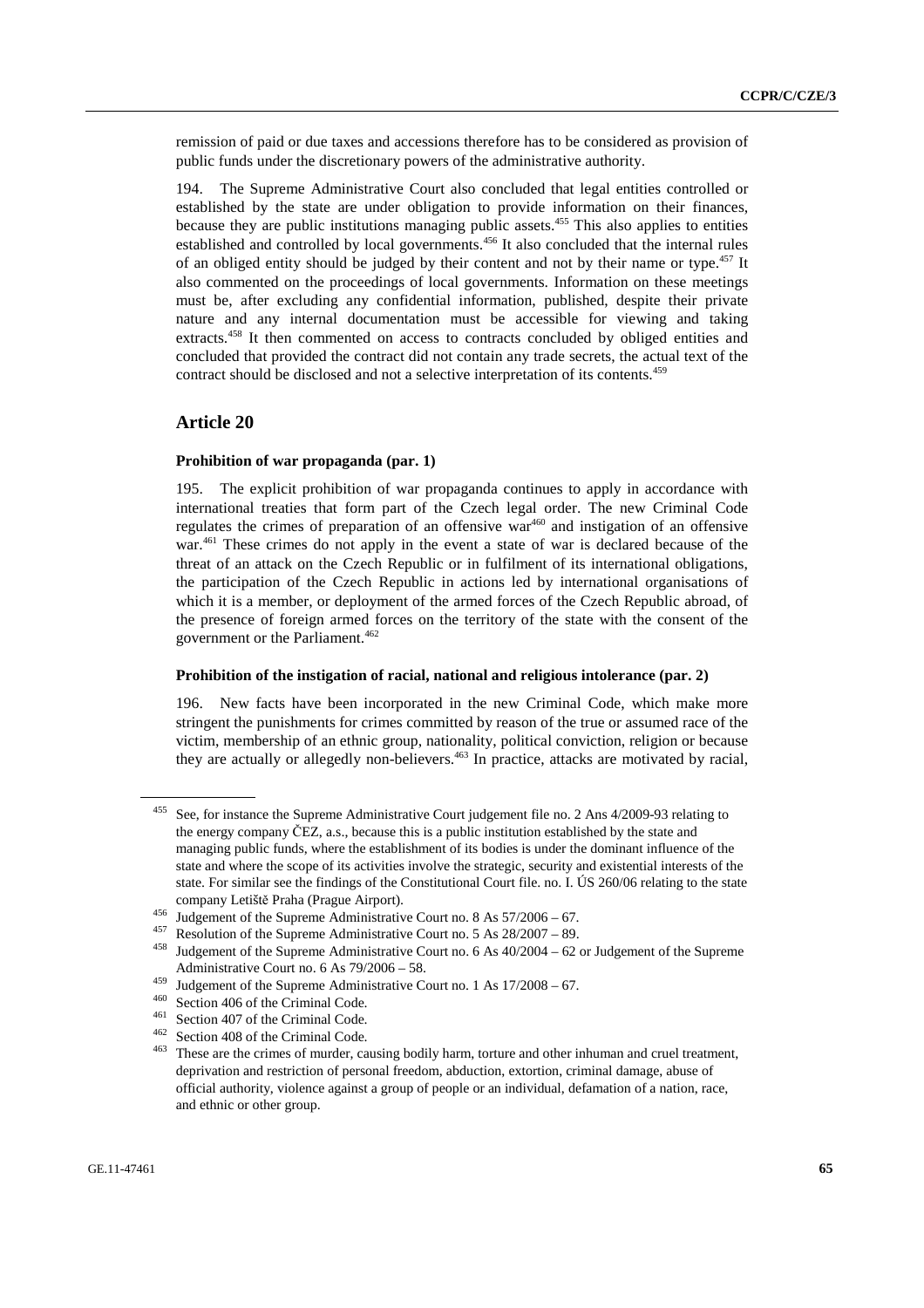remission of paid or due taxes and accessions therefore has to be considered as provision of public funds under the discretionary powers of the administrative authority.

194. The Supreme Administrative Court also concluded that legal entities controlled or established by the state are under obligation to provide information on their finances, because they are public institutions managing public assets.[455] This also applies to entities established and controlled by local governments.[456] It also concluded that the internal rules of an obliged entity should be judged by their content and not by their name or type.[457] It also commented on the proceedings of local governments. Information on these meetings must be, after excluding any confidential information, published, despite their private nature and any internal documentation must be accessible for viewing and taking extracts.[458] It then commented on access to contracts concluded by obliged entities and concluded that provided the contract did not contain any trade secrets, the actual text of the contract should be disclosed and not a selective interpretation of its contents.[459]

## Article 20

### Prohibition of war propaganda (par. 1)

195. The explicit prohibition of war propaganda continues to apply in accordance with international treaties that form part of the Czech legal order. The new Criminal Code regulates the crimes of preparation of an offensive war[460] and instigation of an offensive war.[461] These crimes do not apply in the event a state of war is declared because of the threat of an attack on the Czech Republic or in fulfilment of its international obligations, the participation of the Czech Republic in actions led by international organisations of which it is a member, or deployment of the armed forces of the Czech Republic abroad, of the presence of foreign armed forces on the territory of the state with the consent of the government or the Parliament.[462]

### Prohibition of the instigation of racial, national and religious intolerance (par. 2)

196. New facts have been incorporated in the new Criminal Code, which make more stringent the punishments for crimes committed by reason of the true or assumed race of the victim, membership of an ethnic group, nationality, political conviction, religion or because they are actually or allegedly non-believers.[463] In practice, attacks are motivated by racial,

---

[455] See, for instance the Supreme Administrative Court judgement file no. 2 Ans 4/2009-93 relating to the energy company ČEZ, a.s., because this is a public institution established by the state and managing public funds, where the establishment of its bodies is under the dominant influence of the state and where the scope of its activities involve the strategic, security and existential interests of the state. For similar see the findings of the Constitutional Court file. no. I. ÚS 260/06 relating to the state company Letiště Praha (Prague Airport).

[456] Judgement of the Supreme Administrative Court no. 8 As 57/2006 – 67.

[457] Resolution of the Supreme Administrative Court no. 5 As 28/2007 – 89.

[458] Judgement of the Supreme Administrative Court no. 6 As 40/2004 – 62 or Judgement of the Supreme Administrative Court no. 6 As 79/2006 – 58.

[459] Judgement of the Supreme Administrative Court no. 1 As 17/2008 – 67.

[460] Section 406 of the Criminal Code.

[461] Section 407 of the Criminal Code.

[462] Section 408 of the Criminal Code.

[463] These are the crimes of murder, causing bodily harm, torture and other inhuman and cruel treatment, deprivation and restriction of personal freedom, abduction, extortion, criminal damage, abuse of official authority, violence against a group of people or an individual, defamation of a nation, race, and ethnic or other group.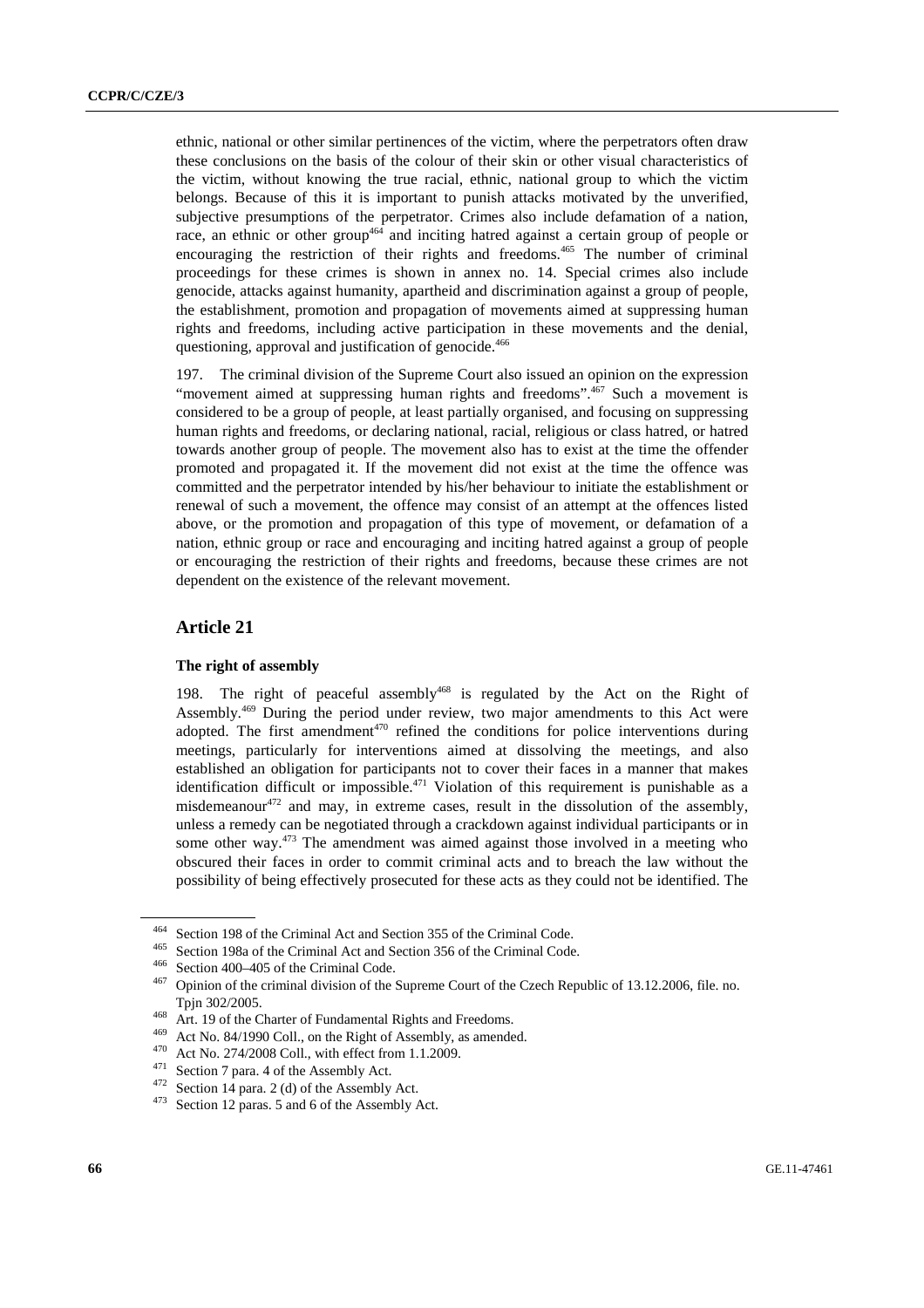ethnic, national or other similar pertinences of the victim, where the perpetrators often draw these conclusions on the basis of the colour of their skin or other visual characteristics of the victim, without knowing the true racial, ethnic, national group to which the victim belongs. Because of this it is important to punish attacks motivated by the unverified, subjective presumptions of the perpetrator. Crimes also include defamation of a nation, race, an ethnic or other group[464] and inciting hatred against a certain group of people or encouraging the restriction of their rights and freedoms.[465] The number of criminal proceedings for these crimes is shown in annex no. 14. Special crimes also include genocide, attacks against humanity, apartheid and discrimination against a group of people, the establishment, promotion and propagation of movements aimed at suppressing human rights and freedoms, including active participation in these movements and the denial, questioning, approval and justification of genocide.[466]

197. The criminal division of the Supreme Court also issued an opinion on the expression "movement aimed at suppressing human rights and freedoms".[467] Such a movement is considered to be a group of people, at least partially organised, and focusing on suppressing human rights and freedoms, or declaring national, racial, religious or class hatred, or hatred towards another group of people. The movement also has to exist at the time the offender promoted and propagated it. If the movement did not exist at the time the offence was committed and the perpetrator intended by his/her behaviour to initiate the establishment or renewal of such a movement, the offence may consist of an attempt at the offences listed above, or the promotion and propagation of this type of movement, or defamation of a nation, ethnic group or race and encouraging and inciting hatred against a group of people or encouraging the restriction of their rights and freedoms, because these crimes are not dependent on the existence of the relevant movement.

## Article 21

### The right of assembly

198. The right of peaceful assembly[468] is regulated by the Act on the Right of Assembly.[469] During the period under review, two major amendments to this Act were adopted. The first amendment[470] refined the conditions for police interventions during meetings, particularly for interventions aimed at dissolving the meetings, and also established an obligation for participants not to cover their faces in a manner that makes identification difficult or impossible.[471] Violation of this requirement is punishable as a misdemeanour[472] and may, in extreme cases, result in the dissolution of the assembly, unless a remedy can be negotiated through a crackdown against individual participants or in some other way.[473] The amendment was aimed against those involved in a meeting who obscured their faces in order to commit criminal acts and to breach the law without the possibility of being effectively prosecuted for these acts as they could not be identified. The

---

[464] Section 198 of the Criminal Act and Section 355 of the Criminal Code.

[465] Section 198a of the Criminal Act and Section 356 of the Criminal Code.

[466] Section 400–405 of the Criminal Code.

[467] Opinion of the criminal division of the Supreme Court of the Czech Republic of 13.12.2006, file. no. Tpjn 302/2005.

[468] Art. 19 of the Charter of Fundamental Rights and Freedoms.

[469] Act No. 84/1990 Coll., on the Right of Assembly, as amended.

[470] Act No. 274/2008 Coll., with effect from 1.1.2009.

[471] Section 7 para. 4 of the Assembly Act.

[472] Section 14 para. 2 (d) of the Assembly Act.

[473] Section 12 paras. 5 and 6 of the Assembly Act.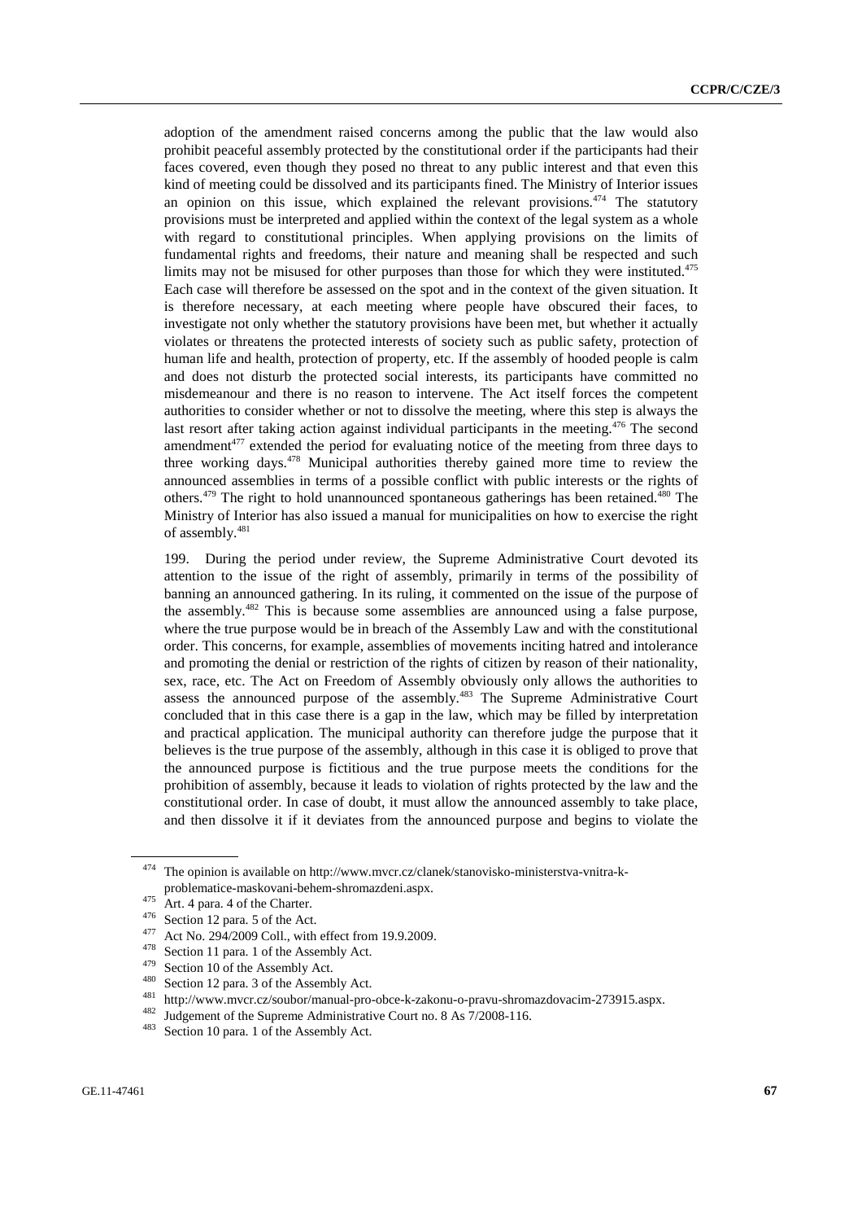adoption of the amendment raised concerns among the public that the law would also prohibit peaceful assembly protected by the constitutional order if the participants had their faces covered, even though they posed no threat to any public interest and that even this kind of meeting could be dissolved and its participants fined. The Ministry of Interior issues an opinion on this issue, which explained the relevant provisions.[474] The statutory provisions must be interpreted and applied within the context of the legal system as a whole with regard to constitutional principles. When applying provisions on the limits of fundamental rights and freedoms, their nature and meaning shall be respected and such limits may not be misused for other purposes than those for which they were instituted.[475] Each case will therefore be assessed on the spot and in the context of the given situation. It is therefore necessary, at each meeting where people have obscured their faces, to investigate not only whether the statutory provisions have been met, but whether it actually violates or threatens the protected interests of society such as public safety, protection of human life and health, protection of property, etc. If the assembly of hooded people is calm and does not disturb the protected social interests, its participants have committed no misdemeanour and there is no reason to intervene. The Act itself forces the competent authorities to consider whether or not to dissolve the meeting, where this step is always the last resort after taking action against individual participants in the meeting.[476] The second amendment[477] extended the period for evaluating notice of the meeting from three days to three working days.[478] Municipal authorities thereby gained more time to review the announced assemblies in terms of a possible conflict with public interests or the rights of others.[479] The right to hold unannounced spontaneous gatherings has been retained.[480] The Ministry of Interior has also issued a manual for municipalities on how to exercise the right of assembly.[481]

199. During the period under review, the Supreme Administrative Court devoted its attention to the issue of the right of assembly, primarily in terms of the possibility of banning an announced gathering. In its ruling, it commented on the issue of the purpose of the assembly.[482] This is because some assemblies are announced using a false purpose, where the true purpose would be in breach of the Assembly Law and with the constitutional order. This concerns, for example, assemblies of movements inciting hatred and intolerance and promoting the denial or restriction of the rights of citizen by reason of their nationality, sex, race, etc. The Act on Freedom of Assembly obviously only allows the authorities to assess the announced purpose of the assembly.[483] The Supreme Administrative Court concluded that in this case there is a gap in the law, which may be filled by interpretation and practical application. The municipal authority can therefore judge the purpose that it believes is the true purpose of the assembly, although in this case it is obliged to prove that the announced purpose is fictitious and the true purpose meets the conditions for the prohibition of assembly, because it leads to violation of rights protected by the law and the constitutional order. In case of doubt, it must allow the announced assembly to take place, and then dissolve it if it deviates from the announced purpose and begins to violate the

---

[474] The opinion is available on http://www.mvcr.cz/clanek/stanovisko-ministerstva-vnitra-k-problematice-maskovani-behem-shromazdeni.aspx.

[475] Art. 4 para. 4 of the Charter.

[476] Section 12 para. 5 of the Act.

[477] Act No. 294/2009 Coll., with effect from 19.9.2009.

[478] Section 11 para. 1 of the Assembly Act.

[479] Section 10 of the Assembly Act.

[480] Section 12 para. 3 of the Assembly Act.

[481] http://www.mvcr.cz/soubor/manual-pro-obce-k-zakonu-o-pravu-shromazdovacim-273915.aspx.

[482] Judgement of the Supreme Administrative Court no. 8 As 7/2008-116.

[483] Section 10 para. 1 of the Assembly Act.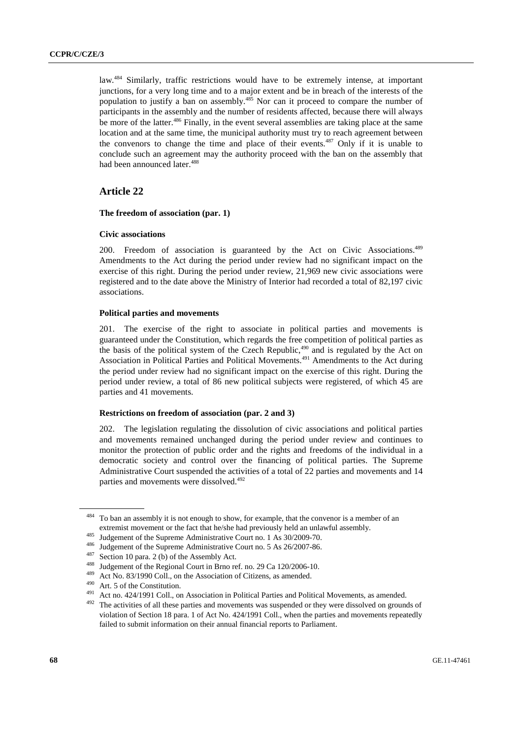law.[484] Similarly, traffic restrictions would have to be extremely intense, at important junctions, for a very long time and to a major extent and be in breach of the interests of the population to justify a ban on assembly.[485] Nor can it proceed to compare the number of participants in the assembly and the number of residents affected, because there will always be more of the latter.[486] Finally, in the event several assemblies are taking place at the same location and at the same time, the municipal authority must try to reach agreement between the convenors to change the time and place of their events.[487] Only if it is unable to conclude such an agreement may the authority proceed with the ban on the assembly that had been announced later.[488]

## Article 22

### The freedom of association (par. 1)

#### Civic associations

200. Freedom of association is guaranteed by the Act on Civic Associations.[489] Amendments to the Act during the period under review had no significant impact on the exercise of this right. During the period under review, 21,969 new civic associations were registered and to the date above the Ministry of Interior had recorded a total of 82,197 civic associations.

#### Political parties and movements

201. The exercise of the right to associate in political parties and movements is guaranteed under the Constitution, which regards the free competition of political parties as the basis of the political system of the Czech Republic,[490] and is regulated by the Act on Association in Political Parties and Political Movements.[491] Amendments to the Act during the period under review had no significant impact on the exercise of this right. During the period under review, a total of 86 new political subjects were registered, of which 45 are parties and 41 movements.

#### Restrictions on freedom of association (par. 2 and 3)

202. The legislation regulating the dissolution of civic associations and political parties and movements remained unchanged during the period under review and continues to monitor the protection of public order and the rights and freedoms of the individual in a democratic society and control over the financing of political parties. The Supreme Administrative Court suspended the activities of a total of 22 parties and movements and 14 parties and movements were dissolved.[492]

---

[484] To ban an assembly it is not enough to show, for example, that the convenor is a member of an extremist movement or the fact that he/she had previously held an unlawful assembly.

[485] Judgement of the Supreme Administrative Court no. 1 As 30/2009-70.

[486] Judgement of the Supreme Administrative Court no. 5 As 26/2007-86.

[487] Section 10 para. 2 (b) of the Assembly Act.

[488] Judgement of the Regional Court in Brno ref. no. 29 Ca 120/2006-10.

[489] Act No. 83/1990 Coll., on the Association of Citizens, as amended.

[490] Art. 5 of the Constitution.

[491] Act no. 424/1991 Coll., on Association in Political Parties and Political Movements, as amended.

[492] The activities of all these parties and movements was suspended or they were dissolved on grounds of violation of Section 18 para. 1 of Act No. 424/1991 Coll., when the parties and movements repeatedly failed to submit information on their annual financial reports to Parliament.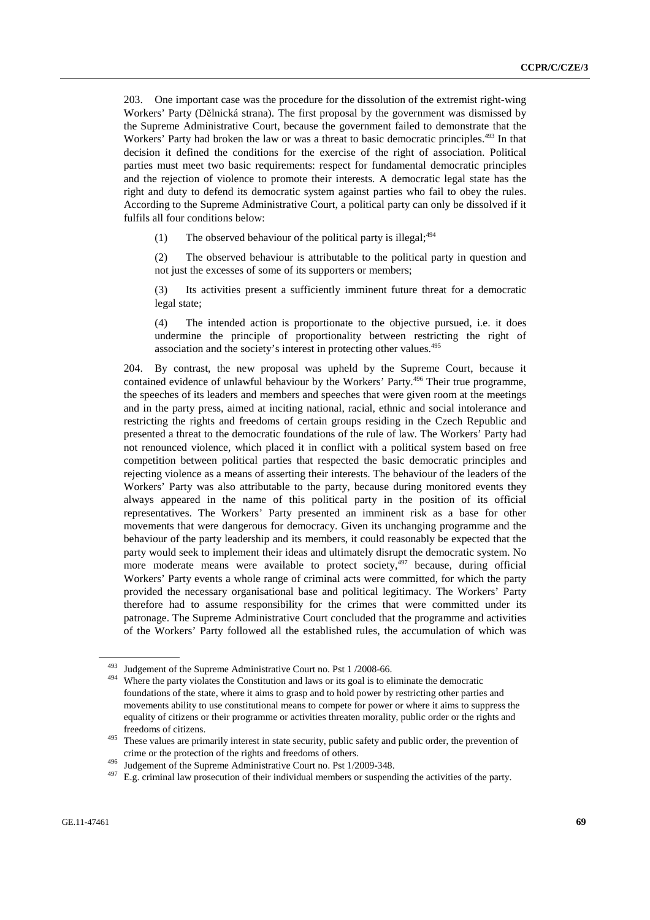203. One important case was the procedure for the dissolution of the extremist right-wing Workers' Party (Dělnická strana). The first proposal by the government was dismissed by the Supreme Administrative Court, because the government failed to demonstrate that the Workers' Party had broken the law or was a threat to basic democratic principles.[493] In that decision it defined the conditions for the exercise of the right of association. Political parties must meet two basic requirements: respect for fundamental democratic principles and the rejection of violence to promote their interests. A democratic legal state has the right and duty to defend its democratic system against parties who fail to obey the rules. According to the Supreme Administrative Court, a political party can only be dissolved if it fulfils all four conditions below:

(1) The observed behaviour of the political party is illegal;[494]

(2) The observed behaviour is attributable to the political party in question and not just the excesses of some of its supporters or members;

(3) Its activities present a sufficiently imminent future threat for a democratic legal state;

(4) The intended action is proportionate to the objective pursued, i.e. it does undermine the principle of proportionality between restricting the right of association and the society's interest in protecting other values.[495]

204. By contrast, the new proposal was upheld by the Supreme Court, because it contained evidence of unlawful behaviour by the Workers' Party.[496] Their true programme, the speeches of its leaders and members and speeches that were given room at the meetings and in the party press, aimed at inciting national, racial, ethnic and social intolerance and restricting the rights and freedoms of certain groups residing in the Czech Republic and presented a threat to the democratic foundations of the rule of law. The Workers' Party had not renounced violence, which placed it in conflict with a political system based on free competition between political parties that respected the basic democratic principles and rejecting violence as a means of asserting their interests. The behaviour of the leaders of the Workers' Party was also attributable to the party, because during monitored events they always appeared in the name of this political party in the position of its official representatives. The Workers' Party presented an imminent risk as a base for other movements that were dangerous for democracy. Given its unchanging programme and the behaviour of the party leadership and its members, it could reasonably be expected that the party would seek to implement their ideas and ultimately disrupt the democratic system. No more moderate means were available to protect society,[497] because, during official Workers' Party events a whole range of criminal acts were committed, for which the party provided the necessary organisational base and political legitimacy. The Workers' Party therefore had to assume responsibility for the crimes that were committed under its patronage. The Supreme Administrative Court concluded that the programme and activities of the Workers' Party followed all the established rules, the accumulation of which was

---

[493] Judgement of the Supreme Administrative Court no. Pst 1 /2008-66.

[494] Where the party violates the Constitution and laws or its goal is to eliminate the democratic foundations of the state, where it aims to grasp and to hold power by restricting other parties and movements ability to use constitutional means to compete for power or where it aims to suppress the equality of citizens or their programme or activities threaten morality, public order or the rights and freedoms of citizens.

[495] These values are primarily interest in state security, public safety and public order, the prevention of crime or the protection of the rights and freedoms of others.

[496] Judgement of the Supreme Administrative Court no. Pst 1/2009-348.

[497] E.g. criminal law prosecution of their individual members or suspending the activities of the party.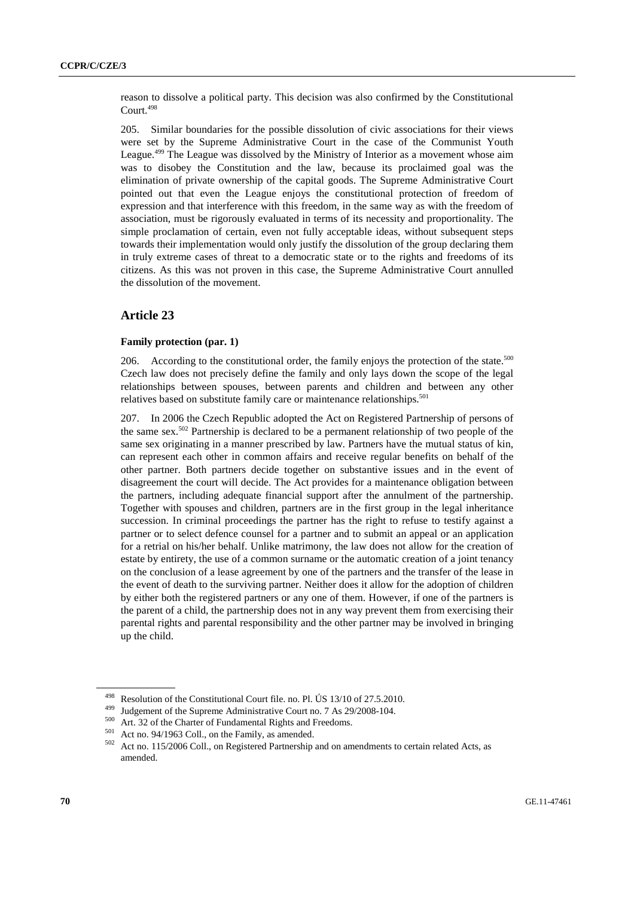reason to dissolve a political party. This decision was also confirmed by the Constitutional Court.[498]

205. Similar boundaries for the possible dissolution of civic associations for their views were set by the Supreme Administrative Court in the case of the Communist Youth League.[499] The League was dissolved by the Ministry of Interior as a movement whose aim was to disobey the Constitution and the law, because its proclaimed goal was the elimination of private ownership of the capital goods. The Supreme Administrative Court pointed out that even the League enjoys the constitutional protection of freedom of expression and that interference with this freedom, in the same way as with the freedom of association, must be rigorously evaluated in terms of its necessity and proportionality. The simple proclamation of certain, even not fully acceptable ideas, without subsequent steps towards their implementation would only justify the dissolution of the group declaring them in truly extreme cases of threat to a democratic state or to the rights and freedoms of its citizens. As this was not proven in this case, the Supreme Administrative Court annulled the dissolution of the movement.

## Article 23

### Family protection (par. 1)

206. According to the constitutional order, the family enjoys the protection of the state.[500] Czech law does not precisely define the family and only lays down the scope of the legal relationships between spouses, between parents and children and between any other relatives based on substitute family care or maintenance relationships.[501]

207. In 2006 the Czech Republic adopted the Act on Registered Partnership of persons of the same sex.[502] Partnership is declared to be a permanent relationship of two people of the same sex originating in a manner prescribed by law. Partners have the mutual status of kin, can represent each other in common affairs and receive regular benefits on behalf of the other partner. Both partners decide together on substantive issues and in the event of disagreement the court will decide. The Act provides for a maintenance obligation between the partners, including adequate financial support after the annulment of the partnership. Together with spouses and children, partners are in the first group in the legal inheritance succession. In criminal proceedings the partner has the right to refuse to testify against a partner or to select defence counsel for a partner and to submit an appeal or an application for a retrial on his/her behalf. Unlike matrimony, the law does not allow for the creation of estate by entirety, the use of a common surname or the automatic creation of a joint tenancy on the conclusion of a lease agreement by one of the partners and the transfer of the lease in the event of death to the surviving partner. Neither does it allow for the adoption of children by either both the registered partners or any one of them. However, if one of the partners is the parent of a child, the partnership does not in any way prevent them from exercising their parental rights and parental responsibility and the other partner may be involved in bringing up the child.

---

[498] Resolution of the Constitutional Court file. no. Pl. ÚS 13/10 of 27.5.2010.

[499] Judgement of the Supreme Administrative Court no. 7 As 29/2008-104.

[500] Art. 32 of the Charter of Fundamental Rights and Freedoms.

[501] Act no. 94/1963 Coll., on the Family, as amended.

[502] Act no. 115/2006 Coll., on Registered Partnership and on amendments to certain related Acts, as amended.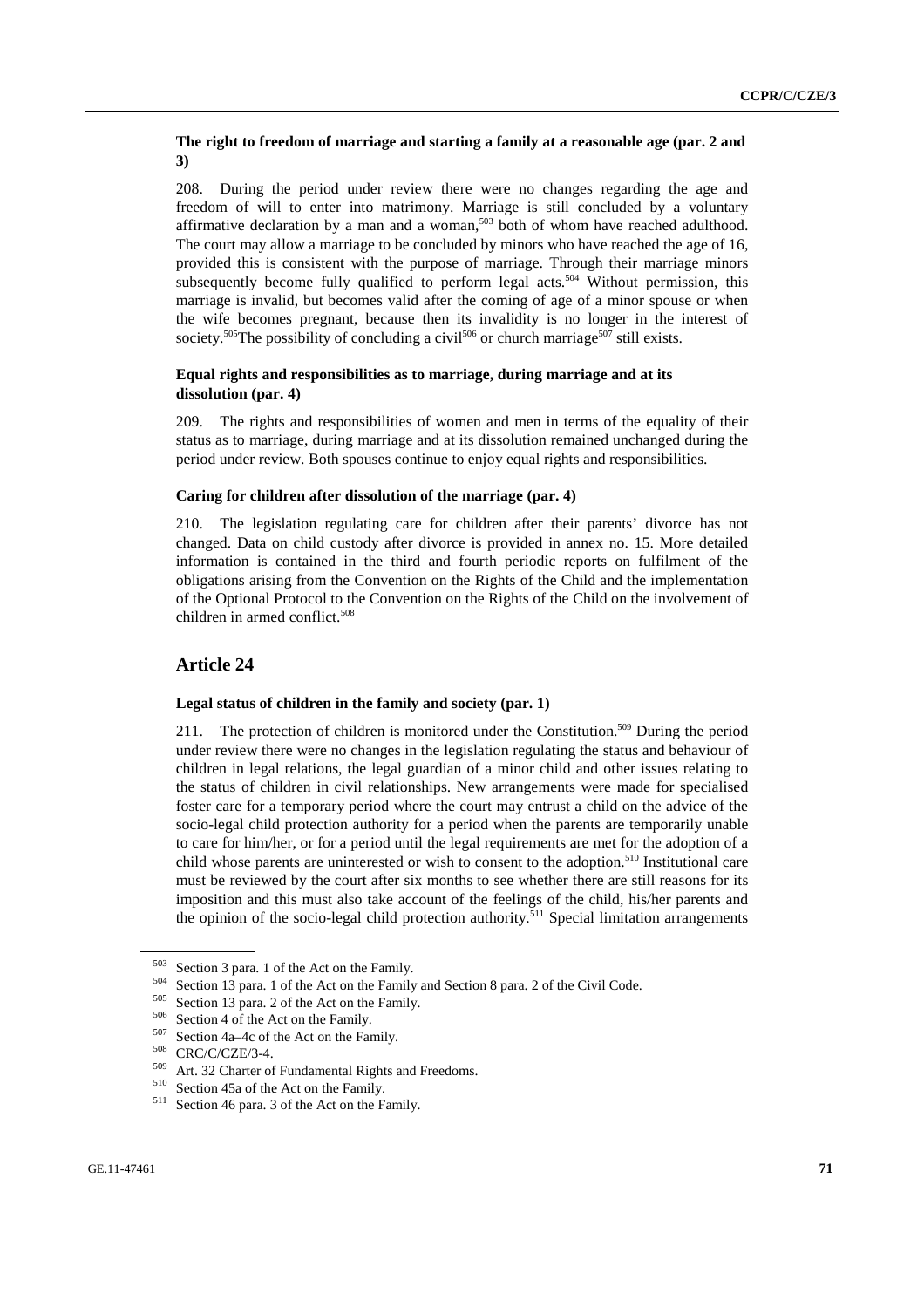**The right to freedom of marriage and starting a family at a reasonable age (par. 2 and 3)**

208. During the period under review there were no changes regarding the age and freedom of will to enter into matrimony. Marriage is still concluded by a voluntary affirmative declaration by a man and a woman,[503] both of whom have reached adulthood. The court may allow a marriage to be concluded by minors who have reached the age of 16, provided this is consistent with the purpose of marriage. Through their marriage minors subsequently become fully qualified to perform legal acts.[504] Without permission, this marriage is invalid, but becomes valid after the coming of age of a minor spouse or when the wife becomes pregnant, because then its invalidity is no longer in the interest of society.[505] The possibility of concluding a civil[506] or church marriage[507] still exists.

**Equal rights and responsibilities as to marriage, during marriage and at its dissolution (par. 4)**

209. The rights and responsibilities of women and men in terms of the equality of their status as to marriage, during marriage and at its dissolution remained unchanged during the period under review. Both spouses continue to enjoy equal rights and responsibilities.

**Caring for children after dissolution of the marriage (par. 4)**

210. The legislation regulating care for children after their parents' divorce has not changed. Data on child custody after divorce is provided in annex no. 15. More detailed information is contained in the third and fourth periodic reports on fulfilment of the obligations arising from the Convention on the Rights of the Child and the implementation of the Optional Protocol to the Convention on the Rights of the Child on the involvement of children in armed conflict.[508]

## Article 24

**Legal status of children in the family and society (par. 1)**

211. The protection of children is monitored under the Constitution.[509] During the period under review there were no changes in the legislation regulating the status and behaviour of children in legal relations, the legal guardian of a minor child and other issues relating to the status of children in civil relationships. New arrangements were made for specialised foster care for a temporary period where the court may entrust a child on the advice of the socio-legal child protection authority for a period when the parents are temporarily unable to care for him/her, or for a period until the legal requirements are met for the adoption of a child whose parents are uninterested or wish to consent to the adoption.[510] Institutional care must be reviewed by the court after six months to see whether there are still reasons for its imposition and this must also take account of the feelings of the child, his/her parents and the opinion of the socio-legal child protection authority.[511] Special limitation arrangements

---

[503] Section 3 para. 1 of the Act on the Family.

[504] Section 13 para. 1 of the Act on the Family and Section 8 para. 2 of the Civil Code.

[505] Section 13 para. 2 of the Act on the Family.

[506] Section 4 of the Act on the Family.

[507] Section 4a–4c of the Act on the Family.

[508] CRC/C/CZE/3-4.

[509] Art. 32 Charter of Fundamental Rights and Freedoms.

[510] Section 45a of the Act on the Family.

[511] Section 46 para. 3 of the Act on the Family.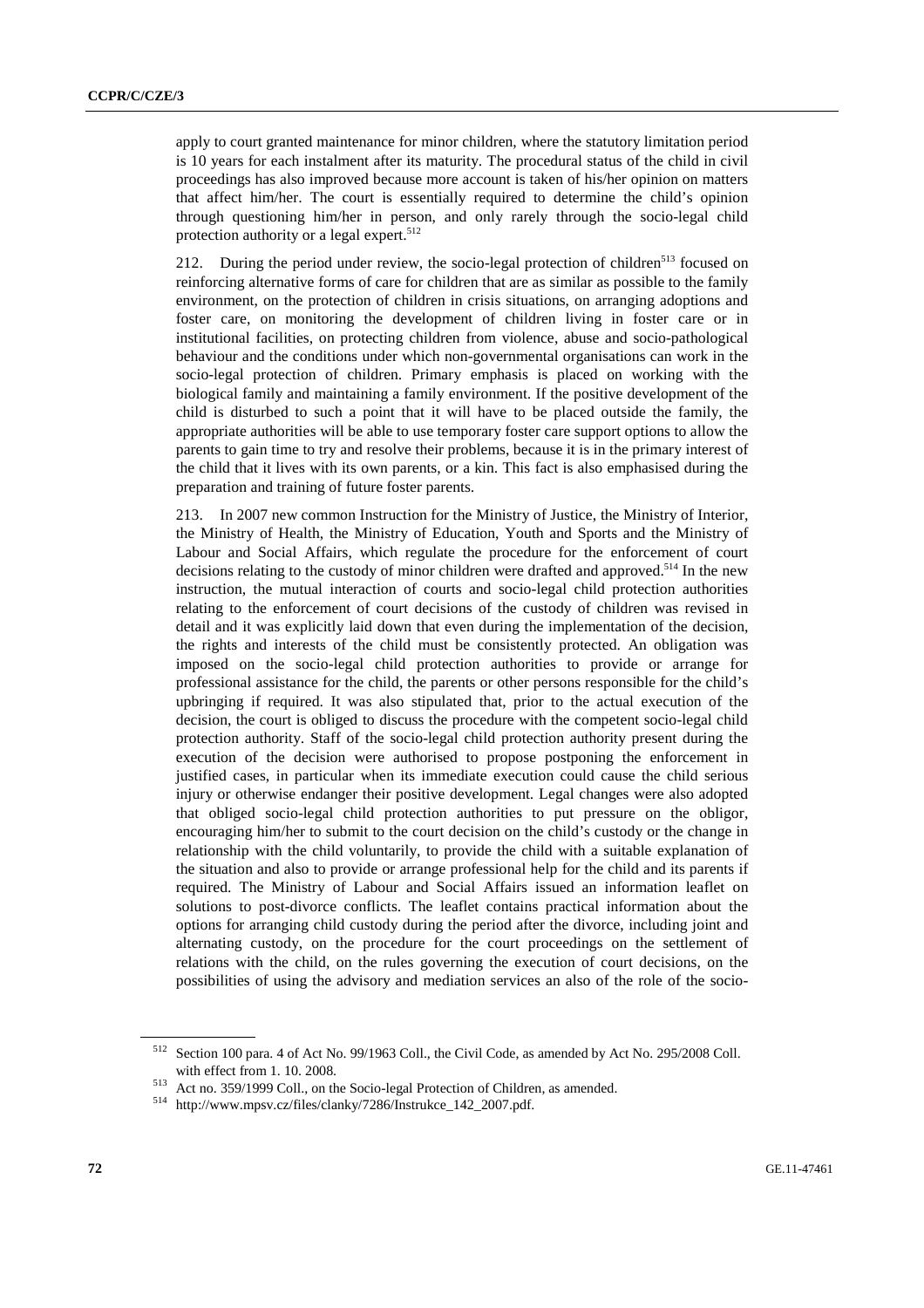apply to court granted maintenance for minor children, where the statutory limitation period is 10 years for each instalment after its maturity. The procedural status of the child in civil proceedings has also improved because more account is taken of his/her opinion on matters that affect him/her. The court is essentially required to determine the child's opinion through questioning him/her in person, and only rarely through the socio-legal child protection authority or a legal expert.[512]

212. During the period under review, the socio-legal protection of children[513] focused on reinforcing alternative forms of care for children that are as similar as possible to the family environment, on the protection of children in crisis situations, on arranging adoptions and foster care, on monitoring the development of children living in foster care or in institutional facilities, on protecting children from violence, abuse and socio-pathological behaviour and the conditions under which non-governmental organisations can work in the socio-legal protection of children. Primary emphasis is placed on working with the biological family and maintaining a family environment. If the positive development of the child is disturbed to such a point that it will have to be placed outside the family, the appropriate authorities will be able to use temporary foster care support options to allow the parents to gain time to try and resolve their problems, because it is in the primary interest of the child that it lives with its own parents, or a kin. This fact is also emphasised during the preparation and training of future foster parents.

213. In 2007 new common Instruction for the Ministry of Justice, the Ministry of Interior, the Ministry of Health, the Ministry of Education, Youth and Sports and the Ministry of Labour and Social Affairs, which regulate the procedure for the enforcement of court decisions relating to the custody of minor children were drafted and approved.[514] In the new instruction, the mutual interaction of courts and socio-legal child protection authorities relating to the enforcement of court decisions of the custody of children was revised in detail and it was explicitly laid down that even during the implementation of the decision, the rights and interests of the child must be consistently protected. An obligation was imposed on the socio-legal child protection authorities to provide or arrange for professional assistance for the child, the parents or other persons responsible for the child's upbringing if required. It was also stipulated that, prior to the actual execution of the decision, the court is obliged to discuss the procedure with the competent socio-legal child protection authority. Staff of the socio-legal child protection authority present during the execution of the decision were authorised to propose postponing the enforcement in justified cases, in particular when its immediate execution could cause the child serious injury or otherwise endanger their positive development. Legal changes were also adopted that obliged socio-legal child protection authorities to put pressure on the obligor, encouraging him/her to submit to the court decision on the child's custody or the change in relationship with the child voluntarily, to provide the child with a suitable explanation of the situation and also to provide or arrange professional help for the child and its parents if required. The Ministry of Labour and Social Affairs issued an information leaflet on solutions to post-divorce conflicts. The leaflet contains practical information about the options for arranging child custody during the period after the divorce, including joint and alternating custody, on the procedure for the court proceedings on the settlement of relations with the child, on the rules governing the execution of court decisions, on the possibilities of using the advisory and mediation services an also of the role of the socio-

---

[512] Section 100 para. 4 of Act No. 99/1963 Coll., the Civil Code, as amended by Act No. 295/2008 Coll. with effect from 1. 10. 2008.

[513] Act no. 359/1999 Coll., on the Socio-legal Protection of Children, as amended.

[514] http://www.mpsv.cz/files/clanky/7286/Instrukce_142_2007.pdf.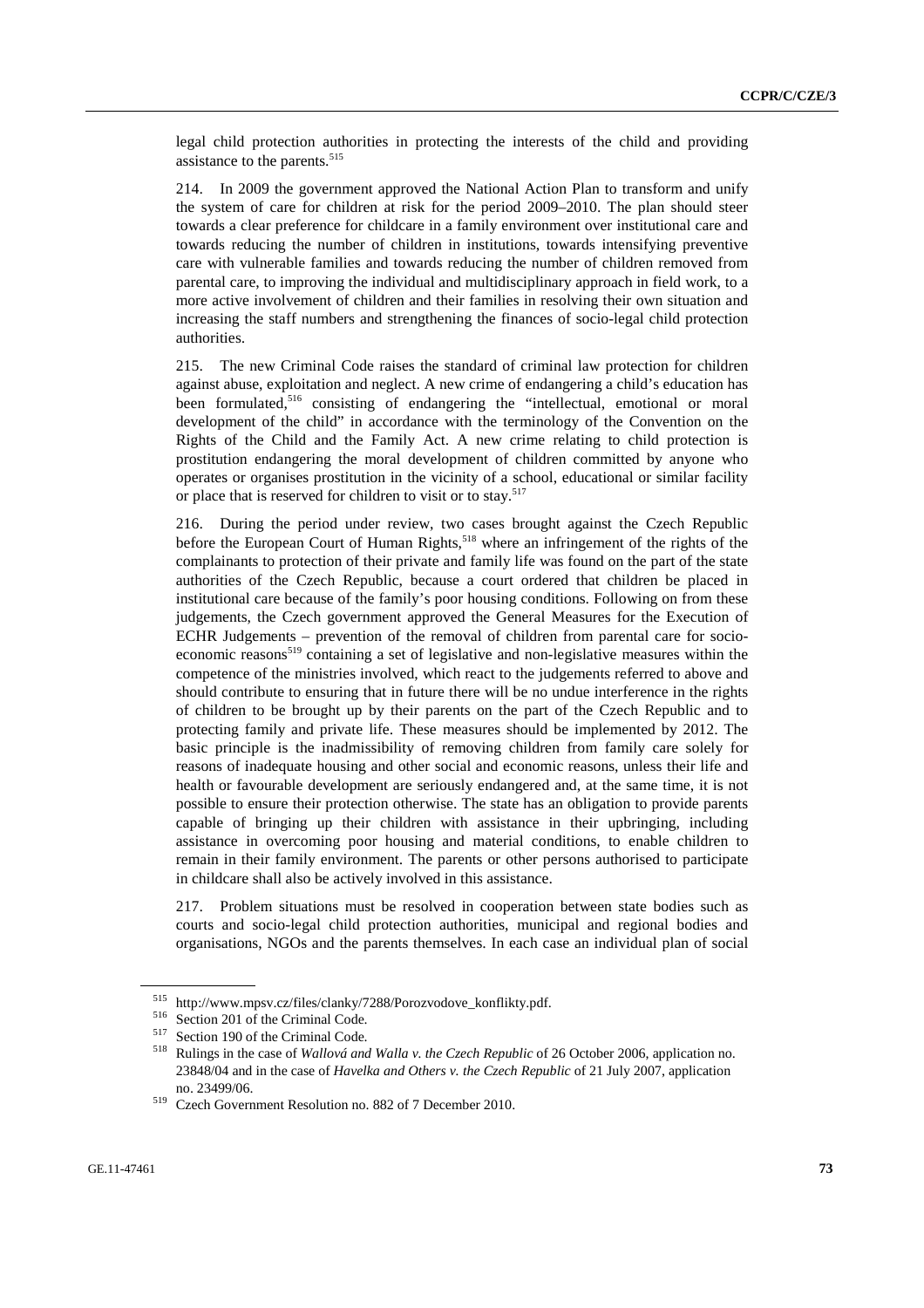legal child protection authorities in protecting the interests of the child and providing assistance to the parents.[515]

214. In 2009 the government approved the National Action Plan to transform and unify the system of care for children at risk for the period 2009–2010. The plan should steer towards a clear preference for childcare in a family environment over institutional care and towards reducing the number of children in institutions, towards intensifying preventive care with vulnerable families and towards reducing the number of children removed from parental care, to improving the individual and multidisciplinary approach in field work, to a more active involvement of children and their families in resolving their own situation and increasing the staff numbers and strengthening the finances of socio-legal child protection authorities.

215. The new Criminal Code raises the standard of criminal law protection for children against abuse, exploitation and neglect. A new crime of endangering a child's education has been formulated,[516] consisting of endangering the "intellectual, emotional or moral development of the child" in accordance with the terminology of the Convention on the Rights of the Child and the Family Act. A new crime relating to child protection is prostitution endangering the moral development of children committed by anyone who operates or organises prostitution in the vicinity of a school, educational or similar facility or place that is reserved for children to visit or to stay.[517]

216. During the period under review, two cases brought against the Czech Republic before the European Court of Human Rights,[518] where an infringement of the rights of the complainants to protection of their private and family life was found on the part of the state authorities of the Czech Republic, because a court ordered that children be placed in institutional care because of the family's poor housing conditions. Following on from these judgements, the Czech government approved the General Measures for the Execution of ECHR Judgements – prevention of the removal of children from parental care for socio-economic reasons[519] containing a set of legislative and non-legislative measures within the competence of the ministries involved, which react to the judgements referred to above and should contribute to ensuring that in future there will be no undue interference in the rights of children to be brought up by their parents on the part of the Czech Republic and to protecting family and private life. These measures should be implemented by 2012. The basic principle is the inadmissibility of removing children from family care solely for reasons of inadequate housing and other social and economic reasons, unless their life and health or favourable development are seriously endangered and, at the same time, it is not possible to ensure their protection otherwise. The state has an obligation to provide parents capable of bringing up their children with assistance in their upbringing, including assistance in overcoming poor housing and material conditions, to enable children to remain in their family environment. The parents or other persons authorised to participate in childcare shall also be actively involved in this assistance.

217. Problem situations must be resolved in cooperation between state bodies such as courts and socio-legal child protection authorities, municipal and regional bodies and organisations, NGOs and the parents themselves. In each case an individual plan of social

---

[515] http://www.mpsv.cz/files/clanky/7288/Porozvodove_konflikty.pdf.

[516] Section 201 of the Criminal Code.

[517] Section 190 of the Criminal Code.

[518] Rulings in the case of *Wallová and Walla v. the Czech Republic* of 26 October 2006, application no. 23848/04 and in the case of *Havelka and Others v. the Czech Republic* of 21 July 2007, application no. 23499/06.

[519] Czech Government Resolution no. 882 of 7 December 2010.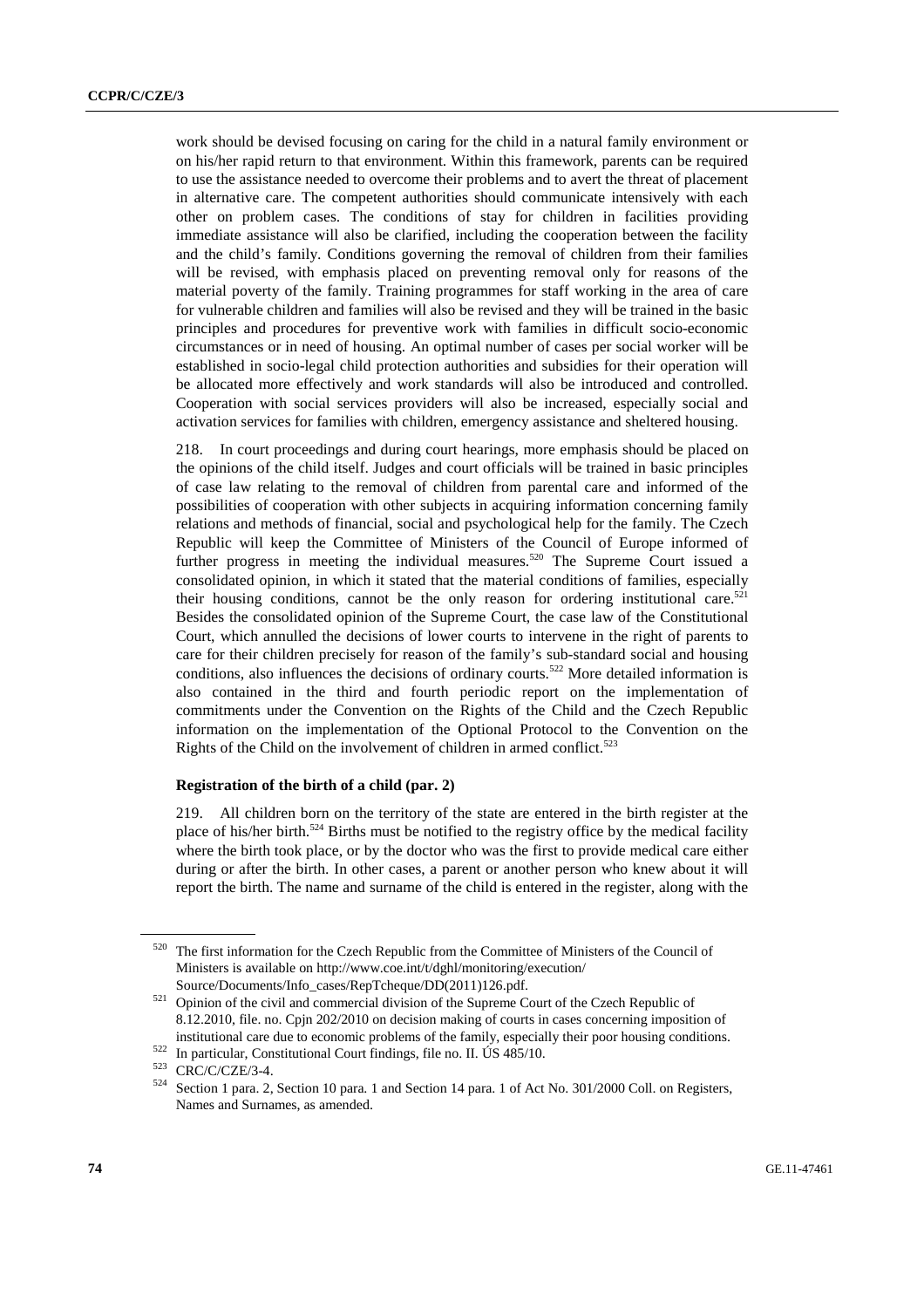work should be devised focusing on caring for the child in a natural family environment or on his/her rapid return to that environment. Within this framework, parents can be required to use the assistance needed to overcome their problems and to avert the threat of placement in alternative care. The competent authorities should communicate intensively with each other on problem cases. The conditions of stay for children in facilities providing immediate assistance will also be clarified, including the cooperation between the facility and the child's family. Conditions governing the removal of children from their families will be revised, with emphasis placed on preventing removal only for reasons of the material poverty of the family. Training programmes for staff working in the area of care for vulnerable children and families will also be revised and they will be trained in the basic principles and procedures for preventive work with families in difficult socio-economic circumstances or in need of housing. An optimal number of cases per social worker will be established in socio-legal child protection authorities and subsidies for their operation will be allocated more effectively and work standards will also be introduced and controlled. Cooperation with social services providers will also be increased, especially social and activation services for families with children, emergency assistance and sheltered housing.

218. In court proceedings and during court hearings, more emphasis should be placed on the opinions of the child itself. Judges and court officials will be trained in basic principles of case law relating to the removal of children from parental care and informed of the possibilities of cooperation with other subjects in acquiring information concerning family relations and methods of financial, social and psychological help for the family. The Czech Republic will keep the Committee of Ministers of the Council of Europe informed of further progress in meeting the individual measures.[520] The Supreme Court issued a consolidated opinion, in which it stated that the material conditions of families, especially their housing conditions, cannot be the only reason for ordering institutional care.[521] Besides the consolidated opinion of the Supreme Court, the case law of the Constitutional Court, which annulled the decisions of lower courts to intervene in the right of parents to care for their children precisely for reason of the family's sub-standard social and housing conditions, also influences the decisions of ordinary courts.[522] More detailed information is also contained in the third and fourth periodic report on the implementation of commitments under the Convention on the Rights of the Child and the Czech Republic information on the implementation of the Optional Protocol to the Convention on the Rights of the Child on the involvement of children in armed conflict.[523]

**Registration of the birth of a child (par. 2)**

219. All children born on the territory of the state are entered in the birth register at the place of his/her birth.[524] Births must be notified to the registry office by the medical facility where the birth took place, or by the doctor who was the first to provide medical care either during or after the birth. In other cases, a parent or another person who knew about it will report the birth. The name and surname of the child is entered in the register, along with the

---

[520] The first information for the Czech Republic from the Committee of Ministers of the Council of Ministers is available on http://www.coe.int/t/dghl/monitoring/execution/Source/Documents/Info_cases/RepTcheque/DD(2011)126.pdf.

[521] Opinion of the civil and commercial division of the Supreme Court of the Czech Republic of 8.12.2010, file. no. Cpjn 202/2010 on decision making of courts in cases concerning imposition of institutional care due to economic problems of the family, especially their poor housing conditions.

[522] In particular, Constitutional Court findings, file no. II. ÚS 485/10.

[523] CRC/C/CZE/3-4.

[524] Section 1 para. 2, Section 10 para. 1 and Section 14 para. 1 of Act No. 301/2000 Coll. on Registers, Names and Surnames, as amended.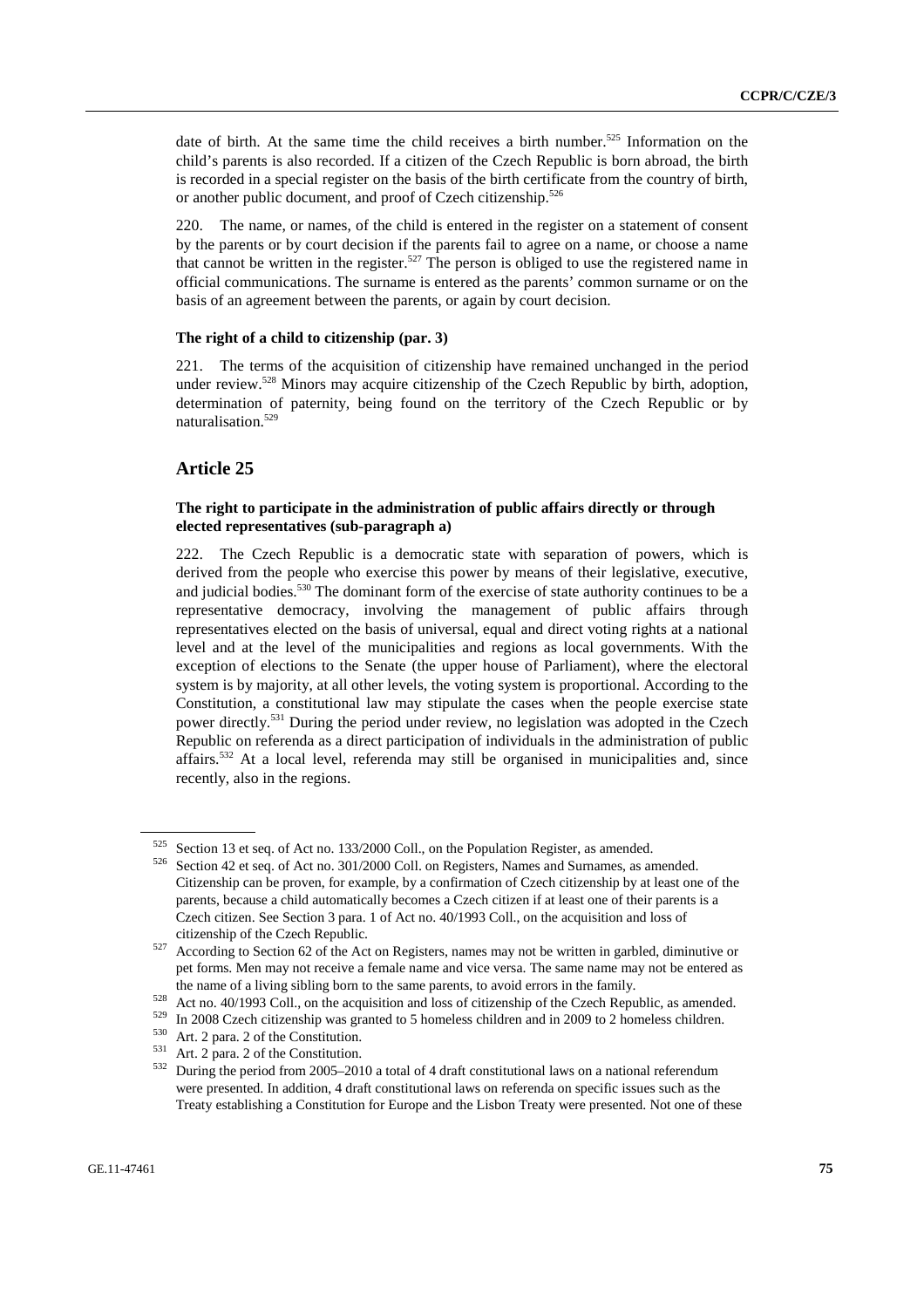date of birth. At the same time the child receives a birth number.[525] Information on the child's parents is also recorded. If a citizen of the Czech Republic is born abroad, the birth is recorded in a special register on the basis of the birth certificate from the country of birth, or another public document, and proof of Czech citizenship.[526]

220. The name, or names, of the child is entered in the register on a statement of consent by the parents or by court decision if the parents fail to agree on a name, or choose a name that cannot be written in the register.[527] The person is obliged to use the registered name in official communications. The surname is entered as the parents' common surname or on the basis of an agreement between the parents, or again by court decision.

#### The right of a child to citizenship (par. 3)

221. The terms of the acquisition of citizenship have remained unchanged in the period under review.[528] Minors may acquire citizenship of the Czech Republic by birth, adoption, determination of paternity, being found on the territory of the Czech Republic or by naturalisation.[529]

## Article 25

#### The right to participate in the administration of public affairs directly or through elected representatives (sub-paragraph a)

222. The Czech Republic is a democratic state with separation of powers, which is derived from the people who exercise this power by means of their legislative, executive, and judicial bodies.[530] The dominant form of the exercise of state authority continues to be a representative democracy, involving the management of public affairs through representatives elected on the basis of universal, equal and direct voting rights at a national level and at the level of the municipalities and regions as local governments. With the exception of elections to the Senate (the upper house of Parliament), where the electoral system is by majority, at all other levels, the voting system is proportional. According to the Constitution, a constitutional law may stipulate the cases when the people exercise state power directly.[531] During the period under review, no legislation was adopted in the Czech Republic on referenda as a direct participation of individuals in the administration of public affairs.[532] At a local level, referenda may still be organised in municipalities and, since recently, also in the regions.

---

[525] Section 13 et seq. of Act no. 133/2000 Coll., on the Population Register, as amended.

[526] Section 42 et seq. of Act no. 301/2000 Coll. on Registers, Names and Surnames, as amended. Citizenship can be proven, for example, by a confirmation of Czech citizenship by at least one of the parents, because a child automatically becomes a Czech citizen if at least one of their parents is a Czech citizen. See Section 3 para. 1 of Act no. 40/1993 Coll., on the acquisition and loss of citizenship of the Czech Republic.

[527] According to Section 62 of the Act on Registers, names may not be written in garbled, diminutive or pet forms. Men may not receive a female name and vice versa. The same name may not be entered as the name of a living sibling born to the same parents, to avoid errors in the family.

[528] Act no. 40/1993 Coll., on the acquisition and loss of citizenship of the Czech Republic, as amended.

[529] In 2008 Czech citizenship was granted to 5 homeless children and in 2009 to 2 homeless children.

[530] Art. 2 para. 2 of the Constitution.

[531] Art. 2 para. 2 of the Constitution.

[532] During the period from 2005–2010 a total of 4 draft constitutional laws on a national referendum were presented. In addition, 4 draft constitutional laws on referenda on specific issues such as the Treaty establishing a Constitution for Europe and the Lisbon Treaty were presented. Not one of these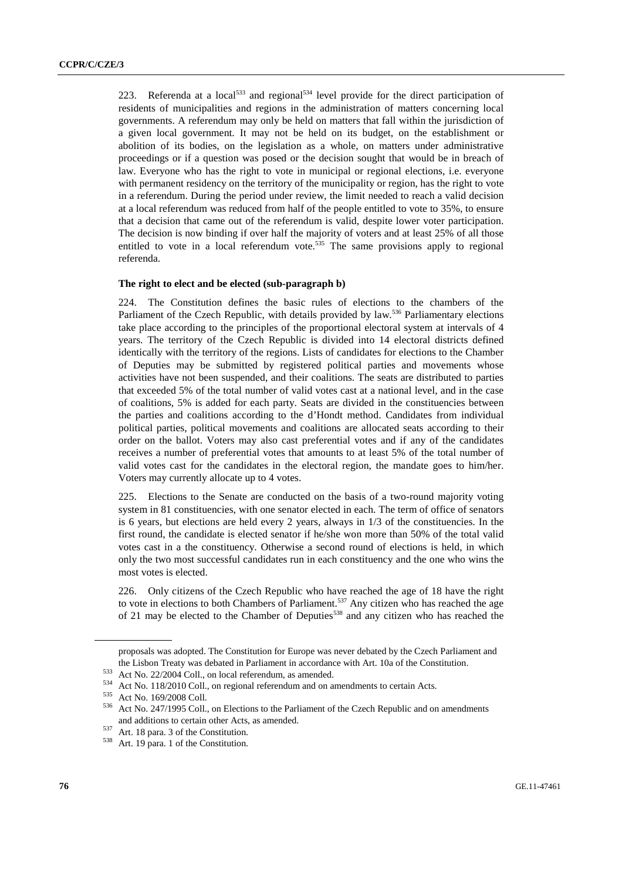223. Referenda at a local[533] and regional[534] level provide for the direct participation of residents of municipalities and regions in the administration of matters concerning local governments. A referendum may only be held on matters that fall within the jurisdiction of a given local government. It may not be held on its budget, on the establishment or abolition of its bodies, on the legislation as a whole, on matters under administrative proceedings or if a question was posed or the decision sought that would be in breach of law. Everyone who has the right to vote in municipal or regional elections, i.e. everyone with permanent residency on the territory of the municipality or region, has the right to vote in a referendum. During the period under review, the limit needed to reach a valid decision at a local referendum was reduced from half of the people entitled to vote to 35%, to ensure that a decision that came out of the referendum is valid, despite lower voter participation. The decision is now binding if over half the majority of voters and at least 25% of all those entitled to vote in a local referendum vote.[535] The same provisions apply to regional referenda.

**The right to elect and be elected (sub-paragraph b)**

224. The Constitution defines the basic rules of elections to the chambers of the Parliament of the Czech Republic, with details provided by law.[536] Parliamentary elections take place according to the principles of the proportional electoral system at intervals of 4 years. The territory of the Czech Republic is divided into 14 electoral districts defined identically with the territory of the regions. Lists of candidates for elections to the Chamber of Deputies may be submitted by registered political parties and movements whose activities have not been suspended, and their coalitions. The seats are distributed to parties that exceeded 5% of the total number of valid votes cast at a national level, and in the case of coalitions, 5% is added for each party. Seats are divided in the constituencies between the parties and coalitions according to the d'Hondt method. Candidates from individual political parties, political movements and coalitions are allocated seats according to their order on the ballot. Voters may also cast preferential votes and if any of the candidates receives a number of preferential votes that amounts to at least 5% of the total number of valid votes cast for the candidates in the electoral region, the mandate goes to him/her. Voters may currently allocate up to 4 votes.

225. Elections to the Senate are conducted on the basis of a two-round majority voting system in 81 constituencies, with one senator elected in each. The term of office of senators is 6 years, but elections are held every 2 years, always in 1/3 of the constituencies. In the first round, the candidate is elected senator if he/she won more than 50% of the total valid votes cast in a the constituency. Otherwise a second round of elections is held, in which only the two most successful candidates run in each constituency and the one who wins the most votes is elected.

226. Only citizens of the Czech Republic who have reached the age of 18 have the right to vote in elections to both Chambers of Parliament.[537] Any citizen who has reached the age of 21 may be elected to the Chamber of Deputies[538] and any citizen who has reached the

---

proposals was adopted. The Constitution for Europe was never debated by the Czech Parliament and the Lisbon Treaty was debated in Parliament in accordance with Art. 10a of the Constitution.

[533] Act No. 22/2004 Coll., on local referendum, as amended.

[534] Act No. 118/2010 Coll., on regional referendum and on amendments to certain Acts.

[535] Act No. 169/2008 Coll.

[536] Act No. 247/1995 Coll., on Elections to the Parliament of the Czech Republic and on amendments and additions to certain other Acts, as amended.

[537] Art. 18 para. 3 of the Constitution.

[538] Art. 19 para. 1 of the Constitution.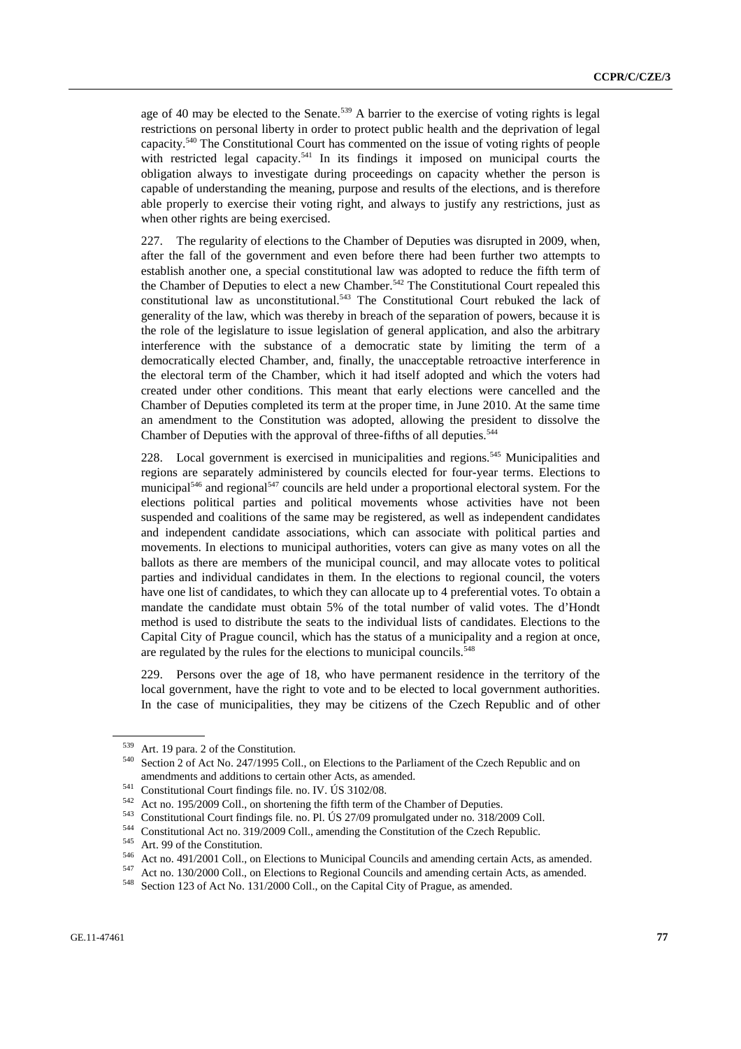age of 40 may be elected to the Senate.[539] A barrier to the exercise of voting rights is legal restrictions on personal liberty in order to protect public health and the deprivation of legal capacity.[540] The Constitutional Court has commented on the issue of voting rights of people with restricted legal capacity.[541] In its findings it imposed on municipal courts the obligation always to investigate during proceedings on capacity whether the person is capable of understanding the meaning, purpose and results of the elections, and is therefore able properly to exercise their voting right, and always to justify any restrictions, just as when other rights are being exercised.

227. The regularity of elections to the Chamber of Deputies was disrupted in 2009, when, after the fall of the government and even before there had been further two attempts to establish another one, a special constitutional law was adopted to reduce the fifth term of the Chamber of Deputies to elect a new Chamber.[542] The Constitutional Court repealed this constitutional law as unconstitutional.[543] The Constitutional Court rebuked the lack of generality of the law, which was thereby in breach of the separation of powers, because it is the role of the legislature to issue legislation of general application, and also the arbitrary interference with the substance of a democratic state by limiting the term of a democratically elected Chamber, and, finally, the unacceptable retroactive interference in the electoral term of the Chamber, which it had itself adopted and which the voters had created under other conditions. This meant that early elections were cancelled and the Chamber of Deputies completed its term at the proper time, in June 2010. At the same time an amendment to the Constitution was adopted, allowing the president to dissolve the Chamber of Deputies with the approval of three-fifths of all deputies.[544]

228. Local government is exercised in municipalities and regions.[545] Municipalities and regions are separately administered by councils elected for four-year terms. Elections to municipal[546] and regional[547] councils are held under a proportional electoral system. For the elections political parties and political movements whose activities have not been suspended and coalitions of the same may be registered, as well as independent candidates and independent candidate associations, which can associate with political parties and movements. In elections to municipal authorities, voters can give as many votes on all the ballots as there are members of the municipal council, and may allocate votes to political parties and individual candidates in them. In the elections to regional council, the voters have one list of candidates, to which they can allocate up to 4 preferential votes. To obtain a mandate the candidate must obtain 5% of the total number of valid votes. The d'Hondt method is used to distribute the seats to the individual lists of candidates. Elections to the Capital City of Prague council, which has the status of a municipality and a region at once, are regulated by the rules for the elections to municipal councils.[548]

229. Persons over the age of 18, who have permanent residence in the territory of the local government, have the right to vote and to be elected to local government authorities. In the case of municipalities, they may be citizens of the Czech Republic and of other

---

[539] Art. 19 para. 2 of the Constitution.

[540] Section 2 of Act No. 247/1995 Coll., on Elections to the Parliament of the Czech Republic and on amendments and additions to certain other Acts, as amended.

[541] Constitutional Court findings file. no. IV. ÚS 3102/08.

[542] Act no. 195/2009 Coll., on shortening the fifth term of the Chamber of Deputies.

[543] Constitutional Court findings file. no. Pl. ÚS 27/09 promulgated under no. 318/2009 Coll.

[544] Constitutional Act no. 319/2009 Coll., amending the Constitution of the Czech Republic.

[545] Art. 99 of the Constitution.

[546] Act no. 491/2001 Coll., on Elections to Municipal Councils and amending certain Acts, as amended.

[547] Act no. 130/2000 Coll., on Elections to Regional Councils and amending certain Acts, as amended.

[548] Section 123 of Act No. 131/2000 Coll., on the Capital City of Prague, as amended.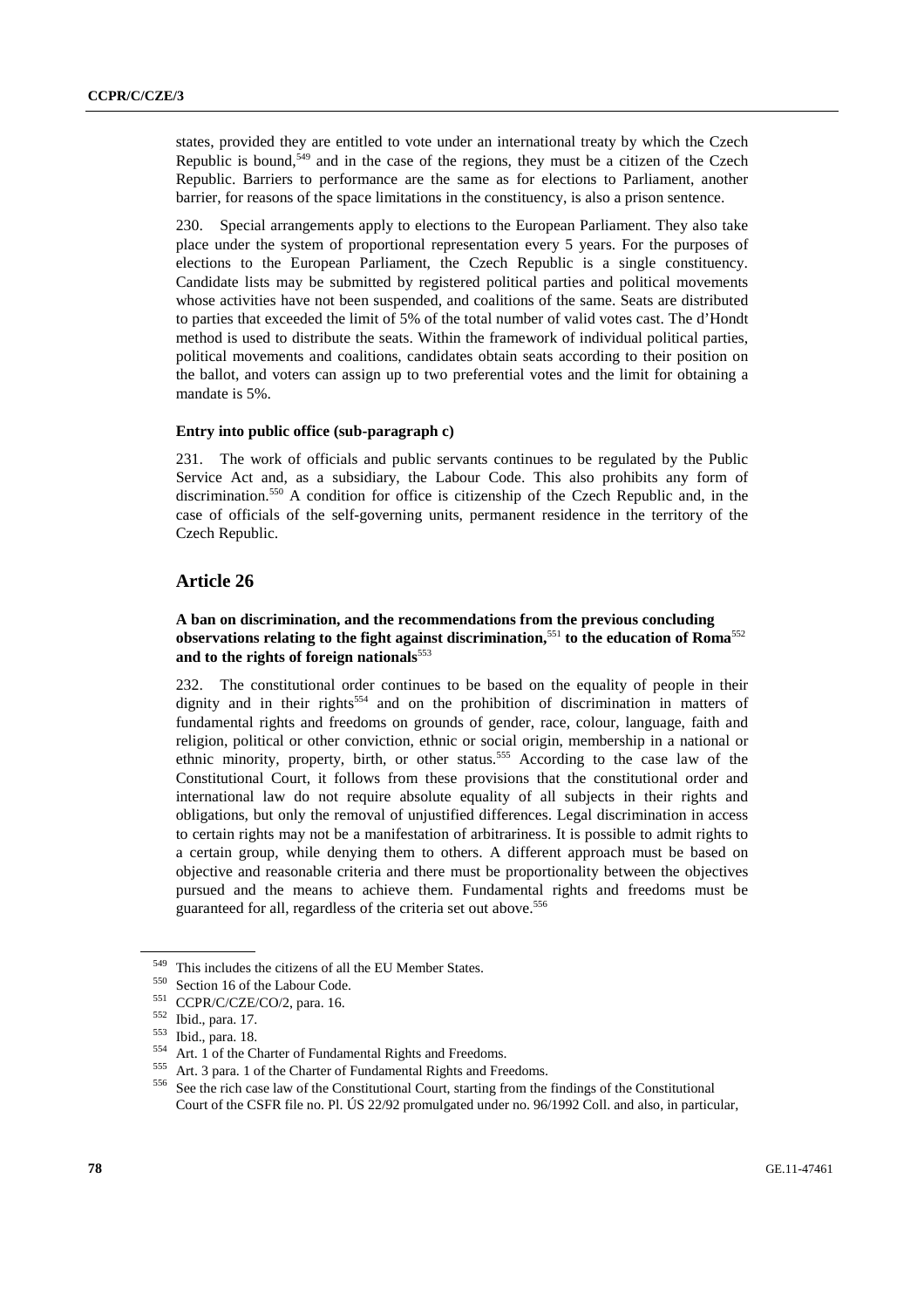states, provided they are entitled to vote under an international treaty by which the Czech Republic is bound,[549] and in the case of the regions, they must be a citizen of the Czech Republic. Barriers to performance are the same as for elections to Parliament, another barrier, for reasons of the space limitations in the constituency, is also a prison sentence.

230. Special arrangements apply to elections to the European Parliament. They also take place under the system of proportional representation every 5 years. For the purposes of elections to the European Parliament, the Czech Republic is a single constituency. Candidate lists may be submitted by registered political parties and political movements whose activities have not been suspended, and coalitions of the same. Seats are distributed to parties that exceeded the limit of 5% of the total number of valid votes cast. The d'Hondt method is used to distribute the seats. Within the framework of individual political parties, political movements and coalitions, candidates obtain seats according to their position on the ballot, and voters can assign up to two preferential votes and the limit for obtaining a mandate is 5%.

#### Entry into public office (sub-paragraph c)

231. The work of officials and public servants continues to be regulated by the Public Service Act and, as a subsidiary, the Labour Code. This also prohibits any form of discrimination.[550] A condition for office is citizenship of the Czech Republic and, in the case of officials of the self-governing units, permanent residence in the territory of the Czech Republic.

## Article 26

#### A ban on discrimination, and the recommendations from the previous concluding observations relating to the fight against discrimination,[551] to the education of Roma[552] and to the rights of foreign nationals[553]

232. The constitutional order continues to be based on the equality of people in their dignity and in their rights[554] and on the prohibition of discrimination in matters of fundamental rights and freedoms on grounds of gender, race, colour, language, faith and religion, political or other conviction, ethnic or social origin, membership in a national or ethnic minority, property, birth, or other status.[555] According to the case law of the Constitutional Court, it follows from these provisions that the constitutional order and international law do not require absolute equality of all subjects in their rights and obligations, but only the removal of unjustified differences. Legal discrimination in access to certain rights may not be a manifestation of arbitrariness. It is possible to admit rights to a certain group, while denying them to others. A different approach must be based on objective and reasonable criteria and there must be proportionality between the objectives pursued and the means to achieve them. Fundamental rights and freedoms must be guaranteed for all, regardless of the criteria set out above.[556]

---

[549] This includes the citizens of all the EU Member States.

[550] Section 16 of the Labour Code.

[551] CCPR/C/CZE/CO/2, para. 16.

[552] Ibid., para. 17.

[553] Ibid., para. 18.

[554] Art. 1 of the Charter of Fundamental Rights and Freedoms.

[555] Art. 3 para. 1 of the Charter of Fundamental Rights and Freedoms.

[556] See the rich case law of the Constitutional Court, starting from the findings of the Constitutional Court of the CSFR file no. Pl. ÚS 22/92 promulgated under no. 96/1992 Coll. and also, in particular,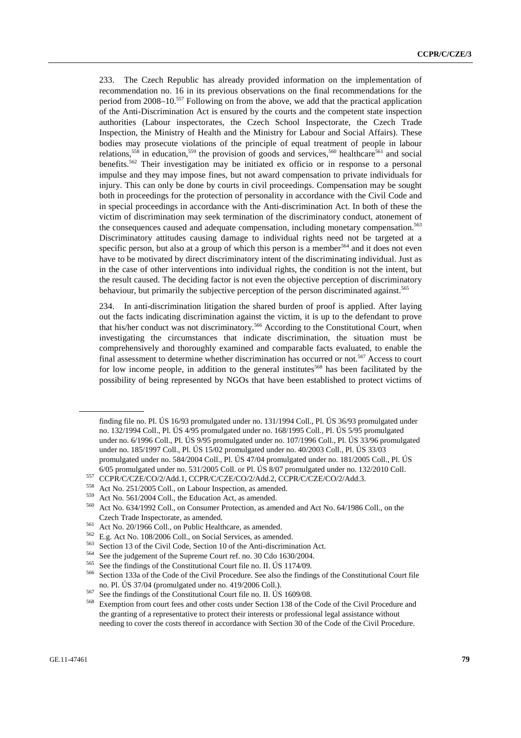233. The Czech Republic has already provided information on the implementation of recommendation no. 16 in its previous observations on the final recommendations for the period from 2008–10.[557] Following on from the above, we add that the practical application of the Anti-Discrimination Act is ensured by the courts and the competent state inspection authorities (Labour inspectorates, the Czech School Inspectorate, the Czech Trade Inspection, the Ministry of Health and the Ministry for Labour and Social Affairs). These bodies may prosecute violations of the principle of equal treatment of people in labour relations,[558] in education,[559] the provision of goods and services,[560] healthcare[561] and social benefits.[562] Their investigation may be initiated ex officio or in response to a personal impulse and they may impose fines, but not award compensation to private individuals for injury. This can only be done by courts in civil proceedings. Compensation may be sought both in proceedings for the protection of personality in accordance with the Civil Code and in special proceedings in accordance with the Anti-discrimination Act. In both of these the victim of discrimination may seek termination of the discriminatory conduct, atonement of the consequences caused and adequate compensation, including monetary compensation.[563] Discriminatory attitudes causing damage to individual rights need not be targeted at a specific person, but also at a group of which this person is a member[564] and it does not even have to be motivated by direct discriminatory intent of the discriminating individual. Just as in the case of other interventions into individual rights, the condition is not the intent, but the result caused. The deciding factor is not even the objective perception of discriminatory behaviour, but primarily the subjective perception of the person discriminated against.[565]

234. In anti-discrimination litigation the shared burden of proof is applied. After laying out the facts indicating discrimination against the victim, it is up to the defendant to prove that his/her conduct was not discriminatory.[566] According to the Constitutional Court, when investigating the circumstances that indicate discrimination, the situation must be comprehensively and thoroughly examined and comparable facts evaluated, to enable the final assessment to determine whether discrimination has occurred or not.[567] Access to court for low income people, in addition to the general institutes[568] has been facilitated by the possibility of being represented by NGOs that have been established to protect victims of

---

finding file no. Pl. ÚS 16/93 promulgated under no. 131/1994 Coll., Pl. ÚS 36/93 promulgated under no. 132/1994 Coll., Pl. ÚS 4/95 promulgated under no. 168/1995 Coll., Pl. ÚS 5/95 promulgated under no. 6/1996 Coll., Pl. ÚS 9/95 promulgated under no. 107/1996 Coll., Pl. ÚS 33/96 promulgated under no. 185/1997 Coll., Pl. ÚS 15/02 promulgated under no. 40/2003 Coll., Pl. ÚS 33/03 promulgated under no. 584/2004 Coll., Pl. ÚS 47/04 promulgated under no. 181/2005 Coll., Pl. ÚS 6/05 promulgated under no. 531/2005 Coll. or Pl. ÚS 8/07 promulgated under no. 132/2010 Coll.

[557] CCPR/C/CZE/CO/2/Add.1, CCPR/C/CZE/CO/2/Add.2, CCPR/C/CZE/CO/2/Add.3.

[558] Act No. 251/2005 Coll., on Labour Inspection, as amended.

[559] Act No. 561/2004 Coll., the Education Act, as amended.

[560] Act No. 634/1992 Coll., on Consumer Protection, as amended and Act No. 64/1986 Coll., on the Czech Trade Inspectorate, as amended.

[561] Act No. 20/1966 Coll., on Public Healthcare, as amended.

[562] E.g. Act No. 108/2006 Coll., on Social Services, as amended.

[563] Section 13 of the Civil Code, Section 10 of the Anti-discrimination Act.

[564] See the judgement of the Supreme Court ref. no. 30 Cdo 1630/2004.

[565] See the findings of the Constitutional Court file no. II. ÚS 1174/09.

[566] Section 133a of the Code of the Civil Procedure. See also the findings of the Constitutional Court file no. Pl. ÚS 37/04 (promulgated under no. 419/2006 Coll.).

[567] See the findings of the Constitutional Court file no. II. ÚS 1609/08.

[568] Exemption from court fees and other costs under Section 138 of the Code of the Civil Procedure and the granting of a representative to protect their interests or professional legal assistance without needing to cover the costs thereof in accordance with Section 30 of the Code of the Civil Procedure.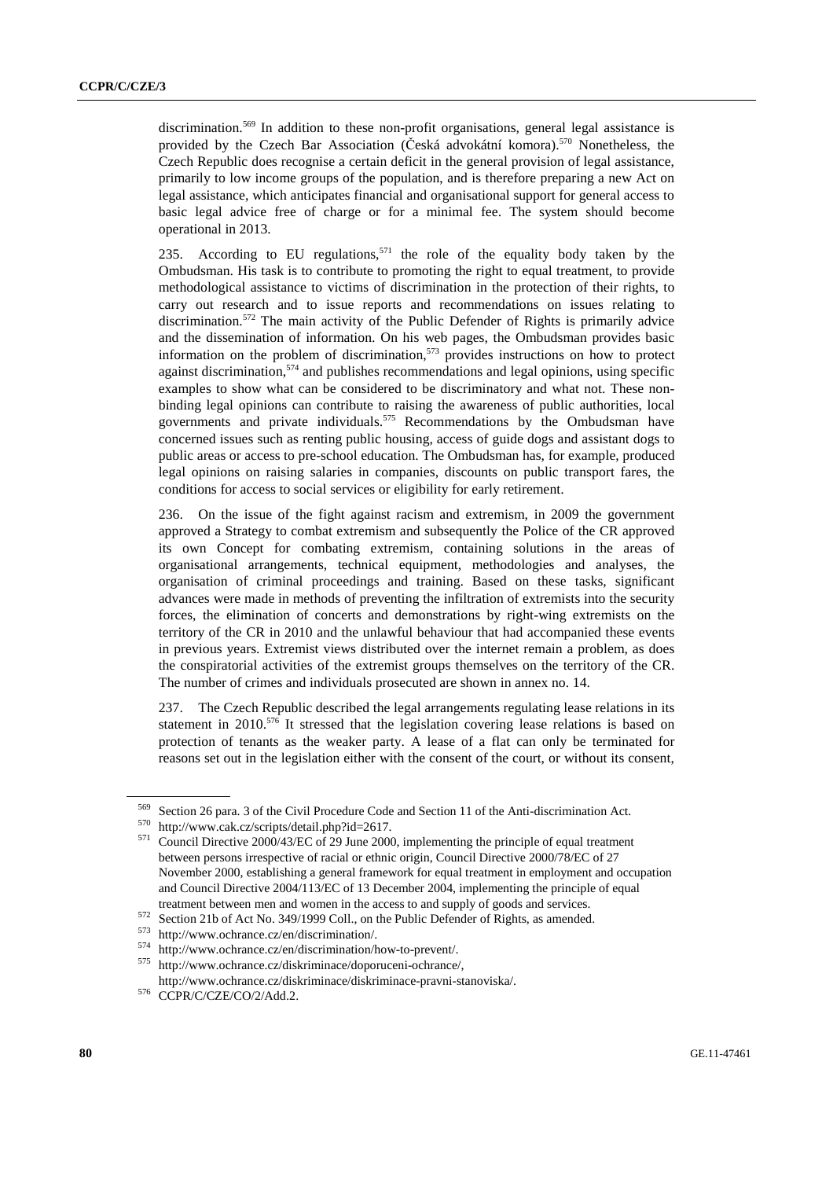discrimination.[569] In addition to these non-profit organisations, general legal assistance is provided by the Czech Bar Association (Česká advokátní komora).[570] Nonetheless, the Czech Republic does recognise a certain deficit in the general provision of legal assistance, primarily to low income groups of the population, and is therefore preparing a new Act on legal assistance, which anticipates financial and organisational support for general access to basic legal advice free of charge or for a minimal fee. The system should become operational in 2013.

235. According to EU regulations,[571] the role of the equality body taken by the Ombudsman. His task is to contribute to promoting the right to equal treatment, to provide methodological assistance to victims of discrimination in the protection of their rights, to carry out research and to issue reports and recommendations on issues relating to discrimination.[572] The main activity of the Public Defender of Rights is primarily advice and the dissemination of information. On his web pages, the Ombudsman provides basic information on the problem of discrimination,[573] provides instructions on how to protect against discrimination,[574] and publishes recommendations and legal opinions, using specific examples to show what can be considered to be discriminatory and what not. These non-binding legal opinions can contribute to raising the awareness of public authorities, local governments and private individuals.[575] Recommendations by the Ombudsman have concerned issues such as renting public housing, access of guide dogs and assistant dogs to public areas or access to pre-school education. The Ombudsman has, for example, produced legal opinions on raising salaries in companies, discounts on public transport fares, the conditions for access to social services or eligibility for early retirement.

236. On the issue of the fight against racism and extremism, in 2009 the government approved a Strategy to combat extremism and subsequently the Police of the CR approved its own Concept for combating extremism, containing solutions in the areas of organisational arrangements, technical equipment, methodologies and analyses, the organisation of criminal proceedings and training. Based on these tasks, significant advances were made in methods of preventing the infiltration of extremists into the security forces, the elimination of concerts and demonstrations by right-wing extremists on the territory of the CR in 2010 and the unlawful behaviour that had accompanied these events in previous years. Extremist views distributed over the internet remain a problem, as does the conspiratorial activities of the extremist groups themselves on the territory of the CR. The number of crimes and individuals prosecuted are shown in annex no. 14.

237. The Czech Republic described the legal arrangements regulating lease relations in its statement in 2010.[576] It stressed that the legislation covering lease relations is based on protection of tenants as the weaker party. A lease of a flat can only be terminated for reasons set out in the legislation either with the consent of the court, or without its consent,

---

[569] Section 26 para. 3 of the Civil Procedure Code and Section 11 of the Anti-discrimination Act.

[570] http://www.cak.cz/scripts/detail.php?id=2617.

[571] Council Directive 2000/43/EC of 29 June 2000, implementing the principle of equal treatment between persons irrespective of racial or ethnic origin, Council Directive 2000/78/EC of 27 November 2000, establishing a general framework for equal treatment in employment and occupation and Council Directive 2004/113/EC of 13 December 2004, implementing the principle of equal treatment between men and women in the access to and supply of goods and services.

[572] Section 21b of Act No. 349/1999 Coll., on the Public Defender of Rights, as amended.

[573] http://www.ochrance.cz/en/discrimination/.

[574] http://www.ochrance.cz/en/discrimination/how-to-prevent/.

[575] http://www.ochrance.cz/diskriminace/doporuceni-ochrance/, http://www.ochrance.cz/diskriminace/diskriminace-pravni-stanoviska/.

[576] CCPR/C/CZE/CO/2/Add.2.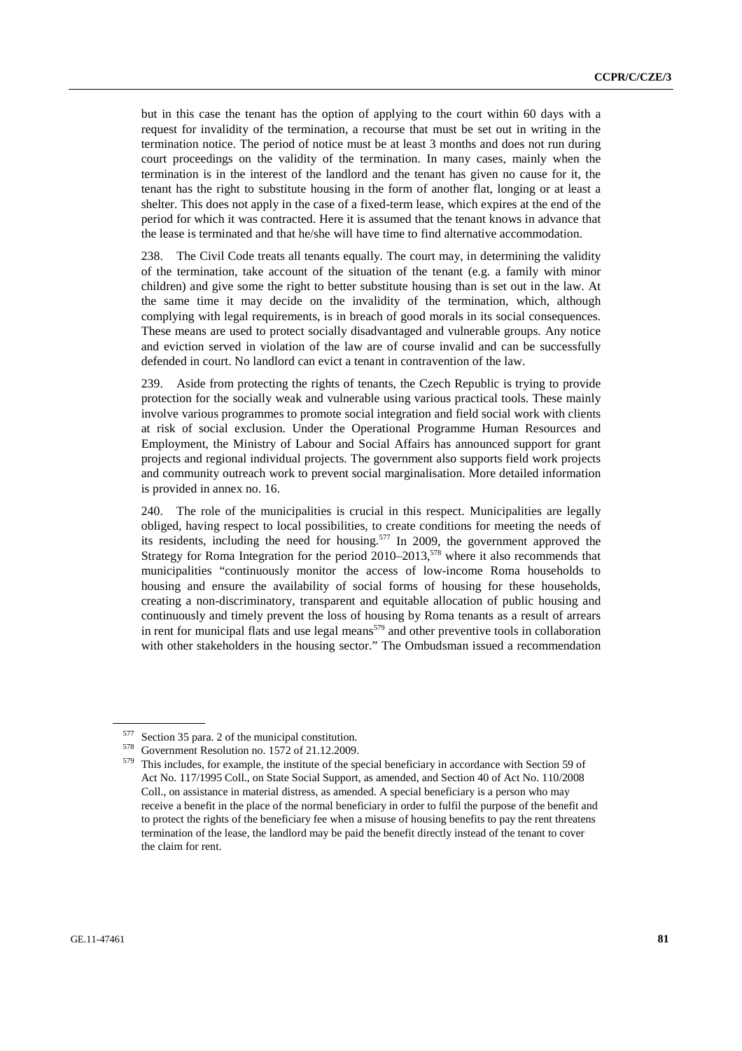but in this case the tenant has the option of applying to the court within 60 days with a request for invalidity of the termination, a recourse that must be set out in writing in the termination notice. The period of notice must be at least 3 months and does not run during court proceedings on the validity of the termination. In many cases, mainly when the termination is in the interest of the landlord and the tenant has given no cause for it, the tenant has the right to substitute housing in the form of another flat, longing or at least a shelter. This does not apply in the case of a fixed-term lease, which expires at the end of the period for which it was contracted. Here it is assumed that the tenant knows in advance that the lease is terminated and that he/she will have time to find alternative accommodation.

238. The Civil Code treats all tenants equally. The court may, in determining the validity of the termination, take account of the situation of the tenant (e.g. a family with minor children) and give some the right to better substitute housing than is set out in the law. At the same time it may decide on the invalidity of the termination, which, although complying with legal requirements, is in breach of good morals in its social consequences. These means are used to protect socially disadvantaged and vulnerable groups. Any notice and eviction served in violation of the law are of course invalid and can be successfully defended in court. No landlord can evict a tenant in contravention of the law.

239. Aside from protecting the rights of tenants, the Czech Republic is trying to provide protection for the socially weak and vulnerable using various practical tools. These mainly involve various programmes to promote social integration and field social work with clients at risk of social exclusion. Under the Operational Programme Human Resources and Employment, the Ministry of Labour and Social Affairs has announced support for grant projects and regional individual projects. The government also supports field work projects and community outreach work to prevent social marginalisation. More detailed information is provided in annex no. 16.

240. The role of the municipalities is crucial in this respect. Municipalities are legally obliged, having respect to local possibilities, to create conditions for meeting the needs of its residents, including the need for housing.[577] In 2009, the government approved the Strategy for Roma Integration for the period 2010–2013,[578] where it also recommends that municipalities "continuously monitor the access of low-income Roma households to housing and ensure the availability of social forms of housing for these households, creating a non-discriminatory, transparent and equitable allocation of public housing and continuously and timely prevent the loss of housing by Roma tenants as a result of arrears in rent for municipal flats and use legal means[579] and other preventive tools in collaboration with other stakeholders in the housing sector." The Ombudsman issued a recommendation

---

[577] Section 35 para. 2 of the municipal constitution.

[578] Government Resolution no. 1572 of 21.12.2009.

[579] This includes, for example, the institute of the special beneficiary in accordance with Section 59 of Act No. 117/1995 Coll., on State Social Support, as amended, and Section 40 of Act No. 110/2008 Coll., on assistance in material distress, as amended. A special beneficiary is a person who may receive a benefit in the place of the normal beneficiary in order to fulfil the purpose of the benefit and to protect the rights of the beneficiary fee when a misuse of housing benefits to pay the rent threatens termination of the lease, the landlord may be paid the benefit directly instead of the tenant to cover the claim for rent.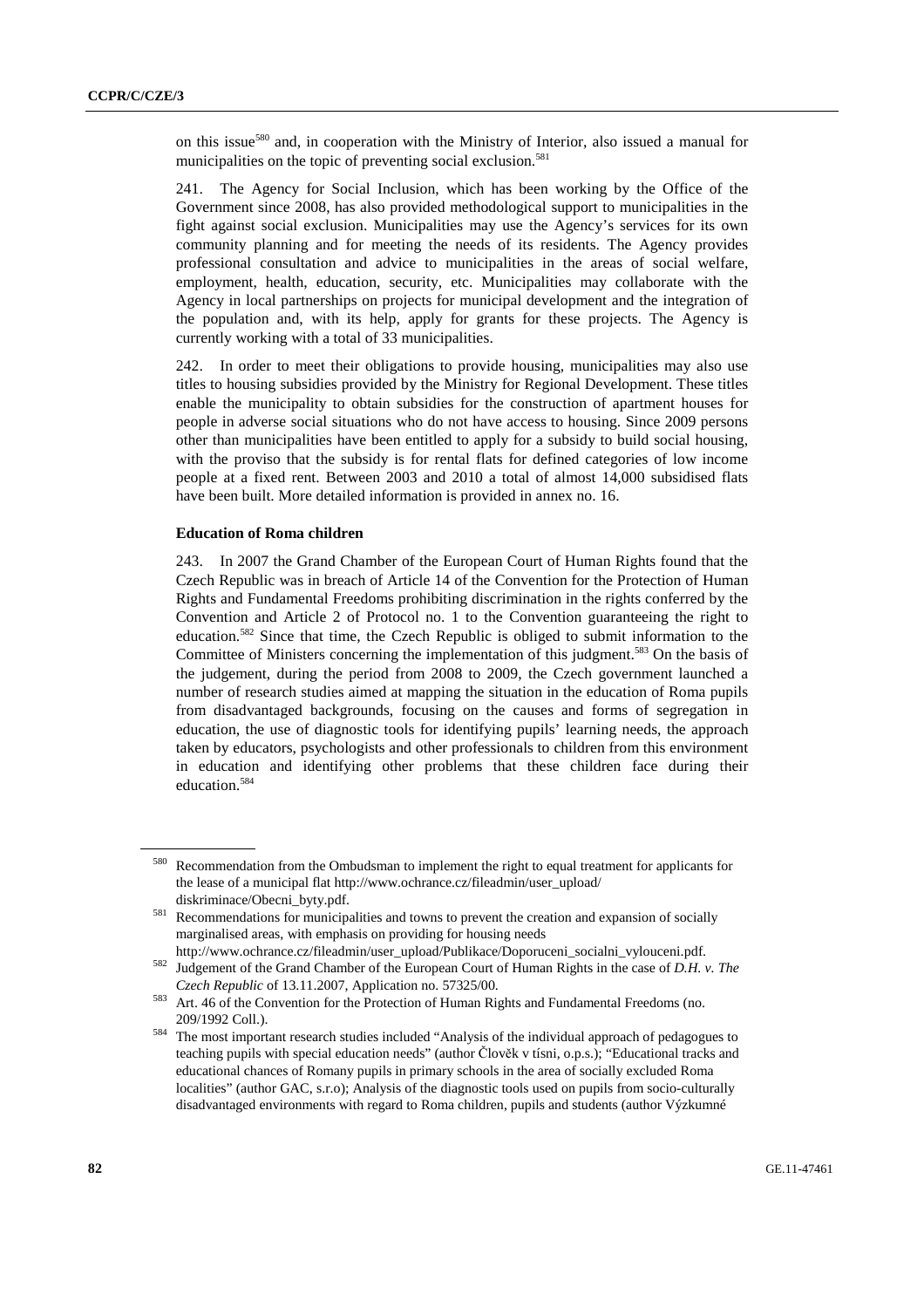on this issue[580] and, in cooperation with the Ministry of Interior, also issued a manual for municipalities on the topic of preventing social exclusion.[581]

241. The Agency for Social Inclusion, which has been working by the Office of the Government since 2008, has also provided methodological support to municipalities in the fight against social exclusion. Municipalities may use the Agency's services for its own community planning and for meeting the needs of its residents. The Agency provides professional consultation and advice to municipalities in the areas of social welfare, employment, health, education, security, etc. Municipalities may collaborate with the Agency in local partnerships on projects for municipal development and the integration of the population and, with its help, apply for grants for these projects. The Agency is currently working with a total of 33 municipalities.

242. In order to meet their obligations to provide housing, municipalities may also use titles to housing subsidies provided by the Ministry for Regional Development. These titles enable the municipality to obtain subsidies for the construction of apartment houses for people in adverse social situations who do not have access to housing. Since 2009 persons other than municipalities have been entitled to apply for a subsidy to build social housing, with the proviso that the subsidy is for rental flats for defined categories of low income people at a fixed rent. Between 2003 and 2010 a total of almost 14,000 subsidised flats have been built. More detailed information is provided in annex no. 16.

**Education of Roma children**

243. In 2007 the Grand Chamber of the European Court of Human Rights found that the Czech Republic was in breach of Article 14 of the Convention for the Protection of Human Rights and Fundamental Freedoms prohibiting discrimination in the rights conferred by the Convention and Article 2 of Protocol no. 1 to the Convention guaranteeing the right to education.[582] Since that time, the Czech Republic is obliged to submit information to the Committee of Ministers concerning the implementation of this judgment.[583] On the basis of the judgement, during the period from 2008 to 2009, the Czech government launched a number of research studies aimed at mapping the situation in the education of Roma pupils from disadvantaged backgrounds, focusing on the causes and forms of segregation in education, the use of diagnostic tools for identifying pupils' learning needs, the approach taken by educators, psychologists and other professionals to children from this environment in education and identifying other problems that these children face during their education.[584]

---

[580] Recommendation from the Ombudsman to implement the right to equal treatment for applicants for the lease of a municipal flat http://www.ochrance.cz/fileadmin/user_upload/diskriminace/Obecni_byty.pdf.

[581] Recommendations for municipalities and towns to prevent the creation and expansion of socially marginalised areas, with emphasis on providing for housing needs http://www.ochrance.cz/fileadmin/user_upload/Publikace/Doporuceni_socialni_vylouceni.pdf.

[582] Judgement of the Grand Chamber of the European Court of Human Rights in the case of *D.H. v. The Czech Republic* of 13.11.2007, Application no. 57325/00.

[583] Art. 46 of the Convention for the Protection of Human Rights and Fundamental Freedoms (no. 209/1992 Coll.).

[584] The most important research studies included "Analysis of the individual approach of pedagogues to teaching pupils with special education needs" (author Člověk v tísni, o.p.s.); "Educational tracks and educational chances of Romany pupils in primary schools in the area of socially excluded Roma localities" (author GAC, s.r.o); Analysis of the diagnostic tools used on pupils from socio-culturally disadvantaged environments with regard to Roma children, pupils and students (author Výzkumné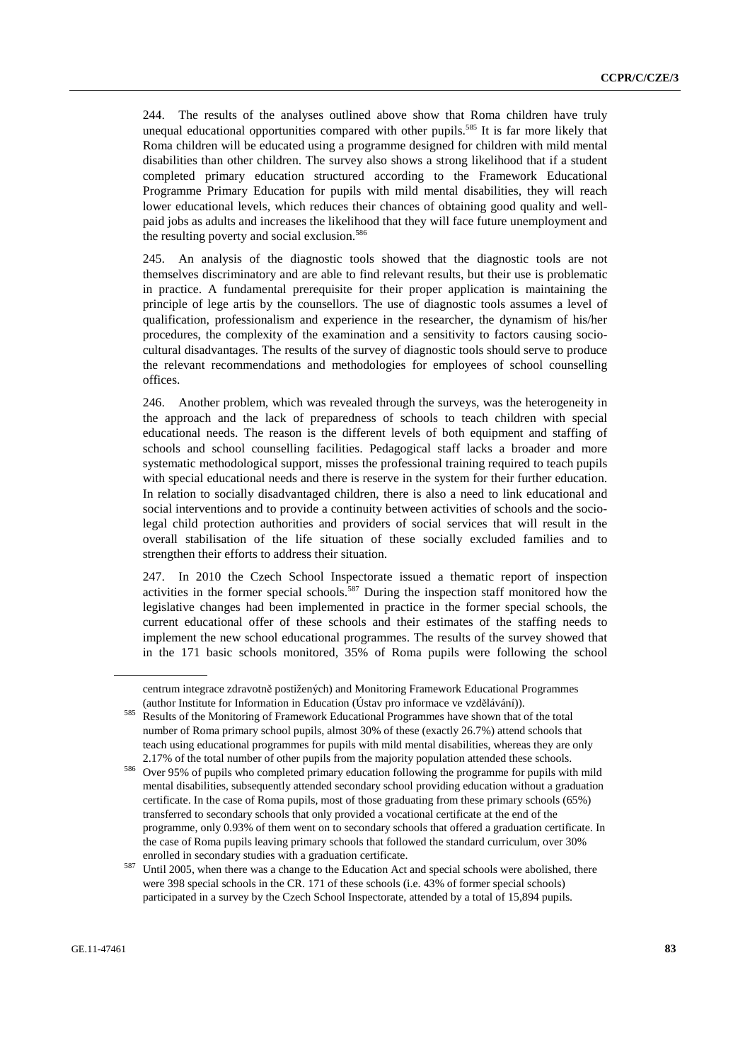244. The results of the analyses outlined above show that Roma children have truly unequal educational opportunities compared with other pupils.[585] It is far more likely that Roma children will be educated using a programme designed for children with mild mental disabilities than other children. The survey also shows a strong likelihood that if a student completed primary education structured according to the Framework Educational Programme Primary Education for pupils with mild mental disabilities, they will reach lower educational levels, which reduces their chances of obtaining good quality and well-paid jobs as adults and increases the likelihood that they will face future unemployment and the resulting poverty and social exclusion.[586]

245. An analysis of the diagnostic tools showed that the diagnostic tools are not themselves discriminatory and are able to find relevant results, but their use is problematic in practice. A fundamental prerequisite for their proper application is maintaining the principle of lege artis by the counsellors. The use of diagnostic tools assumes a level of qualification, professionalism and experience in the researcher, the dynamism of his/her procedures, the complexity of the examination and a sensitivity to factors causing socio-cultural disadvantages. The results of the survey of diagnostic tools should serve to produce the relevant recommendations and methodologies for employees of school counselling offices.

246. Another problem, which was revealed through the surveys, was the heterogeneity in the approach and the lack of preparedness of schools to teach children with special educational needs. The reason is the different levels of both equipment and staffing of schools and school counselling facilities. Pedagogical staff lacks a broader and more systematic methodological support, misses the professional training required to teach pupils with special educational needs and there is reserve in the system for their further education. In relation to socially disadvantaged children, there is also a need to link educational and social interventions and to provide a continuity between activities of schools and the socio-legal child protection authorities and providers of social services that will result in the overall stabilisation of the life situation of these socially excluded families and to strengthen their efforts to address their situation.

247. In 2010 the Czech School Inspectorate issued a thematic report of inspection activities in the former special schools.[587] During the inspection staff monitored how the legislative changes had been implemented in practice in the former special schools, the current educational offer of these schools and their estimates of the staffing needs to implement the new school educational programmes. The results of the survey showed that in the 171 basic schools monitored, 35% of Roma pupils were following the school

---

centrum integrace zdravotně postižených) and Monitoring Framework Educational Programmes (author Institute for Information in Education (Ústav pro informace ve vzdělávání)).

[585] Results of the Monitoring of Framework Educational Programmes have shown that of the total number of Roma primary school pupils, almost 30% of these (exactly 26.7%) attend schools that teach using educational programmes for pupils with mild mental disabilities, whereas they are only 2.17% of the total number of other pupils from the majority population attended these schools.

[586] Over 95% of pupils who completed primary education following the programme for pupils with mild mental disabilities, subsequently attended secondary school providing education without a graduation certificate. In the case of Roma pupils, most of those graduating from these primary schools (65%) transferred to secondary schools that only provided a vocational certificate at the end of the programme, only 0.93% of them went on to secondary schools that offered a graduation certificate. In the case of Roma pupils leaving primary schools that followed the standard curriculum, over 30% enrolled in secondary studies with a graduation certificate.

[587] Until 2005, when there was a change to the Education Act and special schools were abolished, there were 398 special schools in the CR. 171 of these schools (i.e. 43% of former special schools) participated in a survey by the Czech School Inspectorate, attended by a total of 15,894 pupils.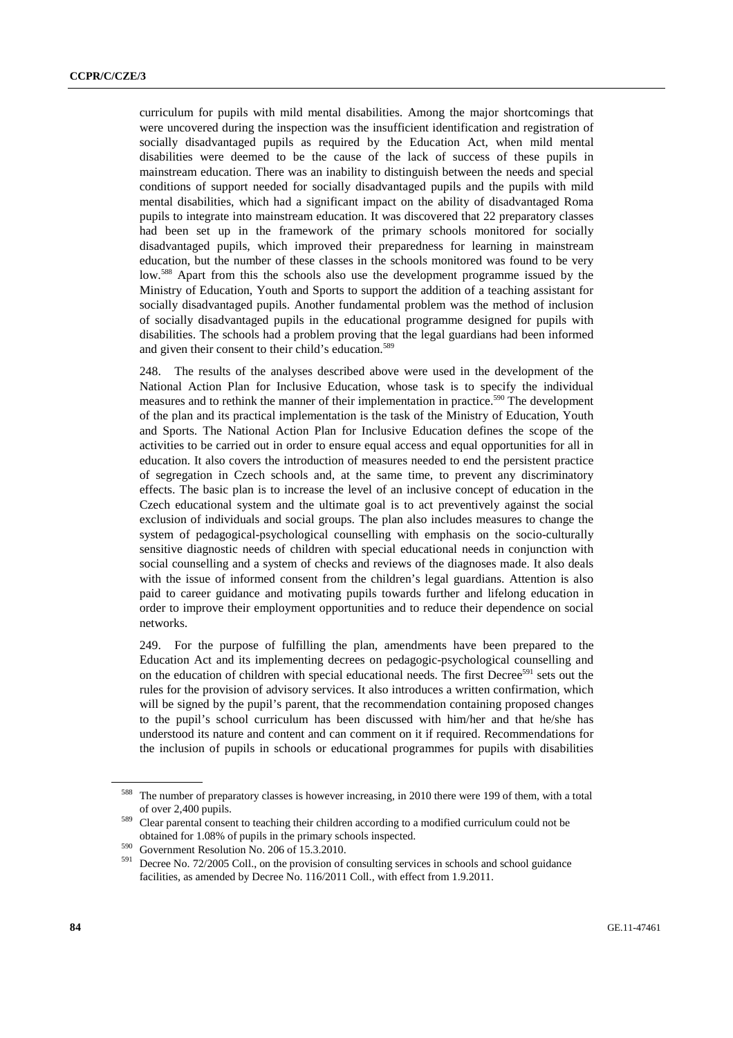curriculum for pupils with mild mental disabilities. Among the major shortcomings that were uncovered during the inspection was the insufficient identification and registration of socially disadvantaged pupils as required by the Education Act, when mild mental disabilities were deemed to be the cause of the lack of success of these pupils in mainstream education. There was an inability to distinguish between the needs and special conditions of support needed for socially disadvantaged pupils and the pupils with mild mental disabilities, which had a significant impact on the ability of disadvantaged Roma pupils to integrate into mainstream education. It was discovered that 22 preparatory classes had been set up in the framework of the primary schools monitored for socially disadvantaged pupils, which improved their preparedness for learning in mainstream education, but the number of these classes in the schools monitored was found to be very low.[588] Apart from this the schools also use the development programme issued by the Ministry of Education, Youth and Sports to support the addition of a teaching assistant for socially disadvantaged pupils. Another fundamental problem was the method of inclusion of socially disadvantaged pupils in the educational programme designed for pupils with disabilities. The schools had a problem proving that the legal guardians had been informed and given their consent to their child's education.[589]

248. The results of the analyses described above were used in the development of the National Action Plan for Inclusive Education, whose task is to specify the individual measures and to rethink the manner of their implementation in practice.[590] The development of the plan and its practical implementation is the task of the Ministry of Education, Youth and Sports. The National Action Plan for Inclusive Education defines the scope of the activities to be carried out in order to ensure equal access and equal opportunities for all in education. It also covers the introduction of measures needed to end the persistent practice of segregation in Czech schools and, at the same time, to prevent any discriminatory effects. The basic plan is to increase the level of an inclusive concept of education in the Czech educational system and the ultimate goal is to act preventively against the social exclusion of individuals and social groups. The plan also includes measures to change the system of pedagogical-psychological counselling with emphasis on the socio-culturally sensitive diagnostic needs of children with special educational needs in conjunction with social counselling and a system of checks and reviews of the diagnoses made. It also deals with the issue of informed consent from the children's legal guardians. Attention is also paid to career guidance and motivating pupils towards further and lifelong education in order to improve their employment opportunities and to reduce their dependence on social networks.

249. For the purpose of fulfilling the plan, amendments have been prepared to the Education Act and its implementing decrees on pedagogic-psychological counselling and on the education of children with special educational needs. The first Decree[591] sets out the rules for the provision of advisory services. It also introduces a written confirmation, which will be signed by the pupil's parent, that the recommendation containing proposed changes to the pupil's school curriculum has been discussed with him/her and that he/she has understood its nature and content and can comment on it if required. Recommendations for the inclusion of pupils in schools or educational programmes for pupils with disabilities

---

[588] The number of preparatory classes is however increasing, in 2010 there were 199 of them, with a total of over 2,400 pupils.

[589] Clear parental consent to teaching their children according to a modified curriculum could not be obtained for 1.08% of pupils in the primary schools inspected.

[590] Government Resolution No. 206 of 15.3.2010.

[591] Decree No. 72/2005 Coll., on the provision of consulting services in schools and school guidance facilities, as amended by Decree No. 116/2011 Coll., with effect from 1.9.2011.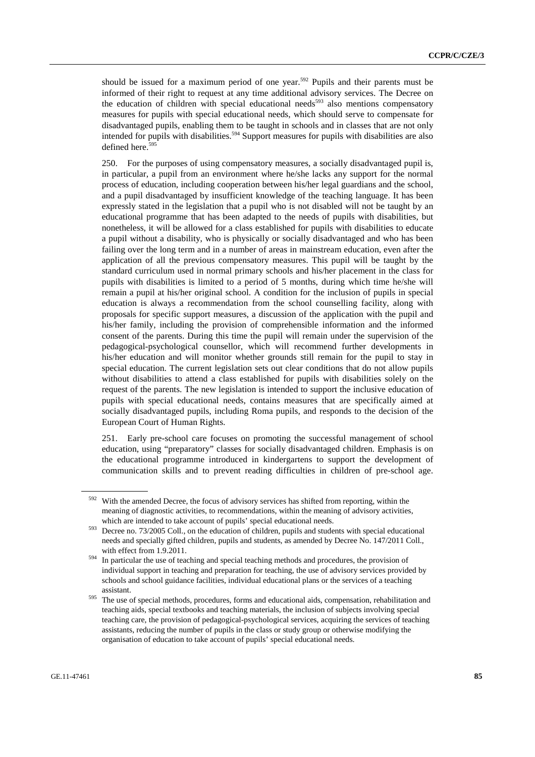should be issued for a maximum period of one year.[592] Pupils and their parents must be informed of their right to request at any time additional advisory services. The Decree on the education of children with special educational needs[593] also mentions compensatory measures for pupils with special educational needs, which should serve to compensate for disadvantaged pupils, enabling them to be taught in schools and in classes that are not only intended for pupils with disabilities.[594] Support measures for pupils with disabilities are also defined here.[595]

250. For the purposes of using compensatory measures, a socially disadvantaged pupil is, in particular, a pupil from an environment where he/she lacks any support for the normal process of education, including cooperation between his/her legal guardians and the school, and a pupil disadvantaged by insufficient knowledge of the teaching language. It has been expressly stated in the legislation that a pupil who is not disabled will not be taught by an educational programme that has been adapted to the needs of pupils with disabilities, but nonetheless, it will be allowed for a class established for pupils with disabilities to educate a pupil without a disability, who is physically or socially disadvantaged and who has been failing over the long term and in a number of areas in mainstream education, even after the application of all the previous compensatory measures. This pupil will be taught by the standard curriculum used in normal primary schools and his/her placement in the class for pupils with disabilities is limited to a period of 5 months, during which time he/she will remain a pupil at his/her original school. A condition for the inclusion of pupils in special education is always a recommendation from the school counselling facility, along with proposals for specific support measures, a discussion of the application with the pupil and his/her family, including the provision of comprehensible information and the informed consent of the parents. During this time the pupil will remain under the supervision of the pedagogical-psychological counsellor, which will recommend further developments in his/her education and will monitor whether grounds still remain for the pupil to stay in special education. The current legislation sets out clear conditions that do not allow pupils without disabilities to attend a class established for pupils with disabilities solely on the request of the parents. The new legislation is intended to support the inclusive education of pupils with special educational needs, contains measures that are specifically aimed at socially disadvantaged pupils, including Roma pupils, and responds to the decision of the European Court of Human Rights.

251. Early pre-school care focuses on promoting the successful management of school education, using "preparatory" classes for socially disadvantaged children. Emphasis is on the educational programme introduced in kindergartens to support the development of communication skills and to prevent reading difficulties in children of pre-school age.

---

[592] With the amended Decree, the focus of advisory services has shifted from reporting, within the meaning of diagnostic activities, to recommendations, within the meaning of advisory activities, which are intended to take account of pupils' special educational needs.

[593] Decree no. 73/2005 Coll., on the education of children, pupils and students with special educational needs and specially gifted children, pupils and students, as amended by Decree No. 147/2011 Coll., with effect from 1.9.2011.

[594] In particular the use of teaching and special teaching methods and procedures, the provision of individual support in teaching and preparation for teaching, the use of advisory services provided by schools and school guidance facilities, individual educational plans or the services of a teaching assistant.

[595] The use of special methods, procedures, forms and educational aids, compensation, rehabilitation and teaching aids, special textbooks and teaching materials, the inclusion of subjects involving special teaching care, the provision of pedagogical-psychological services, acquiring the services of teaching assistants, reducing the number of pupils in the class or study group or otherwise modifying the organisation of education to take account of pupils' special educational needs.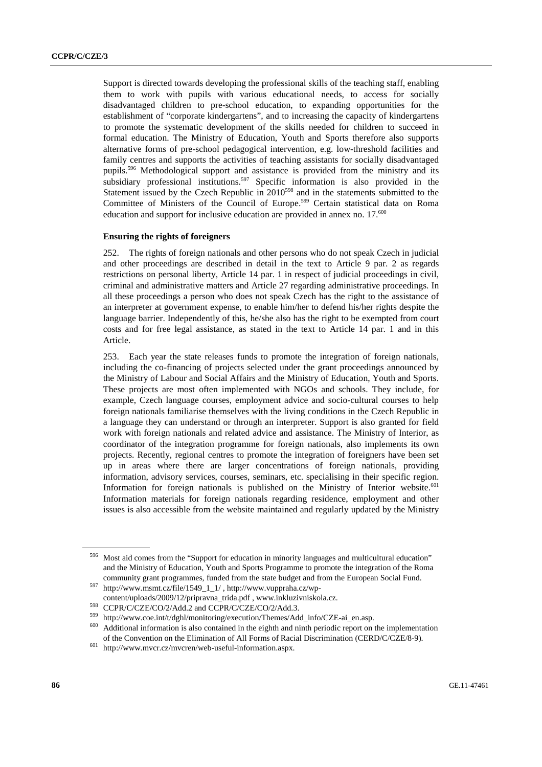Support is directed towards developing the professional skills of the teaching staff, enabling them to work with pupils with various educational needs, to access for socially disadvantaged children to pre-school education, to expanding opportunities for the establishment of "corporate kindergartens", and to increasing the capacity of kindergartens to promote the systematic development of the skills needed for children to succeed in formal education. The Ministry of Education, Youth and Sports therefore also supports alternative forms of pre-school pedagogical intervention, e.g. low-threshold facilities and family centres and supports the activities of teaching assistants for socially disadvantaged pupils.[596] Methodological support and assistance is provided from the ministry and its subsidiary professional institutions.[597] Specific information is also provided in the Statement issued by the Czech Republic in 2010[598] and in the statements submitted to the Committee of Ministers of the Council of Europe.[599] Certain statistical data on Roma education and support for inclusive education are provided in annex no. 17.[600]

**Ensuring the rights of foreigners**

252. The rights of foreign nationals and other persons who do not speak Czech in judicial and other proceedings are described in detail in the text to Article 9 par. 2 as regards restrictions on personal liberty, Article 14 par. 1 in respect of judicial proceedings in civil, criminal and administrative matters and Article 27 regarding administrative proceedings. In all these proceedings a person who does not speak Czech has the right to the assistance of an interpreter at government expense, to enable him/her to defend his/her rights despite the language barrier. Independently of this, he/she also has the right to be exempted from court costs and for free legal assistance, as stated in the text to Article 14 par. 1 and in this Article.

253. Each year the state releases funds to promote the integration of foreign nationals, including the co-financing of projects selected under the grant proceedings announced by the Ministry of Labour and Social Affairs and the Ministry of Education, Youth and Sports. These projects are most often implemented with NGOs and schools. They include, for example, Czech language courses, employment advice and socio-cultural courses to help foreign nationals familiarise themselves with the living conditions in the Czech Republic in a language they can understand or through an interpreter. Support is also granted for field work with foreign nationals and related advice and assistance. The Ministry of Interior, as coordinator of the integration programme for foreign nationals, also implements its own projects. Recently, regional centres to promote the integration of foreigners have been set up in areas where there are larger concentrations of foreign nationals, providing information, advisory services, courses, seminars, etc. specialising in their specific region. Information for foreign nationals is published on the Ministry of Interior website.[601] Information materials for foreign nationals regarding residence, employment and other issues is also accessible from the website maintained and regularly updated by the Ministry

---

[596] Most aid comes from the "Support for education in minority languages and multicultural education" and the Ministry of Education, Youth and Sports Programme to promote the integration of the Roma community grant programmes, funded from the state budget and from the European Social Fund.

[597] http://www.msmt.cz/file/1549_1_1/ , http://www.vuppraha.cz/wp-content/uploads/2009/12/pripravna_trida.pdf , www.inkluzivniskola.cz.

[598] CCPR/C/CZE/CO/2/Add.2 and CCPR/C/CZE/CO/2/Add.3.

[599] http://www.coe.int/t/dghl/monitoring/execution/Themes/Add_info/CZE-ai_en.asp.

[600] Additional information is also contained in the eighth and ninth periodic report on the implementation of the Convention on the Elimination of All Forms of Racial Discrimination (CERD/C/CZE/8-9).

[601] http://www.mvcr.cz/mvcren/web-useful-information.aspx.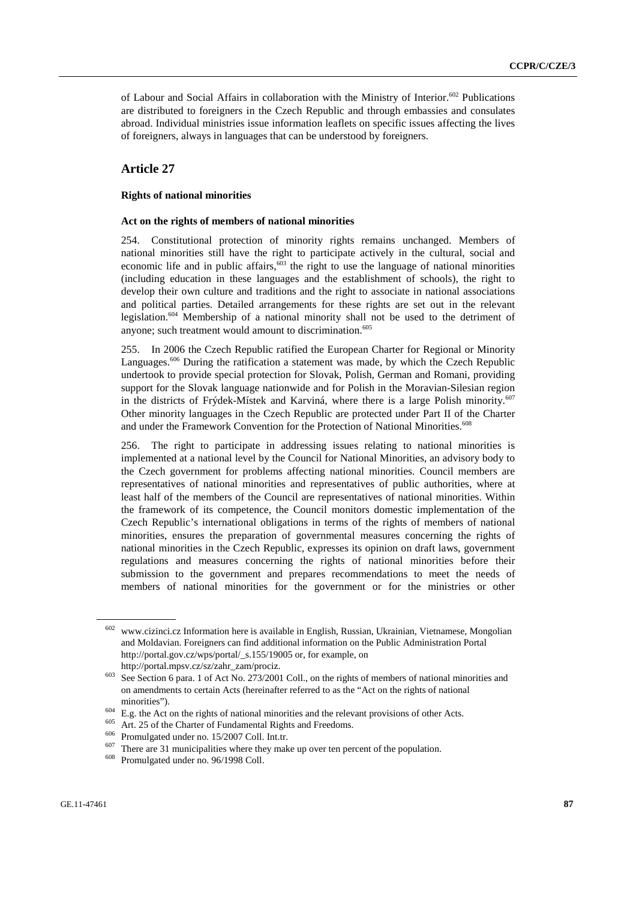of Labour and Social Affairs in collaboration with the Ministry of Interior.[602] Publications are distributed to foreigners in the Czech Republic and through embassies and consulates abroad. Individual ministries issue information leaflets on specific issues affecting the lives of foreigners, always in languages that can be understood by foreigners.

## Article 27

### Rights of national minorities

#### Act on the rights of members of national minorities

254. Constitutional protection of minority rights remains unchanged. Members of national minorities still have the right to participate actively in the cultural, social and economic life and in public affairs,[603] the right to use the language of national minorities (including education in these languages and the establishment of schools), the right to develop their own culture and traditions and the right to associate in national associations and political parties. Detailed arrangements for these rights are set out in the relevant legislation.[604] Membership of a national minority shall not be used to the detriment of anyone; such treatment would amount to discrimination.[605]

255. In 2006 the Czech Republic ratified the European Charter for Regional or Minority Languages.[606] During the ratification a statement was made, by which the Czech Republic undertook to provide special protection for Slovak, Polish, German and Romani, providing support for the Slovak language nationwide and for Polish in the Moravian-Silesian region in the districts of Frýdek-Místek and Karviná, where there is a large Polish minority.[607] Other minority languages in the Czech Republic are protected under Part II of the Charter and under the Framework Convention for the Protection of National Minorities.[608]

256. The right to participate in addressing issues relating to national minorities is implemented at a national level by the Council for National Minorities, an advisory body to the Czech government for problems affecting national minorities. Council members are representatives of national minorities and representatives of public authorities, where at least half of the members of the Council are representatives of national minorities. Within the framework of its competence, the Council monitors domestic implementation of the Czech Republic's international obligations in terms of the rights of members of national minorities, ensures the preparation of governmental measures concerning the rights of national minorities in the Czech Republic, expresses its opinion on draft laws, government regulations and measures concerning the rights of national minorities before their submission to the government and prepares recommendations to meet the needs of members of national minorities for the government or for the ministries or other

---

[602] www.cizinci.cz Information here is available in English, Russian, Ukrainian, Vietnamese, Mongolian and Moldavian. Foreigners can find additional information on the Public Administration Portal http://portal.gov.cz/wps/portal/_s.155/19005 or, for example, on http://portal.mpsv.cz/sz/zahr_zam/prociz.

[603] See Section 6 para. 1 of Act No. 273/2001 Coll., on the rights of members of national minorities and on amendments to certain Acts (hereinafter referred to as the "Act on the rights of national minorities").

[604] E.g. the Act on the rights of national minorities and the relevant provisions of other Acts.

[605] Art. 25 of the Charter of Fundamental Rights and Freedoms.

[606] Promulgated under no. 15/2007 Coll. Int.tr.

[607] There are 31 municipalities where they make up over ten percent of the population.

[608] Promulgated under no. 96/1998 Coll.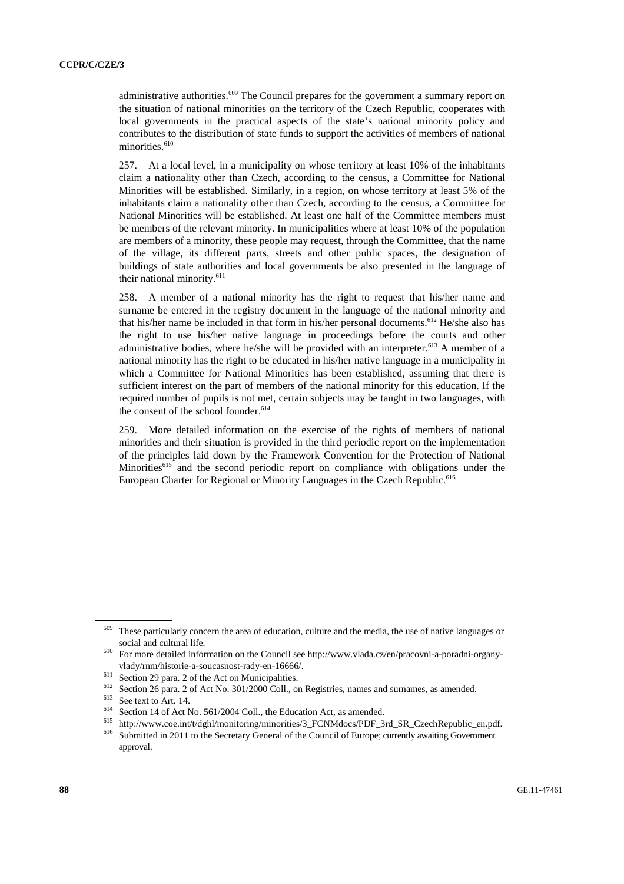administrative authorities.[609] The Council prepares for the government a summary report on the situation of national minorities on the territory of the Czech Republic, cooperates with local governments in the practical aspects of the state's national minority policy and contributes to the distribution of state funds to support the activities of members of national minorities.[610]

257. At a local level, in a municipality on whose territory at least 10% of the inhabitants claim a nationality other than Czech, according to the census, a Committee for National Minorities will be established. Similarly, in a region, on whose territory at least 5% of the inhabitants claim a nationality other than Czech, according to the census, a Committee for National Minorities will be established. At least one half of the Committee members must be members of the relevant minority. In municipalities where at least 10% of the population are members of a minority, these people may request, through the Committee, that the name of the village, its different parts, streets and other public spaces, the designation of buildings of state authorities and local governments be also presented in the language of their national minority.[611]

258. A member of a national minority has the right to request that his/her name and surname be entered in the registry document in the language of the national minority and that his/her name be included in that form in his/her personal documents.[612] He/she also has the right to use his/her native language in proceedings before the courts and other administrative bodies, where he/she will be provided with an interpreter.[613] A member of a national minority has the right to be educated in his/her native language in a municipality in which a Committee for National Minorities has been established, assuming that there is sufficient interest on the part of members of the national minority for this education. If the required number of pupils is not met, certain subjects may be taught in two languages, with the consent of the school founder.[614]

259. More detailed information on the exercise of the rights of members of national minorities and their situation is provided in the third periodic report on the implementation of the principles laid down by the Framework Convention for the Protection of National Minorities[615] and the second periodic report on compliance with obligations under the European Charter for Regional or Minority Languages in the Czech Republic.[616]

---

[609] These particularly concern the area of education, culture and the media, the use of native languages or social and cultural life.

[610] For more detailed information on the Council see http://www.vlada.cz/en/pracovni-a-poradni-organy-vlady/rnm/historie-a-soucasnost-rady-en-16666/.

[611] Section 29 para. 2 of the Act on Municipalities.

[612] Section 26 para. 2 of Act No. 301/2000 Coll., on Registries, names and surnames, as amended.

[613] See text to Art. 14.

[614] Section 14 of Act No. 561/2004 Coll., the Education Act, as amended.

[615] http://www.coe.int/t/dghl/monitoring/minorities/3_FCNMdocs/PDF_3rd_SR_CzechRepublic_en.pdf.

[616] Submitted in 2011 to the Secretary General of the Council of Europe; currently awaiting Government approval.